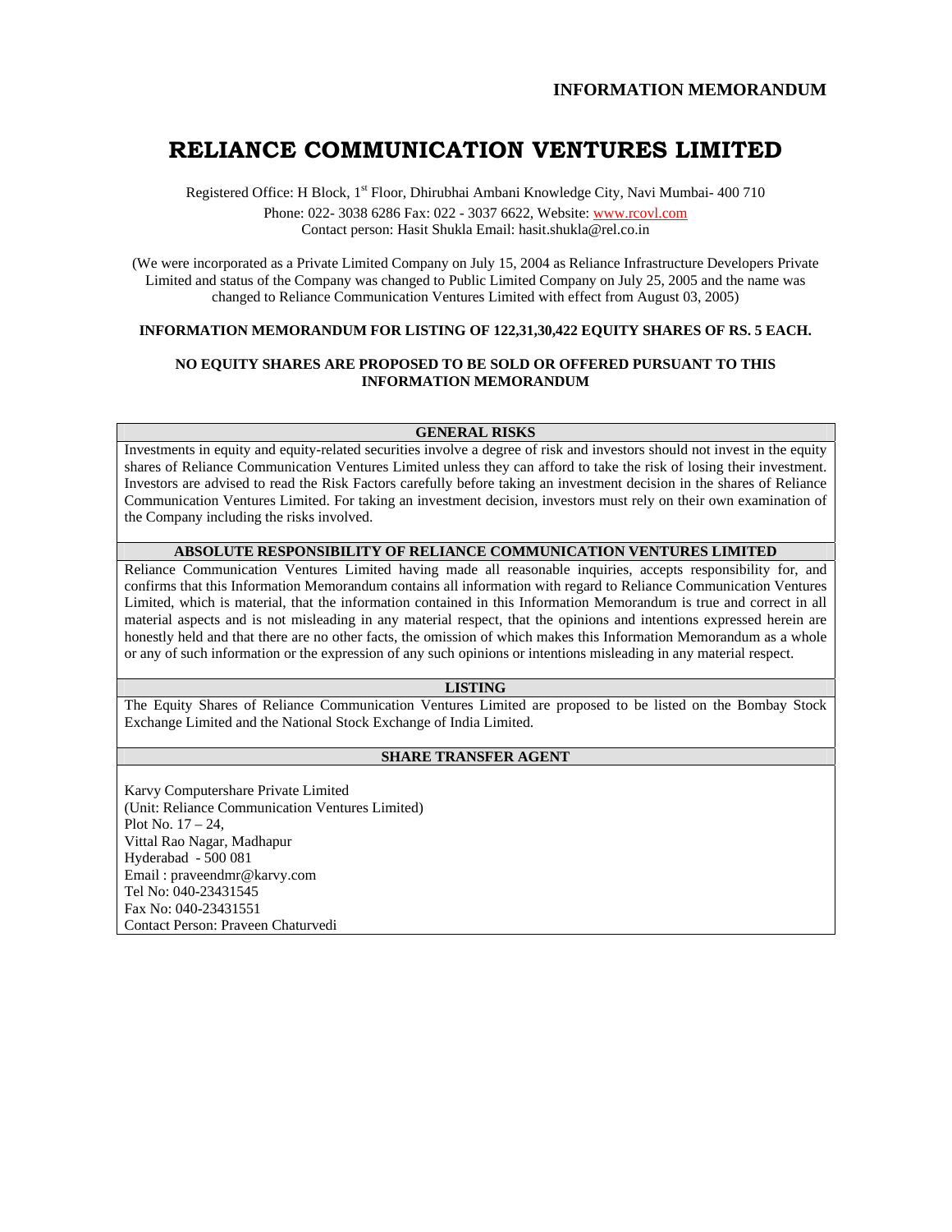**INFORMATION MEMORANDUM**

# RELIANCE COMMUNICATION VENTURES LIMITED

Registered Office: H Block, 1st Floor, Dhirubhai Ambani Knowledge City, Navi Mumbai- 400 710

Phone: 022- 3038 6286 Fax: 022 - 3037 6622, Website: www.rcovl.com

Contact person: Hasit Shukla Email: hasit.shukla@rel.co.in

(We were incorporated as a Private Limited Company on July 15, 2004 as Reliance Infrastructure Developers Private Limited and status of the Company was changed to Public Limited Company on July 25, 2005 and the name was changed to Reliance Communication Ventures Limited with effect from August 03, 2005)

**INFORMATION MEMORANDUM FOR LISTING OF 122,31,30,422 EQUITY SHARES OF RS. 5 EACH.**

**NO EQUITY SHARES ARE PROPOSED TO BE SOLD OR OFFERED PURSUANT TO THIS INFORMATION MEMORANDUM**

**GENERAL RISKS**

Investments in equity and equity-related securities involve a degree of risk and investors should not invest in the equity shares of Reliance Communication Ventures Limited unless they can afford to take the risk of losing their investment. Investors are advised to read the Risk Factors carefully before taking an investment decision in the shares of Reliance Communication Ventures Limited. For taking an investment decision, investors must rely on their own examination of the Company including the risks involved.

**ABSOLUTE RESPONSIBILITY OF RELIANCE COMMUNICATION VENTURES LIMITED**

Reliance Communication Ventures Limited having made all reasonable inquiries, accepts responsibility for, and confirms that this Information Memorandum contains all information with regard to Reliance Communication Ventures Limited, which is material, that the information contained in this Information Memorandum is true and correct in all material aspects and is not misleading in any material respect, that the opinions and intentions expressed herein are honestly held and that there are no other facts, the omission of which makes this Information Memorandum as a whole or any of such information or the expression of any such opinions or intentions misleading in any material respect.

**LISTING**

The Equity Shares of Reliance Communication Ventures Limited are proposed to be listed on the Bombay Stock Exchange Limited and the National Stock Exchange of India Limited.

**SHARE TRANSFER AGENT**

Karvy Computershare Private Limited
(Unit: Reliance Communication Ventures Limited)
Plot No. 17 – 24,
Vittal Rao Nagar, Madhapur
Hyderabad - 500 081
Email : praveendmr@karvy.com
Tel No: 040-23431545
Fax No: 040-23431551
Contact Person: Praveen Chaturvedi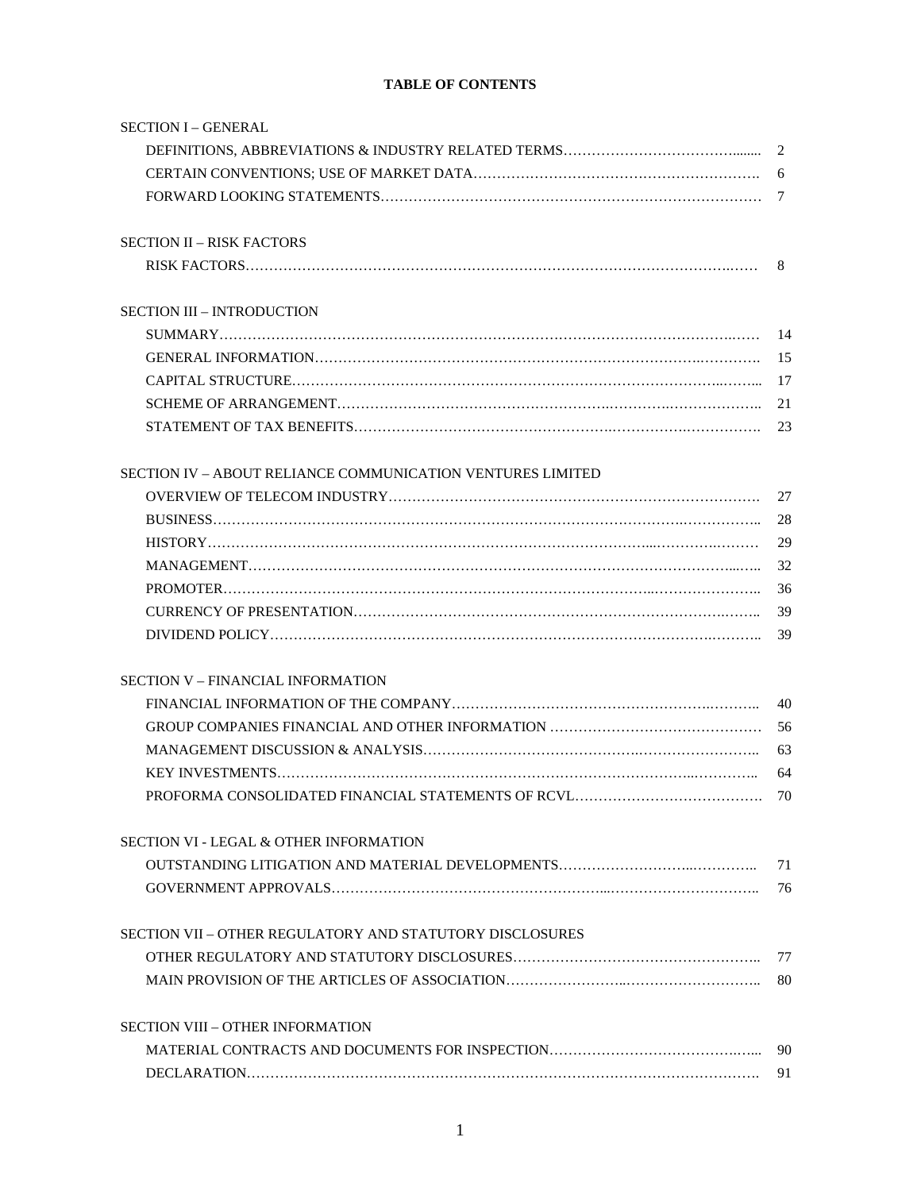# TABLE OF CONTENTS

| | |
|---|---|
| **SECTION I – GENERAL** | |
| DEFINITIONS, ABBREVIATIONS & INDUSTRY RELATED TERMS | 2 |
| CERTAIN CONVENTIONS; USE OF MARKET DATA | 6 |
| FORWARD LOOKING STATEMENTS | 7 |
| **SECTION II – RISK FACTORS** | |
| RISK FACTORS | 8 |
| **SECTION III – INTRODUCTION** | |
| SUMMARY | 14 |
| GENERAL INFORMATION | 15 |
| CAPITAL STRUCTURE | 17 |
| SCHEME OF ARRANGEMENT | 21 |
| STATEMENT OF TAX BENEFITS | 23 |
| **SECTION IV – ABOUT RELIANCE COMMUNICATION VENTURES LIMITED** | |
| OVERVIEW OF TELECOM INDUSTRY | 27 |
| BUSINESS | 28 |
| HISTORY | 29 |
| MANAGEMENT | 32 |
| PROMOTER | 36 |
| CURRENCY OF PRESENTATION | 39 |
| DIVIDEND POLICY | 39 |
| **SECTION V – FINANCIAL INFORMATION** | |
| FINANCIAL INFORMATION OF THE COMPANY | 40 |
| GROUP COMPANIES FINANCIAL AND OTHER INFORMATION | 56 |
| MANAGEMENT DISCUSSION & ANALYSIS | 63 |
| KEY INVESTMENTS | 64 |
| PROFORMA CONSOLIDATED FINANCIAL STATEMENTS OF RCVL | 70 |
| **SECTION VI - LEGAL & OTHER INFORMATION** | |
| OUTSTANDING LITIGATION AND MATERIAL DEVELOPMENTS | 71 |
| GOVERNMENT APPROVALS | 76 |
| **SECTION VII – OTHER REGULATORY AND STATUTORY DISCLOSURES** | |
| OTHER REGULATORY AND STATUTORY DISCLOSURES | 77 |
| MAIN PROVISION OF THE ARTICLES OF ASSOCIATION | 80 |
| **SECTION VIII – OTHER INFORMATION** | |
| MATERIAL CONTRACTS AND DOCUMENTS FOR INSPECTION | 90 |
| DECLARATION | 91 |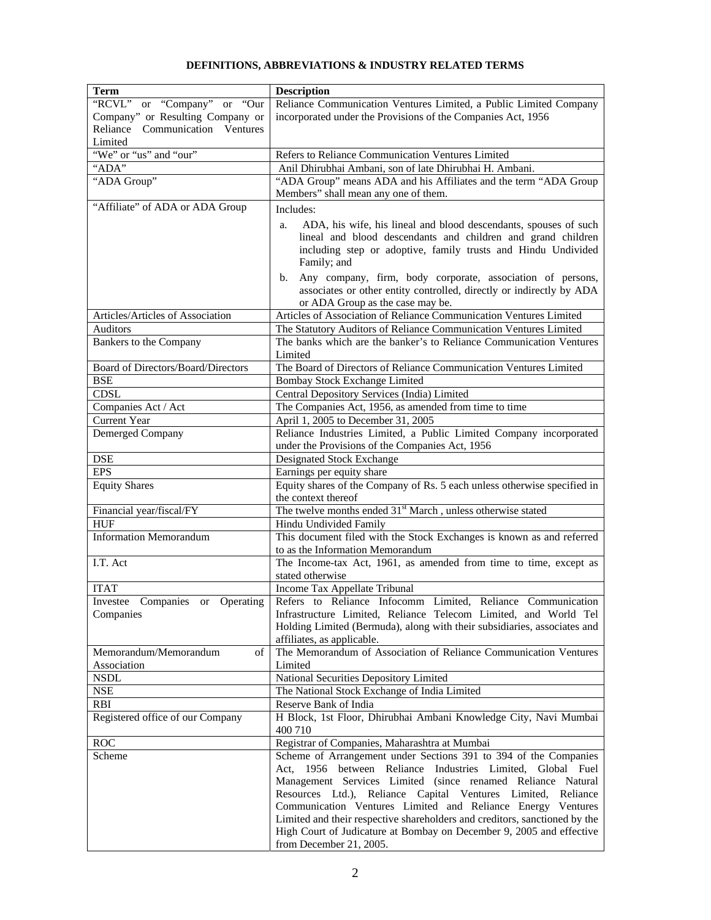## DEFINITIONS, ABBREVIATIONS & INDUSTRY RELATED TERMS

| Term | Description |
|---|---|
| "RCVL" or "Company" or "Our Company" or Resulting Company or Reliance Communication Ventures Limited | Reliance Communication Ventures Limited, a Public Limited Company incorporated under the Provisions of the Companies Act, 1956 |
| "We" or "us" and "our" | Refers to Reliance Communication Ventures Limited |
| "ADA" | Anil Dhirubhai Ambani, son of late Dhirubhai H. Ambani. |
| "ADA Group" | "ADA Group" means ADA and his Affiliates and the term "ADA Group Members" shall mean any one of them. |
| "Affiliate" of ADA or ADA Group | Includes:<br>a. ADA, his wife, his lineal and blood descendants, spouses of such lineal and blood descendants and children and grand children including step or adoptive, family trusts and Hindu Undivided Family; and<br>b. Any company, firm, body corporate, association of persons, associates or other entity controlled, directly or indirectly by ADA or ADA Group as the case may be. |
| Articles/Articles of Association | Articles of Association of Reliance Communication Ventures Limited |
| Auditors | The Statutory Auditors of Reliance Communication Ventures Limited |
| Bankers to the Company | The banks which are the banker's to Reliance Communication Ventures Limited |
| Board of Directors/Board/Directors | The Board of Directors of Reliance Communication Ventures Limited |
| BSE | Bombay Stock Exchange Limited |
| CDSL | Central Depository Services (India) Limited |
| Companies Act / Act | The Companies Act, 1956, as amended from time to time |
| Current Year | April 1, 2005 to December 31, 2005 |
| Demerged Company | Reliance Industries Limited, a Public Limited Company incorporated under the Provisions of the Companies Act, 1956 |
| DSE | Designated Stock Exchange |
| EPS | Earnings per equity share |
| Equity Shares | Equity shares of the Company of Rs. 5 each unless otherwise specified in the context thereof |
| Financial year/fiscal/FY | The twelve months ended 31st March , unless otherwise stated |
| HUF | Hindu Undivided Family |
| Information Memorandum | This document filed with the Stock Exchanges is known as and referred to as the Information Memorandum |
| I.T. Act | The Income-tax Act, 1961, as amended from time to time, except as stated otherwise |
| ITAT | Income Tax Appellate Tribunal |
| Investee Companies or Operating Companies | Refers to Reliance Infocomm Limited, Reliance Communication Infrastructure Limited, Reliance Telecom Limited, and World Tel Holding Limited (Bermuda), along with their subsidiaries, associates and affiliates, as applicable. |
| Memorandum/Memorandum of Association | The Memorandum of Association of Reliance Communication Ventures Limited |
| NSDL | National Securities Depository Limited |
| NSE | The National Stock Exchange of India Limited |
| RBI | Reserve Bank of India |
| Registered office of our Company | H Block, 1st Floor, Dhirubhai Ambani Knowledge City, Navi Mumbai 400 710 |
| ROC | Registrar of Companies, Maharashtra at Mumbai |
| Scheme | Scheme of Arrangement under Sections 391 to 394 of the Companies Act, 1956 between Reliance Industries Limited, Global Fuel Management Services Limited (since renamed Reliance Natural Resources Ltd.), Reliance Capital Ventures Limited, Reliance Communication Ventures Limited and Reliance Energy Ventures Limited and their respective shareholders and creditors, sanctioned by the High Court of Judicature at Bombay on December 9, 2005 and effective from December 21, 2005. |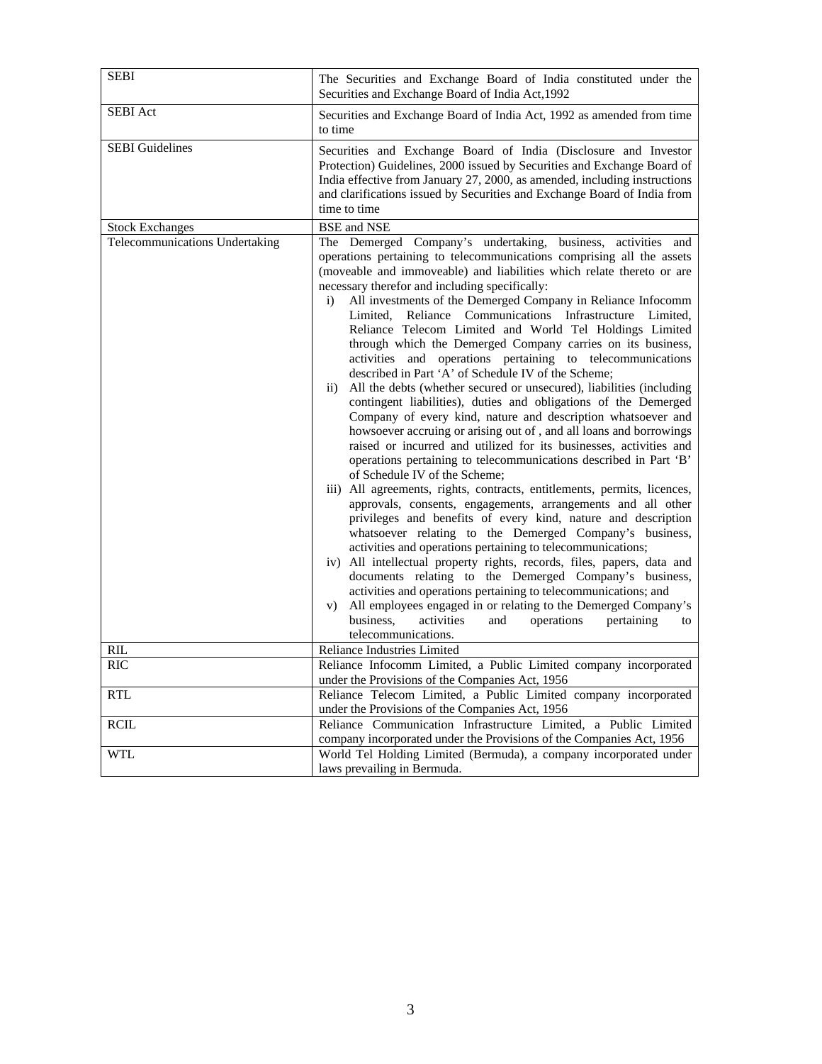| | |
|---|---|
| SEBI | The Securities and Exchange Board of India constituted under the Securities and Exchange Board of India Act,1992 |
| SEBI Act | Securities and Exchange Board of India Act, 1992 as amended from time to time |
| SEBI Guidelines | Securities and Exchange Board of India (Disclosure and Investor Protection) Guidelines, 2000 issued by Securities and Exchange Board of India effective from January 27, 2000, as amended, including instructions and clarifications issued by Securities and Exchange Board of India from time to time |
| Stock Exchanges | BSE and NSE |
| Telecommunications Undertaking | The Demerged Company's undertaking, business, activities and operations pertaining to telecommunications comprising all the assets (moveable and immoveable) and liabilities which relate thereto or are necessary therefor and including specifically: <br> i) All investments of the Demerged Company in Reliance Infocomm Limited, Reliance Communications Infrastructure Limited, Reliance Telecom Limited and World Tel Holdings Limited through which the Demerged Company carries on its business, activities and operations pertaining to telecommunications described in Part 'A' of Schedule IV of the Scheme; <br> ii) All the debts (whether secured or unsecured), liabilities (including contingent liabilities), duties and obligations of the Demerged Company of every kind, nature and description whatsoever and howsoever accruing or arising out of , and all loans and borrowings raised or incurred and utilized for its businesses, activities and operations pertaining to telecommunications described in Part 'B' of Schedule IV of the Scheme; <br> iii) All agreements, rights, contracts, entitlements, permits, licences, approvals, consents, engagements, arrangements and all other privileges and benefits of every kind, nature and description whatsoever relating to the Demerged Company's business, activities and operations pertaining to telecommunications; <br> iv) All intellectual property rights, records, files, papers, data and documents relating to the Demerged Company's business, activities and operations pertaining to telecommunications; and <br> v) All employees engaged in or relating to the Demerged Company's business, activities and operations pertaining to telecommunications. |
| RIL | Reliance Industries Limited |
| RIC | Reliance Infocomm Limited, a Public Limited company incorporated under the Provisions of the Companies Act, 1956 |
| RTL | Reliance Telecom Limited, a Public Limited company incorporated under the Provisions of the Companies Act, 1956 |
| RCIL | Reliance Communication Infrastructure Limited, a Public Limited company incorporated under the Provisions of the Companies Act, 1956 |
| WTL | World Tel Holding Limited (Bermuda), a company incorporated under laws prevailing in Bermuda. |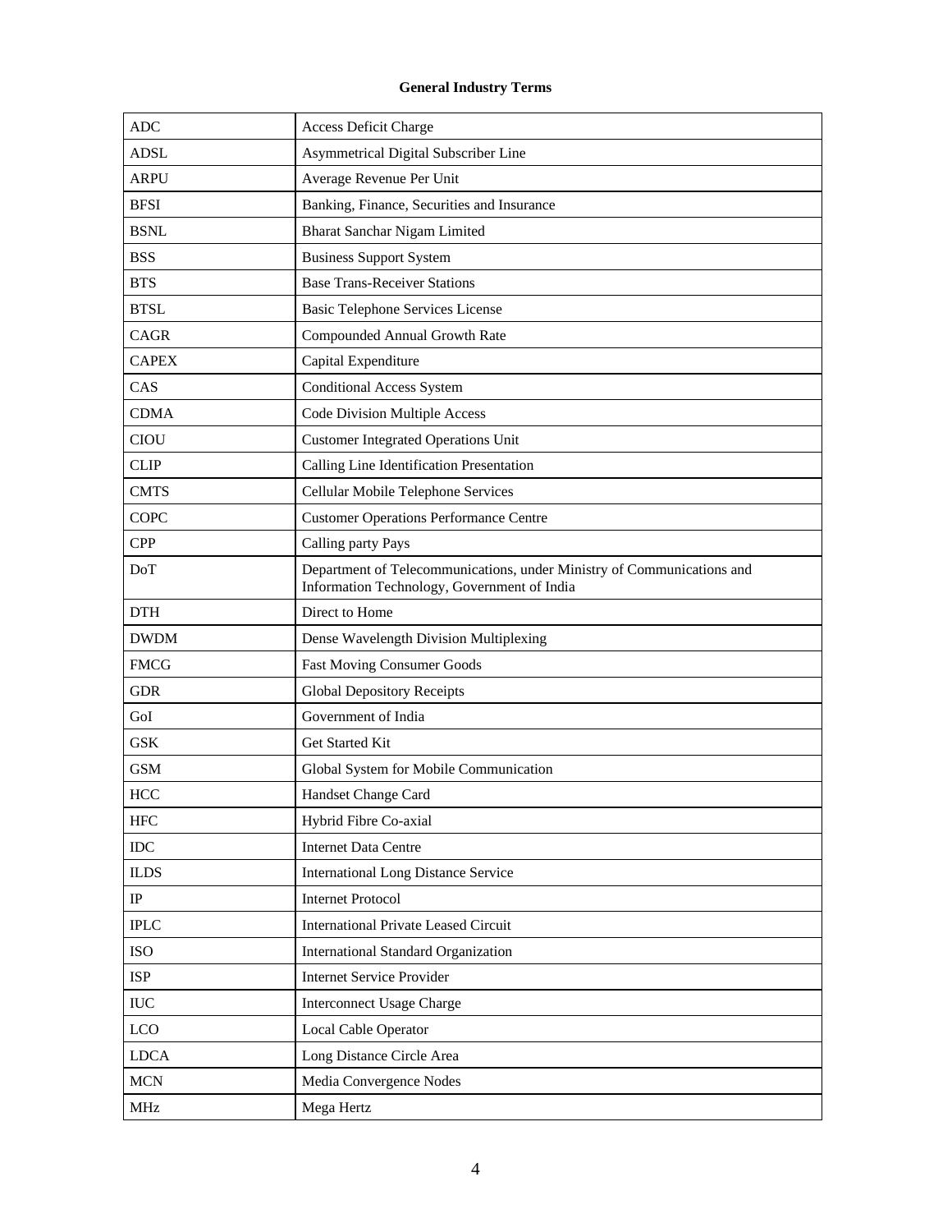**General Industry Terms**

| | |
|---|---|
| ADC | Access Deficit Charge |
| ADSL | Asymmetrical Digital Subscriber Line |
| ARPU | Average Revenue Per Unit |
| BFSI | Banking, Finance, Securities and Insurance |
| BSNL | Bharat Sanchar Nigam Limited |
| BSS | Business Support System |
| BTS | Base Trans-Receiver Stations |
| BTSL | Basic Telephone Services License |
| CAGR | Compounded Annual Growth Rate |
| CAPEX | Capital Expenditure |
| CAS | Conditional Access System |
| CDMA | Code Division Multiple Access |
| CIOU | Customer Integrated Operations Unit |
| CLIP | Calling Line Identification Presentation |
| CMTS | Cellular Mobile Telephone Services |
| COPC | Customer Operations Performance Centre |
| CPP | Calling party Pays |
| DoT | Department of Telecommunications, under Ministry of Communications and Information Technology, Government of India |
| DTH | Direct to Home |
| DWDM | Dense Wavelength Division Multiplexing |
| FMCG | Fast Moving Consumer Goods |
| GDR | Global Depository Receipts |
| GoI | Government of India |
| GSK | Get Started Kit |
| GSM | Global System for Mobile Communication |
| HCC | Handset Change Card |
| HFC | Hybrid Fibre Co-axial |
| IDC | Internet Data Centre |
| ILDS | International Long Distance Service |
| IP | Internet Protocol |
| IPLC | International Private Leased Circuit |
| ISO | International Standard Organization |
| ISP | Internet Service Provider |
| IUC | Interconnect Usage Charge |
| LCO | Local Cable Operator |
| LDCA | Long Distance Circle Area |
| MCN | Media Convergence Nodes |
| MHz | Mega Hertz |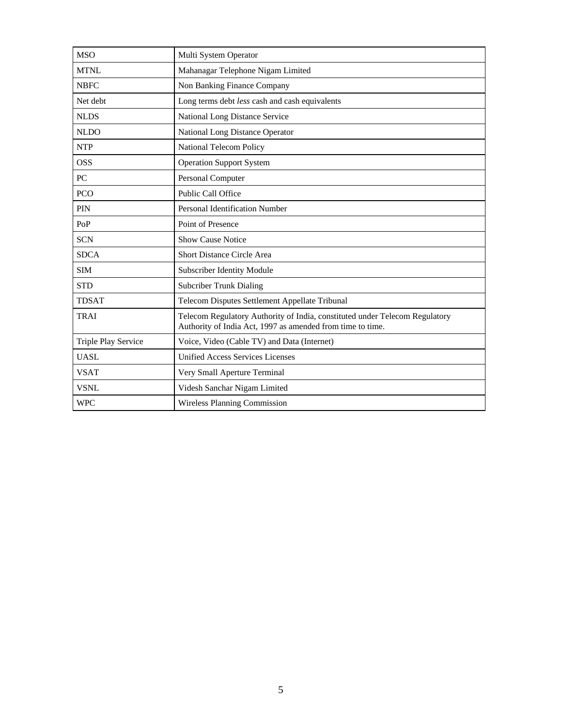| | |
|---|---|
| MSO | Multi System Operator |
| MTNL | Mahanagar Telephone Nigam Limited |
| NBFC | Non Banking Finance Company |
| Net debt | Long terms debt *less* cash and cash equivalents |
| NLDS | National Long Distance Service |
| NLDO | National Long Distance Operator |
| NTP | National Telecom Policy |
| OSS | Operation Support System |
| PC | Personal Computer |
| PCO | Public Call Office |
| PIN | Personal Identification Number |
| PoP | Point of Presence |
| SCN | Show Cause Notice |
| SDCA | Short Distance Circle Area |
| SIM | Subscriber Identity Module |
| STD | Subcriber Trunk Dialing |
| TDSAT | Telecom Disputes Settlement Appellate Tribunal |
| TRAI | Telecom Regulatory Authority of India, constituted under Telecom Regulatory Authority of India Act, 1997 as amended from time to time. |
| Triple Play Service | Voice, Video (Cable TV) and Data (Internet) |
| UASL | Unified Access Services Licenses |
| VSAT | Very Small Aperture Terminal |
| VSNL | Videsh Sanchar Nigam Limited |
| WPC | Wireless Planning Commission |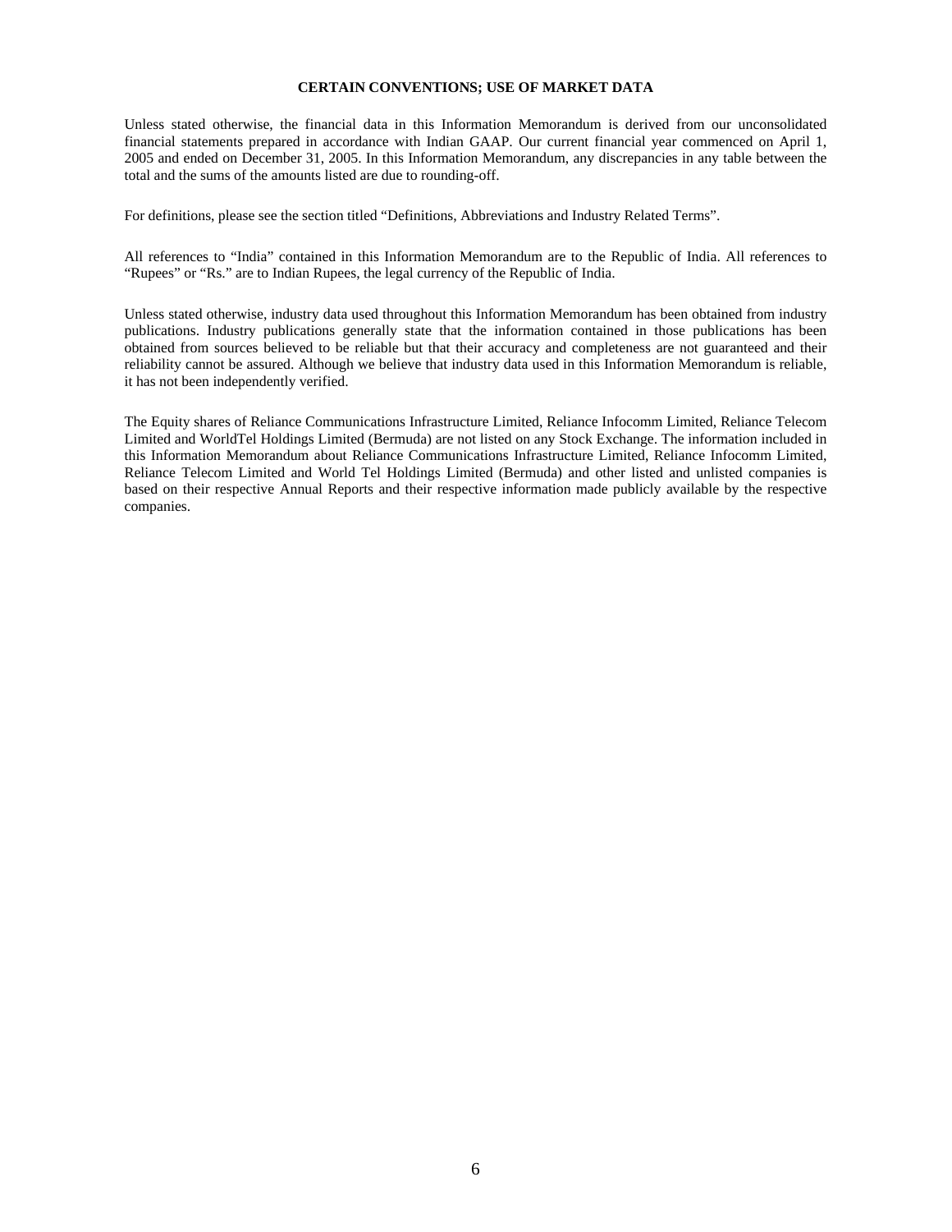## CERTAIN CONVENTIONS; USE OF MARKET DATA

Unless stated otherwise, the financial data in this Information Memorandum is derived from our unconsolidated financial statements prepared in accordance with Indian GAAP. Our current financial year commenced on April 1, 2005 and ended on December 31, 2005. In this Information Memorandum, any discrepancies in any table between the total and the sums of the amounts listed are due to rounding-off.

For definitions, please see the section titled "Definitions, Abbreviations and Industry Related Terms".

All references to "India" contained in this Information Memorandum are to the Republic of India. All references to "Rupees" or "Rs." are to Indian Rupees, the legal currency of the Republic of India.

Unless stated otherwise, industry data used throughout this Information Memorandum has been obtained from industry publications. Industry publications generally state that the information contained in those publications has been obtained from sources believed to be reliable but that their accuracy and completeness are not guaranteed and their reliability cannot be assured. Although we believe that industry data used in this Information Memorandum is reliable, it has not been independently verified.

The Equity shares of Reliance Communications Infrastructure Limited, Reliance Infocomm Limited, Reliance Telecom Limited and WorldTel Holdings Limited (Bermuda) are not listed on any Stock Exchange. The information included in this Information Memorandum about Reliance Communications Infrastructure Limited, Reliance Infocomm Limited, Reliance Telecom Limited and World Tel Holdings Limited (Bermuda) and other listed and unlisted companies is based on their respective Annual Reports and their respective information made publicly available by the respective companies.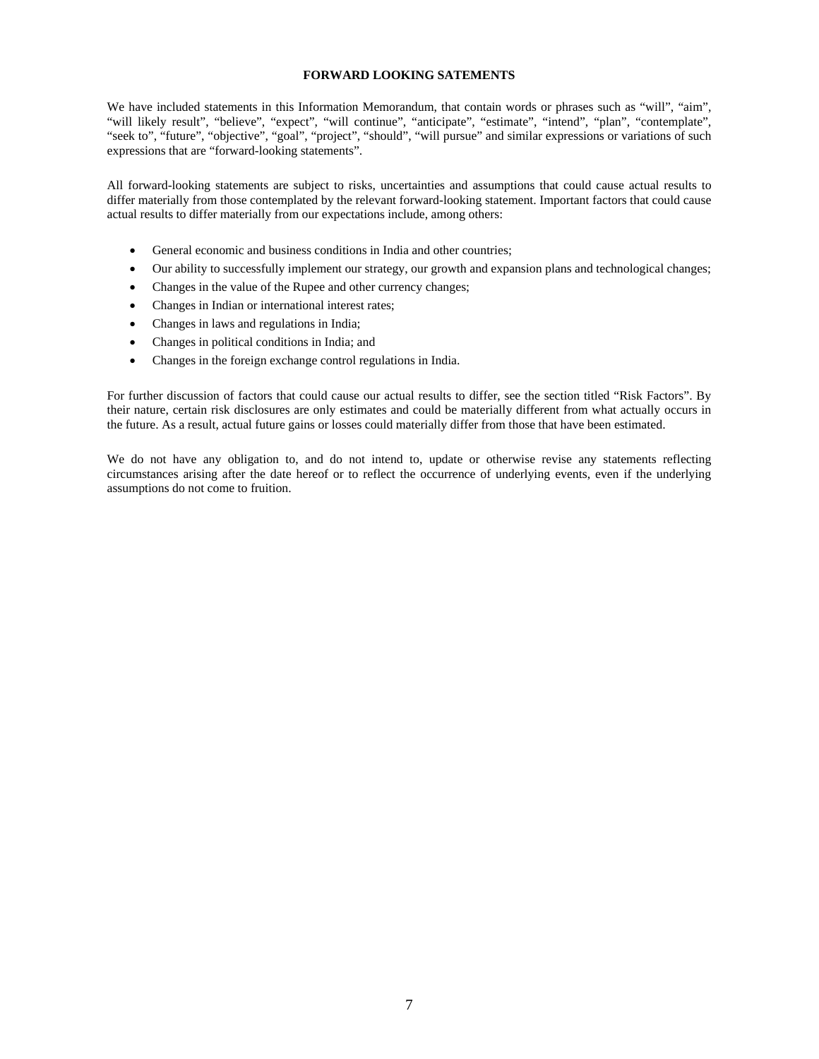## FORWARD LOOKING SATEMENTS

We have included statements in this Information Memorandum, that contain words or phrases such as "will", "aim", "will likely result", "believe", "expect", "will continue", "anticipate", "estimate", "intend", "plan", "contemplate", "seek to", "future", "objective", "goal", "project", "should", "will pursue" and similar expressions or variations of such expressions that are "forward-looking statements".

All forward-looking statements are subject to risks, uncertainties and assumptions that could cause actual results to differ materially from those contemplated by the relevant forward-looking statement. Important factors that could cause actual results to differ materially from our expectations include, among others:

- General economic and business conditions in India and other countries;
- Our ability to successfully implement our strategy, our growth and expansion plans and technological changes;
- Changes in the value of the Rupee and other currency changes;
- Changes in Indian or international interest rates;
- Changes in laws and regulations in India;
- Changes in political conditions in India; and
- Changes in the foreign exchange control regulations in India.

For further discussion of factors that could cause our actual results to differ, see the section titled "Risk Factors". By their nature, certain risk disclosures are only estimates and could be materially different from what actually occurs in the future. As a result, actual future gains or losses could materially differ from those that have been estimated.

We do not have any obligation to, and do not intend to, update or otherwise revise any statements reflecting circumstances arising after the date hereof or to reflect the occurrence of underlying events, even if the underlying assumptions do not come to fruition.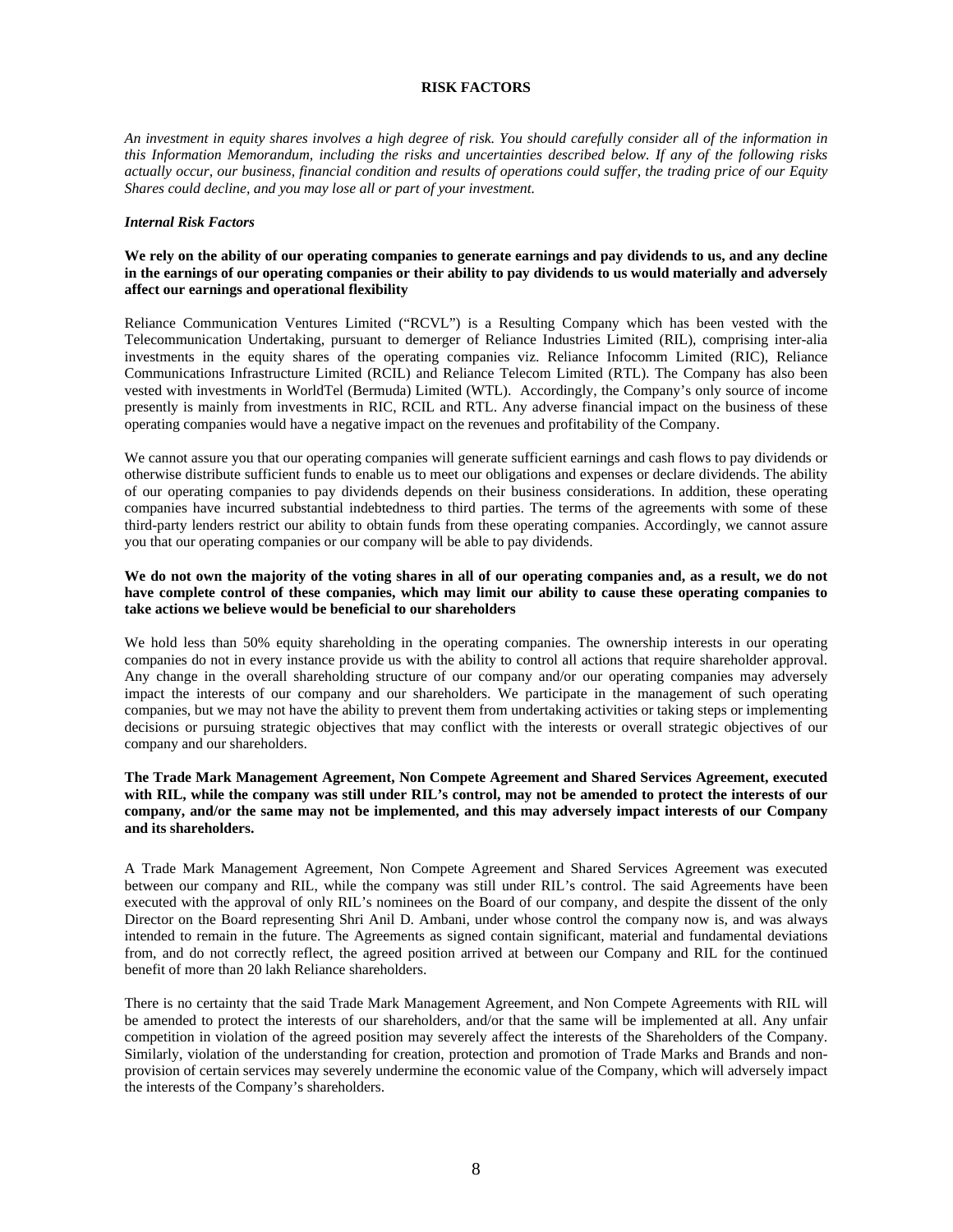# RISK FACTORS

*An investment in equity shares involves a high degree of risk. You should carefully consider all of the information in this Information Memorandum, including the risks and uncertainties described below. If any of the following risks actually occur, our business, financial condition and results of operations could suffer, the trading price of our Equity Shares could decline, and you may lose all or part of your investment.*

***Internal Risk Factors***

**We rely on the ability of our operating companies to generate earnings and pay dividends to us, and any decline in the earnings of our operating companies or their ability to pay dividends to us would materially and adversely affect our earnings and operational flexibility**

Reliance Communication Ventures Limited ("RCVL") is a Resulting Company which has been vested with the Telecommunication Undertaking, pursuant to demerger of Reliance Industries Limited (RIL), comprising inter-alia investments in the equity shares of the operating companies viz. Reliance Infocomm Limited (RIC), Reliance Communications Infrastructure Limited (RCIL) and Reliance Telecom Limited (RTL). The Company has also been vested with investments in WorldTel (Bermuda) Limited (WTL). Accordingly, the Company's only source of income presently is mainly from investments in RIC, RCIL and RTL. Any adverse financial impact on the business of these operating companies would have a negative impact on the revenues and profitability of the Company.

We cannot assure you that our operating companies will generate sufficient earnings and cash flows to pay dividends or otherwise distribute sufficient funds to enable us to meet our obligations and expenses or declare dividends. The ability of our operating companies to pay dividends depends on their business considerations. In addition, these operating companies have incurred substantial indebtedness to third parties. The terms of the agreements with some of these third-party lenders restrict our ability to obtain funds from these operating companies. Accordingly, we cannot assure you that our operating companies or our company will be able to pay dividends.

**We do not own the majority of the voting shares in all of our operating companies and, as a result, we do not have complete control of these companies, which may limit our ability to cause these operating companies to take actions we believe would be beneficial to our shareholders**

We hold less than 50% equity shareholding in the operating companies. The ownership interests in our operating companies do not in every instance provide us with the ability to control all actions that require shareholder approval. Any change in the overall shareholding structure of our company and/or our operating companies may adversely impact the interests of our company and our shareholders. We participate in the management of such operating companies, but we may not have the ability to prevent them from undertaking activities or taking steps or implementing decisions or pursuing strategic objectives that may conflict with the interests or overall strategic objectives of our company and our shareholders.

**The Trade Mark Management Agreement, Non Compete Agreement and Shared Services Agreement, executed with RIL, while the company was still under RIL's control, may not be amended to protect the interests of our company, and/or the same may not be implemented, and this may adversely impact interests of our Company and its shareholders.**

A Trade Mark Management Agreement, Non Compete Agreement and Shared Services Agreement was executed between our company and RIL, while the company was still under RIL's control. The said Agreements have been executed with the approval of only RIL's nominees on the Board of our company, and despite the dissent of the only Director on the Board representing Shri Anil D. Ambani, under whose control the company now is, and was always intended to remain in the future. The Agreements as signed contain significant, material and fundamental deviations from, and do not correctly reflect, the agreed position arrived at between our Company and RIL for the continued benefit of more than 20 lakh Reliance shareholders.

There is no certainty that the said Trade Mark Management Agreement, and Non Compete Agreements with RIL will be amended to protect the interests of our shareholders, and/or that the same will be implemented at all. Any unfair competition in violation of the agreed position may severely affect the interests of the Shareholders of the Company. Similarly, violation of the understanding for creation, protection and promotion of Trade Marks and Brands and non-provision of certain services may severely undermine the economic value of the Company, which will adversely impact the interests of the Company's shareholders.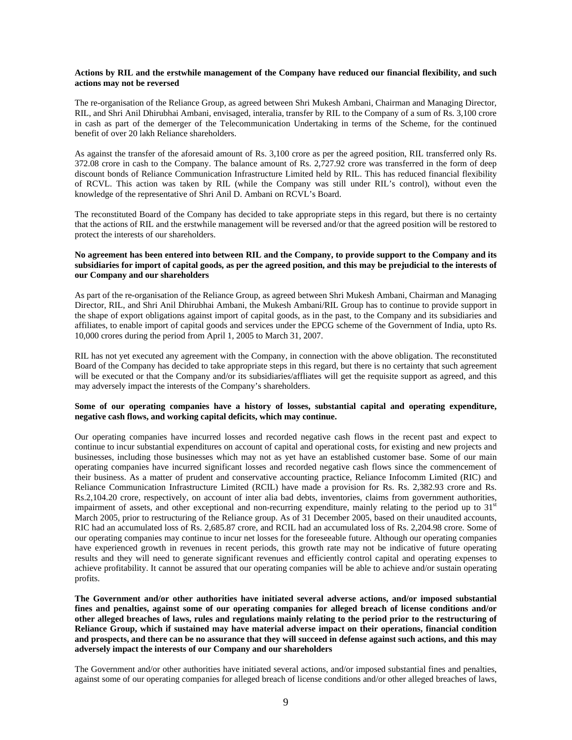**Actions by RIL and the erstwhile management of the Company have reduced our financial flexibility, and such actions may not be reversed**

The re-organisation of the Reliance Group, as agreed between Shri Mukesh Ambani, Chairman and Managing Director, RIL, and Shri Anil Dhirubhai Ambani, envisaged, interalia, transfer by RIL to the Company of a sum of Rs. 3,100 crore in cash as part of the demerger of the Telecommunication Undertaking in terms of the Scheme, for the continued benefit of over 20 lakh Reliance shareholders.

As against the transfer of the aforesaid amount of Rs. 3,100 crore as per the agreed position, RIL transferred only Rs. 372.08 crore in cash to the Company. The balance amount of Rs. 2,727.92 crore was transferred in the form of deep discount bonds of Reliance Communication Infrastructure Limited held by RIL. This has reduced financial flexibility of RCVL. This action was taken by RIL (while the Company was still under RIL's control), without even the knowledge of the representative of Shri Anil D. Ambani on RCVL's Board.

The reconstituted Board of the Company has decided to take appropriate steps in this regard, but there is no certainty that the actions of RIL and the erstwhile management will be reversed and/or that the agreed position will be restored to protect the interests of our shareholders.

**No agreement has been entered into between RIL and the Company, to provide support to the Company and its subsidiaries for import of capital goods, as per the agreed position, and this may be prejudicial to the interests of our Company and our shareholders**

As part of the re-organisation of the Reliance Group, as agreed between Shri Mukesh Ambani, Chairman and Managing Director, RIL, and Shri Anil Dhirubhai Ambani, the Mukesh Ambani/RIL Group has to continue to provide support in the shape of export obligations against import of capital goods, as in the past, to the Company and its subsidiaries and affiliates, to enable import of capital goods and services under the EPCG scheme of the Government of India, upto Rs. 10,000 crores during the period from April 1, 2005 to March 31, 2007.

RIL has not yet executed any agreement with the Company, in connection with the above obligation. The reconstituted Board of the Company has decided to take appropriate steps in this regard, but there is no certainty that such agreement will be executed or that the Company and/or its subsidiaries/affliates will get the requisite support as agreed, and this may adversely impact the interests of the Company's shareholders.

**Some of our operating companies have a history of losses, substantial capital and operating expenditure, negative cash flows, and working capital deficits, which may continue.**

Our operating companies have incurred losses and recorded negative cash flows in the recent past and expect to continue to incur substantial expenditures on account of capital and operational costs, for existing and new projects and businesses, including those businesses which may not as yet have an established customer base. Some of our main operating companies have incurred significant losses and recorded negative cash flows since the commencement of their business. As a matter of prudent and conservative accounting practice, Reliance Infocomm Limited (RIC) and Reliance Communication Infrastructure Limited (RCIL) have made a provision for Rs. Rs. 2,382.93 crore and Rs. Rs.2,104.20 crore, respectively, on account of inter alia bad debts, inventories, claims from government authorities, impairment of assets, and other exceptional and non-recurring expenditure, mainly relating to the period up to 31st March 2005, prior to restructuring of the Reliance group. As of 31 December 2005, based on their unaudited accounts, RIC had an accumulated loss of Rs. 2,685.87 crore, and RCIL had an accumulated loss of Rs. 2,204.98 crore. Some of our operating companies may continue to incur net losses for the foreseeable future. Although our operating companies have experienced growth in revenues in recent periods, this growth rate may not be indicative of future operating results and they will need to generate significant revenues and efficiently control capital and operating expenses to achieve profitability. It cannot be assured that our operating companies will be able to achieve and/or sustain operating profits.

**The Government and/or other authorities have initiated several adverse actions, and/or imposed substantial fines and penalties, against some of our operating companies for alleged breach of license conditions and/or other alleged breaches of laws, rules and regulations mainly relating to the period prior to the restructuring of Reliance Group, which if sustained may have material adverse impact on their operations, financial condition and prospects, and there can be no assurance that they will succeed in defense against such actions, and this may adversely impact the interests of our Company and our shareholders**

The Government and/or other authorities have initiated several actions, and/or imposed substantial fines and penalties, against some of our operating companies for alleged breach of license conditions and/or other alleged breaches of laws,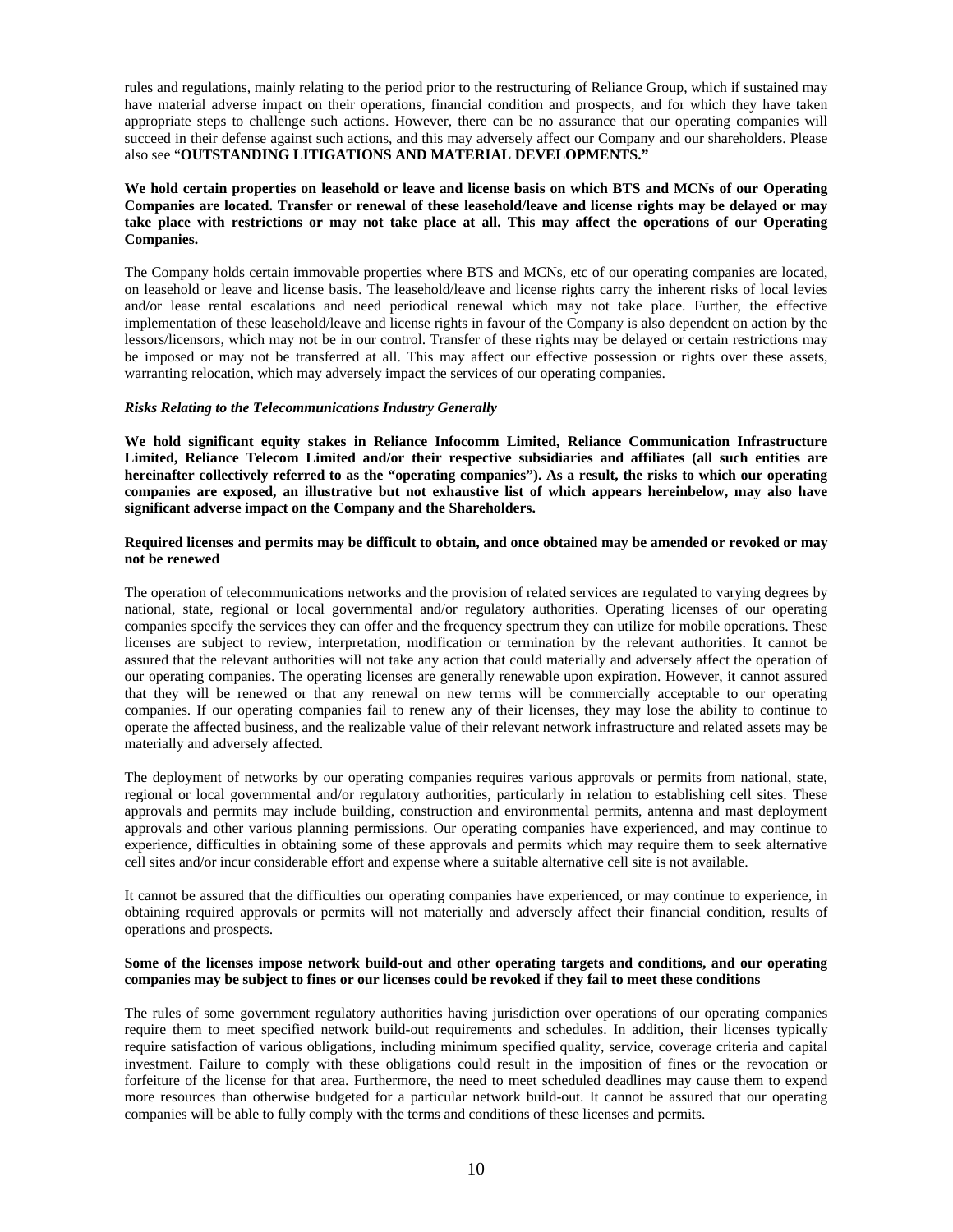rules and regulations, mainly relating to the period prior to the restructuring of Reliance Group, which if sustained may have material adverse impact on their operations, financial condition and prospects, and for which they have taken appropriate steps to challenge such actions. However, there can be no assurance that our operating companies will succeed in their defense against such actions, and this may adversely affect our Company and our shareholders. Please also see "**OUTSTANDING LITIGATIONS AND MATERIAL DEVELOPMENTS."**

**We hold certain properties on leasehold or leave and license basis on which BTS and MCNs of our Operating Companies are located. Transfer or renewal of these leasehold/leave and license rights may be delayed or may take place with restrictions or may not take place at all. This may affect the operations of our Operating Companies.**

The Company holds certain immovable properties where BTS and MCNs, etc of our operating companies are located, on leasehold or leave and license basis. The leasehold/leave and license rights carry the inherent risks of local levies and/or lease rental escalations and need periodical renewal which may not take place. Further, the effective implementation of these leasehold/leave and license rights in favour of the Company is also dependent on action by the lessors/licensors, which may not be in our control. Transfer of these rights may be delayed or certain restrictions may be imposed or may not be transferred at all. This may affect our effective possession or rights over these assets, warranting relocation, which may adversely impact the services of our operating companies.

***Risks Relating to the Telecommunications Industry Generally***

**We hold significant equity stakes in Reliance Infocomm Limited, Reliance Communication Infrastructure Limited, Reliance Telecom Limited and/or their respective subsidiaries and affiliates (all such entities are hereinafter collectively referred to as the "operating companies"). As a result, the risks to which our operating companies are exposed, an illustrative but not exhaustive list of which appears hereinbelow, may also have significant adverse impact on the Company and the Shareholders.**

**Required licenses and permits may be difficult to obtain, and once obtained may be amended or revoked or may not be renewed**

The operation of telecommunications networks and the provision of related services are regulated to varying degrees by national, state, regional or local governmental and/or regulatory authorities. Operating licenses of our operating companies specify the services they can offer and the frequency spectrum they can utilize for mobile operations. These licenses are subject to review, interpretation, modification or termination by the relevant authorities. It cannot be assured that the relevant authorities will not take any action that could materially and adversely affect the operation of our operating companies. The operating licenses are generally renewable upon expiration. However, it cannot assured that they will be renewed or that any renewal on new terms will be commercially acceptable to our operating companies. If our operating companies fail to renew any of their licenses, they may lose the ability to continue to operate the affected business, and the realizable value of their relevant network infrastructure and related assets may be materially and adversely affected.

The deployment of networks by our operating companies requires various approvals or permits from national, state, regional or local governmental and/or regulatory authorities, particularly in relation to establishing cell sites. These approvals and permits may include building, construction and environmental permits, antenna and mast deployment approvals and other various planning permissions. Our operating companies have experienced, and may continue to experience, difficulties in obtaining some of these approvals and permits which may require them to seek alternative cell sites and/or incur considerable effort and expense where a suitable alternative cell site is not available.

It cannot be assured that the difficulties our operating companies have experienced, or may continue to experience, in obtaining required approvals or permits will not materially and adversely affect their financial condition, results of operations and prospects.

**Some of the licenses impose network build-out and other operating targets and conditions, and our operating companies may be subject to fines or our licenses could be revoked if they fail to meet these conditions**

The rules of some government regulatory authorities having jurisdiction over operations of our operating companies require them to meet specified network build-out requirements and schedules. In addition, their licenses typically require satisfaction of various obligations, including minimum specified quality, service, coverage criteria and capital investment. Failure to comply with these obligations could result in the imposition of fines or the revocation or forfeiture of the license for that area. Furthermore, the need to meet scheduled deadlines may cause them to expend more resources than otherwise budgeted for a particular network build-out. It cannot be assured that our operating companies will be able to fully comply with the terms and conditions of these licenses and permits.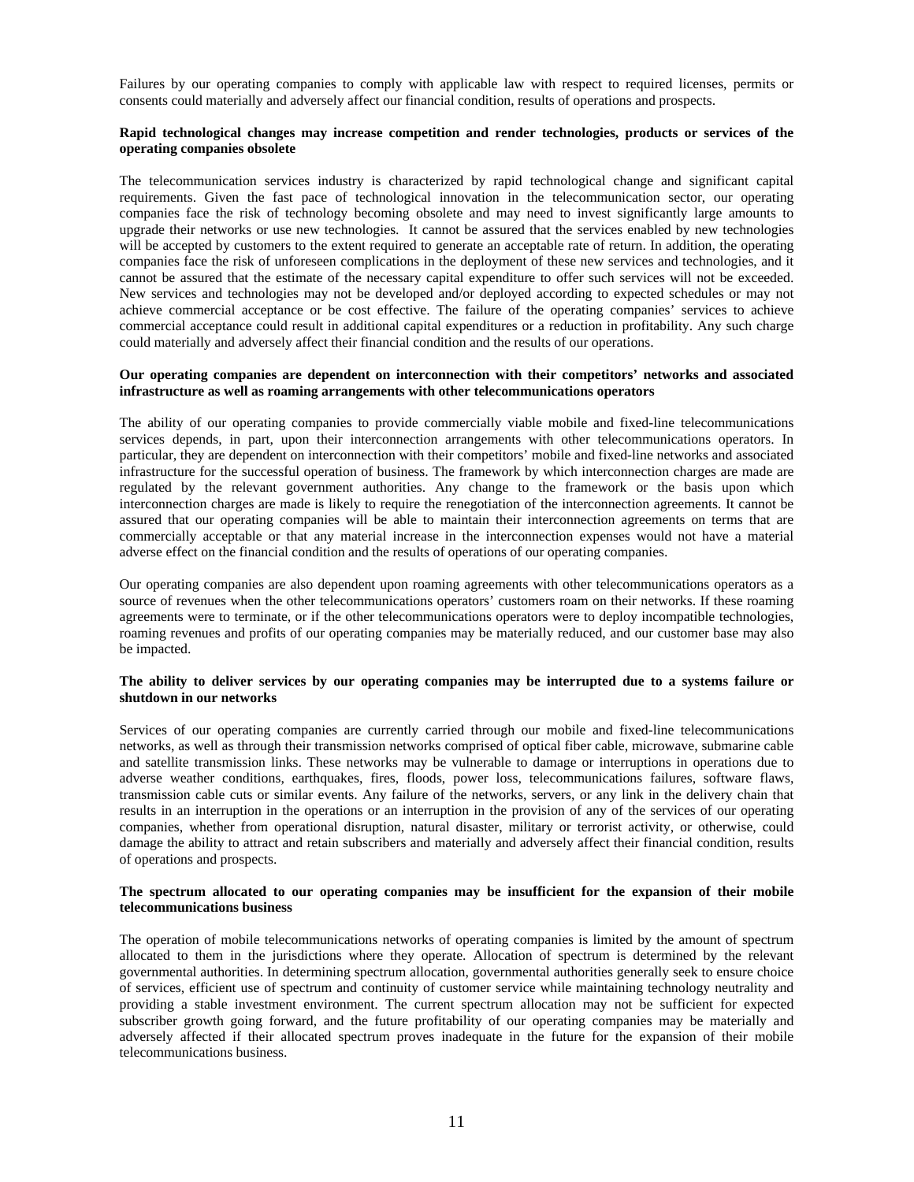Failures by our operating companies to comply with applicable law with respect to required licenses, permits or consents could materially and adversely affect our financial condition, results of operations and prospects.

**Rapid technological changes may increase competition and render technologies, products or services of the operating companies obsolete**

The telecommunication services industry is characterized by rapid technological change and significant capital requirements. Given the fast pace of technological innovation in the telecommunication sector, our operating companies face the risk of technology becoming obsolete and may need to invest significantly large amounts to upgrade their networks or use new technologies. It cannot be assured that the services enabled by new technologies will be accepted by customers to the extent required to generate an acceptable rate of return. In addition, the operating companies face the risk of unforeseen complications in the deployment of these new services and technologies, and it cannot be assured that the estimate of the necessary capital expenditure to offer such services will not be exceeded. New services and technologies may not be developed and/or deployed according to expected schedules or may not achieve commercial acceptance or be cost effective. The failure of the operating companies' services to achieve commercial acceptance could result in additional capital expenditures or a reduction in profitability. Any such charge could materially and adversely affect their financial condition and the results of our operations.

**Our operating companies are dependent on interconnection with their competitors' networks and associated infrastructure as well as roaming arrangements with other telecommunications operators**

The ability of our operating companies to provide commercially viable mobile and fixed-line telecommunications services depends, in part, upon their interconnection arrangements with other telecommunications operators. In particular, they are dependent on interconnection with their competitors' mobile and fixed-line networks and associated infrastructure for the successful operation of business. The framework by which interconnection charges are made are regulated by the relevant government authorities. Any change to the framework or the basis upon which interconnection charges are made is likely to require the renegotiation of the interconnection agreements. It cannot be assured that our operating companies will be able to maintain their interconnection agreements on terms that are commercially acceptable or that any material increase in the interconnection expenses would not have a material adverse effect on the financial condition and the results of operations of our operating companies.

Our operating companies are also dependent upon roaming agreements with other telecommunications operators as a source of revenues when the other telecommunications operators' customers roam on their networks. If these roaming agreements were to terminate, or if the other telecommunications operators were to deploy incompatible technologies, roaming revenues and profits of our operating companies may be materially reduced, and our customer base may also be impacted.

**The ability to deliver services by our operating companies may be interrupted due to a systems failure or shutdown in our networks**

Services of our operating companies are currently carried through our mobile and fixed-line telecommunications networks, as well as through their transmission networks comprised of optical fiber cable, microwave, submarine cable and satellite transmission links. These networks may be vulnerable to damage or interruptions in operations due to adverse weather conditions, earthquakes, fires, floods, power loss, telecommunications failures, software flaws, transmission cable cuts or similar events. Any failure of the networks, servers, or any link in the delivery chain that results in an interruption in the operations or an interruption in the provision of any of the services of our operating companies, whether from operational disruption, natural disaster, military or terrorist activity, or otherwise, could damage the ability to attract and retain subscribers and materially and adversely affect their financial condition, results of operations and prospects.

**The spectrum allocated to our operating companies may be insufficient for the expansion of their mobile telecommunications business**

The operation of mobile telecommunications networks of operating companies is limited by the amount of spectrum allocated to them in the jurisdictions where they operate. Allocation of spectrum is determined by the relevant governmental authorities. In determining spectrum allocation, governmental authorities generally seek to ensure choice of services, efficient use of spectrum and continuity of customer service while maintaining technology neutrality and providing a stable investment environment. The current spectrum allocation may not be sufficient for expected subscriber growth going forward, and the future profitability of our operating companies may be materially and adversely affected if their allocated spectrum proves inadequate in the future for the expansion of their mobile telecommunications business.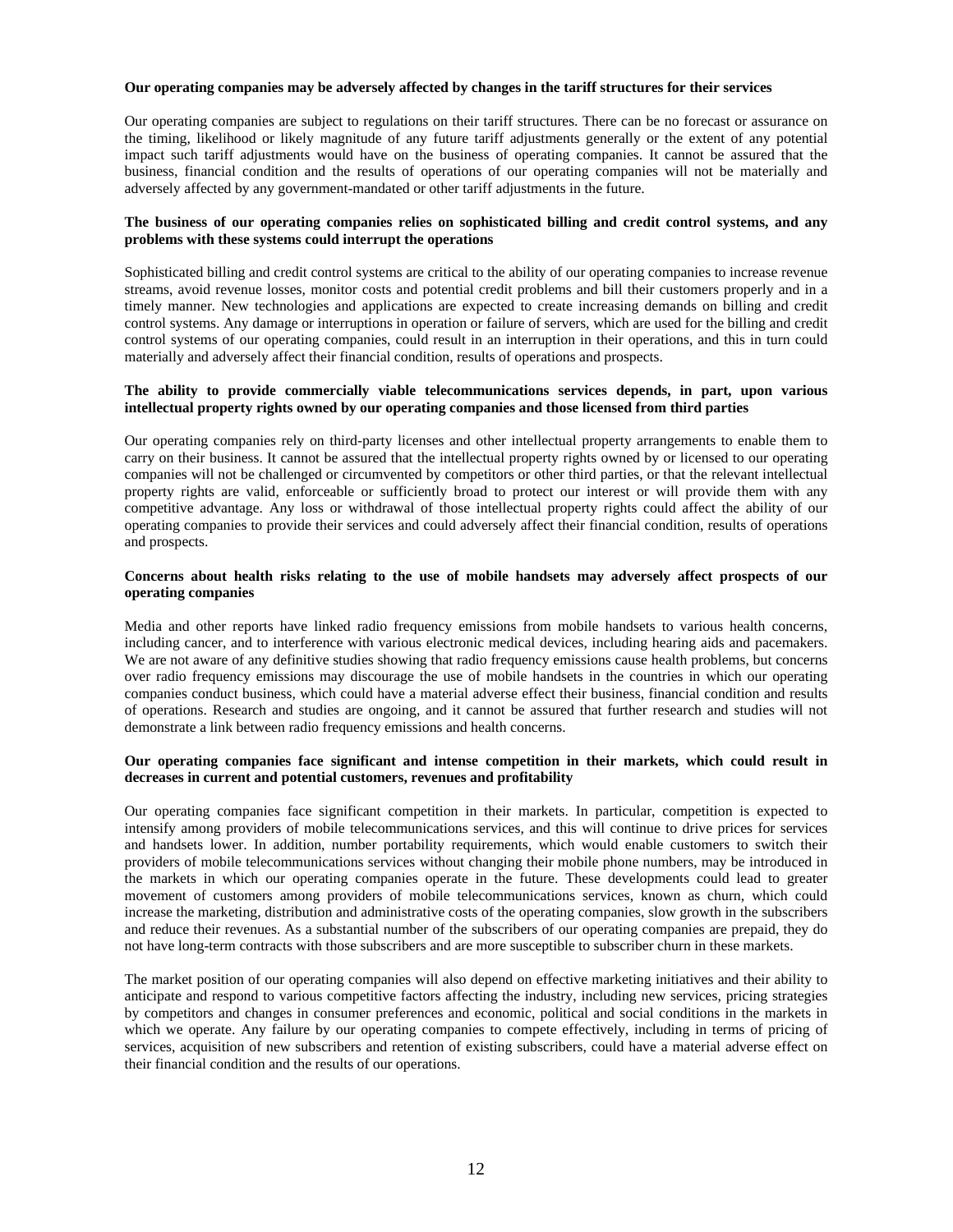**Our operating companies may be adversely affected by changes in the tariff structures for their services**

Our operating companies are subject to regulations on their tariff structures. There can be no forecast or assurance on the timing, likelihood or likely magnitude of any future tariff adjustments generally or the extent of any potential impact such tariff adjustments would have on the business of operating companies. It cannot be assured that the business, financial condition and the results of operations of our operating companies will not be materially and adversely affected by any government-mandated or other tariff adjustments in the future.

**The business of our operating companies relies on sophisticated billing and credit control systems, and any problems with these systems could interrupt the operations**

Sophisticated billing and credit control systems are critical to the ability of our operating companies to increase revenue streams, avoid revenue losses, monitor costs and potential credit problems and bill their customers properly and in a timely manner. New technologies and applications are expected to create increasing demands on billing and credit control systems. Any damage or interruptions in operation or failure of servers, which are used for the billing and credit control systems of our operating companies, could result in an interruption in their operations, and this in turn could materially and adversely affect their financial condition, results of operations and prospects.

**The ability to provide commercially viable telecommunications services depends, in part, upon various intellectual property rights owned by our operating companies and those licensed from third parties**

Our operating companies rely on third-party licenses and other intellectual property arrangements to enable them to carry on their business. It cannot be assured that the intellectual property rights owned by or licensed to our operating companies will not be challenged or circumvented by competitors or other third parties, or that the relevant intellectual property rights are valid, enforceable or sufficiently broad to protect our interest or will provide them with any competitive advantage. Any loss or withdrawal of those intellectual property rights could affect the ability of our operating companies to provide their services and could adversely affect their financial condition, results of operations and prospects.

**Concerns about health risks relating to the use of mobile handsets may adversely affect prospects of our operating companies**

Media and other reports have linked radio frequency emissions from mobile handsets to various health concerns, including cancer, and to interference with various electronic medical devices, including hearing aids and pacemakers. We are not aware of any definitive studies showing that radio frequency emissions cause health problems, but concerns over radio frequency emissions may discourage the use of mobile handsets in the countries in which our operating companies conduct business, which could have a material adverse effect their business, financial condition and results of operations. Research and studies are ongoing, and it cannot be assured that further research and studies will not demonstrate a link between radio frequency emissions and health concerns.

**Our operating companies face significant and intense competition in their markets, which could result in decreases in current and potential customers, revenues and profitability**

Our operating companies face significant competition in their markets. In particular, competition is expected to intensify among providers of mobile telecommunications services, and this will continue to drive prices for services and handsets lower. In addition, number portability requirements, which would enable customers to switch their providers of mobile telecommunications services without changing their mobile phone numbers, may be introduced in the markets in which our operating companies operate in the future. These developments could lead to greater movement of customers among providers of mobile telecommunications services, known as churn, which could increase the marketing, distribution and administrative costs of the operating companies, slow growth in the subscribers and reduce their revenues. As a substantial number of the subscribers of our operating companies are prepaid, they do not have long-term contracts with those subscribers and are more susceptible to subscriber churn in these markets.

The market position of our operating companies will also depend on effective marketing initiatives and their ability to anticipate and respond to various competitive factors affecting the industry, including new services, pricing strategies by competitors and changes in consumer preferences and economic, political and social conditions in the markets in which we operate. Any failure by our operating companies to compete effectively, including in terms of pricing of services, acquisition of new subscribers and retention of existing subscribers, could have a material adverse effect on their financial condition and the results of our operations.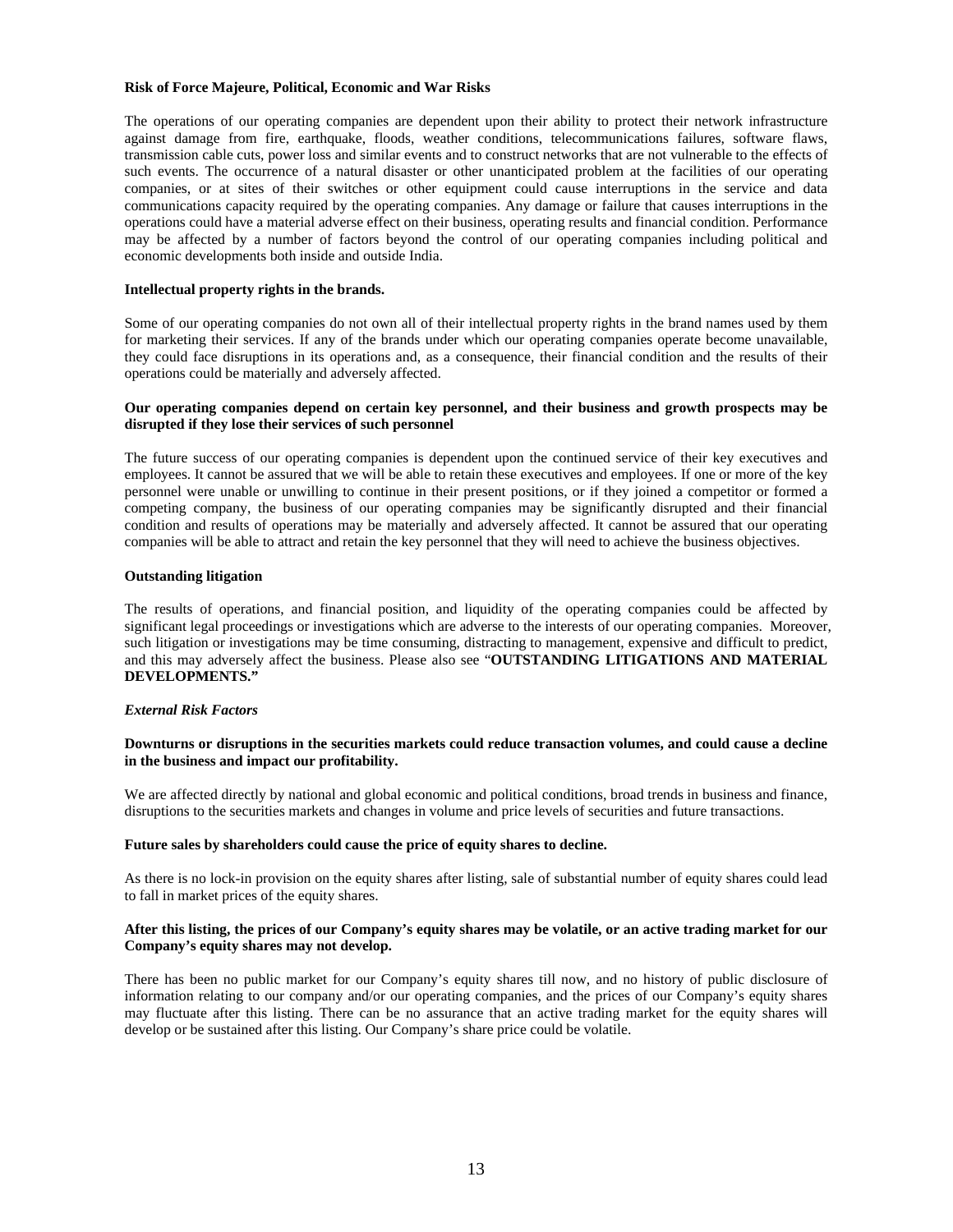**Risk of Force Majeure, Political, Economic and War Risks**

The operations of our operating companies are dependent upon their ability to protect their network infrastructure against damage from fire, earthquake, floods, weather conditions, telecommunications failures, software flaws, transmission cable cuts, power loss and similar events and to construct networks that are not vulnerable to the effects of such events. The occurrence of a natural disaster or other unanticipated problem at the facilities of our operating companies, or at sites of their switches or other equipment could cause interruptions in the service and data communications capacity required by the operating companies. Any damage or failure that causes interruptions in the operations could have a material adverse effect on their business, operating results and financial condition. Performance may be affected by a number of factors beyond the control of our operating companies including political and economic developments both inside and outside India.

**Intellectual property rights in the brands.**

Some of our operating companies do not own all of their intellectual property rights in the brand names used by them for marketing their services. If any of the brands under which our operating companies operate become unavailable, they could face disruptions in its operations and, as a consequence, their financial condition and the results of their operations could be materially and adversely affected.

**Our operating companies depend on certain key personnel, and their business and growth prospects may be disrupted if they lose their services of such personnel**

The future success of our operating companies is dependent upon the continued service of their key executives and employees. It cannot be assured that we will be able to retain these executives and employees. If one or more of the key personnel were unable or unwilling to continue in their present positions, or if they joined a competitor or formed a competing company, the business of our operating companies may be significantly disrupted and their financial condition and results of operations may be materially and adversely affected. It cannot be assured that our operating companies will be able to attract and retain the key personnel that they will need to achieve the business objectives.

**Outstanding litigation**

The results of operations, and financial position, and liquidity of the operating companies could be affected by significant legal proceedings or investigations which are adverse to the interests of our operating companies. Moreover, such litigation or investigations may be time consuming, distracting to management, expensive and difficult to predict, and this may adversely affect the business. Please also see "**OUTSTANDING LITIGATIONS AND MATERIAL DEVELOPMENTS."**

***External Risk Factors***

**Downturns or disruptions in the securities markets could reduce transaction volumes, and could cause a decline in the business and impact our profitability.**

We are affected directly by national and global economic and political conditions, broad trends in business and finance, disruptions to the securities markets and changes in volume and price levels of securities and future transactions.

**Future sales by shareholders could cause the price of equity shares to decline.**

As there is no lock-in provision on the equity shares after listing, sale of substantial number of equity shares could lead to fall in market prices of the equity shares.

**After this listing, the prices of our Company's equity shares may be volatile, or an active trading market for our Company's equity shares may not develop.**

There has been no public market for our Company's equity shares till now, and no history of public disclosure of information relating to our company and/or our operating companies, and the prices of our Company's equity shares may fluctuate after this listing. There can be no assurance that an active trading market for the equity shares will develop or be sustained after this listing. Our Company's share price could be volatile.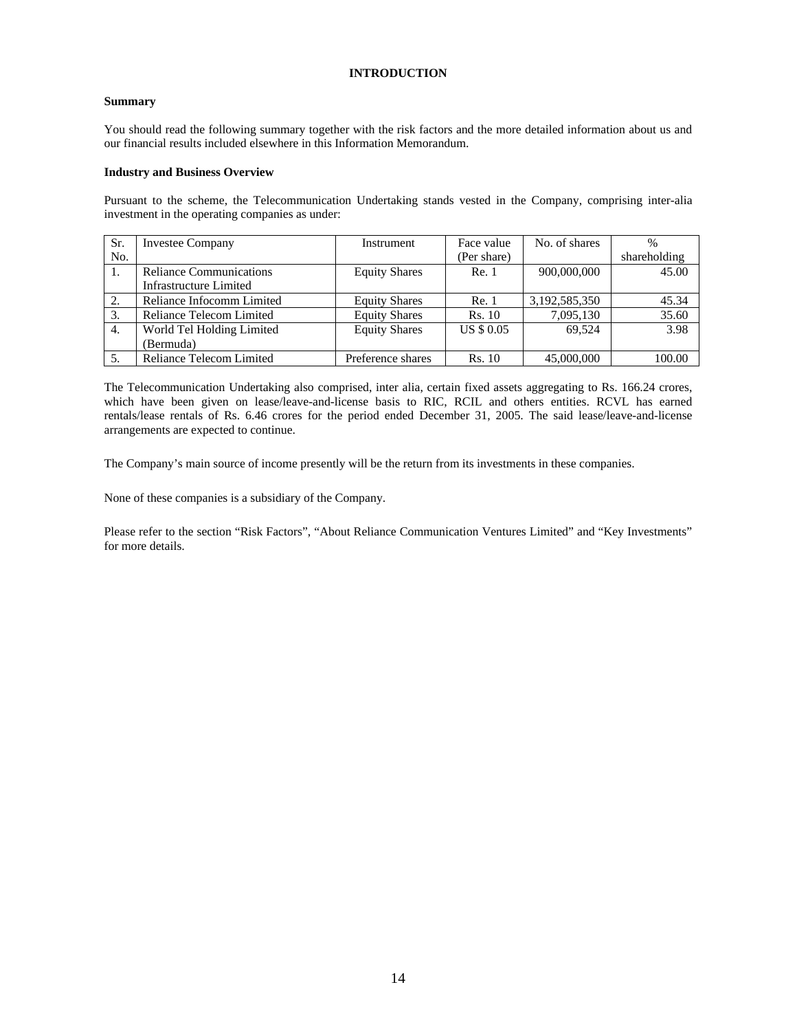# INTRODUCTION

**Summary**

You should read the following summary together with the risk factors and the more detailed information about us and our financial results included elsewhere in this Information Memorandum.

**Industry and Business Overview**

Pursuant to the scheme, the Telecommunication Undertaking stands vested in the Company, comprising inter-alia investment in the operating companies as under:

| Sr. No. | Investee Company | Instrument | Face value (Per share) | No. of shares | % shareholding |
|---|---|---|---|---|---|
| 1. | Reliance Communications Infrastructure Limited | Equity Shares | Re. 1 | 900,000,000 | 45.00 |
| 2. | Reliance Infocomm Limited | Equity Shares | Re. 1 | 3,192,585,350 | 45.34 |
| 3. | Reliance Telecom Limited | Equity Shares | Rs. 10 | 7,095,130 | 35.60 |
| 4. | World Tel Holding Limited (Bermuda) | Equity Shares | US $ 0.05 | 69,524 | 3.98 |
| 5. | Reliance Telecom Limited | Preference shares | Rs. 10 | 45,000,000 | 100.00 |

The Telecommunication Undertaking also comprised, inter alia, certain fixed assets aggregating to Rs. 166.24 crores, which have been given on lease/leave-and-license basis to RIC, RCIL and others entities. RCVL has earned rentals/lease rentals of Rs. 6.46 crores for the period ended December 31, 2005. The said lease/leave-and-license arrangements are expected to continue.

The Company's main source of income presently will be the return from its investments in these companies.

None of these companies is a subsidiary of the Company.

Please refer to the section "Risk Factors", "About Reliance Communication Ventures Limited" and "Key Investments" for more details.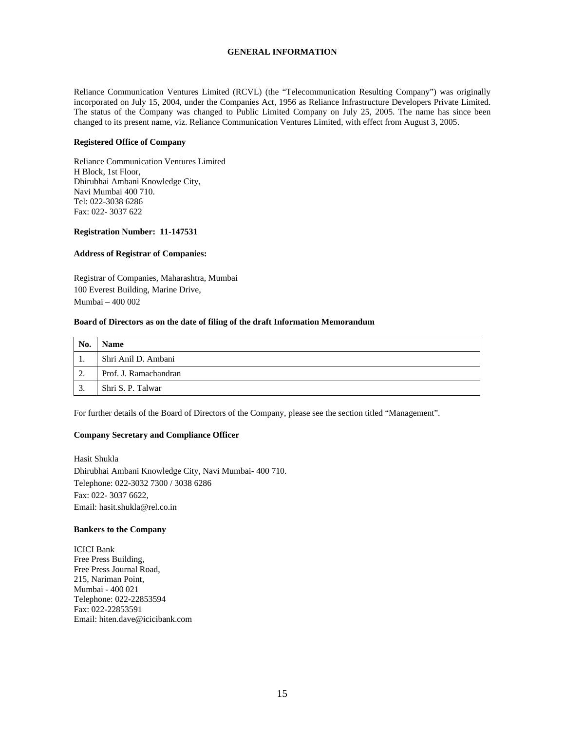## GENERAL INFORMATION

Reliance Communication Ventures Limited (RCVL) (the "Telecommunication Resulting Company") was originally incorporated on July 15, 2004, under the Companies Act, 1956 as Reliance Infrastructure Developers Private Limited. The status of the Company was changed to Public Limited Company on July 25, 2005. The name has since been changed to its present name, viz. Reliance Communication Ventures Limited, with effect from August 3, 2005.

**Registered Office of Company**

Reliance Communication Ventures Limited
H Block, 1st Floor,
Dhirubhai Ambani Knowledge City,
Navi Mumbai 400 710.
Tel: 022-3038 6286
Fax: 022- 3037 622

**Registration Number: 11-147531**

**Address of Registrar of Companies:**

Registrar of Companies, Maharashtra, Mumbai
100 Everest Building, Marine Drive,
Mumbai – 400 002

**Board of Directors as on the date of filing of the draft Information Memorandum**

| No. | Name |
|---|---|
| 1. | Shri Anil D. Ambani |
| 2. | Prof. J. Ramachandran |
| 3. | Shri S. P. Talwar |

For further details of the Board of Directors of the Company, please see the section titled "Management".

**Company Secretary and Compliance Officer**

Hasit Shukla
Dhirubhai Ambani Knowledge City, Navi Mumbai- 400 710.
Telephone: 022-3032 7300 / 3038 6286
Fax: 022- 3037 6622,
Email: hasit.shukla@rel.co.in

**Bankers to the Company**

ICICI Bank
Free Press Building,
Free Press Journal Road,
215, Nariman Point,
Mumbai - 400 021
Telephone: 022-22853594
Fax: 022-22853591
Email: hiten.dave@icicibank.com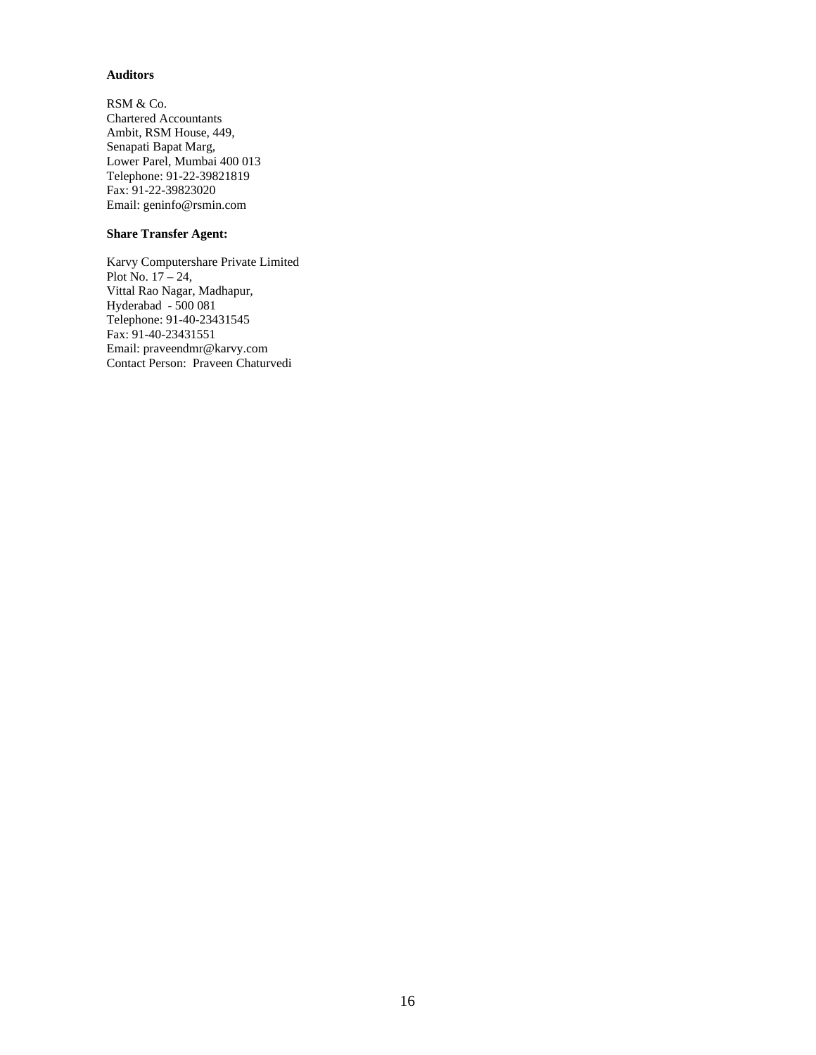**Auditors**

RSM & Co.
Chartered Accountants
Ambit, RSM House, 449,
Senapati Bapat Marg,
Lower Parel, Mumbai 400 013
Telephone: 91-22-39821819
Fax: 91-22-39823020
Email: geninfo@rsmin.com

**Share Transfer Agent:**

Karvy Computershare Private Limited
Plot No. 17 – 24,
Vittal Rao Nagar, Madhapur,
Hyderabad - 500 081
Telephone: 91-40-23431545
Fax: 91-40-23431551
Email: praveendmr@karvy.com
Contact Person: Praveen Chaturvedi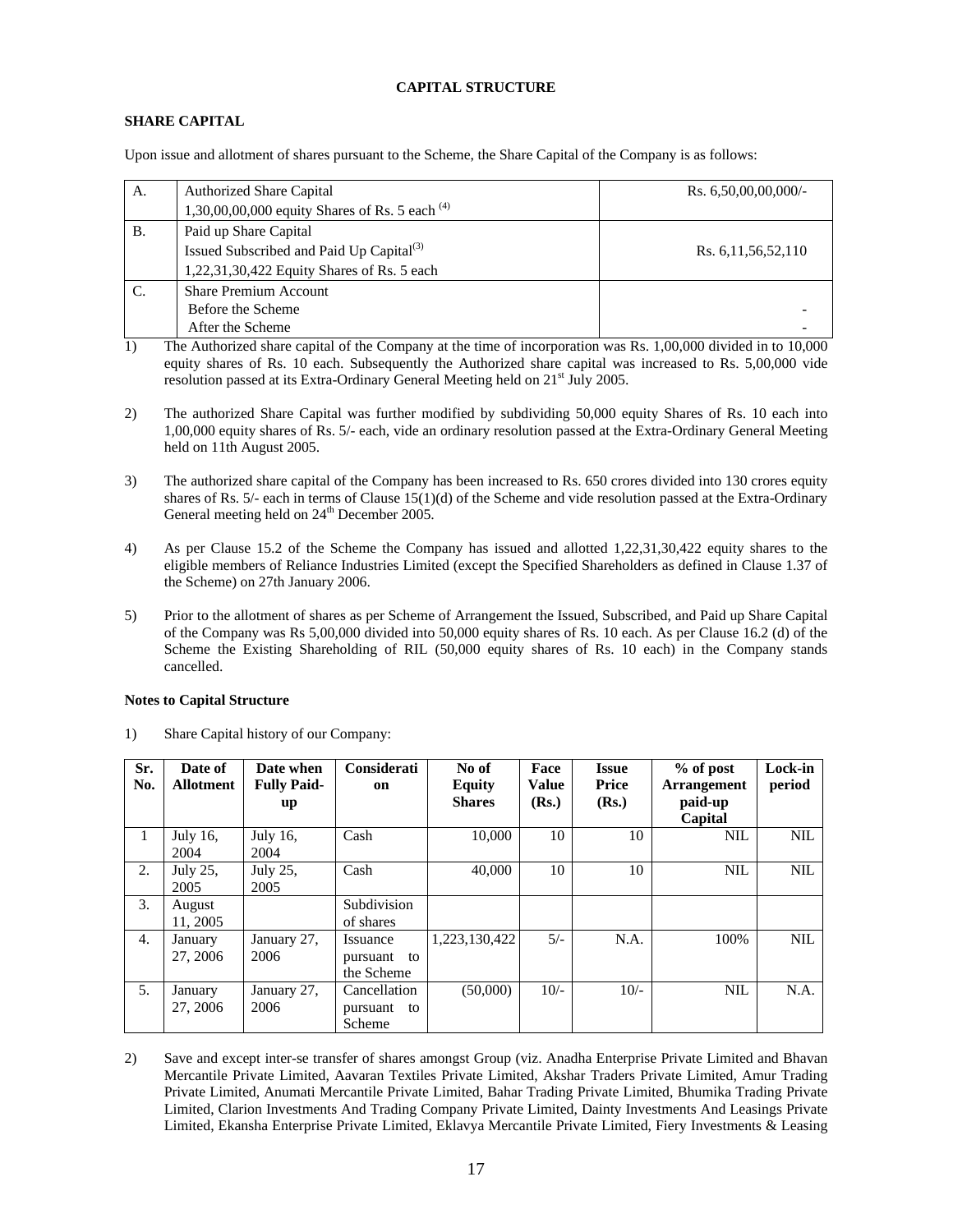## CAPITAL STRUCTURE

### SHARE CAPITAL

Upon issue and allotment of shares pursuant to the Scheme, the Share Capital of the Company is as follows:

| | | |
|---|---|---|
| A. | Authorized Share Capital<br>1,30,00,00,000 equity Shares of Rs. 5 each (4) | Rs. 6,50,00,00,000/- |
| B. | Paid up Share Capital<br>Issued Subscribed and Paid Up Capital(3)<br>1,22,31,30,422 Equity Shares of Rs. 5 each | Rs. 6,11,56,52,110 |
| C. | Share Premium Account<br>Before the Scheme<br>After the Scheme | <br>-<br>- |

1) The Authorized share capital of the Company at the time of incorporation was Rs. 1,00,000 divided in to 10,000 equity shares of Rs. 10 each. Subsequently the Authorized share capital was increased to Rs. 5,00,000 vide resolution passed at its Extra-Ordinary General Meeting held on 21st July 2005.

2) The authorized Share Capital was further modified by subdividing 50,000 equity Shares of Rs. 10 each into 1,00,000 equity shares of Rs. 5/- each, vide an ordinary resolution passed at the Extra-Ordinary General Meeting held on 11th August 2005.

3) The authorized share capital of the Company has been increased to Rs. 650 crores divided into 130 crores equity shares of Rs. 5/- each in terms of Clause 15(1)(d) of the Scheme and vide resolution passed at the Extra-Ordinary General meeting held on 24th December 2005.

4) As per Clause 15.2 of the Scheme the Company has issued and allotted 1,22,31,30,422 equity shares to the eligible members of Reliance Industries Limited (except the Specified Shareholders as defined in Clause 1.37 of the Scheme) on 27th January 2006.

5) Prior to the allotment of shares as per Scheme of Arrangement the Issued, Subscribed, and Paid up Share Capital of the Company was Rs 5,00,000 divided into 50,000 equity shares of Rs. 10 each. As per Clause 16.2 (d) of the Scheme the Existing Shareholding of RIL (50,000 equity shares of Rs. 10 each) in the Company stands cancelled.

**Notes to Capital Structure**

1) Share Capital history of our Company:

| Sr. No. | Date of Allotment | Date when Fully Paid-up | Consideration | No of Equity Shares | Face Value (Rs.) | Issue Price (Rs.) | % of post Arrangement paid-up Capital | Lock-in period |
|---|---|---|---|---|---|---|---|---|
| 1 | July 16, 2004 | July 16, 2004 | Cash | 10,000 | 10 | 10 | NIL | NIL |
| 2. | July 25, 2005 | July 25, 2005 | Cash | 40,000 | 10 | 10 | NIL | NIL |
| 3. | August 11, 2005 | | Subdivision of shares | | | | | |
| 4. | January 27, 2006 | January 27, 2006 | Issuance pursuant to the Scheme | 1,223,130,422 | 5/- | N.A. | 100% | NIL |
| 5. | January 27, 2006 | January 27, 2006 | Cancellation pursuant to Scheme | (50,000) | 10/- | 10/- | NIL | N.A. |

2) Save and except inter-se transfer of shares amongst Group (viz. Anadha Enterprise Private Limited and Bhavan Mercantile Private Limited, Aavaran Textiles Private Limited, Akshar Traders Private Limited, Amur Trading Private Limited, Anumati Mercantile Private Limited, Bahar Trading Private Limited, Bhumika Trading Private Limited, Clarion Investments And Trading Company Private Limited, Dainty Investments And Leasings Private Limited, Ekansha Enterprise Private Limited, Eklavya Mercantile Private Limited, Fiery Investments & Leasing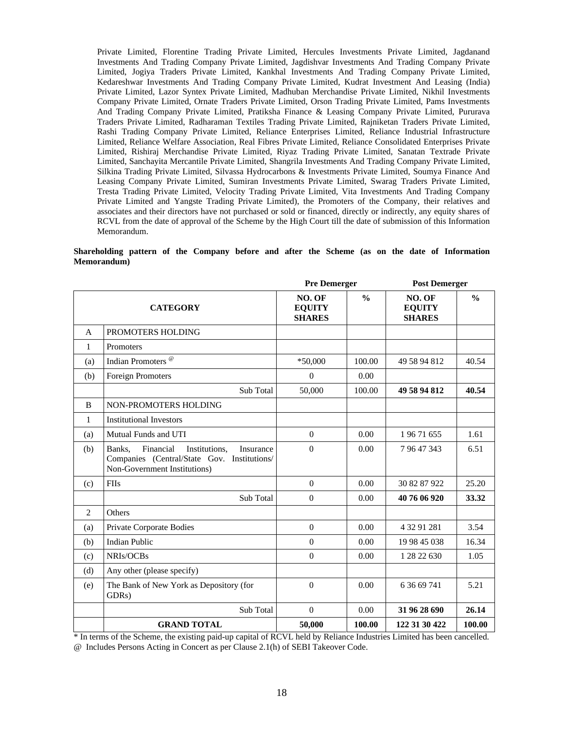Private Limited, Florentine Trading Private Limited, Hercules Investments Private Limited, Jagdanand Investments And Trading Company Private Limited, Jagdishvar Investments And Trading Company Private Limited, Jogiya Traders Private Limited, Kankhal Investments And Trading Company Private Limited, Kedareshwar Investments And Trading Company Private Limited, Kudrat Investment And Leasing (India) Private Limited, Lazor Syntex Private Limited, Madhuban Merchandise Private Limited, Nikhil Investments Company Private Limited, Ornate Traders Private Limited, Orson Trading Private Limited, Pams Investments And Trading Company Private Limited, Pratiksha Finance & Leasing Company Private Limited, Pururava Traders Private Limited, Radharaman Textiles Trading Private Limited, Rajniketan Traders Private Limited, Rashi Trading Company Private Limited, Reliance Enterprises Limited, Reliance Industrial Infrastructure Limited, Reliance Welfare Association, Real Fibres Private Limited, Reliance Consolidated Enterprises Private Limited, Rishiraj Merchandise Private Limited, Riyaz Trading Private Limited, Sanatan Textrade Private Limited, Sanchayita Mercantile Private Limited, Shangrila Investments And Trading Company Private Limited, Silkina Trading Private Limited, Silvassa Hydrocarbons & Investments Private Limited, Soumya Finance And Leasing Company Private Limited, Sumiran Investments Private Limited, Swarag Traders Private Limited, Tresta Trading Private Limited, Velocity Trading Private Limited, Vita Investments And Trading Company Private Limited and Yangste Trading Private Limited), the Promoters of the Company, their relatives and associates and their directors have not purchased or sold or financed, directly or indirectly, any equity shares of RCVL from the date of approval of the Scheme by the High Court till the date of submission of this Information Memorandum.

**Shareholding pattern of the Company before and after the Scheme (as on the date of Information Memorandum)**

| | | Pre Demerger | | Post Demerger | |
|---|---|---|---|---|---|
| | **CATEGORY** | **NO. OF EQUITY SHARES** | **%** | **NO. OF EQUITY SHARES** | **%** |
| A | PROMOTERS HOLDING | | | | |
| 1 | Promoters | | | | |
| (a) | Indian Promoters @ | *50,000 | 100.00 | 49 58 94 812 | 40.54 |
| (b) | Foreign Promoters | 0 | 0.00 | | |
| | Sub Total | 50,000 | 100.00 | **49 58 94 812** | **40.54** |
| B | NON-PROMOTERS HOLDING | | | | |
| 1 | Institutional Investors | | | | |
| (a) | Mutual Funds and UTI | 0 | 0.00 | 1 96 71 655 | 1.61 |
| (b) | Banks, Financial Institutions, Insurance Companies (Central/State Gov. Institutions/ Non-Government Institutions) | 0 | 0.00 | 7 96 47 343 | 6.51 |
| (c) | FIIs | 0 | 0.00 | 30 82 87 922 | 25.20 |
| | Sub Total | 0 | 0.00 | **40 76 06 920** | **33.32** |
| 2 | Others | | | | |
| (a) | Private Corporate Bodies | 0 | 0.00 | 4 32 91 281 | 3.54 |
| (b) | Indian Public | 0 | 0.00 | 19 98 45 038 | 16.34 |
| (c) | NRIs/OCBs | 0 | 0.00 | 1 28 22 630 | 1.05 |
| (d) | Any other (please specify) | | | | |
| (e) | The Bank of New York as Depository (for GDRs) | 0 | 0.00 | 6 36 69 741 | 5.21 |
| | Sub Total | 0 | 0.00 | **31 96 28 690** | **26.14** |
| | **GRAND TOTAL** | **50,000** | **100.00** | **122 31 30 422** | **100.00** |

* In terms of the Scheme, the existing paid-up capital of RCVL held by Reliance Industries Limited has been cancelled.

@ Includes Persons Acting in Concert as per Clause 2.1(h) of SEBI Takeover Code.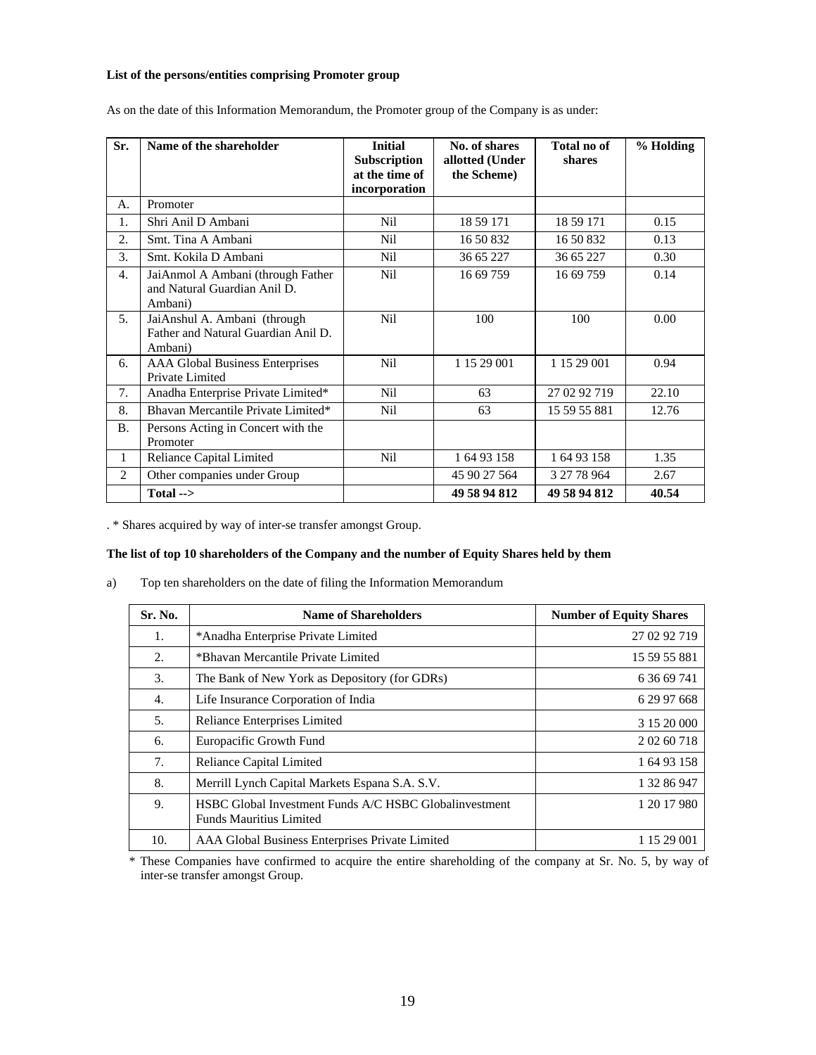**List of the persons/entities comprising Promoter group**

As on the date of this Information Memorandum, the Promoter group of the Company is as under:

| Sr. | Name of the shareholder | Initial Subscription at the time of incorporation | No. of shares allotted (Under the Scheme) | Total no of shares | % Holding |
|---|---|---|---|---|---|
| A. | Promoter | | | | |
| 1. | Shri Anil D Ambani | Nil | 18 59 171 | 18 59 171 | 0.15 |
| 2. | Smt. Tina A Ambani | Nil | 16 50 832 | 16 50 832 | 0.13 |
| 3. | Smt. Kokila D Ambani | Nil | 36 65 227 | 36 65 227 | 0.30 |
| 4. | JaiAnmol A Ambani (through Father and Natural Guardian Anil D. Ambani) | Nil | 16 69 759 | 16 69 759 | 0.14 |
| 5. | JaiAnshul A. Ambani (through Father and Natural Guardian Anil D. Ambani) | Nil | 100 | 100 | 0.00 |
| 6. | AAA Global Business Enterprises Private Limited | Nil | 1 15 29 001 | 1 15 29 001 | 0.94 |
| 7. | Anadha Enterprise Private Limited* | Nil | 63 | 27 02 92 719 | 22.10 |
| 8. | Bhavan Mercantile Private Limited* | Nil | 63 | 15 59 55 881 | 12.76 |
| B. | Persons Acting in Concert with the Promoter | | | | |
| 1 | Reliance Capital Limited | Nil | 1 64 93 158 | 1 64 93 158 | 1.35 |
| 2 | Other companies under Group | | 45 90 27 564 | 3 27 78 964 | 2.67 |
| | **Total -->** | | **49 58 94 812** | **49 58 94 812** | **40.54** |

. * Shares acquired by way of inter-se transfer amongst Group.

**The list of top 10 shareholders of the Company and the number of Equity Shares held by them**

a) Top ten shareholders on the date of filing the Information Memorandum

| Sr. No. | Name of Shareholders | Number of Equity Shares |
|---|---|---|
| 1. | *Anadha Enterprise Private Limited | 27 02 92 719 |
| 2. | *Bhavan Mercantile Private Limited | 15 59 55 881 |
| 3. | The Bank of New York as Depository (for GDRs) | 6 36 69 741 |
| 4. | Life Insurance Corporation of India | 6 29 97 668 |
| 5. | Reliance Enterprises Limited | 3 15 20 000 |
| 6. | Europacific Growth Fund | 2 02 60 718 |
| 7. | Reliance Capital Limited | 1 64 93 158 |
| 8. | Merrill Lynch Capital Markets Espana S.A. S.V. | 1 32 86 947 |
| 9. | HSBC Global Investment Funds A/C HSBC Globalinvestment Funds Mauritius Limited | 1 20 17 980 |
| 10. | AAA Global Business Enterprises Private Limited | 1 15 29 001 |

\* These Companies have confirmed to acquire the entire shareholding of the company at Sr. No. 5, by way of inter-se transfer amongst Group.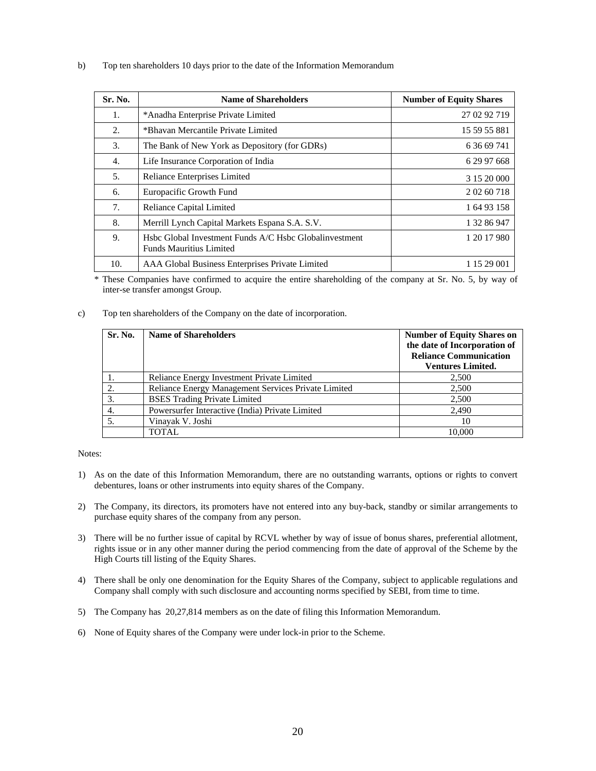b) Top ten shareholders 10 days prior to the date of the Information Memorandum

| Sr. No. | Name of Shareholders | Number of Equity Shares |
|---|---|---|
| 1. | *Anadha Enterprise Private Limited | 27 02 92 719 |
| 2. | *Bhavan Mercantile Private Limited | 15 59 55 881 |
| 3. | The Bank of New York as Depository (for GDRs) | 6 36 69 741 |
| 4. | Life Insurance Corporation of India | 6 29 97 668 |
| 5. | Reliance Enterprises Limited | 3 15 20 000 |
| 6. | Europacific Growth Fund | 2 02 60 718 |
| 7. | Reliance Capital Limited | 1 64 93 158 |
| 8. | Merrill Lynch Capital Markets Espana S.A. S.V. | 1 32 86 947 |
| 9. | Hsbc Global Investment Funds A/C Hsbc Globalinvestment Funds Mauritius Limited | 1 20 17 980 |
| 10. | AAA Global Business Enterprises Private Limited | 1 15 29 001 |

\* These Companies have confirmed to acquire the entire shareholding of the company at Sr. No. 5, by way of inter-se transfer amongst Group.

c) Top ten shareholders of the Company on the date of incorporation.

| Sr. No. | Name of Shareholders | Number of Equity Shares on the date of Incorporation of Reliance Communication Ventures Limited. |
|---|---|---|
| 1. | Reliance Energy Investment Private Limited | 2,500 |
| 2. | Reliance Energy Management Services Private Limited | 2,500 |
| 3. | BSES Trading Private Limited | 2,500 |
| 4. | Powersurfer Interactive (India) Private Limited | 2,490 |
| 5. | Vinayak V. Joshi | 10 |
| | TOTAL | 10,000 |

Notes:

1) As on the date of this Information Memorandum, there are no outstanding warrants, options or rights to convert debentures, loans or other instruments into equity shares of the Company.

2) The Company, its directors, its promoters have not entered into any buy-back, standby or similar arrangements to purchase equity shares of the company from any person.

3) There will be no further issue of capital by RCVL whether by way of issue of bonus shares, preferential allotment, rights issue or in any other manner during the period commencing from the date of approval of the Scheme by the High Courts till listing of the Equity Shares.

4) There shall be only one denomination for the Equity Shares of the Company, subject to applicable regulations and Company shall comply with such disclosure and accounting norms specified by SEBI, from time to time.

5) The Company has 20,27,814 members as on the date of filing this Information Memorandum.

6) None of Equity shares of the Company were under lock-in prior to the Scheme.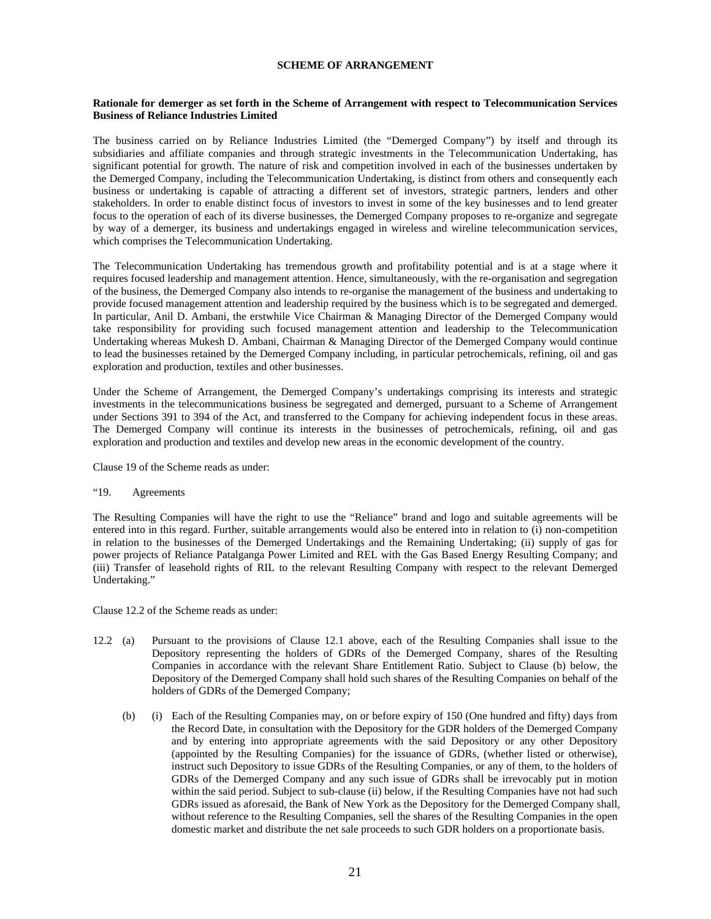**SCHEME OF ARRANGEMENT**

**Rationale for demerger as set forth in the Scheme of Arrangement with respect to Telecommunication Services Business of Reliance Industries Limited**

The business carried on by Reliance Industries Limited (the "Demerged Company") by itself and through its subsidiaries and affiliate companies and through strategic investments in the Telecommunication Undertaking, has significant potential for growth. The nature of risk and competition involved in each of the businesses undertaken by the Demerged Company, including the Telecommunication Undertaking, is distinct from others and consequently each business or undertaking is capable of attracting a different set of investors, strategic partners, lenders and other stakeholders. In order to enable distinct focus of investors to invest in some of the key businesses and to lend greater focus to the operation of each of its diverse businesses, the Demerged Company proposes to re-organize and segregate by way of a demerger, its business and undertakings engaged in wireless and wireline telecommunication services, which comprises the Telecommunication Undertaking.

The Telecommunication Undertaking has tremendous growth and profitability potential and is at a stage where it requires focused leadership and management attention. Hence, simultaneously, with the re-organisation and segregation of the business, the Demerged Company also intends to re-organise the management of the business and undertaking to provide focused management attention and leadership required by the business which is to be segregated and demerged. In particular, Anil D. Ambani, the erstwhile Vice Chairman & Managing Director of the Demerged Company would take responsibility for providing such focused management attention and leadership to the Telecommunication Undertaking whereas Mukesh D. Ambani, Chairman & Managing Director of the Demerged Company would continue to lead the businesses retained by the Demerged Company including, in particular petrochemicals, refining, oil and gas exploration and production, textiles and other businesses.

Under the Scheme of Arrangement, the Demerged Company's undertakings comprising its interests and strategic investments in the telecommunications business be segregated and demerged, pursuant to a Scheme of Arrangement under Sections 391 to 394 of the Act, and transferred to the Company for achieving independent focus in these areas. The Demerged Company will continue its interests in the businesses of petrochemicals, refining, oil and gas exploration and production and textiles and develop new areas in the economic development of the country.

Clause 19 of the Scheme reads as under:

"19. Agreements

The Resulting Companies will have the right to use the "Reliance" brand and logo and suitable agreements will be entered into in this regard. Further, suitable arrangements would also be entered into in relation to (i) non-competition in relation to the businesses of the Demerged Undertakings and the Remaining Undertaking; (ii) supply of gas for power projects of Reliance Patalganga Power Limited and REL with the Gas Based Energy Resulting Company; and (iii) Transfer of leasehold rights of RIL to the relevant Resulting Company with respect to the relevant Demerged Undertaking."

Clause 12.2 of the Scheme reads as under:

12.2 (a) Pursuant to the provisions of Clause 12.1 above, each of the Resulting Companies shall issue to the Depository representing the holders of GDRs of the Demerged Company, shares of the Resulting Companies in accordance with the relevant Share Entitlement Ratio. Subject to Clause (b) below, the Depository of the Demerged Company shall hold such shares of the Resulting Companies on behalf of the holders of GDRs of the Demerged Company;

(b) (i) Each of the Resulting Companies may, on or before expiry of 150 (One hundred and fifty) days from the Record Date, in consultation with the Depository for the GDR holders of the Demerged Company and by entering into appropriate agreements with the said Depository or any other Depository (appointed by the Resulting Companies) for the issuance of GDRs, (whether listed or otherwise), instruct such Depository to issue GDRs of the Resulting Companies, or any of them, to the holders of GDRs of the Demerged Company and any such issue of GDRs shall be irrevocably put in motion within the said period. Subject to sub-clause (ii) below, if the Resulting Companies have not had such GDRs issued as aforesaid, the Bank of New York as the Depository for the Demerged Company shall, without reference to the Resulting Companies, sell the shares of the Resulting Companies in the open domestic market and distribute the net sale proceeds to such GDR holders on a proportionate basis.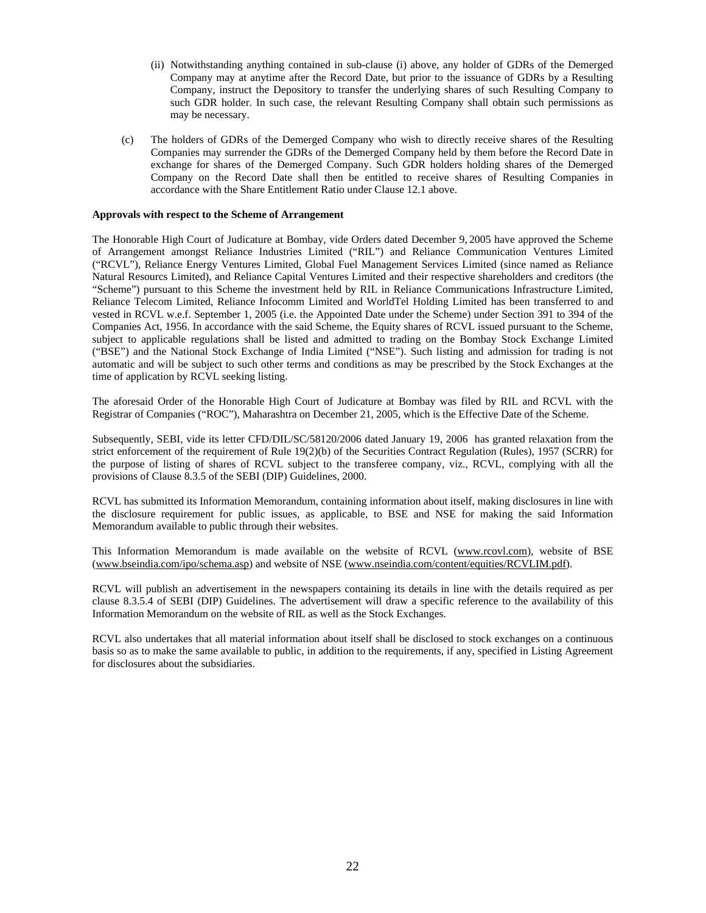(ii) Notwithstanding anything contained in sub-clause (i) above, any holder of GDRs of the Demerged Company may at anytime after the Record Date, but prior to the issuance of GDRs by a Resulting Company, instruct the Depository to transfer the underlying shares of such Resulting Company to such GDR holder. In such case, the relevant Resulting Company shall obtain such permissions as may be necessary.

(c) The holders of GDRs of the Demerged Company who wish to directly receive shares of the Resulting Companies may surrender the GDRs of the Demerged Company held by them before the Record Date in exchange for shares of the Demerged Company. Such GDR holders holding shares of the Demerged Company on the Record Date shall then be entitled to receive shares of Resulting Companies in accordance with the Share Entitlement Ratio under Clause 12.1 above.

**Approvals with respect to the Scheme of Arrangement**

The Honorable High Court of Judicature at Bombay, vide Orders dated December 9, 2005 have approved the Scheme of Arrangement amongst Reliance Industries Limited ("RIL") and Reliance Communication Ventures Limited ("RCVL"), Reliance Energy Ventures Limited, Global Fuel Management Services Limited (since named as Reliance Natural Resourcs Limited), and Reliance Capital Ventures Limited and their respective shareholders and creditors (the "Scheme") pursuant to this Scheme the investment held by RIL in Reliance Communications Infrastructure Limited, Reliance Telecom Limited, Reliance Infocomm Limited and WorldTel Holding Limited has been transferred to and vested in RCVL w.e.f. September 1, 2005 (i.e. the Appointed Date under the Scheme) under Section 391 to 394 of the Companies Act, 1956. In accordance with the said Scheme, the Equity shares of RCVL issued pursuant to the Scheme, subject to applicable regulations shall be listed and admitted to trading on the Bombay Stock Exchange Limited ("BSE") and the National Stock Exchange of India Limited ("NSE"). Such listing and admission for trading is not automatic and will be subject to such other terms and conditions as may be prescribed by the Stock Exchanges at the time of application by RCVL seeking listing.

The aforesaid Order of the Honorable High Court of Judicature at Bombay was filed by RIL and RCVL with the Registrar of Companies ("ROC"), Maharashtra on December 21, 2005, which is the Effective Date of the Scheme.

Subsequently, SEBI, vide its letter CFD/DIL/SC/58120/2006 dated January 19, 2006 has granted relaxation from the strict enforcement of the requirement of Rule 19(2)(b) of the Securities Contract Regulation (Rules), 1957 (SCRR) for the purpose of listing of shares of RCVL subject to the transferee company, viz., RCVL, complying with all the provisions of Clause 8.3.5 of the SEBI (DIP) Guidelines, 2000.

RCVL has submitted its Information Memorandum, containing information about itself, making disclosures in line with the disclosure requirement for public issues, as applicable, to BSE and NSE for making the said Information Memorandum available to public through their websites.

This Information Memorandum is made available on the website of RCVL (www.rcovl.com), website of BSE (www.bseindia.com/ipo/schema.asp) and website of NSE (www.nseindia.com/content/equities/RCVLIM.pdf).

RCVL will publish an advertisement in the newspapers containing its details in line with the details required as per clause 8.3.5.4 of SEBI (DIP) Guidelines. The advertisement will draw a specific reference to the availability of this Information Memorandum on the website of RIL as well as the Stock Exchanges.

RCVL also undertakes that all material information about itself shall be disclosed to stock exchanges on a continuous basis so as to make the same available to public, in addition to the requirements, if any, specified in Listing Agreement for disclosures about the subsidiaries.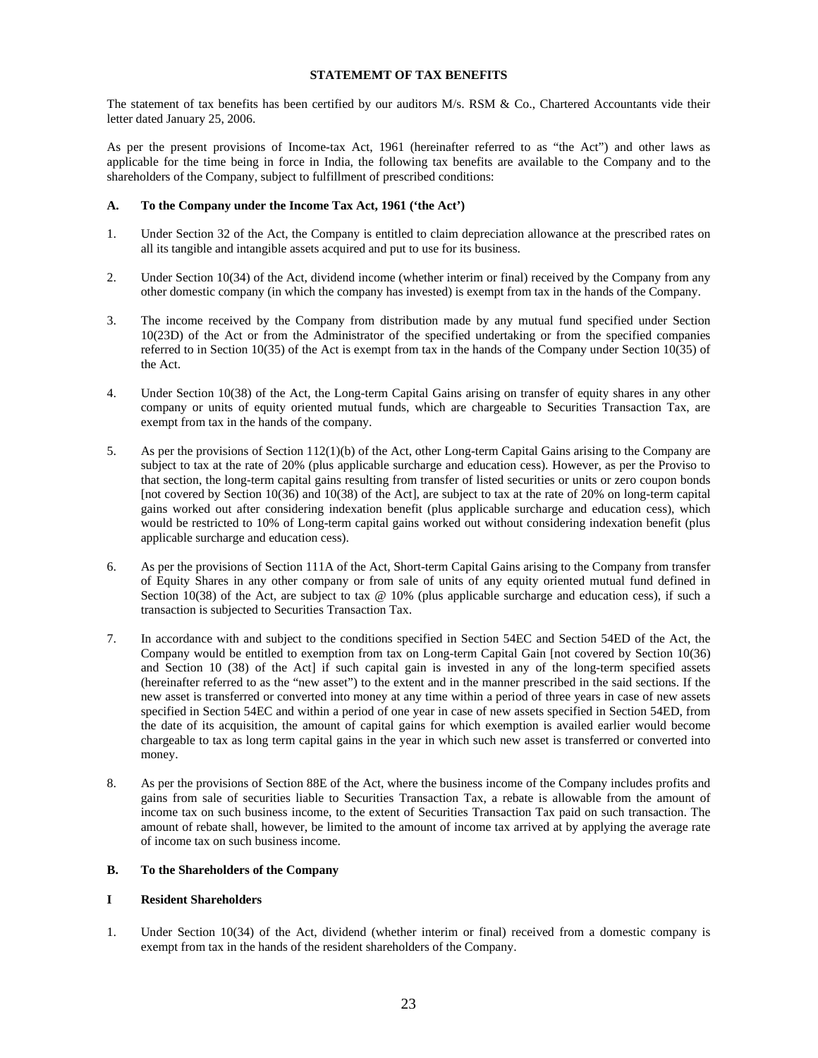## STATEMEMT OF TAX BENEFITS

The statement of tax benefits has been certified by our auditors M/s. RSM & Co., Chartered Accountants vide their letter dated January 25, 2006.

As per the present provisions of Income-tax Act, 1961 (hereinafter referred to as "the Act") and other laws as applicable for the time being in force in India, the following tax benefits are available to the Company and to the shareholders of the Company, subject to fulfillment of prescribed conditions:

### A. To the Company under the Income Tax Act, 1961 ('the Act')

1. Under Section 32 of the Act, the Company is entitled to claim depreciation allowance at the prescribed rates on all its tangible and intangible assets acquired and put to use for its business.

2. Under Section 10(34) of the Act, dividend income (whether interim or final) received by the Company from any other domestic company (in which the company has invested) is exempt from tax in the hands of the Company.

3. The income received by the Company from distribution made by any mutual fund specified under Section 10(23D) of the Act or from the Administrator of the specified undertaking or from the specified companies referred to in Section 10(35) of the Act is exempt from tax in the hands of the Company under Section 10(35) of the Act.

4. Under Section 10(38) of the Act, the Long-term Capital Gains arising on transfer of equity shares in any other company or units of equity oriented mutual funds, which are chargeable to Securities Transaction Tax, are exempt from tax in the hands of the company.

5. As per the provisions of Section 112(1)(b) of the Act, other Long-term Capital Gains arising to the Company are subject to tax at the rate of 20% (plus applicable surcharge and education cess). However, as per the Proviso to that section, the long-term capital gains resulting from transfer of listed securities or units or zero coupon bonds [not covered by Section 10(36) and 10(38) of the Act], are subject to tax at the rate of 20% on long-term capital gains worked out after considering indexation benefit (plus applicable surcharge and education cess), which would be restricted to 10% of Long-term capital gains worked out without considering indexation benefit (plus applicable surcharge and education cess).

6. As per the provisions of Section 111A of the Act, Short-term Capital Gains arising to the Company from transfer of Equity Shares in any other company or from sale of units of any equity oriented mutual fund defined in Section 10(38) of the Act, are subject to tax @ 10% (plus applicable surcharge and education cess), if such a transaction is subjected to Securities Transaction Tax.

7. In accordance with and subject to the conditions specified in Section 54EC and Section 54ED of the Act, the Company would be entitled to exemption from tax on Long-term Capital Gain [not covered by Section 10(36) and Section 10 (38) of the Act] if such capital gain is invested in any of the long-term specified assets (hereinafter referred to as the "new asset") to the extent and in the manner prescribed in the said sections. If the new asset is transferred or converted into money at any time within a period of three years in case of new assets specified in Section 54EC and within a period of one year in case of new assets specified in Section 54ED, from the date of its acquisition, the amount of capital gains for which exemption is availed earlier would become chargeable to tax as long term capital gains in the year in which such new asset is transferred or converted into money.

8. As per the provisions of Section 88E of the Act, where the business income of the Company includes profits and gains from sale of securities liable to Securities Transaction Tax, a rebate is allowable from the amount of income tax on such business income, to the extent of Securities Transaction Tax paid on such transaction. The amount of rebate shall, however, be limited to the amount of income tax arrived at by applying the average rate of income tax on such business income.

### B. To the Shareholders of the Company

#### I Resident Shareholders

1. Under Section 10(34) of the Act, dividend (whether interim or final) received from a domestic company is exempt from tax in the hands of the resident shareholders of the Company.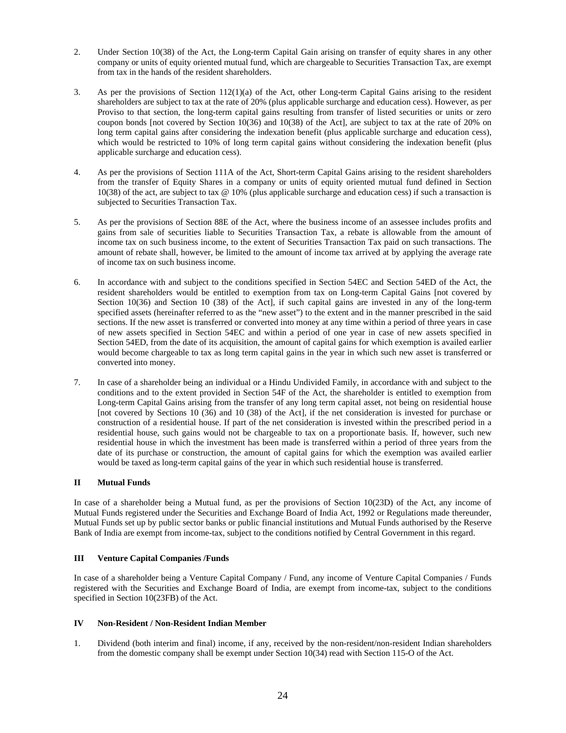2. Under Section 10(38) of the Act, the Long-term Capital Gain arising on transfer of equity shares in any other company or units of equity oriented mutual fund, which are chargeable to Securities Transaction Tax, are exempt from tax in the hands of the resident shareholders.

3. As per the provisions of Section 112(1)(a) of the Act, other Long-term Capital Gains arising to the resident shareholders are subject to tax at the rate of 20% (plus applicable surcharge and education cess). However, as per Proviso to that section, the long-term capital gains resulting from transfer of listed securities or units or zero coupon bonds [not covered by Section 10(36) and 10(38) of the Act], are subject to tax at the rate of 20% on long term capital gains after considering the indexation benefit (plus applicable surcharge and education cess), which would be restricted to 10% of long term capital gains without considering the indexation benefit (plus applicable surcharge and education cess).

4. As per the provisions of Section 111A of the Act, Short-term Capital Gains arising to the resident shareholders from the transfer of Equity Shares in a company or units of equity oriented mutual fund defined in Section 10(38) of the act, are subject to tax @ 10% (plus applicable surcharge and education cess) if such a transaction is subjected to Securities Transaction Tax.

5. As per the provisions of Section 88E of the Act, where the business income of an assessee includes profits and gains from sale of securities liable to Securities Transaction Tax, a rebate is allowable from the amount of income tax on such business income, to the extent of Securities Transaction Tax paid on such transactions. The amount of rebate shall, however, be limited to the amount of income tax arrived at by applying the average rate of income tax on such business income.

6. In accordance with and subject to the conditions specified in Section 54EC and Section 54ED of the Act, the resident shareholders would be entitled to exemption from tax on Long-term Capital Gains [not covered by Section 10(36) and Section 10 (38) of the Act], if such capital gains are invested in any of the long-term specified assets (hereinafter referred to as the "new asset") to the extent and in the manner prescribed in the said sections. If the new asset is transferred or converted into money at any time within a period of three years in case of new assets specified in Section 54EC and within a period of one year in case of new assets specified in Section 54ED, from the date of its acquisition, the amount of capital gains for which exemption is availed earlier would become chargeable to tax as long term capital gains in the year in which such new asset is transferred or converted into money.

7. In case of a shareholder being an individual or a Hindu Undivided Family, in accordance with and subject to the conditions and to the extent provided in Section 54F of the Act, the shareholder is entitled to exemption from Long-term Capital Gains arising from the transfer of any long term capital asset, not being on residential house [not covered by Sections 10 (36) and 10 (38) of the Act], if the net consideration is invested for purchase or construction of a residential house. If part of the net consideration is invested within the prescribed period in a residential house, such gains would not be chargeable to tax on a proportionate basis. If, however, such new residential house in which the investment has been made is transferred within a period of three years from the date of its purchase or construction, the amount of capital gains for which the exemption was availed earlier would be taxed as long-term capital gains of the year in which such residential house is transferred.

**II Mutual Funds**

In case of a shareholder being a Mutual fund, as per the provisions of Section 10(23D) of the Act, any income of Mutual Funds registered under the Securities and Exchange Board of India Act, 1992 or Regulations made thereunder, Mutual Funds set up by public sector banks or public financial institutions and Mutual Funds authorised by the Reserve Bank of India are exempt from income-tax, subject to the conditions notified by Central Government in this regard.

**III Venture Capital Companies /Funds**

In case of a shareholder being a Venture Capital Company / Fund, any income of Venture Capital Companies / Funds registered with the Securities and Exchange Board of India, are exempt from income-tax, subject to the conditions specified in Section 10(23FB) of the Act.

**IV Non-Resident / Non-Resident Indian Member**

1. Dividend (both interim and final) income, if any, received by the non-resident/non-resident Indian shareholders from the domestic company shall be exempt under Section 10(34) read with Section 115-O of the Act.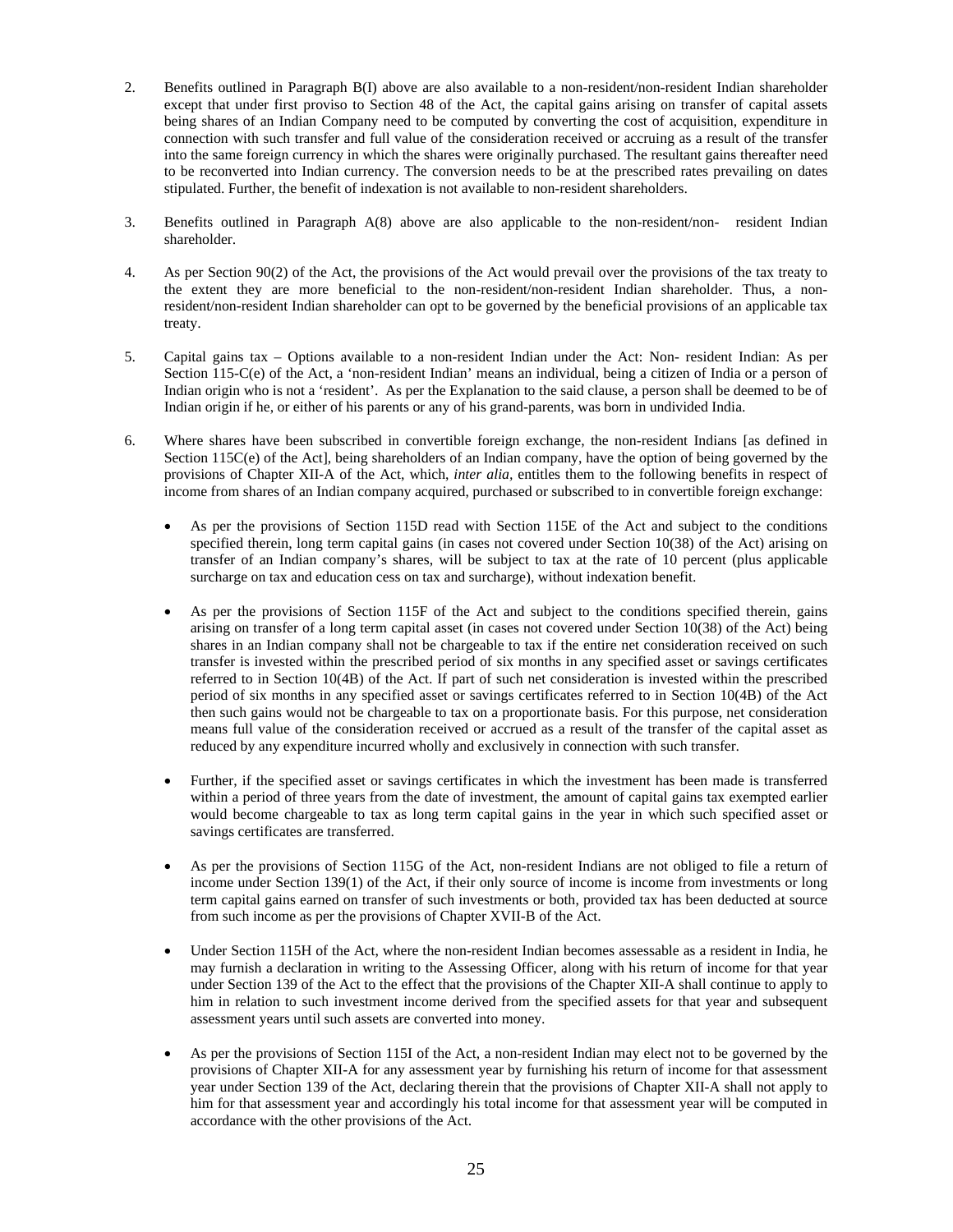2. Benefits outlined in Paragraph B(I) above are also available to a non-resident/non-resident Indian shareholder except that under first proviso to Section 48 of the Act, the capital gains arising on transfer of capital assets being shares of an Indian Company need to be computed by converting the cost of acquisition, expenditure in connection with such transfer and full value of the consideration received or accruing as a result of the transfer into the same foreign currency in which the shares were originally purchased. The resultant gains thereafter need to be reconverted into Indian currency. The conversion needs to be at the prescribed rates prevailing on dates stipulated. Further, the benefit of indexation is not available to non-resident shareholders.

3. Benefits outlined in Paragraph A(8) above are also applicable to the non-resident/non- resident Indian shareholder.

4. As per Section 90(2) of the Act, the provisions of the Act would prevail over the provisions of the tax treaty to the extent they are more beneficial to the non-resident/non-resident Indian shareholder. Thus, a non-resident/non-resident Indian shareholder can opt to be governed by the beneficial provisions of an applicable tax treaty.

5. Capital gains tax – Options available to a non-resident Indian under the Act: Non- resident Indian: As per Section 115-C(e) of the Act, a 'non-resident Indian' means an individual, being a citizen of India or a person of Indian origin who is not a 'resident'. As per the Explanation to the said clause, a person shall be deemed to be of Indian origin if he, or either of his parents or any of his grand-parents, was born in undivided India.

6. Where shares have been subscribed in convertible foreign exchange, the non-resident Indians [as defined in Section 115C(e) of the Act], being shareholders of an Indian company, have the option of being governed by the provisions of Chapter XII-A of the Act, which, *inter alia*, entitles them to the following benefits in respect of income from shares of an Indian company acquired, purchased or subscribed to in convertible foreign exchange:

   - As per the provisions of Section 115D read with Section 115E of the Act and subject to the conditions specified therein, long term capital gains (in cases not covered under Section 10(38) of the Act) arising on transfer of an Indian company's shares, will be subject to tax at the rate of 10 percent (plus applicable surcharge on tax and education cess on tax and surcharge), without indexation benefit.

   - As per the provisions of Section 115F of the Act and subject to the conditions specified therein, gains arising on transfer of a long term capital asset (in cases not covered under Section 10(38) of the Act) being shares in an Indian company shall not be chargeable to tax if the entire net consideration received on such transfer is invested within the prescribed period of six months in any specified asset or savings certificates referred to in Section 10(4B) of the Act. If part of such net consideration is invested within the prescribed period of six months in any specified asset or savings certificates referred to in Section 10(4B) of the Act then such gains would not be chargeable to tax on a proportionate basis. For this purpose, net consideration means full value of the consideration received or accrued as a result of the transfer of the capital asset as reduced by any expenditure incurred wholly and exclusively in connection with such transfer.

   - Further, if the specified asset or savings certificates in which the investment has been made is transferred within a period of three years from the date of investment, the amount of capital gains tax exempted earlier would become chargeable to tax as long term capital gains in the year in which such specified asset or savings certificates are transferred.

   - As per the provisions of Section 115G of the Act, non-resident Indians are not obliged to file a return of income under Section 139(1) of the Act, if their only source of income is income from investments or long term capital gains earned on transfer of such investments or both, provided tax has been deducted at source from such income as per the provisions of Chapter XVII-B of the Act.

   - Under Section 115H of the Act, where the non-resident Indian becomes assessable as a resident in India, he may furnish a declaration in writing to the Assessing Officer, along with his return of income for that year under Section 139 of the Act to the effect that the provisions of the Chapter XII-A shall continue to apply to him in relation to such investment income derived from the specified assets for that year and subsequent assessment years until such assets are converted into money.

   - As per the provisions of Section 115I of the Act, a non-resident Indian may elect not to be governed by the provisions of Chapter XII-A for any assessment year by furnishing his return of income for that assessment year under Section 139 of the Act, declaring therein that the provisions of Chapter XII-A shall not apply to him for that assessment year and accordingly his total income for that assessment year will be computed in accordance with the other provisions of the Act.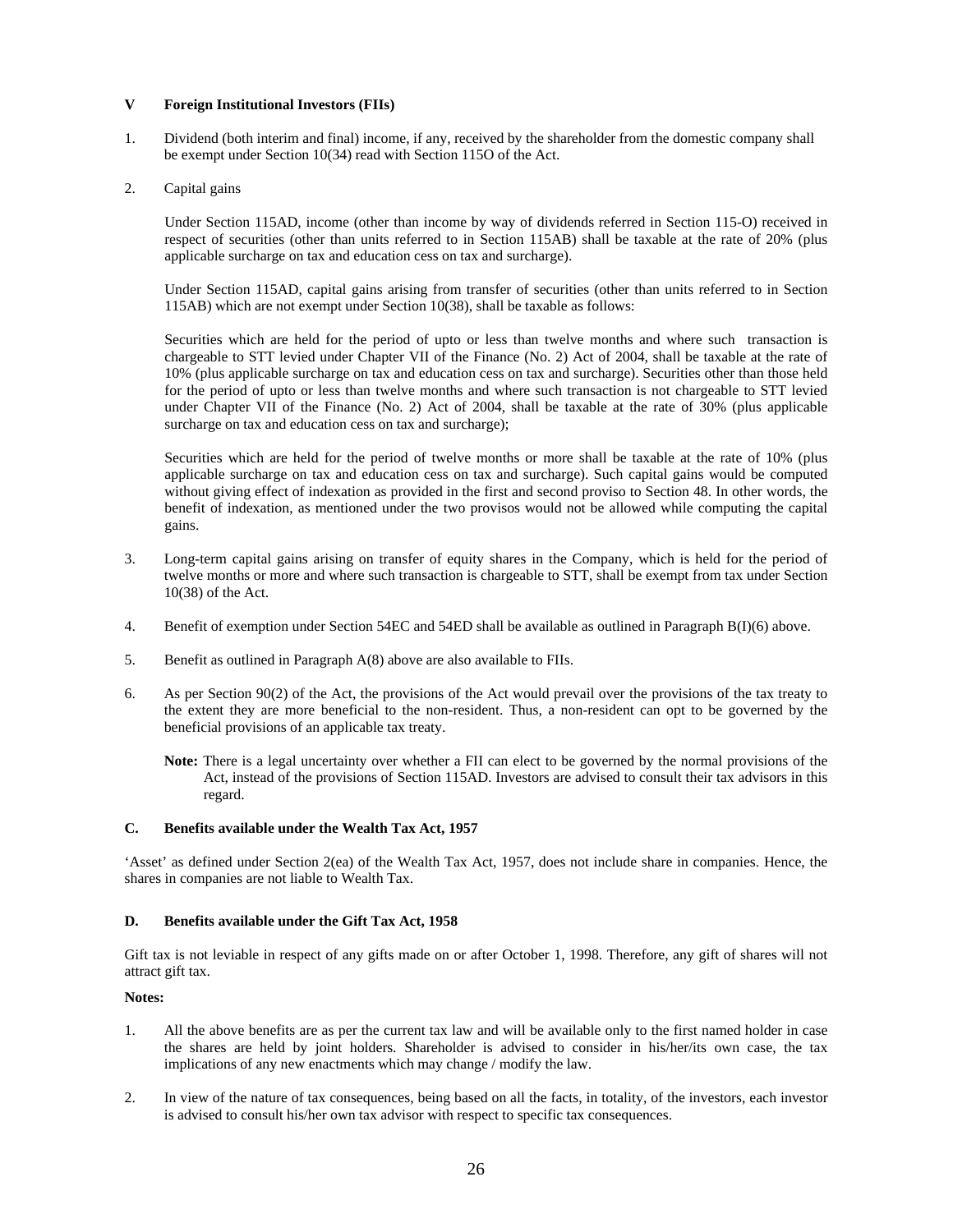### V Foreign Institutional Investors (FIIs)

1. Dividend (both interim and final) income, if any, received by the shareholder from the domestic company shall be exempt under Section 10(34) read with Section 115O of the Act.

2. Capital gains

   Under Section 115AD, income (other than income by way of dividends referred in Section 115-O) received in respect of securities (other than units referred to in Section 115AB) shall be taxable at the rate of 20% (plus applicable surcharge on tax and education cess on tax and surcharge).

   Under Section 115AD, capital gains arising from transfer of securities (other than units referred to in Section 115AB) which are not exempt under Section 10(38), shall be taxable as follows:

   Securities which are held for the period of upto or less than twelve months and where such transaction is chargeable to STT levied under Chapter VII of the Finance (No. 2) Act of 2004, shall be taxable at the rate of 10% (plus applicable surcharge on tax and education cess on tax and surcharge). Securities other than those held for the period of upto or less than twelve months and where such transaction is not chargeable to STT levied under Chapter VII of the Finance (No. 2) Act of 2004, shall be taxable at the rate of 30% (plus applicable surcharge on tax and education cess on tax and surcharge);

   Securities which are held for the period of twelve months or more shall be taxable at the rate of 10% (plus applicable surcharge on tax and education cess on tax and surcharge). Such capital gains would be computed without giving effect of indexation as provided in the first and second proviso to Section 48. In other words, the benefit of indexation, as mentioned under the two provisos would not be allowed while computing the capital gains.

3. Long-term capital gains arising on transfer of equity shares in the Company, which is held for the period of twelve months or more and where such transaction is chargeable to STT, shall be exempt from tax under Section 10(38) of the Act.

4. Benefit of exemption under Section 54EC and 54ED shall be available as outlined in Paragraph B(I)(6) above.

5. Benefit as outlined in Paragraph A(8) above are also available to FIIs.

6. As per Section 90(2) of the Act, the provisions of the Act would prevail over the provisions of the tax treaty to the extent they are more beneficial to the non-resident. Thus, a non-resident can opt to be governed by the beneficial provisions of an applicable tax treaty.

   **Note:** There is a legal uncertainty over whether a FII can elect to be governed by the normal provisions of the Act, instead of the provisions of Section 115AD. Investors are advised to consult their tax advisors in this regard.

### C. Benefits available under the Wealth Tax Act, 1957

'Asset' as defined under Section 2(ea) of the Wealth Tax Act, 1957, does not include share in companies. Hence, the shares in companies are not liable to Wealth Tax.

### D. Benefits available under the Gift Tax Act, 1958

Gift tax is not leviable in respect of any gifts made on or after October 1, 1998. Therefore, any gift of shares will not attract gift tax.

**Notes:**

1. All the above benefits are as per the current tax law and will be available only to the first named holder in case the shares are held by joint holders. Shareholder is advised to consider in his/her/its own case, the tax implications of any new enactments which may change / modify the law.

2. In view of the nature of tax consequences, being based on all the facts, in totality, of the investors, each investor is advised to consult his/her own tax advisor with respect to specific tax consequences.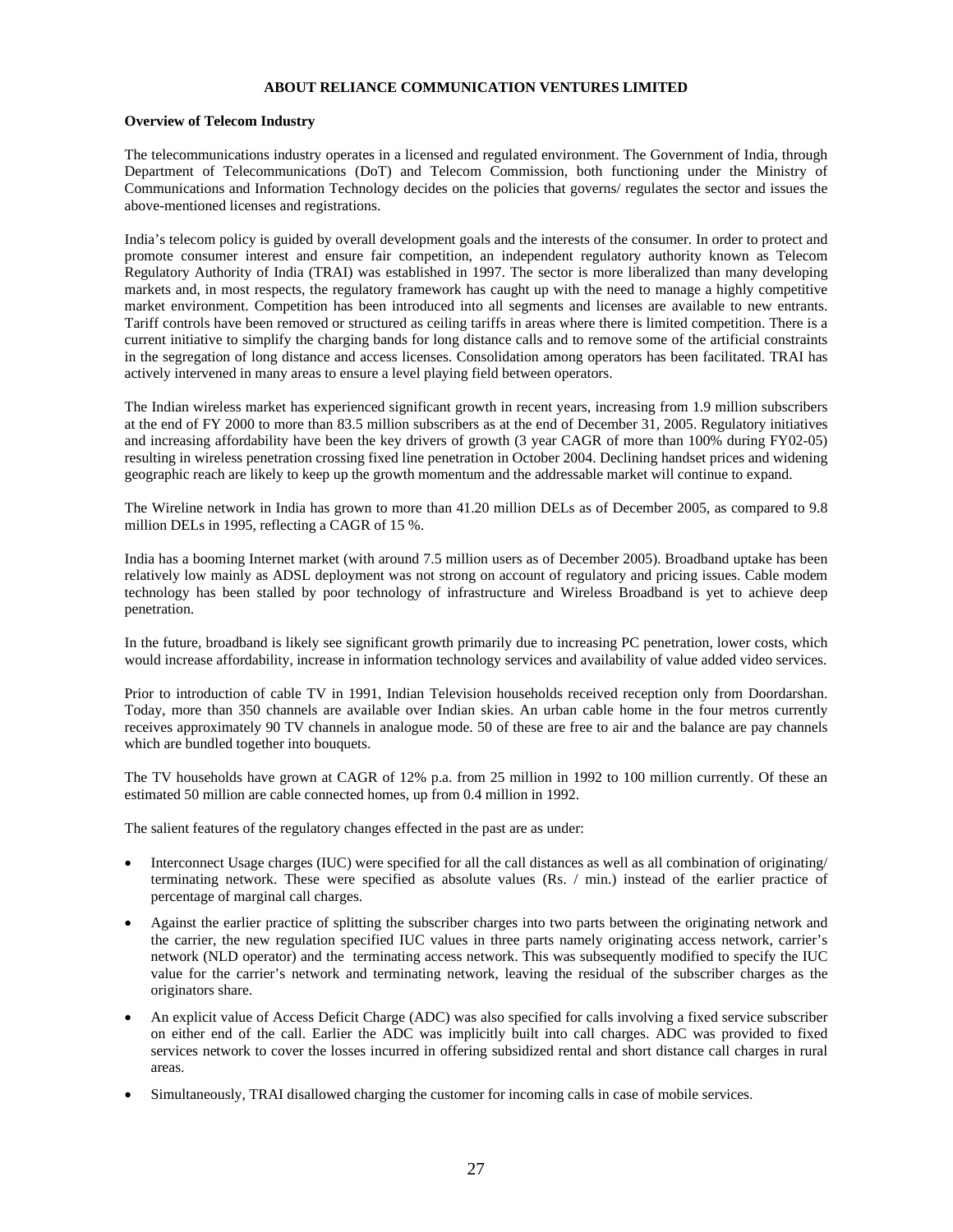**ABOUT RELIANCE COMMUNICATION VENTURES LIMITED**

**Overview of Telecom Industry**

The telecommunications industry operates in a licensed and regulated environment. The Government of India, through Department of Telecommunications (DoT) and Telecom Commission, both functioning under the Ministry of Communications and Information Technology decides on the policies that governs/ regulates the sector and issues the above-mentioned licenses and registrations.

India's telecom policy is guided by overall development goals and the interests of the consumer. In order to protect and promote consumer interest and ensure fair competition, an independent regulatory authority known as Telecom Regulatory Authority of India (TRAI) was established in 1997. The sector is more liberalized than many developing markets and, in most respects, the regulatory framework has caught up with the need to manage a highly competitive market environment. Competition has been introduced into all segments and licenses are available to new entrants. Tariff controls have been removed or structured as ceiling tariffs in areas where there is limited competition. There is a current initiative to simplify the charging bands for long distance calls and to remove some of the artificial constraints in the segregation of long distance and access licenses. Consolidation among operators has been facilitated. TRAI has actively intervened in many areas to ensure a level playing field between operators.

The Indian wireless market has experienced significant growth in recent years, increasing from 1.9 million subscribers at the end of FY 2000 to more than 83.5 million subscribers as at the end of December 31, 2005. Regulatory initiatives and increasing affordability have been the key drivers of growth (3 year CAGR of more than 100% during FY02-05) resulting in wireless penetration crossing fixed line penetration in October 2004. Declining handset prices and widening geographic reach are likely to keep up the growth momentum and the addressable market will continue to expand.

The Wireline network in India has grown to more than 41.20 million DELs as of December 2005, as compared to 9.8 million DELs in 1995, reflecting a CAGR of 15 %.

India has a booming Internet market (with around 7.5 million users as of December 2005). Broadband uptake has been relatively low mainly as ADSL deployment was not strong on account of regulatory and pricing issues. Cable modem technology has been stalled by poor technology of infrastructure and Wireless Broadband is yet to achieve deep penetration.

In the future, broadband is likely see significant growth primarily due to increasing PC penetration, lower costs, which would increase affordability, increase in information technology services and availability of value added video services.

Prior to introduction of cable TV in 1991, Indian Television households received reception only from Doordarshan. Today, more than 350 channels are available over Indian skies. An urban cable home in the four metros currently receives approximately 90 TV channels in analogue mode. 50 of these are free to air and the balance are pay channels which are bundled together into bouquets.

The TV households have grown at CAGR of 12% p.a. from 25 million in 1992 to 100 million currently. Of these an estimated 50 million are cable connected homes, up from 0.4 million in 1992.

The salient features of the regulatory changes effected in the past are as under:

- Interconnect Usage charges (IUC) were specified for all the call distances as well as all combination of originating/ terminating network. These were specified as absolute values (Rs. / min.) instead of the earlier practice of percentage of marginal call charges.
- Against the earlier practice of splitting the subscriber charges into two parts between the originating network and the carrier, the new regulation specified IUC values in three parts namely originating access network, carrier's network (NLD operator) and the terminating access network. This was subsequently modified to specify the IUC value for the carrier's network and terminating network, leaving the residual of the subscriber charges as the originators share.
- An explicit value of Access Deficit Charge (ADC) was also specified for calls involving a fixed service subscriber on either end of the call. Earlier the ADC was implicitly built into call charges. ADC was provided to fixed services network to cover the losses incurred in offering subsidized rental and short distance call charges in rural areas.
- Simultaneously, TRAI disallowed charging the customer for incoming calls in case of mobile services.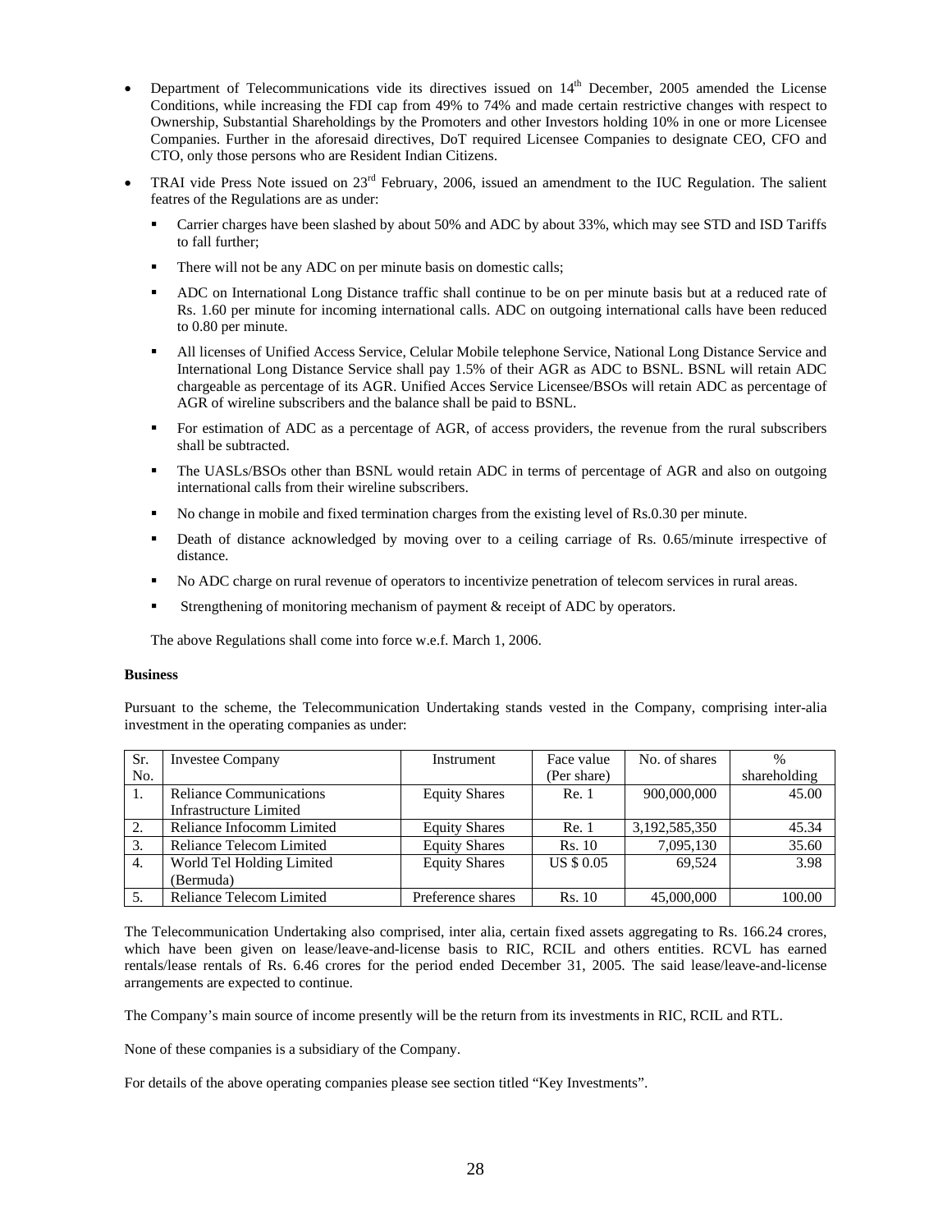- Department of Telecommunications vide its directives issued on 14th December, 2005 amended the License Conditions, while increasing the FDI cap from 49% to 74% and made certain restrictive changes with respect to Ownership, Substantial Shareholdings by the Promoters and other Investors holding 10% in one or more Licensee Companies. Further in the aforesaid directives, DoT required Licensee Companies to designate CEO, CFO and CTO, only those persons who are Resident Indian Citizens.
- TRAI vide Press Note issued on 23rd February, 2006, issued an amendment to the IUC Regulation. The salient featres of the Regulations are as under:
  - Carrier charges have been slashed by about 50% and ADC by about 33%, which may see STD and ISD Tariffs to fall further;
  - There will not be any ADC on per minute basis on domestic calls;
  - ADC on International Long Distance traffic shall continue to be on per minute basis but at a reduced rate of Rs. 1.60 per minute for incoming international calls. ADC on outgoing international calls have been reduced to 0.80 per minute.
  - All licenses of Unified Access Service, Celular Mobile telephone Service, National Long Distance Service and International Long Distance Service shall pay 1.5% of their AGR as ADC to BSNL. BSNL will retain ADC chargeable as percentage of its AGR. Unified Acces Service Licensee/BSOs will retain ADC as percentage of AGR of wireline subscribers and the balance shall be paid to BSNL.
  - For estimation of ADC as a percentage of AGR, of access providers, the revenue from the rural subscribers shall be subtracted.
  - The UASLs/BSOs other than BSNL would retain ADC in terms of percentage of AGR and also on outgoing international calls from their wireline subscribers.
  - No change in mobile and fixed termination charges from the existing level of Rs.0.30 per minute.
  - Death of distance acknowledged by moving over to a ceiling carriage of Rs. 0.65/minute irrespective of distance.
  - No ADC charge on rural revenue of operators to incentivize penetration of telecom services in rural areas.
  - Strengthening of monitoring mechanism of payment & receipt of ADC by operators.

  The above Regulations shall come into force w.e.f. March 1, 2006.

**Business**

Pursuant to the scheme, the Telecommunication Undertaking stands vested in the Company, comprising inter-alia investment in the operating companies as under:

| Sr. No. | Investee Company | Instrument | Face value (Per share) | No. of shares | % shareholding |
|---|---|---|---|---|---|
| 1. | Reliance Communications Infrastructure Limited | Equity Shares | Re. 1 | 900,000,000 | 45.00 |
| 2. | Reliance Infocomm Limited | Equity Shares | Re. 1 | 3,192,585,350 | 45.34 |
| 3. | Reliance Telecom Limited | Equity Shares | Rs. 10 | 7,095,130 | 35.60 |
| 4. | World Tel Holding Limited (Bermuda) | Equity Shares | US $ 0.05 | 69,524 | 3.98 |
| 5. | Reliance Telecom Limited | Preference shares | Rs. 10 | 45,000,000 | 100.00 |

The Telecommunication Undertaking also comprised, inter alia, certain fixed assets aggregating to Rs. 166.24 crores, which have been given on lease/leave-and-license basis to RIC, RCIL and others entities. RCVL has earned rentals/lease rentals of Rs. 6.46 crores for the period ended December 31, 2005. The said lease/leave-and-license arrangements are expected to continue.

The Company's main source of income presently will be the return from its investments in RIC, RCIL and RTL.

None of these companies is a subsidiary of the Company.

For details of the above operating companies please see section titled "Key Investments".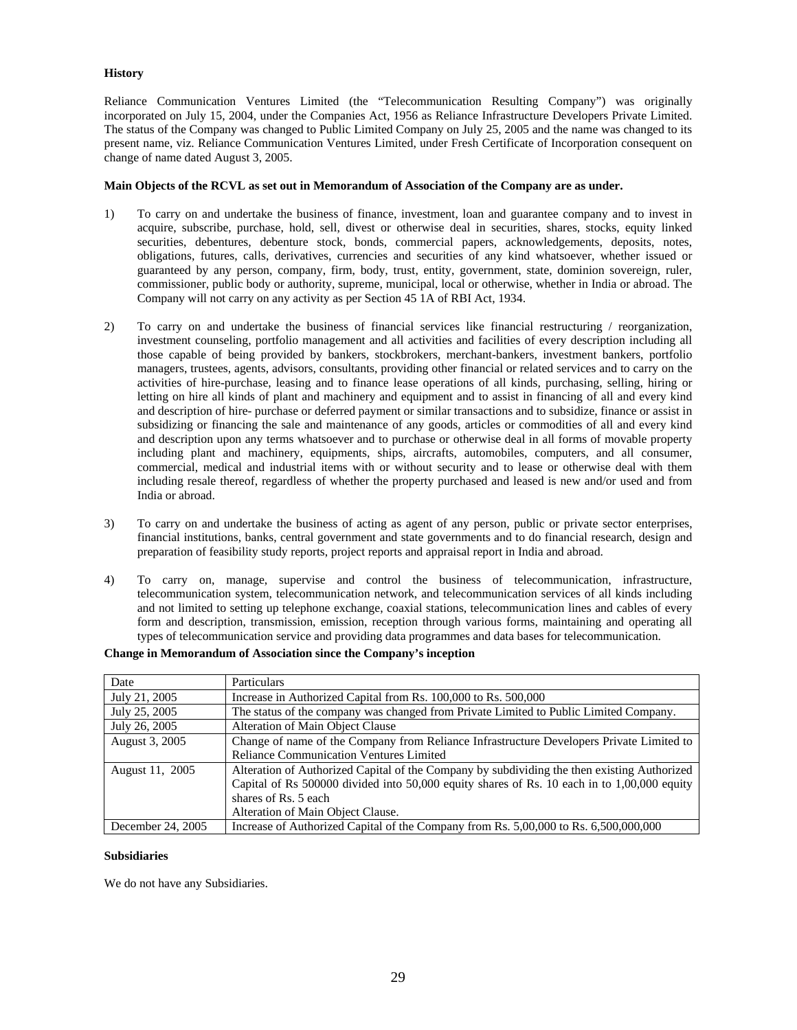### History

Reliance Communication Ventures Limited (the "Telecommunication Resulting Company") was originally incorporated on July 15, 2004, under the Companies Act, 1956 as Reliance Infrastructure Developers Private Limited. The status of the Company was changed to Public Limited Company on July 25, 2005 and the name was changed to its present name, viz. Reliance Communication Ventures Limited, under Fresh Certificate of Incorporation consequent on change of name dated August 3, 2005.

**Main Objects of the RCVL as set out in Memorandum of Association of the Company are as under.**

1) To carry on and undertake the business of finance, investment, loan and guarantee company and to invest in acquire, subscribe, purchase, hold, sell, divest or otherwise deal in securities, shares, stocks, equity linked securities, debentures, debenture stock, bonds, commercial papers, acknowledgements, deposits, notes, obligations, futures, calls, derivatives, currencies and securities of any kind whatsoever, whether issued or guaranteed by any person, company, firm, body, trust, entity, government, state, dominion sovereign, ruler, commissioner, public body or authority, supreme, municipal, local or otherwise, whether in India or abroad. The Company will not carry on any activity as per Section 45 1A of RBI Act, 1934.

2) To carry on and undertake the business of financial services like financial restructuring / reorganization, investment counseling, portfolio management and all activities and facilities of every description including all those capable of being provided by bankers, stockbrokers, merchant-bankers, investment bankers, portfolio managers, trustees, agents, advisors, consultants, providing other financial or related services and to carry on the activities of hire-purchase, leasing and to finance lease operations of all kinds, purchasing, selling, hiring or letting on hire all kinds of plant and machinery and equipment and to assist in financing of all and every kind and description of hire- purchase or deferred payment or similar transactions and to subsidize, finance or assist in subsidizing or financing the sale and maintenance of any goods, articles or commodities of all and every kind and description upon any terms whatsoever and to purchase or otherwise deal in all forms of movable property including plant and machinery, equipments, ships, aircrafts, automobiles, computers, and all consumer, commercial, medical and industrial items with or without security and to lease or otherwise deal with them including resale thereof, regardless of whether the property purchased and leased is new and/or used and from India or abroad.

3) To carry on and undertake the business of acting as agent of any person, public or private sector enterprises, financial institutions, banks, central government and state governments and to do financial research, design and preparation of feasibility study reports, project reports and appraisal report in India and abroad.

4) To carry on, manage, supervise and control the business of telecommunication, infrastructure, telecommunication system, telecommunication network, and telecommunication services of all kinds including and not limited to setting up telephone exchange, coaxial stations, telecommunication lines and cables of every form and description, transmission, emission, reception through various forms, maintaining and operating all types of telecommunication service and providing data programmes and data bases for telecommunication.

**Change in Memorandum of Association since the Company's inception**

| Date | Particulars |
|---|---|
| July 21, 2005 | Increase in Authorized Capital from Rs. 100,000 to Rs. 500,000 |
| July 25, 2005 | The status of the company was changed from Private Limited to Public Limited Company. |
| July 26, 2005 | Alteration of Main Object Clause |
| August 3, 2005 | Change of name of the Company from Reliance Infrastructure Developers Private Limited to Reliance Communication Ventures Limited |
| August 11, 2005 | Alteration of Authorized Capital of the Company by subdividing the then existing Authorized Capital of Rs 500000 divided into 50,000 equity shares of Rs. 10 each in to 1,00,000 equity shares of Rs. 5 each<br>Alteration of Main Object Clause. |
| December 24, 2005 | Increase of Authorized Capital of the Company from Rs. 5,00,000 to Rs. 6,500,000,000 |

### Subsidiaries

We do not have any Subsidiaries.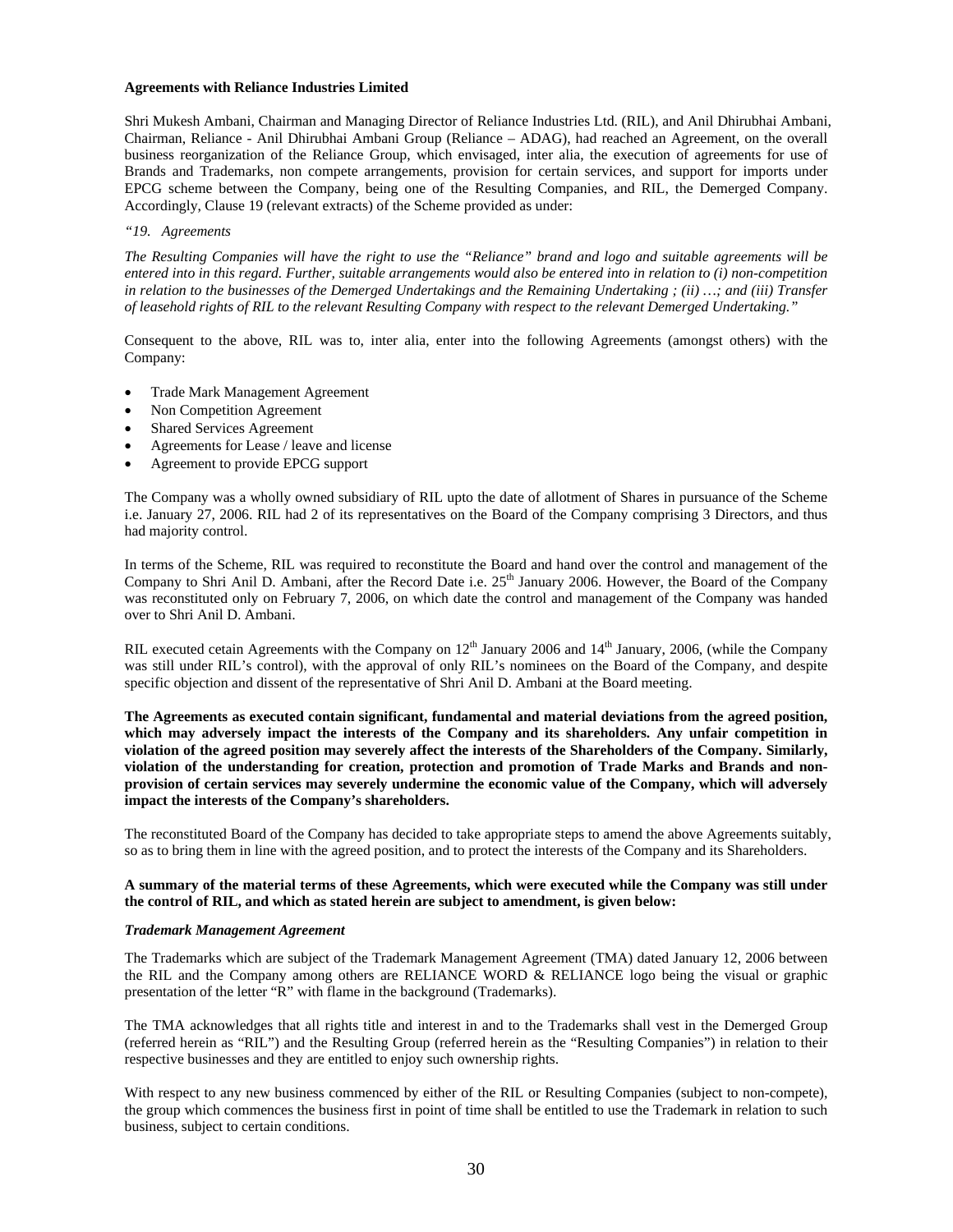**Agreements with Reliance Industries Limited**

Shri Mukesh Ambani, Chairman and Managing Director of Reliance Industries Ltd. (RIL), and Anil Dhirubhai Ambani, Chairman, Reliance - Anil Dhirubhai Ambani Group (Reliance – ADAG), had reached an Agreement, on the overall business reorganization of the Reliance Group, which envisaged, inter alia, the execution of agreements for use of Brands and Trademarks, non compete arrangements, provision for certain services, and support for imports under EPCG scheme between the Company, being one of the Resulting Companies, and RIL, the Demerged Company. Accordingly, Clause 19 (relevant extracts) of the Scheme provided as under:

*"19. Agreements*

*The Resulting Companies will have the right to use the "Reliance" brand and logo and suitable agreements will be entered into in this regard. Further, suitable arrangements would also be entered into in relation to (i) non-competition in relation to the businesses of the Demerged Undertakings and the Remaining Undertaking ; (ii) …; and (iii) Transfer of leasehold rights of RIL to the relevant Resulting Company with respect to the relevant Demerged Undertaking."*

Consequent to the above, RIL was to, inter alia, enter into the following Agreements (amongst others) with the Company:

- Trade Mark Management Agreement
- Non Competition Agreement
- Shared Services Agreement
- Agreements for Lease / leave and license
- Agreement to provide EPCG support

The Company was a wholly owned subsidiary of RIL upto the date of allotment of Shares in pursuance of the Scheme i.e. January 27, 2006. RIL had 2 of its representatives on the Board of the Company comprising 3 Directors, and thus had majority control.

In terms of the Scheme, RIL was required to reconstitute the Board and hand over the control and management of the Company to Shri Anil D. Ambani, after the Record Date i.e. 25th January 2006. However, the Board of the Company was reconstituted only on February 7, 2006, on which date the control and management of the Company was handed over to Shri Anil D. Ambani.

RIL executed cetain Agreements with the Company on 12th January 2006 and 14th January, 2006, (while the Company was still under RIL's control), with the approval of only RIL's nominees on the Board of the Company, and despite specific objection and dissent of the representative of Shri Anil D. Ambani at the Board meeting.

**The Agreements as executed contain significant, fundamental and material deviations from the agreed position, which may adversely impact the interests of the Company and its shareholders. Any unfair competition in violation of the agreed position may severely affect the interests of the Shareholders of the Company. Similarly, violation of the understanding for creation, protection and promotion of Trade Marks and Brands and non-provision of certain services may severely undermine the economic value of the Company, which will adversely impact the interests of the Company's shareholders.**

The reconstituted Board of the Company has decided to take appropriate steps to amend the above Agreements suitably, so as to bring them in line with the agreed position, and to protect the interests of the Company and its Shareholders.

**A summary of the material terms of these Agreements, which were executed while the Company was still under the control of RIL, and which as stated herein are subject to amendment, is given below:**

***Trademark Management Agreement***

The Trademarks which are subject of the Trademark Management Agreement (TMA) dated January 12, 2006 between the RIL and the Company among others are RELIANCE WORD & RELIANCE logo being the visual or graphic presentation of the letter "R" with flame in the background (Trademarks).

The TMA acknowledges that all rights title and interest in and to the Trademarks shall vest in the Demerged Group (referred herein as "RIL") and the Resulting Group (referred herein as the "Resulting Companies") in relation to their respective businesses and they are entitled to enjoy such ownership rights.

With respect to any new business commenced by either of the RIL or Resulting Companies (subject to non-compete), the group which commences the business first in point of time shall be entitled to use the Trademark in relation to such business, subject to certain conditions.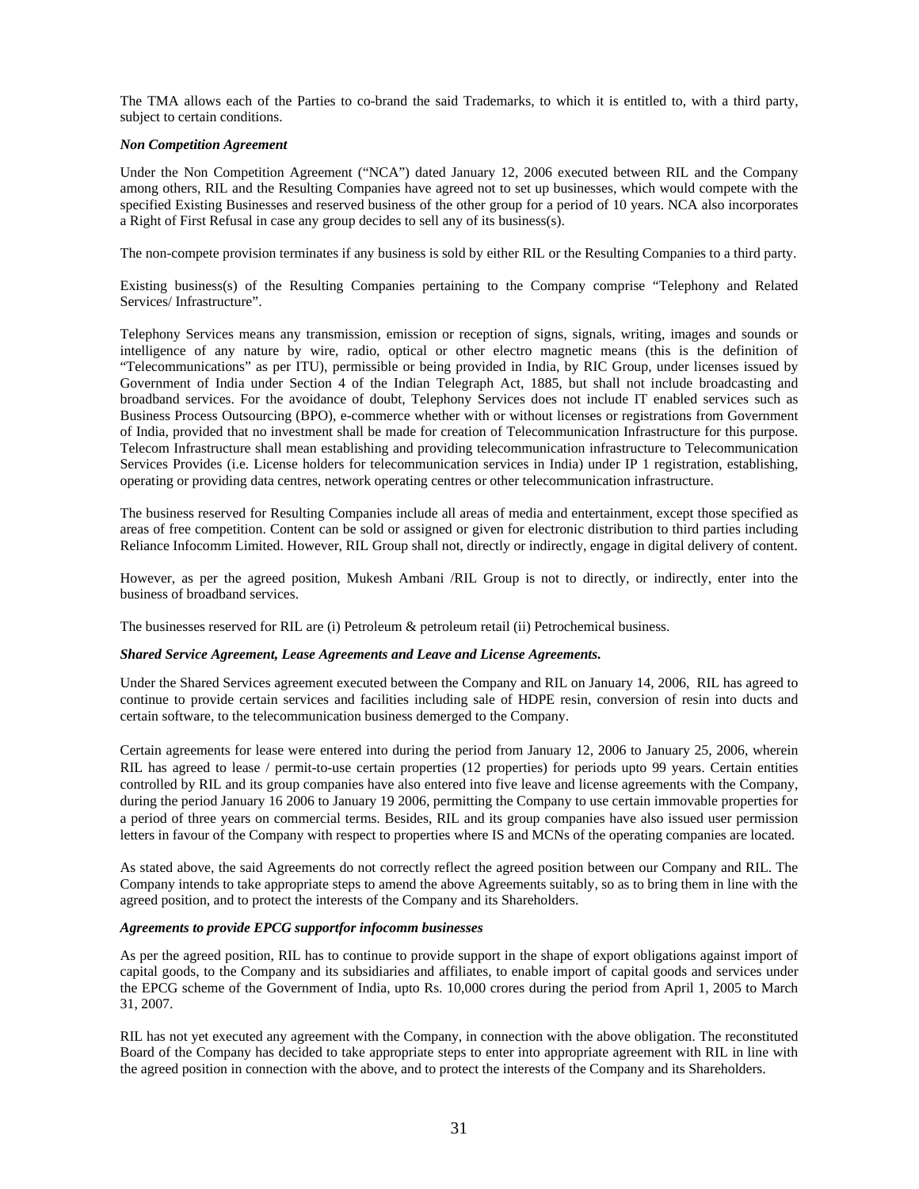The TMA allows each of the Parties to co-brand the said Trademarks, to which it is entitled to, with a third party, subject to certain conditions.

***Non Competition Agreement***

Under the Non Competition Agreement ("NCA") dated January 12, 2006 executed between RIL and the Company among others, RIL and the Resulting Companies have agreed not to set up businesses, which would compete with the specified Existing Businesses and reserved business of the other group for a period of 10 years. NCA also incorporates a Right of First Refusal in case any group decides to sell any of its business(s).

The non-compete provision terminates if any business is sold by either RIL or the Resulting Companies to a third party.

Existing business(s) of the Resulting Companies pertaining to the Company comprise "Telephony and Related Services/ Infrastructure".

Telephony Services means any transmission, emission or reception of signs, signals, writing, images and sounds or intelligence of any nature by wire, radio, optical or other electro magnetic means (this is the definition of "Telecommunications" as per ITU), permissible or being provided in India, by RIC Group, under licenses issued by Government of India under Section 4 of the Indian Telegraph Act, 1885, but shall not include broadcasting and broadband services. For the avoidance of doubt, Telephony Services does not include IT enabled services such as Business Process Outsourcing (BPO), e-commerce whether with or without licenses or registrations from Government of India, provided that no investment shall be made for creation of Telecommunication Infrastructure for this purpose. Telecom Infrastructure shall mean establishing and providing telecommunication infrastructure to Telecommunication Services Provides (i.e. License holders for telecommunication services in India) under IP 1 registration, establishing, operating or providing data centres, network operating centres or other telecommunication infrastructure.

The business reserved for Resulting Companies include all areas of media and entertainment, except those specified as areas of free competition. Content can be sold or assigned or given for electronic distribution to third parties including Reliance Infocomm Limited. However, RIL Group shall not, directly or indirectly, engage in digital delivery of content.

However, as per the agreed position, Mukesh Ambani /RIL Group is not to directly, or indirectly, enter into the business of broadband services.

The businesses reserved for RIL are (i) Petroleum & petroleum retail (ii) Petrochemical business.

***Shared Service Agreement, Lease Agreements and Leave and License Agreements.***

Under the Shared Services agreement executed between the Company and RIL on January 14, 2006, RIL has agreed to continue to provide certain services and facilities including sale of HDPE resin, conversion of resin into ducts and certain software, to the telecommunication business demerged to the Company.

Certain agreements for lease were entered into during the period from January 12, 2006 to January 25, 2006, wherein RIL has agreed to lease / permit-to-use certain properties (12 properties) for periods upto 99 years. Certain entities controlled by RIL and its group companies have also entered into five leave and license agreements with the Company, during the period January 16 2006 to January 19 2006, permitting the Company to use certain immovable properties for a period of three years on commercial terms. Besides, RIL and its group companies have also issued user permission letters in favour of the Company with respect to properties where IS and MCNs of the operating companies are located.

As stated above, the said Agreements do not correctly reflect the agreed position between our Company and RIL. The Company intends to take appropriate steps to amend the above Agreements suitably, so as to bring them in line with the agreed position, and to protect the interests of the Company and its Shareholders.

***Agreements to provide EPCG supportfor infocomm businesses***

As per the agreed position, RIL has to continue to provide support in the shape of export obligations against import of capital goods, to the Company and its subsidiaries and affiliates, to enable import of capital goods and services under the EPCG scheme of the Government of India, upto Rs. 10,000 crores during the period from April 1, 2005 to March 31, 2007.

RIL has not yet executed any agreement with the Company, in connection with the above obligation. The reconstituted Board of the Company has decided to take appropriate steps to enter into appropriate agreement with RIL in line with the agreed position in connection with the above, and to protect the interests of the Company and its Shareholders.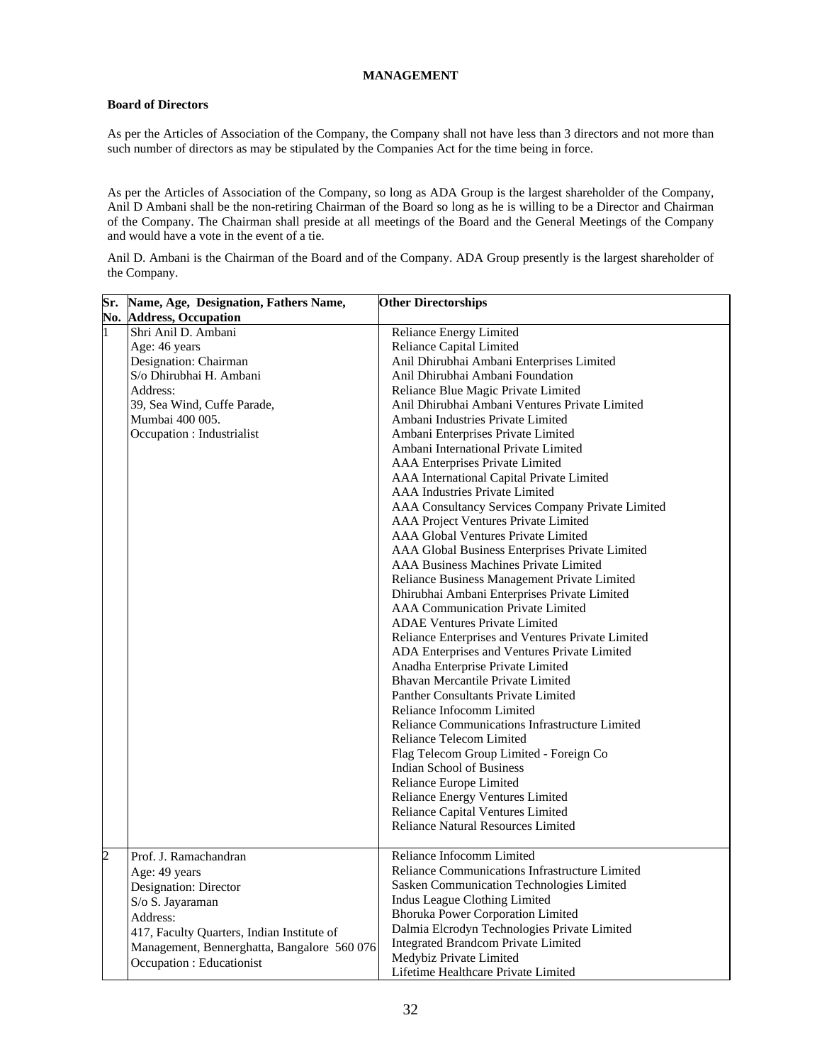## MANAGEMENT

### Board of Directors

As per the Articles of Association of the Company, the Company shall not have less than 3 directors and not more than such number of directors as may be stipulated by the Companies Act for the time being in force.

As per the Articles of Association of the Company, so long as ADA Group is the largest shareholder of the Company, Anil D Ambani shall be the non-retiring Chairman of the Board so long as he is willing to be a Director and Chairman of the Company. The Chairman shall preside at all meetings of the Board and the General Meetings of the Company and would have a vote in the event of a tie.

Anil D. Ambani is the Chairman of the Board and of the Company. ADA Group presently is the largest shareholder of the Company.

| Sr. No. | Name, Age, Designation, Fathers Name, Address, Occupation | Other Directorships |
|---|---|---|
| 1 | Shri Anil D. Ambani<br>Age: 46 years<br>Designation: Chairman<br>S/o Dhirubhai H. Ambani<br>Address:<br>39, Sea Wind, Cuffe Parade,<br>Mumbai 400 005.<br>Occupation : Industrialist | Reliance Energy Limited<br>Reliance Capital Limited<br>Anil Dhirubhai Ambani Enterprises Limited<br>Anil Dhirubhai Ambani Foundation<br>Reliance Blue Magic Private Limited<br>Anil Dhirubhai Ambani Ventures Private Limited<br>Ambani Industries Private Limited<br>Ambani Enterprises Private Limited<br>Ambani International Private Limited<br>AAA Enterprises Private Limited<br>AAA International Capital Private Limited<br>AAA Industries Private Limited<br>AAA Consultancy Services Company Private Limited<br>AAA Project Ventures Private Limited<br>AAA Global Ventures Private Limited<br>AAA Global Business Enterprises Private Limited<br>AAA Business Machines Private Limited<br>Reliance Business Management Private Limited<br>Dhirubhai Ambani Enterprises Private Limited<br>AAA Communication Private Limited<br>ADAE Ventures Private Limited<br>Reliance Enterprises and Ventures Private Limited<br>ADA Enterprises and Ventures Private Limited<br>Anadha Enterprise Private Limited<br>Bhavan Mercantile Private Limited<br>Panther Consultants Private Limited<br>Reliance Infocomm Limited<br>Reliance Communications Infrastructure Limited<br>Reliance Telecom Limited<br>Flag Telecom Group Limited - Foreign Co<br>Indian School of Business<br>Reliance Europe Limited<br>Reliance Energy Ventures Limited<br>Reliance Capital Ventures Limited<br>Reliance Natural Resources Limited |
| 2 | Prof. J. Ramachandran<br>Age: 49 years<br>Designation: Director<br>S/o S. Jayaraman<br>Address:<br>417, Faculty Quarters, Indian Institute of Management, Bennerghatta, Bangalore 560 076<br>Occupation : Educationist | Reliance Infocomm Limited<br>Reliance Communications Infrastructure Limited<br>Sasken Communication Technologies Limited<br>Indus League Clothing Limited<br>Bhoruka Power Corporation Limited<br>Dalmia Elcrodyn Technologies Private Limited<br>Integrated Brandcom Private Limited<br>Medybiz Private Limited<br>Lifetime Healthcare Private Limited |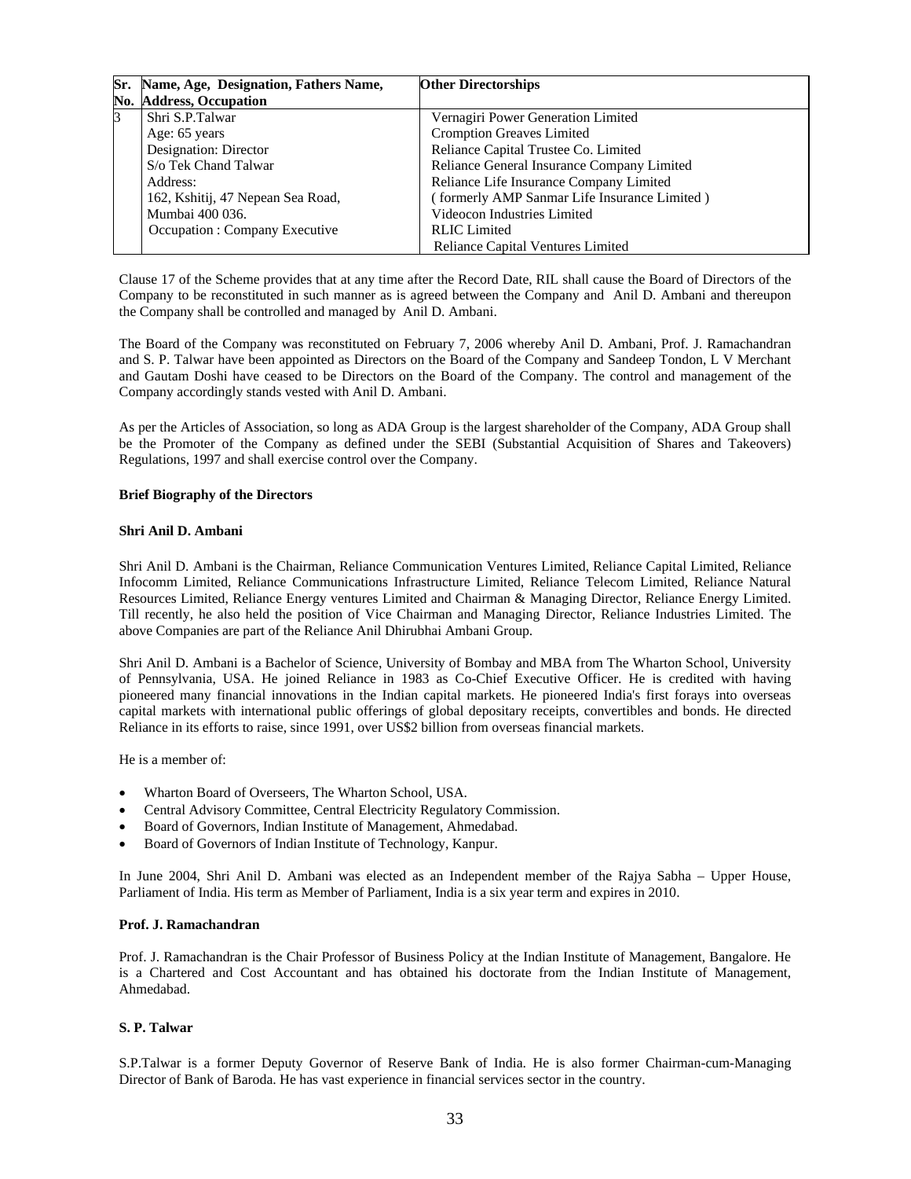| Sr. No. | Name, Age, Designation, Fathers Name, Address, Occupation | Other Directorships |
| --- | --- | --- |
| 3 | Shri S.P.Talwar<br>Age: 65 years<br>Designation: Director<br>S/o Tek Chand Talwar<br>Address:<br>162, Kshitij, 47 Nepean Sea Road,<br>Mumbai 400 036.<br>Occupation : Company Executive | Vernagiri Power Generation Limited<br>Cromption Greaves Limited<br>Reliance Capital Trustee Co. Limited<br>Reliance General Insurance Company Limited<br>Reliance Life Insurance Company Limited<br>( formerly AMP Sanmar Life Insurance Limited )<br>Videocon Industries Limited<br>RLIC Limited<br>Reliance Capital Ventures Limited |

Clause 17 of the Scheme provides that at any time after the Record Date, RIL shall cause the Board of Directors of the Company to be reconstituted in such manner as is agreed between the Company and Anil D. Ambani and thereupon the Company shall be controlled and managed by Anil D. Ambani.

The Board of the Company was reconstituted on February 7, 2006 whereby Anil D. Ambani, Prof. J. Ramachandran and S. P. Talwar have been appointed as Directors on the Board of the Company and Sandeep Tondon, L V Merchant and Gautam Doshi have ceased to be Directors on the Board of the Company. The control and management of the Company accordingly stands vested with Anil D. Ambani.

As per the Articles of Association, so long as ADA Group is the largest shareholder of the Company, ADA Group shall be the Promoter of the Company as defined under the SEBI (Substantial Acquisition of Shares and Takeovers) Regulations, 1997 and shall exercise control over the Company.

**Brief Biography of the Directors**

**Shri Anil D. Ambani**

Shri Anil D. Ambani is the Chairman, Reliance Communication Ventures Limited, Reliance Capital Limited, Reliance Infocomm Limited, Reliance Communications Infrastructure Limited, Reliance Telecom Limited, Reliance Natural Resources Limited, Reliance Energy ventures Limited and Chairman & Managing Director, Reliance Energy Limited. Till recently, he also held the position of Vice Chairman and Managing Director, Reliance Industries Limited. The above Companies are part of the Reliance Anil Dhirubhai Ambani Group.

Shri Anil D. Ambani is a Bachelor of Science, University of Bombay and MBA from The Wharton School, University of Pennsylvania, USA. He joined Reliance in 1983 as Co-Chief Executive Officer. He is credited with having pioneered many financial innovations in the Indian capital markets. He pioneered India's first forays into overseas capital markets with international public offerings of global depositary receipts, convertibles and bonds. He directed Reliance in its efforts to raise, since 1991, over US$2 billion from overseas financial markets.

He is a member of:

- Wharton Board of Overseers, The Wharton School, USA.
- Central Advisory Committee, Central Electricity Regulatory Commission.
- Board of Governors, Indian Institute of Management, Ahmedabad.
- Board of Governors of Indian Institute of Technology, Kanpur.

In June 2004, Shri Anil D. Ambani was elected as an Independent member of the Rajya Sabha – Upper House, Parliament of India. His term as Member of Parliament, India is a six year term and expires in 2010.

**Prof. J. Ramachandran**

Prof. J. Ramachandran is the Chair Professor of Business Policy at the Indian Institute of Management, Bangalore. He is a Chartered and Cost Accountant and has obtained his doctorate from the Indian Institute of Management, Ahmedabad.

**S. P. Talwar**

S.P.Talwar is a former Deputy Governor of Reserve Bank of India. He is also former Chairman-cum-Managing Director of Bank of Baroda. He has vast experience in financial services sector in the country.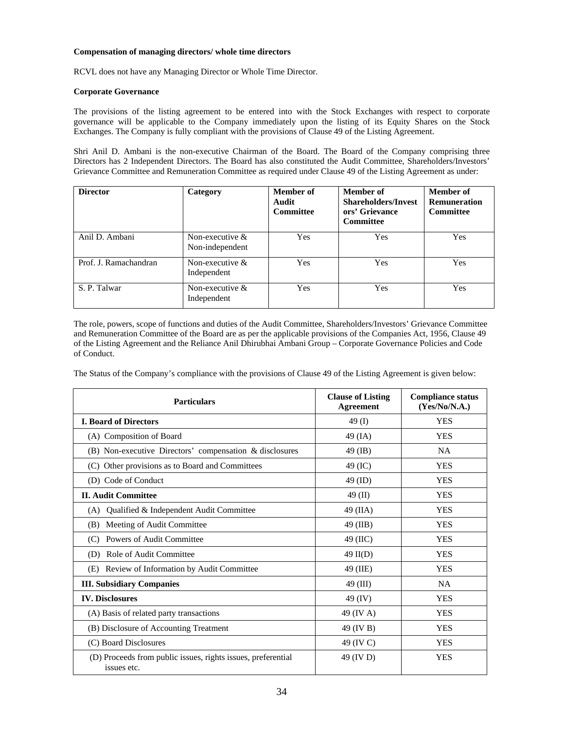**Compensation of managing directors/ whole time directors**

RCVL does not have any Managing Director or Whole Time Director.

**Corporate Governance**

The provisions of the listing agreement to be entered into with the Stock Exchanges with respect to corporate governance will be applicable to the Company immediately upon the listing of its Equity Shares on the Stock Exchanges. The Company is fully compliant with the provisions of Clause 49 of the Listing Agreement.

Shri Anil D. Ambani is the non-executive Chairman of the Board. The Board of the Company comprising three Directors has 2 Independent Directors. The Board has also constituted the Audit Committee, Shareholders/Investors' Grievance Committee and Remuneration Committee as required under Clause 49 of the Listing Agreement as under:

| Director | Category | Member of Audit Committee | Member of Shareholders/Investors' Grievance Committee | Member of Remuneration Committee |
|---|---|---|---|---|
| Anil D. Ambani | Non-executive & Non-independent | Yes | Yes | Yes |
| Prof. J. Ramachandran | Non-executive & Independent | Yes | Yes | Yes |
| S. P. Talwar | Non-executive & Independent | Yes | Yes | Yes |

The role, powers, scope of functions and duties of the Audit Committee, Shareholders/Investors' Grievance Committee and Remuneration Committee of the Board are as per the applicable provisions of the Companies Act, 1956, Clause 49 of the Listing Agreement and the Reliance Anil Dhirubhai Ambani Group – Corporate Governance Policies and Code of Conduct.

The Status of the Company's compliance with the provisions of Clause 49 of the Listing Agreement is given below:

| Particulars | Clause of Listing Agreement | Compliance status (Yes/No/N.A.) |
|---|---|---|
| **I. Board of Directors** | 49 (I) | YES |
| (A) Composition of Board | 49 (IA) | YES |
| (B) Non-executive Directors' compensation & disclosures | 49 (IB) | NA |
| (C) Other provisions as to Board and Committees | 49 (IC) | YES |
| (D) Code of Conduct | 49 (ID) | YES |
| **II. Audit Committee** | 49 (II) | YES |
| (A) Qualified & Independent Audit Committee | 49 (IIA) | YES |
| (B) Meeting of Audit Committee | 49 (IIB) | YES |
| (C) Powers of Audit Committee | 49 (IIC) | YES |
| (D) Role of Audit Committee | 49 II(D) | YES |
| (E) Review of Information by Audit Committee | 49 (IIE) | YES |
| **III. Subsidiary Companies** | 49 (III) | NA |
| **IV. Disclosures** | 49 (IV) | YES |
| (A) Basis of related party transactions | 49 (IV A) | YES |
| (B) Disclosure of Accounting Treatment | 49 (IV B) | YES |
| (C) Board Disclosures | 49 (IV C) | YES |
| (D) Proceeds from public issues, rights issues, preferential issues etc. | 49 (IV D) | YES |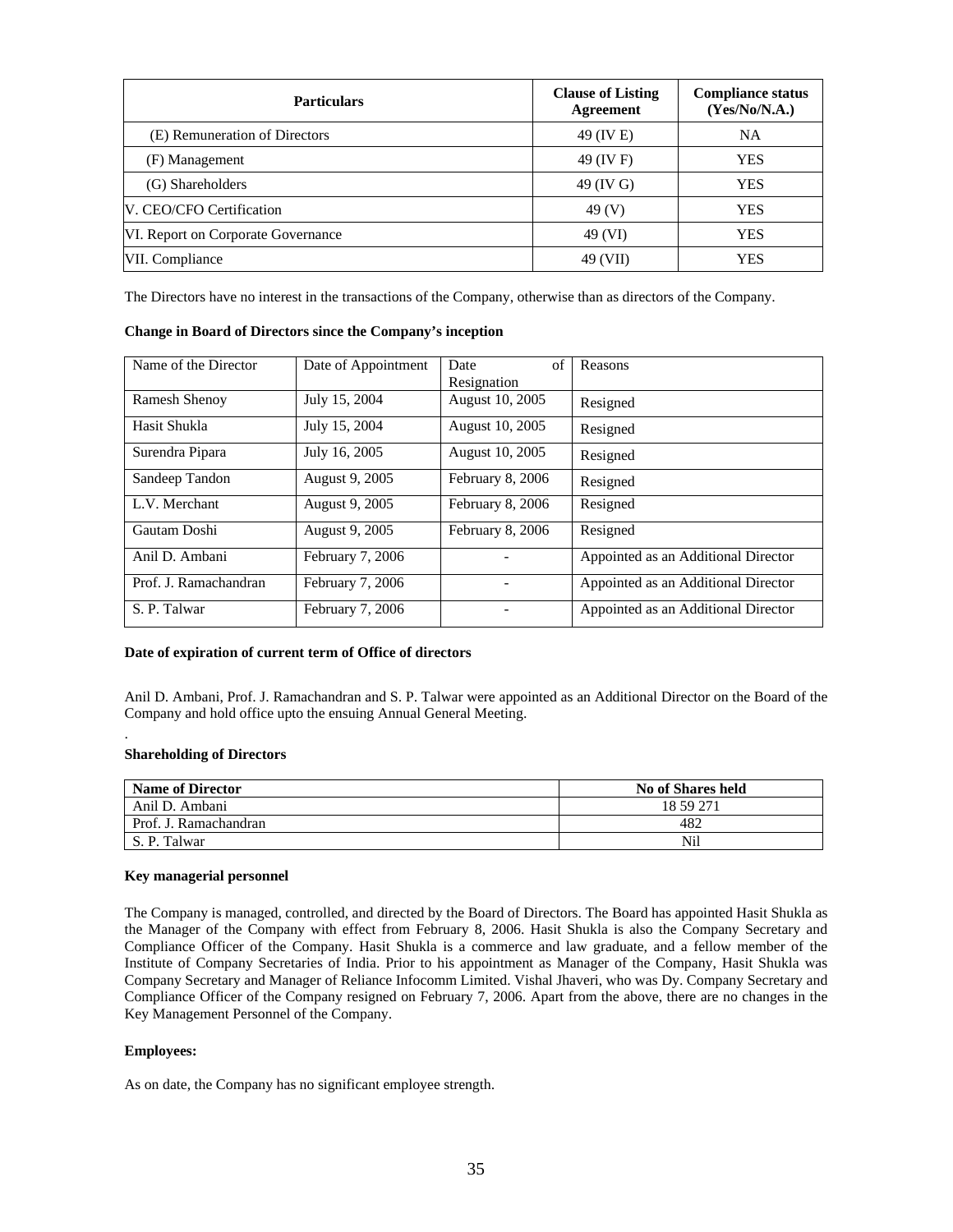| Particulars | Clause of Listing Agreement | Compliance status (Yes/No/N.A.) |
| --- | --- | --- |
| (E) Remuneration of Directors | 49 (IV E) | NA |
| (F) Management | 49 (IV F) | YES |
| (G) Shareholders | 49 (IV G) | YES |
| V. CEO/CFO Certification | 49 (V) | YES |
| VI. Report on Corporate Governance | 49 (VI) | YES |
| VII. Compliance | 49 (VII) | YES |

The Directors have no interest in the transactions of the Company, otherwise than as directors of the Company.

**Change in Board of Directors since the Company's inception**

| Name of the Director | Date of Appointment | Date of Resignation | Reasons |
| --- | --- | --- | --- |
| Ramesh Shenoy | July 15, 2004 | August 10, 2005 | Resigned |
| Hasit Shukla | July 15, 2004 | August 10, 2005 | Resigned |
| Surendra Pipara | July 16, 2005 | August 10, 2005 | Resigned |
| Sandeep Tandon | August 9, 2005 | February 8, 2006 | Resigned |
| L.V. Merchant | August 9, 2005 | February 8, 2006 | Resigned |
| Gautam Doshi | August 9, 2005 | February 8, 2006 | Resigned |
| Anil D. Ambani | February 7, 2006 | - | Appointed as an Additional Director |
| Prof. J. Ramachandran | February 7, 2006 | - | Appointed as an Additional Director |
| S. P. Talwar | February 7, 2006 | - | Appointed as an Additional Director |

**Date of expiration of current term of Office of directors**

Anil D. Ambani, Prof. J. Ramachandran and S. P. Talwar were appointed as an Additional Director on the Board of the Company and hold office upto the ensuing Annual General Meeting.

.

**Shareholding of Directors**

| Name of Director | No of Shares held |
| --- | --- |
| Anil D. Ambani | 18 59 271 |
| Prof. J. Ramachandran | 482 |
| S. P. Talwar | Nil |

**Key managerial personnel**

The Company is managed, controlled, and directed by the Board of Directors. The Board has appointed Hasit Shukla as the Manager of the Company with effect from February 8, 2006. Hasit Shukla is also the Company Secretary and Compliance Officer of the Company. Hasit Shukla is a commerce and law graduate, and a fellow member of the Institute of Company Secretaries of India. Prior to his appointment as Manager of the Company, Hasit Shukla was Company Secretary and Manager of Reliance Infocomm Limited. Vishal Jhaveri, who was Dy. Company Secretary and Compliance Officer of the Company resigned on February 7, 2006. Apart from the above, there are no changes in the Key Management Personnel of the Company.

**Employees:**

As on date, the Company has no significant employee strength.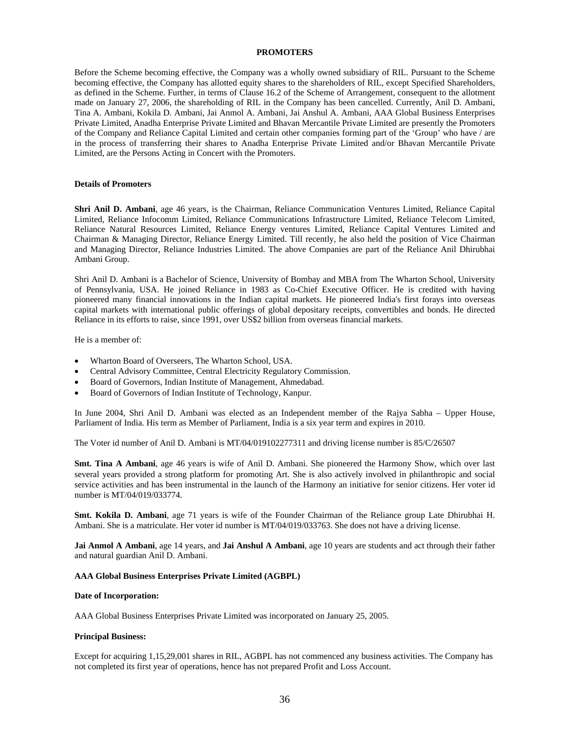## PROMOTERS

Before the Scheme becoming effective, the Company was a wholly owned subsidiary of RIL. Pursuant to the Scheme becoming effective, the Company has allotted equity shares to the shareholders of RIL, except Specified Shareholders, as defined in the Scheme. Further, in terms of Clause 16.2 of the Scheme of Arrangement, consequent to the allotment made on January 27, 2006, the shareholding of RIL in the Company has been cancelled. Currently, Anil D. Ambani, Tina A. Ambani, Kokila D. Ambani, Jai Anmol A. Ambani, Jai Anshul A. Ambani, AAA Global Business Enterprises Private Limited, Anadha Enterprise Private Limited and Bhavan Mercantile Private Limited are presently the Promoters of the Company and Reliance Capital Limited and certain other companies forming part of the 'Group' who have / are in the process of transferring their shares to Anadha Enterprise Private Limited and/or Bhavan Mercantile Private Limited, are the Persons Acting in Concert with the Promoters.

### Details of Promoters

**Shri Anil D. Ambani**, age 46 years, is the Chairman, Reliance Communication Ventures Limited, Reliance Capital Limited, Reliance Infocomm Limited, Reliance Communications Infrastructure Limited, Reliance Telecom Limited, Reliance Natural Resources Limited, Reliance Energy ventures Limited, Reliance Capital Ventures Limited and Chairman & Managing Director, Reliance Energy Limited. Till recently, he also held the position of Vice Chairman and Managing Director, Reliance Industries Limited. The above Companies are part of the Reliance Anil Dhirubhai Ambani Group.

Shri Anil D. Ambani is a Bachelor of Science, University of Bombay and MBA from The Wharton School, University of Pennsylvania, USA. He joined Reliance in 1983 as Co-Chief Executive Officer. He is credited with having pioneered many financial innovations in the Indian capital markets. He pioneered India's first forays into overseas capital markets with international public offerings of global depositary receipts, convertibles and bonds. He directed Reliance in its efforts to raise, since 1991, over US$2 billion from overseas financial markets.

He is a member of:

- Wharton Board of Overseers, The Wharton School, USA.
- Central Advisory Committee, Central Electricity Regulatory Commission.
- Board of Governors, Indian Institute of Management, Ahmedabad.
- Board of Governors of Indian Institute of Technology, Kanpur.

In June 2004, Shri Anil D. Ambani was elected as an Independent member of the Rajya Sabha – Upper House, Parliament of India. His term as Member of Parliament, India is a six year term and expires in 2010.

The Voter id number of Anil D. Ambani is MT/04/019102277311 and driving license number is 85/C/26507

**Smt. Tina A Ambani**, age 46 years is wife of Anil D. Ambani. She pioneered the Harmony Show, which over last several years provided a strong platform for promoting Art. She is also actively involved in philanthropic and social service activities and has been instrumental in the launch of the Harmony an initiative for senior citizens. Her voter id number is MT/04/019/033774.

**Smt. Kokila D. Ambani**, age 71 years is wife of the Founder Chairman of the Reliance group Late Dhirubhai H. Ambani. She is a matriculate. Her voter id number is MT/04/019/033763. She does not have a driving license.

**Jai Anmol A Ambani**, age 14 years, and **Jai Anshul A Ambani**, age 10 years are students and act through their father and natural guardian Anil D. Ambani.

### AAA Global Business Enterprises Private Limited (AGBPL)

**Date of Incorporation:**

AAA Global Business Enterprises Private Limited was incorporated on January 25, 2005.

**Principal Business:**

Except for acquiring 1,15,29,001 shares in RIL, AGBPL has not commenced any business activities. The Company has not completed its first year of operations, hence has not prepared Profit and Loss Account.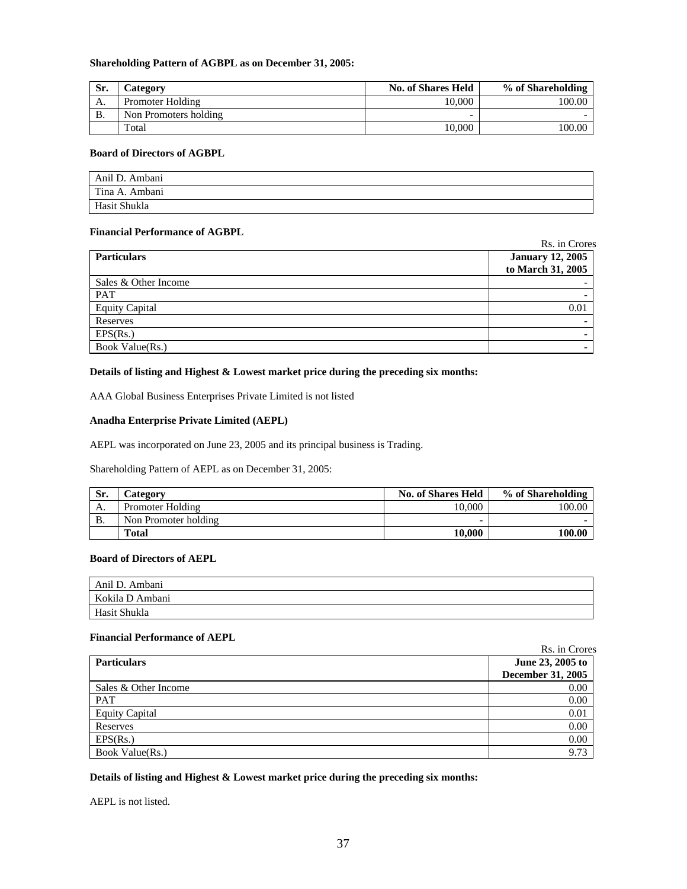**Shareholding Pattern of AGBPL as on December 31, 2005:**

| Sr. | Category | No. of Shares Held | % of Shareholding |
|---|---|---|---|
| A. | Promoter Holding | 10,000 | 100.00 |
| B. | Non Promoters holding | - | - |
| | Total | 10,000 | 100.00 |

**Board of Directors of AGBPL**

| Anil D. Ambani |
|---|
| Tina A. Ambani |
| Hasit Shukla |

**Financial Performance of AGBPL**

Rs. in Crores

| Particulars | January 12, 2005 to March 31, 2005 |
|---|---|
| Sales & Other Income | - |
| PAT | - |
| Equity Capital | 0.01 |
| Reserves | - |
| EPS(Rs.) | - |
| Book Value(Rs.) | - |

**Details of listing and Highest & Lowest market price during the preceding six months:**

AAA Global Business Enterprises Private Limited is not listed

**Anadha Enterprise Private Limited (AEPL)**

AEPL was incorporated on June 23, 2005 and its principal business is Trading.

Shareholding Pattern of AEPL as on December 31, 2005:

| Sr. | Category | No. of Shares Held | % of Shareholding |
|---|---|---|---|
| A. | Promoter Holding | 10,000 | 100.00 |
| B. | Non Promoter holding | - | - |
| | **Total** | **10,000** | **100.00** |

**Board of Directors of AEPL**

| Anil D. Ambani |
|---|
| Kokila D Ambani |
| Hasit Shukla |

**Financial Performance of AEPL**

Rs. in Crores

| Particulars | June 23, 2005 to December 31, 2005 |
|---|---|
| Sales & Other Income | 0.00 |
| PAT | 0.00 |
| Equity Capital | 0.01 |
| Reserves | 0.00 |
| EPS(Rs.) | 0.00 |
| Book Value(Rs.) | 9.73 |

**Details of listing and Highest & Lowest market price during the preceding six months:**

AEPL is not listed.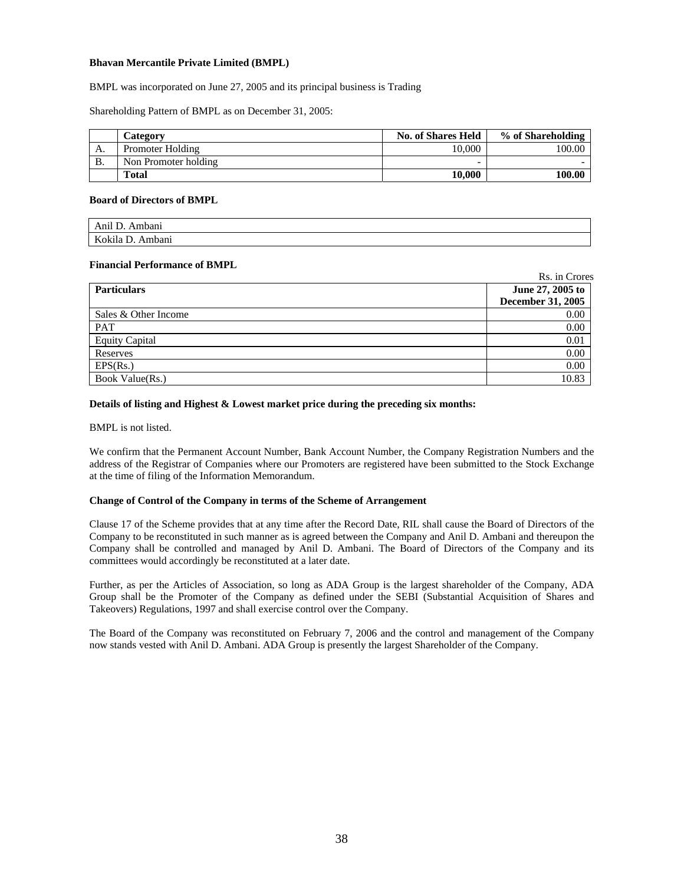**Bhavan Mercantile Private Limited (BMPL)**

BMPL was incorporated on June 27, 2005 and its principal business is Trading

Shareholding Pattern of BMPL as on December 31, 2005:

| | Category | No. of Shares Held | % of Shareholding |
|---|---|---|---|
| A. | Promoter Holding | 10,000 | 100.00 |
| B. | Non Promoter holding | - | - |
| | **Total** | **10,000** | **100.00** |

**Board of Directors of BMPL**

| |
|---|
| Anil D. Ambani |
| Kokila D. Ambani |

**Financial Performance of BMPL**

Rs. in Crores

| Particulars | June 27, 2005 to December 31, 2005 |
|---|---|
| Sales & Other Income | 0.00 |
| PAT | 0.00 |
| Equity Capital | 0.01 |
| Reserves | 0.00 |
| EPS(Rs.) | 0.00 |
| Book Value(Rs.) | 10.83 |

**Details of listing and Highest & Lowest market price during the preceding six months:**

BMPL is not listed.

We confirm that the Permanent Account Number, Bank Account Number, the Company Registration Numbers and the address of the Registrar of Companies where our Promoters are registered have been submitted to the Stock Exchange at the time of filing of the Information Memorandum.

**Change of Control of the Company in terms of the Scheme of Arrangement**

Clause 17 of the Scheme provides that at any time after the Record Date, RIL shall cause the Board of Directors of the Company to be reconstituted in such manner as is agreed between the Company and Anil D. Ambani and thereupon the Company shall be controlled and managed by Anil D. Ambani. The Board of Directors of the Company and its committees would accordingly be reconstituted at a later date.

Further, as per the Articles of Association, so long as ADA Group is the largest shareholder of the Company, ADA Group shall be the Promoter of the Company as defined under the SEBI (Substantial Acquisition of Shares and Takeovers) Regulations, 1997 and shall exercise control over the Company.

The Board of the Company was reconstituted on February 7, 2006 and the control and management of the Company now stands vested with Anil D. Ambani. ADA Group is presently the largest Shareholder of the Company.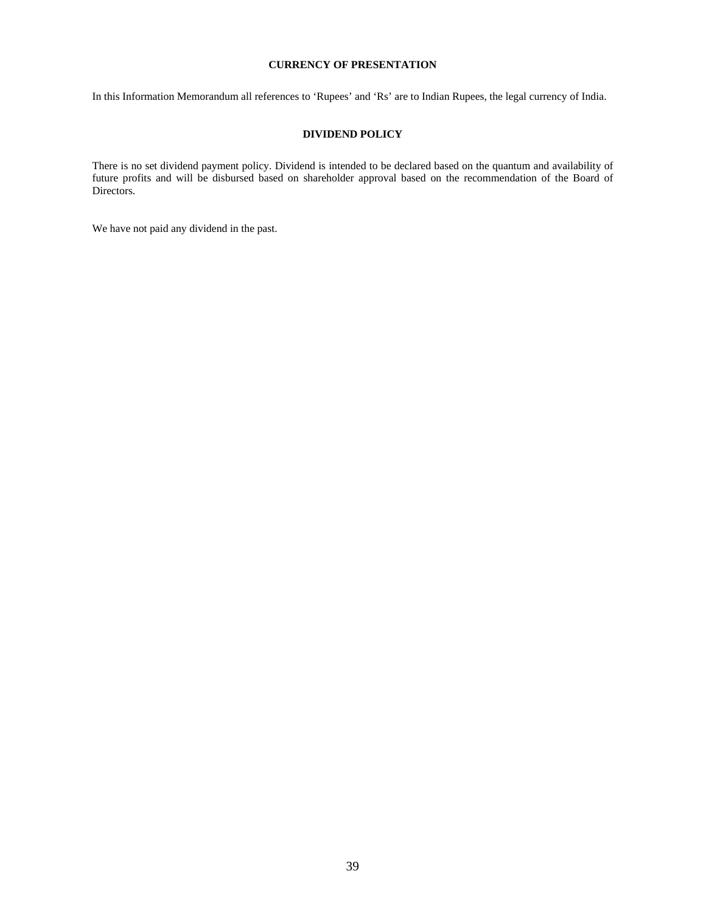## CURRENCY OF PRESENTATION

In this Information Memorandum all references to 'Rupees' and 'Rs' are to Indian Rupees, the legal currency of India.

## DIVIDEND POLICY

There is no set dividend payment policy. Dividend is intended to be declared based on the quantum and availability of future profits and will be disbursed based on shareholder approval based on the recommendation of the Board of Directors.

We have not paid any dividend in the past.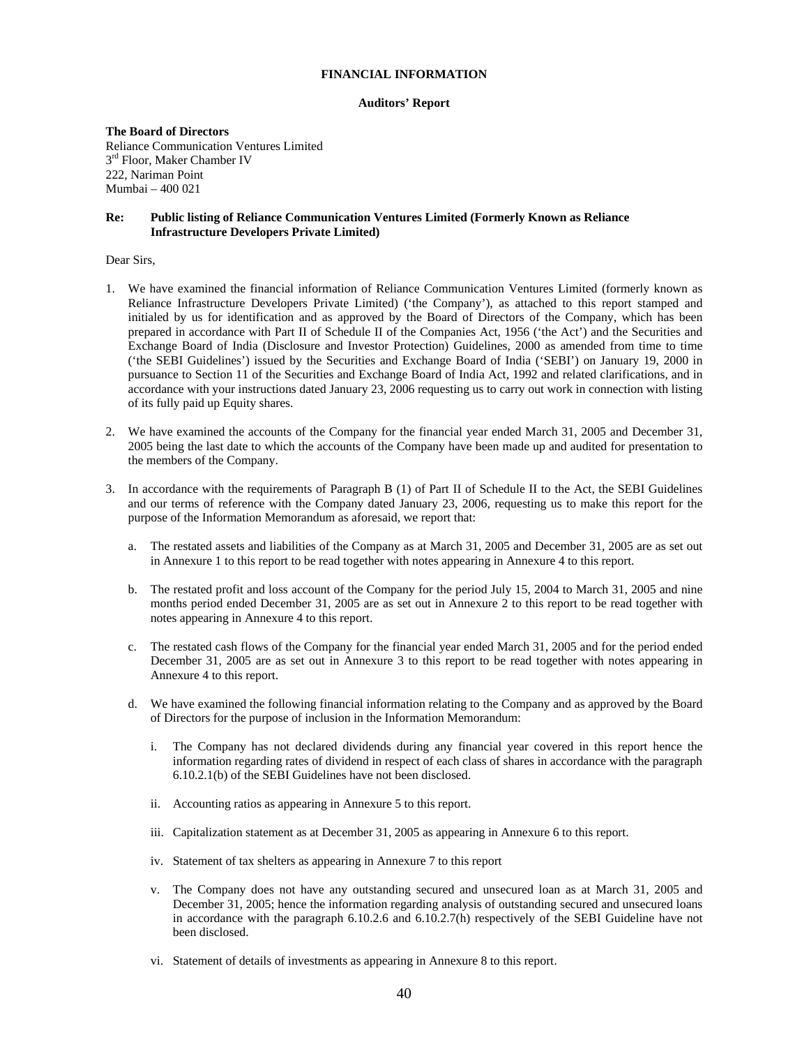# FINANCIAL INFORMATION

## Auditors' Report

**The Board of Directors**
Reliance Communication Ventures Limited
3rd Floor, Maker Chamber IV
222, Nariman Point
Mumbai – 400 021

**Re: Public listing of Reliance Communication Ventures Limited (Formerly Known as Reliance Infrastructure Developers Private Limited)**

Dear Sirs,

1. We have examined the financial information of Reliance Communication Ventures Limited (formerly known as Reliance Infrastructure Developers Private Limited) ('the Company'), as attached to this report stamped and initialed by us for identification and as approved by the Board of Directors of the Company, which has been prepared in accordance with Part II of Schedule II of the Companies Act, 1956 ('the Act') and the Securities and Exchange Board of India (Disclosure and Investor Protection) Guidelines, 2000 as amended from time to time ('the SEBI Guidelines') issued by the Securities and Exchange Board of India ('SEBI') on January 19, 2000 in pursuance to Section 11 of the Securities and Exchange Board of India Act, 1992 and related clarifications, and in accordance with your instructions dated January 23, 2006 requesting us to carry out work in connection with listing of its fully paid up Equity shares.

2. We have examined the accounts of the Company for the financial year ended March 31, 2005 and December 31, 2005 being the last date to which the accounts of the Company have been made up and audited for presentation to the members of the Company.

3. In accordance with the requirements of Paragraph B (1) of Part II of Schedule II to the Act, the SEBI Guidelines and our terms of reference with the Company dated January 23, 2006, requesting us to make this report for the purpose of the Information Memorandum as aforesaid, we report that:

   a. The restated assets and liabilities of the Company as at March 31, 2005 and December 31, 2005 are as set out in Annexure 1 to this report to be read together with notes appearing in Annexure 4 to this report.

   b. The restated profit and loss account of the Company for the period July 15, 2004 to March 31, 2005 and nine months period ended December 31, 2005 are as set out in Annexure 2 to this report to be read together with notes appearing in Annexure 4 to this report.

   c. The restated cash flows of the Company for the financial year ended March 31, 2005 and for the period ended December 31, 2005 are as set out in Annexure 3 to this report to be read together with notes appearing in Annexure 4 to this report.

   d. We have examined the following financial information relating to the Company and as approved by the Board of Directors for the purpose of inclusion in the Information Memorandum:

      i. The Company has not declared dividends during any financial year covered in this report hence the information regarding rates of dividend in respect of each class of shares in accordance with the paragraph 6.10.2.1(b) of the SEBI Guidelines have not been disclosed.

      ii. Accounting ratios as appearing in Annexure 5 to this report.

      iii. Capitalization statement as at December 31, 2005 as appearing in Annexure 6 to this report.

      iv. Statement of tax shelters as appearing in Annexure 7 to this report

      v. The Company does not have any outstanding secured and unsecured loan as at March 31, 2005 and December 31, 2005; hence the information regarding analysis of outstanding secured and unsecured loans in accordance with the paragraph 6.10.2.6 and 6.10.2.7(h) respectively of the SEBI Guideline have not been disclosed.

      vi. Statement of details of investments as appearing in Annexure 8 to this report.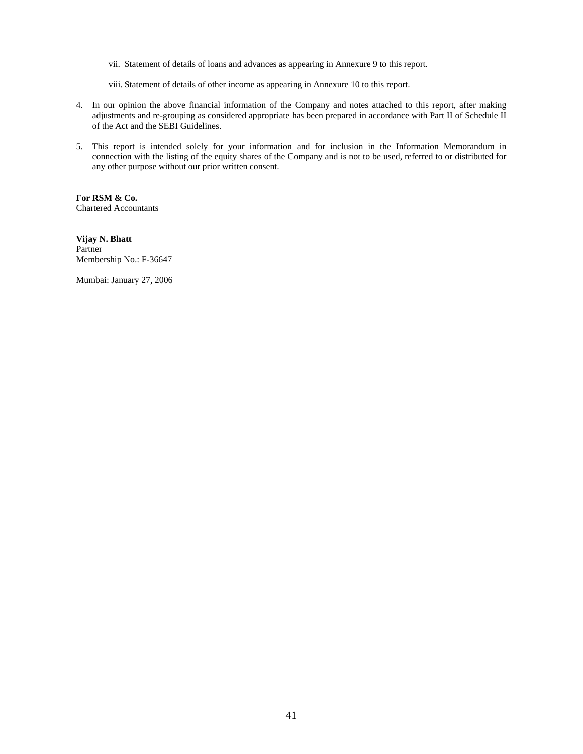vii. Statement of details of loans and advances as appearing in Annexure 9 to this report.

viii. Statement of details of other income as appearing in Annexure 10 to this report.

4. In our opinion the above financial information of the Company and notes attached to this report, after making adjustments and re-grouping as considered appropriate has been prepared in accordance with Part II of Schedule II of the Act and the SEBI Guidelines.

5. This report is intended solely for your information and for inclusion in the Information Memorandum in connection with the listing of the equity shares of the Company and is not to be used, referred to or distributed for any other purpose without our prior written consent.

**For RSM & Co.**
Chartered Accountants

**Vijay N. Bhatt**
Partner
Membership No.: F-36647

Mumbai: January 27, 2006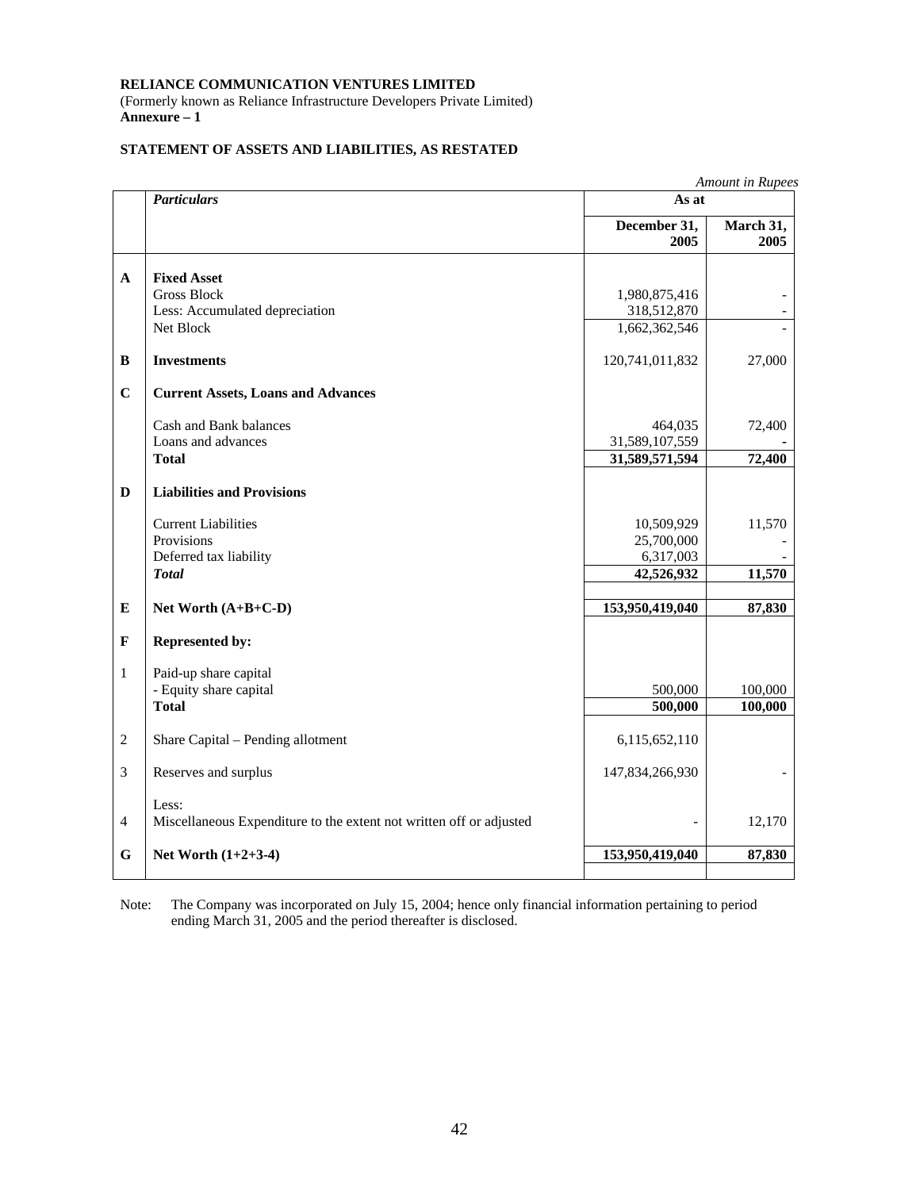**RELIANCE COMMUNICATION VENTURES LIMITED**
(Formerly known as Reliance Infrastructure Developers Private Limited)
**Annexure – 1**

**STATEMENT OF ASSETS AND LIABILITIES, AS RESTATED**

*Amount in Rupees*

| | ***Particulars*** | **As at** | |
|---|---|---|---|
| | | **December 31, 2005** | **March 31, 2005** |
| **A** | **Fixed Asset** | | |
| | Gross Block | 1,980,875,416 | - |
| | Less: Accumulated depreciation | 318,512,870 | - |
| | Net Block | 1,662,362,546 | - |
| **B** | **Investments** | 120,741,011,832 | 27,000 |
| **C** | **Current Assets, Loans and Advances** | | |
| | Cash and Bank balances | 464,035 | 72,400 |
| | Loans and advances | 31,589,107,559 | - |
| | **Total** | **31,589,571,594** | **72,400** |
| **D** | **Liabilities and Provisions** | | |
| | Current Liabilities | 10,509,929 | 11,570 |
| | Provisions | 25,700,000 | - |
| | Deferred tax liability | 6,317,003 | - |
| | ***Total*** | **42,526,932** | **11,570** |
| **E** | **Net Worth (A+B+C-D)** | **153,950,419,040** | **87,830** |
| **F** | **Represented by:** | | |
| 1 | Paid-up share capital | | |
| | - Equity share capital | 500,000 | 100,000 |
| | **Total** | **500,000** | **100,000** |
| 2 | Share Capital – Pending allotment | 6,115,652,110 | |
| 3 | Reserves and surplus | 147,834,266,930 | - |
| | Less: | | |
| 4 | Miscellaneous Expenditure to the extent not written off or adjusted | - | 12,170 |
| **G** | **Net Worth (1+2+3-4)** | **153,950,419,040** | **87,830** |

Note: The Company was incorporated on July 15, 2004; hence only financial information pertaining to period ending March 31, 2005 and the period thereafter is disclosed.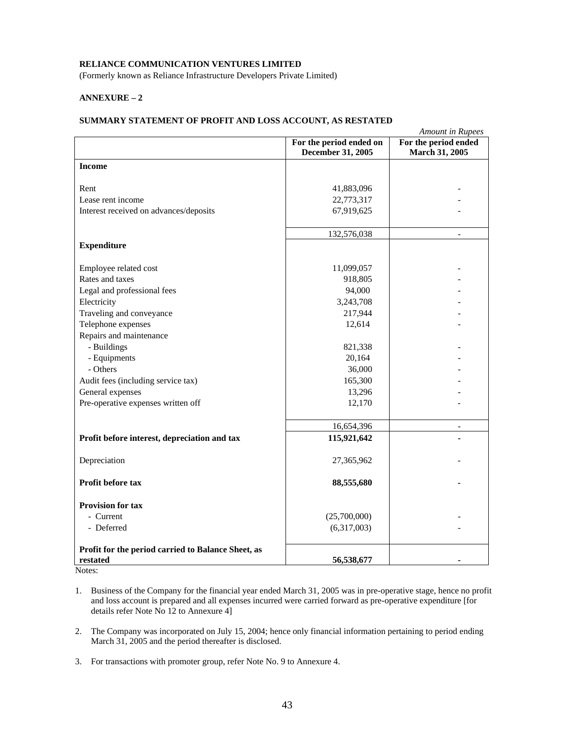**RELIANCE COMMUNICATION VENTURES LIMITED**

(Formerly known as Reliance Infrastructure Developers Private Limited)

**ANNEXURE – 2**

**SUMMARY STATEMENT OF PROFIT AND LOSS ACCOUNT, AS RESTATED**

*Amount in Rupees*

| | For the period ended on December 31, 2005 | For the period ended March 31, 2005 |
|---|---|---|
| **Income** | | |
| Rent | 41,883,096 | - |
| Lease rent income | 22,773,317 | - |
| Interest received on advances/deposits | 67,919,625 | - |
| | 132,576,038 | - |
| **Expenditure** | | |
| Employee related cost | 11,099,057 | - |
| Rates and taxes | 918,805 | - |
| Legal and professional fees | 94,000 | - |
| Electricity | 3,243,708 | - |
| Traveling and conveyance | 217,944 | - |
| Telephone expenses | 12,614 | - |
| Repairs and maintenance | | |
| - Buildings | 821,338 | - |
| - Equipments | 20,164 | - |
| - Others | 36,000 | - |
| Audit fees (including service tax) | 165,300 | - |
| General expenses | 13,296 | - |
| Pre-operative expenses written off | 12,170 | - |
| | 16,654,396 | - |
| **Profit before interest, depreciation and tax** | **115,921,642** | **-** |
| Depreciation | 27,365,962 | - |
| **Profit before tax** | **88,555,680** | **-** |
| **Provision for tax** | | |
| - Current | (25,700,000) | - |
| - Deferred | (6,317,003) | - |
| **Profit for the period carried to Balance Sheet, as restated** | **56,538,677** | **-** |

Notes:

1. Business of the Company for the financial year ended March 31, 2005 was in pre-operative stage, hence no profit and loss account is prepared and all expenses incurred were carried forward as pre-operative expenditure [for details refer Note No 12 to Annexure 4]

2. The Company was incorporated on July 15, 2004; hence only financial information pertaining to period ending March 31, 2005 and the period thereafter is disclosed.

3. For transactions with promoter group, refer Note No. 9 to Annexure 4.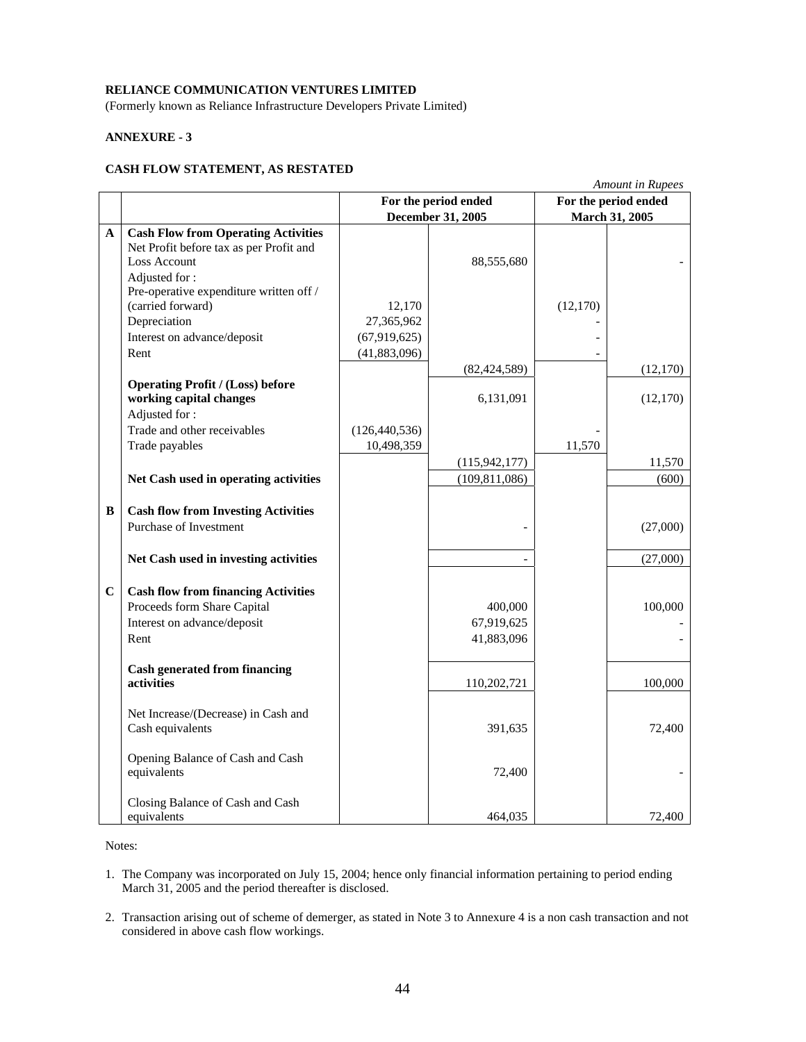**RELIANCE COMMUNICATION VENTURES LIMITED**
(Formerly known as Reliance Infrastructure Developers Private Limited)

**ANNEXURE - 3**

**CASH FLOW STATEMENT, AS RESTATED**

*Amount in Rupees*

| | | For the period ended December 31, 2005 | | For the period ended March 31, 2005 | |
|---|---|---|---|---|---|
| **A** | **Cash Flow from Operating Activities** | | | | |
| | Net Profit before tax as per Profit and Loss Account | | 88,555,680 | | - |
| | Adjusted for : | | | | |
| | Pre-operative expenditure written off / (carried forward) | 12,170 | | (12,170) | |
| | Depreciation | 27,365,962 | | - | |
| | Interest on advance/deposit | (67,919,625) | | - | |
| | Rent | (41,883,096) | | - | |
| | | | (82,424,589) | | (12,170) |
| | **Operating Profit / (Loss) before working capital changes** | | 6,131,091 | | (12,170) |
| | Adjusted for : | | | | |
| | Trade and other receivables | (126,440,536) | | - | |
| | Trade payables | 10,498,359 | | 11,570 | |
| | | | (115,942,177) | | 11,570 |
| | **Net Cash used in operating activities** | | (109,811,086) | | (600) |
| **B** | **Cash flow from Investing Activities** | | | | |
| | Purchase of Investment | | - | | (27,000) |
| | **Net Cash used in investing activities** | | - | | (27,000) |
| **C** | **Cash flow from financing Activities** | | | | |
| | Proceeds form Share Capital | | 400,000 | | 100,000 |
| | Interest on advance/deposit | | 67,919,625 | | - |
| | Rent | | 41,883,096 | | - |
| | **Cash generated from financing activities** | | 110,202,721 | | 100,000 |
| | Net Increase/(Decrease) in Cash and Cash equivalents | | 391,635 | | 72,400 |
| | Opening Balance of Cash and Cash equivalents | | 72,400 | | - |
| | Closing Balance of Cash and Cash equivalents | | 464,035 | | 72,400 |

Notes:

1. The Company was incorporated on July 15, 2004; hence only financial information pertaining to period ending March 31, 2005 and the period thereafter is disclosed.
2. Transaction arising out of scheme of demerger, as stated in Note 3 to Annexure 4 is a non cash transaction and not considered in above cash flow workings.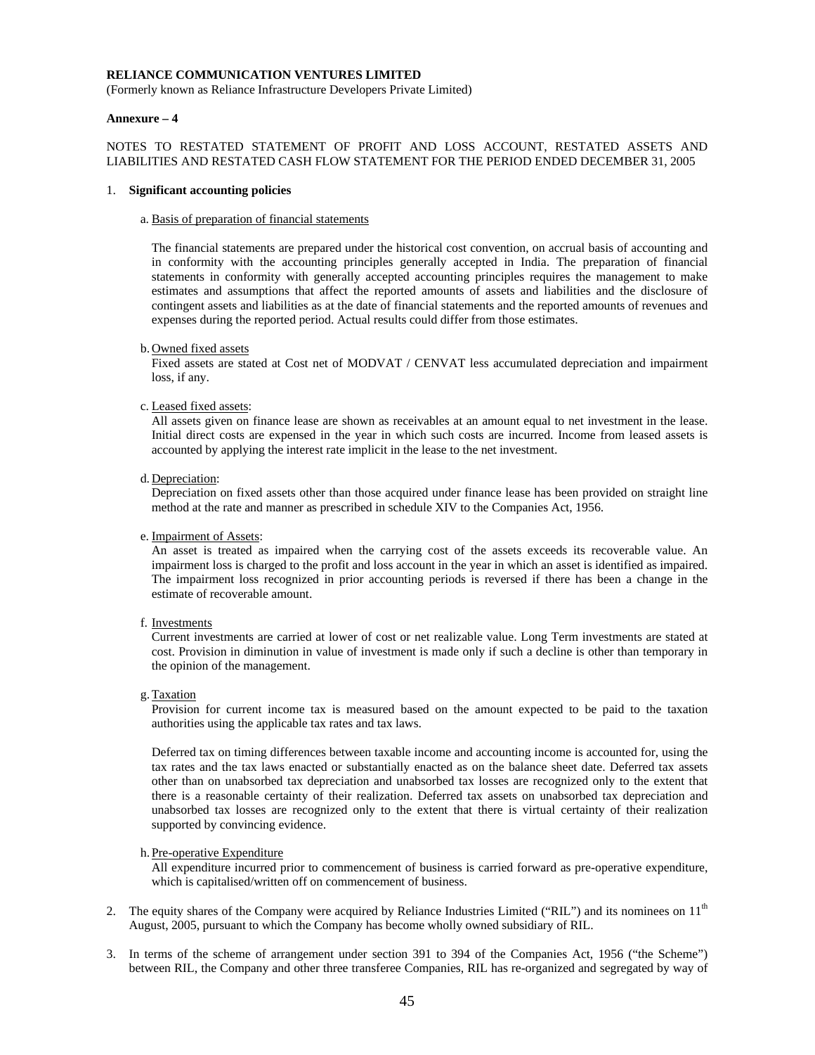**RELIANCE COMMUNICATION VENTURES LIMITED**

(Formerly known as Reliance Infrastructure Developers Private Limited)

**Annexure – 4**

NOTES TO RESTATED STATEMENT OF PROFIT AND LOSS ACCOUNT, RESTATED ASSETS AND LIABILITIES AND RESTATED CASH FLOW STATEMENT FOR THE PERIOD ENDED DECEMBER 31, 2005

1. **Significant accounting policies**

   a. Basis of preparation of financial statements

   The financial statements are prepared under the historical cost convention, on accrual basis of accounting and in conformity with the accounting principles generally accepted in India. The preparation of financial statements in conformity with generally accepted accounting principles requires the management to make estimates and assumptions that affect the reported amounts of assets and liabilities and the disclosure of contingent assets and liabilities as at the date of financial statements and the reported amounts of revenues and expenses during the reported period. Actual results could differ from those estimates.

   b. Owned fixed assets

   Fixed assets are stated at Cost net of MODVAT / CENVAT less accumulated depreciation and impairment loss, if any.

   c. Leased fixed assets:

   All assets given on finance lease are shown as receivables at an amount equal to net investment in the lease. Initial direct costs are expensed in the year in which such costs are incurred. Income from leased assets is accounted by applying the interest rate implicit in the lease to the net investment.

   d. Depreciation:

   Depreciation on fixed assets other than those acquired under finance lease has been provided on straight line method at the rate and manner as prescribed in schedule XIV to the Companies Act, 1956.

   e. Impairment of Assets:

   An asset is treated as impaired when the carrying cost of the assets exceeds its recoverable value. An impairment loss is charged to the profit and loss account in the year in which an asset is identified as impaired. The impairment loss recognized in prior accounting periods is reversed if there has been a change in the estimate of recoverable amount.

   f. Investments

   Current investments are carried at lower of cost or net realizable value. Long Term investments are stated at cost. Provision in diminution in value of investment is made only if such a decline is other than temporary in the opinion of the management.

   g. Taxation

   Provision for current income tax is measured based on the amount expected to be paid to the taxation authorities using the applicable tax rates and tax laws.

   Deferred tax on timing differences between taxable income and accounting income is accounted for, using the tax rates and the tax laws enacted or substantially enacted as on the balance sheet date. Deferred tax assets other than on unabsorbed tax depreciation and unabsorbed tax losses are recognized only to the extent that there is a reasonable certainty of their realization. Deferred tax assets on unabsorbed tax depreciation and unabsorbed tax losses are recognized only to the extent that there is virtual certainty of their realization supported by convincing evidence.

   h. Pre-operative Expenditure

   All expenditure incurred prior to commencement of business is carried forward as pre-operative expenditure, which is capitalised/written off on commencement of business.

2. The equity shares of the Company were acquired by Reliance Industries Limited ("RIL") and its nominees on 11th August, 2005, pursuant to which the Company has become wholly owned subsidiary of RIL.

3. In terms of the scheme of arrangement under section 391 to 394 of the Companies Act, 1956 ("the Scheme") between RIL, the Company and other three transferee Companies, RIL has re-organized and segregated by way of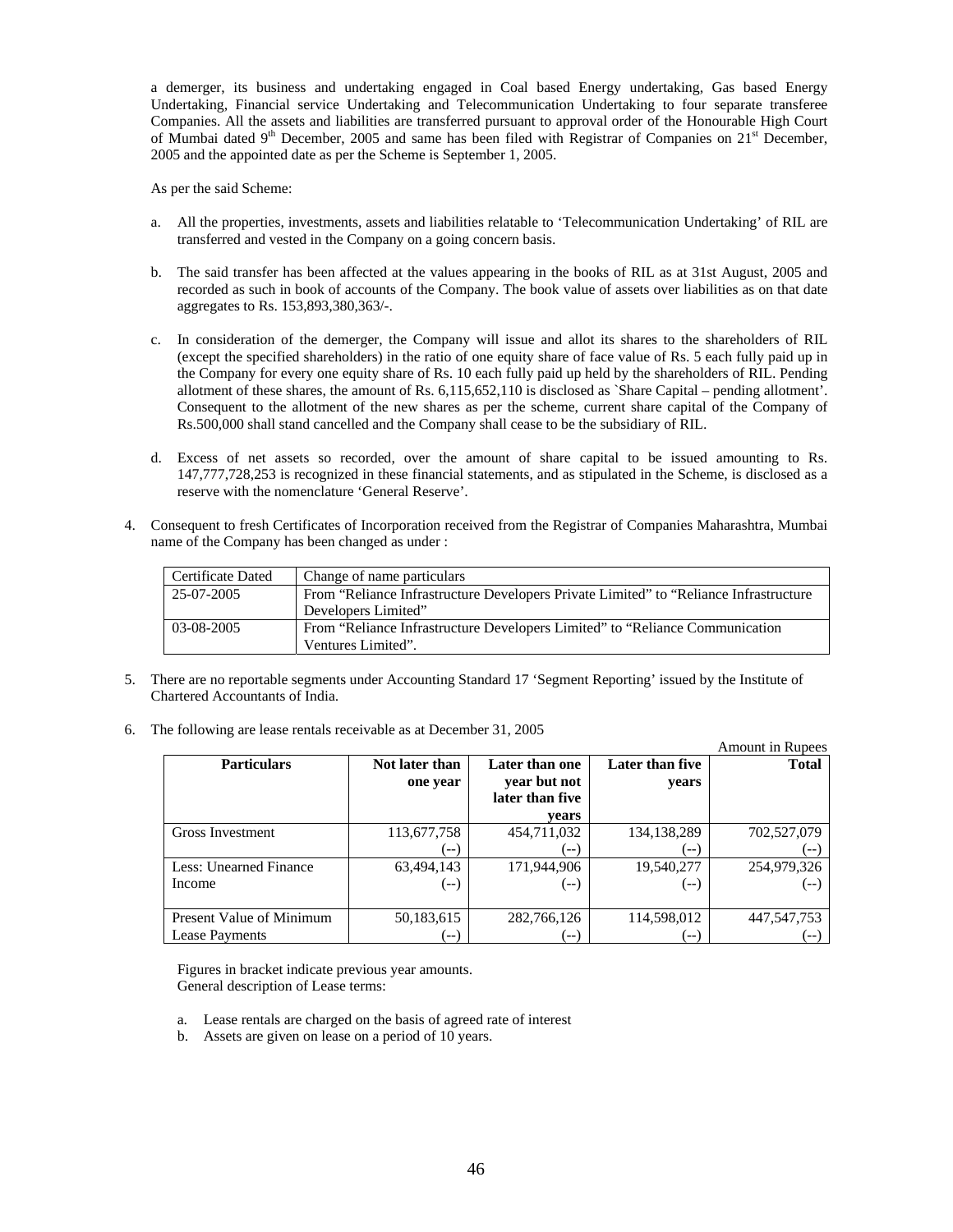a demerger, its business and undertaking engaged in Coal based Energy undertaking, Gas based Energy Undertaking, Financial service Undertaking and Telecommunication Undertaking to four separate transferee Companies. All the assets and liabilities are transferred pursuant to approval order of the Honourable High Court of Mumbai dated 9th December, 2005 and same has been filed with Registrar of Companies on 21st December, 2005 and the appointed date as per the Scheme is September 1, 2005.

As per the said Scheme:

a. All the properties, investments, assets and liabilities relatable to 'Telecommunication Undertaking' of RIL are transferred and vested in the Company on a going concern basis.

b. The said transfer has been affected at the values appearing in the books of RIL as at 31st August, 2005 and recorded as such in book of accounts of the Company. The book value of assets over liabilities as on that date aggregates to Rs. 153,893,380,363/-.

c. In consideration of the demerger, the Company will issue and allot its shares to the shareholders of RIL (except the specified shareholders) in the ratio of one equity share of face value of Rs. 5 each fully paid up in the Company for every one equity share of Rs. 10 each fully paid up held by the shareholders of RIL. Pending allotment of these shares, the amount of Rs. 6,115,652,110 is disclosed as `Share Capital – pending allotment'. Consequent to the allotment of the new shares as per the scheme, current share capital of the Company of Rs.500,000 shall stand cancelled and the Company shall cease to be the subsidiary of RIL.

d. Excess of net assets so recorded, over the amount of share capital to be issued amounting to Rs. 147,777,728,253 is recognized in these financial statements, and as stipulated in the Scheme, is disclosed as a reserve with the nomenclature 'General Reserve'.

4. Consequent to fresh Certificates of Incorporation received from the Registrar of Companies Maharashtra, Mumbai name of the Company has been changed as under :

| Certificate Dated | Change of name particulars |
|---|---|
| 25-07-2005 | From "Reliance Infrastructure Developers Private Limited" to "Reliance Infrastructure Developers Limited" |
| 03-08-2005 | From "Reliance Infrastructure Developers Limited" to "Reliance Communication Ventures Limited". |

5. There are no reportable segments under Accounting Standard 17 'Segment Reporting' issued by the Institute of Chartered Accountants of India.

6. The following are lease rentals receivable as at December 31, 2005

Amount in Rupees

| Particulars | Not later than one year | Later than one year but not later than five years | Later than five years | Total |
|---|---|---|---|---|
| Gross Investment | 113,677,758<br>(--) | 454,711,032<br>(--) | 134,138,289<br>(--) | 702,527,079<br>(--) |
| Less: Unearned Finance Income | 63,494,143<br>(--) | 171,944,906<br>(--) | 19,540,277<br>(--) | 254,979,326<br>(--) |
| Present Value of Minimum Lease Payments | 50,183,615<br>(--) | 282,766,126<br>(--) | 114,598,012<br>(--) | 447,547,753<br>(--) |

Figures in bracket indicate previous year amounts.
General description of Lease terms:

a. Lease rentals are charged on the basis of agreed rate of interest
b. Assets are given on lease on a period of 10 years.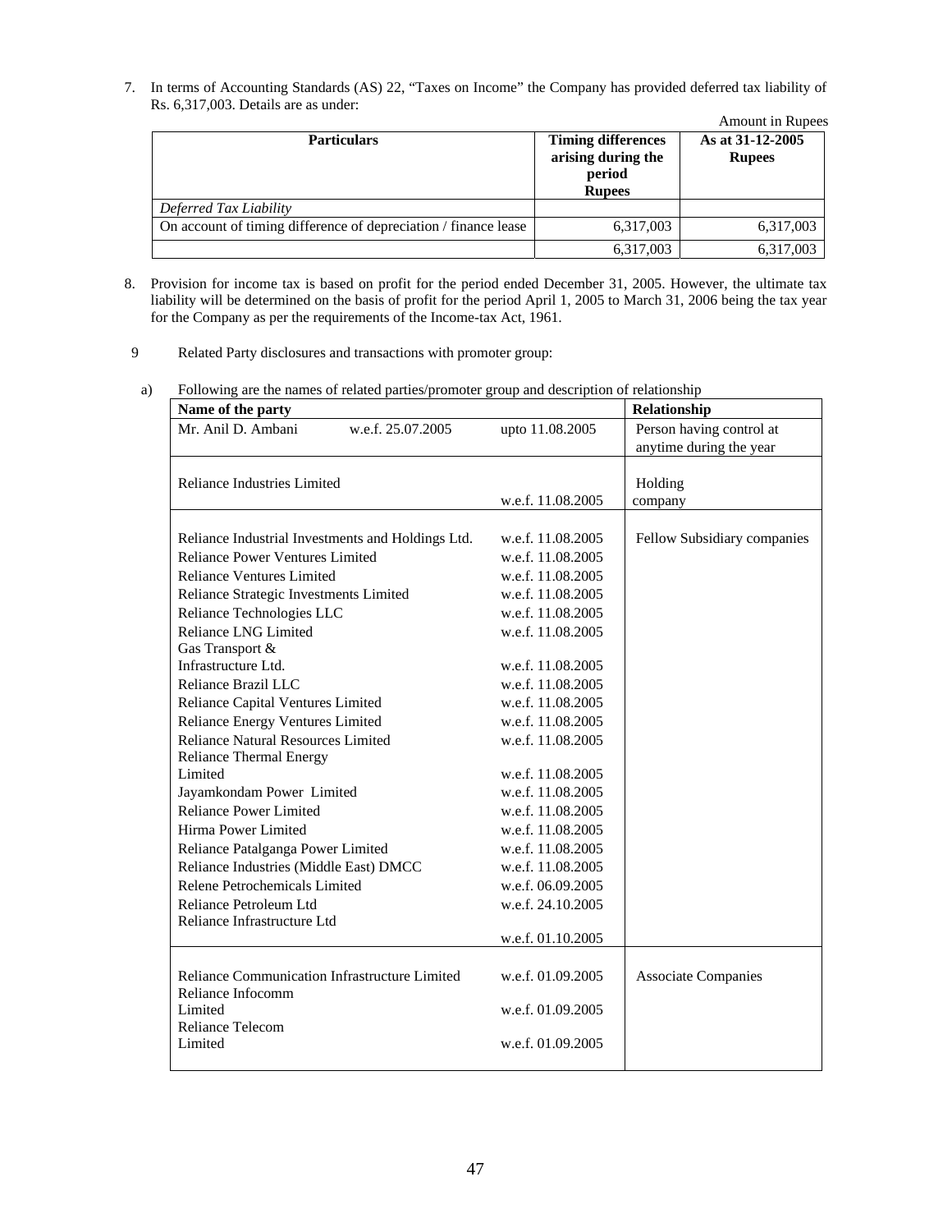7. In terms of Accounting Standards (AS) 22, "Taxes on Income" the Company has provided deferred tax liability of Rs. 6,317,003. Details are as under:

Amount in Rupees

| Particulars | Timing differences arising during the period Rupees | As at 31-12-2005 Rupees |
|---|---|---|
| *Deferred Tax Liability* | | |
| On account of timing difference of depreciation / finance lease | 6,317,003 | 6,317,003 |
| | 6,317,003 | 6,317,003 |

8. Provision for income tax is based on profit for the period ended December 31, 2005. However, the ultimate tax liability will be determined on the basis of profit for the period April 1, 2005 to March 31, 2006 being the tax year for the Company as per the requirements of the Income-tax Act, 1961.

9 Related Party disclosures and transactions with promoter group:

a) Following are the names of related parties/promoter group and description of relationship

| Name of the party | | | Relationship |
|---|---|---|---|
| Mr. Anil D. Ambani | w.e.f. 25.07.2005 | upto 11.08.2005 | Person having control at anytime during the year |
| Reliance Industries Limited | | w.e.f. 11.08.2005 | Holding company |
| Reliance Industrial Investments and Holdings Ltd. | | w.e.f. 11.08.2005 | Fellow Subsidiary companies |
| Reliance Power Ventures Limited | | w.e.f. 11.08.2005 | |
| Reliance Ventures Limited | | w.e.f. 11.08.2005 | |
| Reliance Strategic Investments Limited | | w.e.f. 11.08.2005 | |
| Reliance Technologies LLC | | w.e.f. 11.08.2005 | |
| Reliance LNG Limited | | w.e.f. 11.08.2005 | |
| Gas Transport & Infrastructure Ltd. | | w.e.f. 11.08.2005 | |
| Reliance Brazil LLC | | w.e.f. 11.08.2005 | |
| Reliance Capital Ventures Limited | | w.e.f. 11.08.2005 | |
| Reliance Energy Ventures Limited | | w.e.f. 11.08.2005 | |
| Reliance Natural Resources Limited | | w.e.f. 11.08.2005 | |
| Reliance Thermal Energy Limited | | w.e.f. 11.08.2005 | |
| Jayamkondam Power Limited | | w.e.f. 11.08.2005 | |
| Reliance Power Limited | | w.e.f. 11.08.2005 | |
| Hirma Power Limited | | w.e.f. 11.08.2005 | |
| Reliance Patalganga Power Limited | | w.e.f. 11.08.2005 | |
| Reliance Industries (Middle East) DMCC | | w.e.f. 11.08.2005 | |
| Relene Petrochemicals Limited | | w.e.f. 06.09.2005 | |
| Reliance Petroleum Ltd | | w.e.f. 24.10.2005 | |
| Reliance Infrastructure Ltd | | w.e.f. 01.10.2005 | |
| Reliance Communication Infrastructure Limited | | w.e.f. 01.09.2005 | Associate Companies |
| Reliance Infocomm Limited | | w.e.f. 01.09.2005 | |
| Reliance Telecom Limited | | w.e.f. 01.09.2005 | |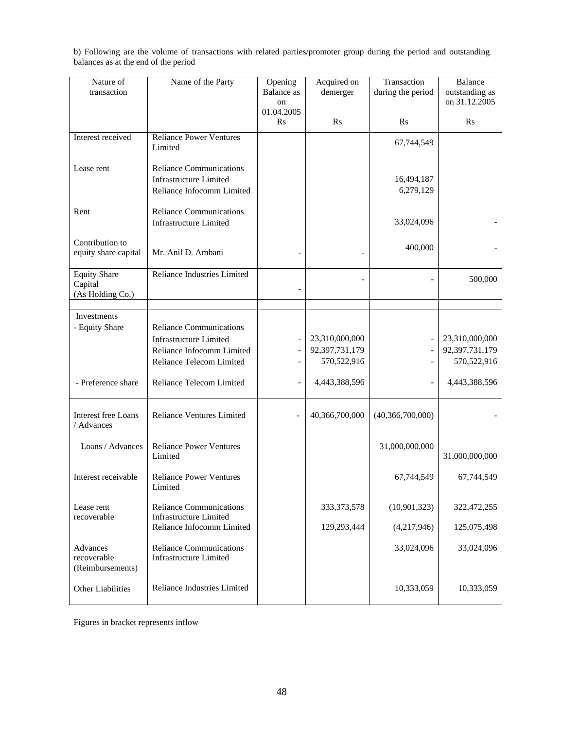b) Following are the volume of transactions with related parties/promoter group during the period and outstanding balances as at the end of the period

| Nature of transaction | Name of the Party | Opening Balance as on 01.04.2005 Rs | Acquired on demerger Rs | Transaction during the period Rs | Balance outstanding as on 31.12.2005 Rs |
|---|---|---|---|---|---|
| Interest received | Reliance Power Ventures Limited | | | 67,744,549 | |
| Lease rent | Reliance Communications Infrastructure Limited | | | 16,494,187 | |
| | Reliance Infocomm Limited | | | 6,279,129 | |
| Rent | Reliance Communications Infrastructure Limited | | | 33,024,096 | - |
| Contribution to equity share capital | Mr. Anil D. Ambani | - | - | 400,000 | - |
| Equity Share Capital (As Holding Co.) | Reliance Industries Limited | - | - | - | 500,000 |
| | | | | | |
| Investments | | | | | |
| - Equity Share | Reliance Communications Infrastructure Limited | - | 23,310,000,000 | - | 23,310,000,000 |
| | Reliance Infocomm Limited | - | 92,397,731,179 | - | 92,397,731,179 |
| | Reliance Telecom Limited | - | 570,522,916 | - | 570,522,916 |
| - Preference share | Reliance Telecom Limited | - | 4,443,388,596 | - | 4,443,388,596 |
| Interest free Loans / Advances | Reliance Ventures Limited | - | 40,366,700,000 | (40,366,700,000) | - |
| Loans / Advances | Reliance Power Ventures Limited | | | 31,000,000,000 | 31,000,000,000 |
| Interest receivable | Reliance Power Ventures Limited | | | 67,744,549 | 67,744,549 |
| Lease rent recoverable | Reliance Communications Infrastructure Limited | | 333,373,578 | (10,901,323) | 322,472,255 |
| | Reliance Infocomm Limited | | 129,293,444 | (4,217,946) | 125,075,498 |
| Advances recoverable (Reimbursements) | Reliance Communications Infrastructure Limited | | | 33,024,096 | 33,024,096 |
| Other Liabilities | Reliance Industries Limited | | | 10,333,059 | 10,333,059 |

Figures in bracket represents inflow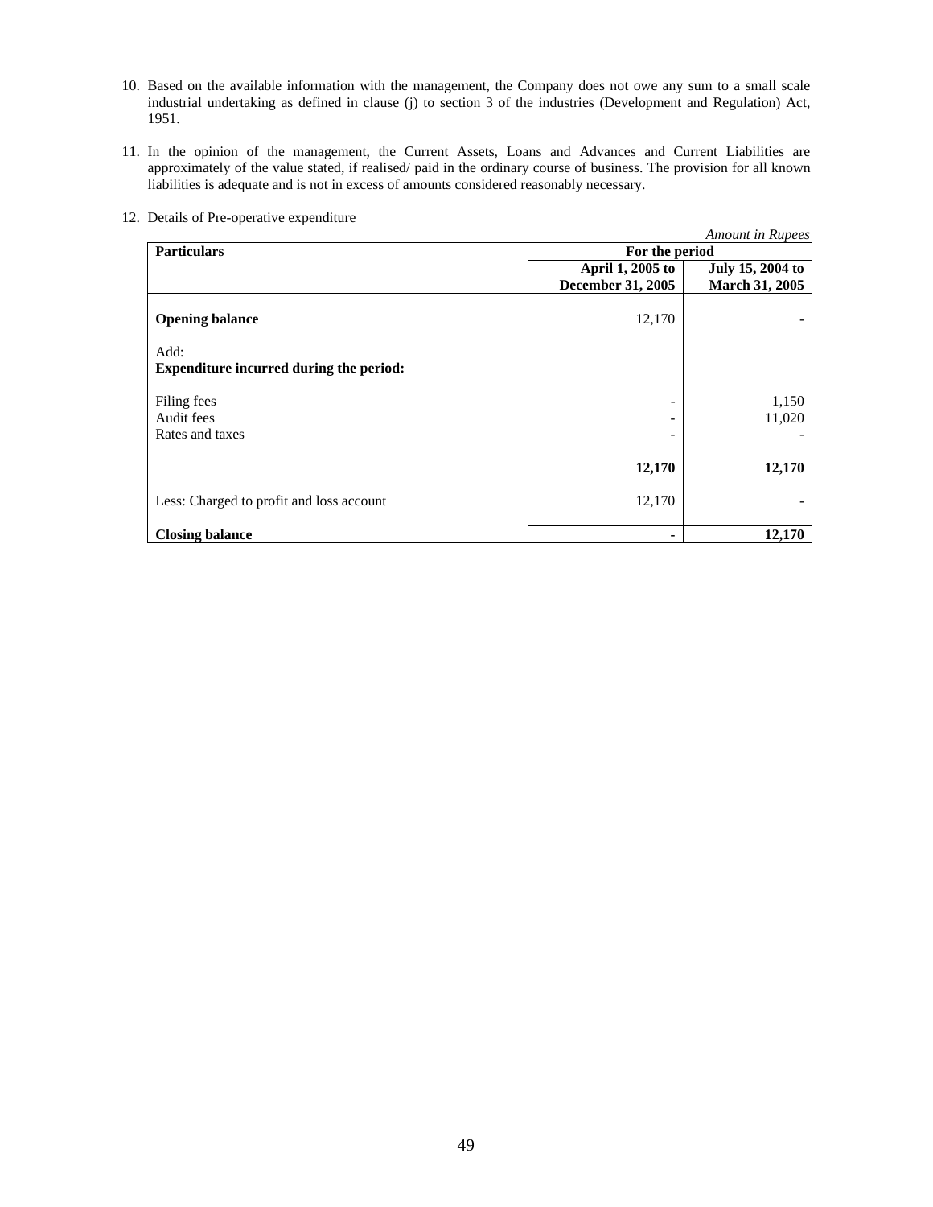10. Based on the available information with the management, the Company does not owe any sum to a small scale industrial undertaking as defined in clause (j) to section 3 of the industries (Development and Regulation) Act, 1951.

11. In the opinion of the management, the Current Assets, Loans and Advances and Current Liabilities are approximately of the value stated, if realised/ paid in the ordinary course of business. The provision for all known liabilities is adequate and is not in excess of amounts considered reasonably necessary.

12. Details of Pre-operative expenditure

*Amount in Rupees*

| **Particulars** | **For the period** | |
|---|---|---|
| | **April 1, 2005 to December 31, 2005** | **July 15, 2004 to March 31, 2005** |
| **Opening balance** | 12,170 | - |
| Add: **Expenditure incurred during the period:** | | |
| Filing fees | - | 1,150 |
| Audit fees | - | 11,020 |
| Rates and taxes | - | - |
| | **12,170** | **12,170** |
| Less: Charged to profit and loss account | 12,170 | - |
| **Closing balance** | **-** | **12,170** |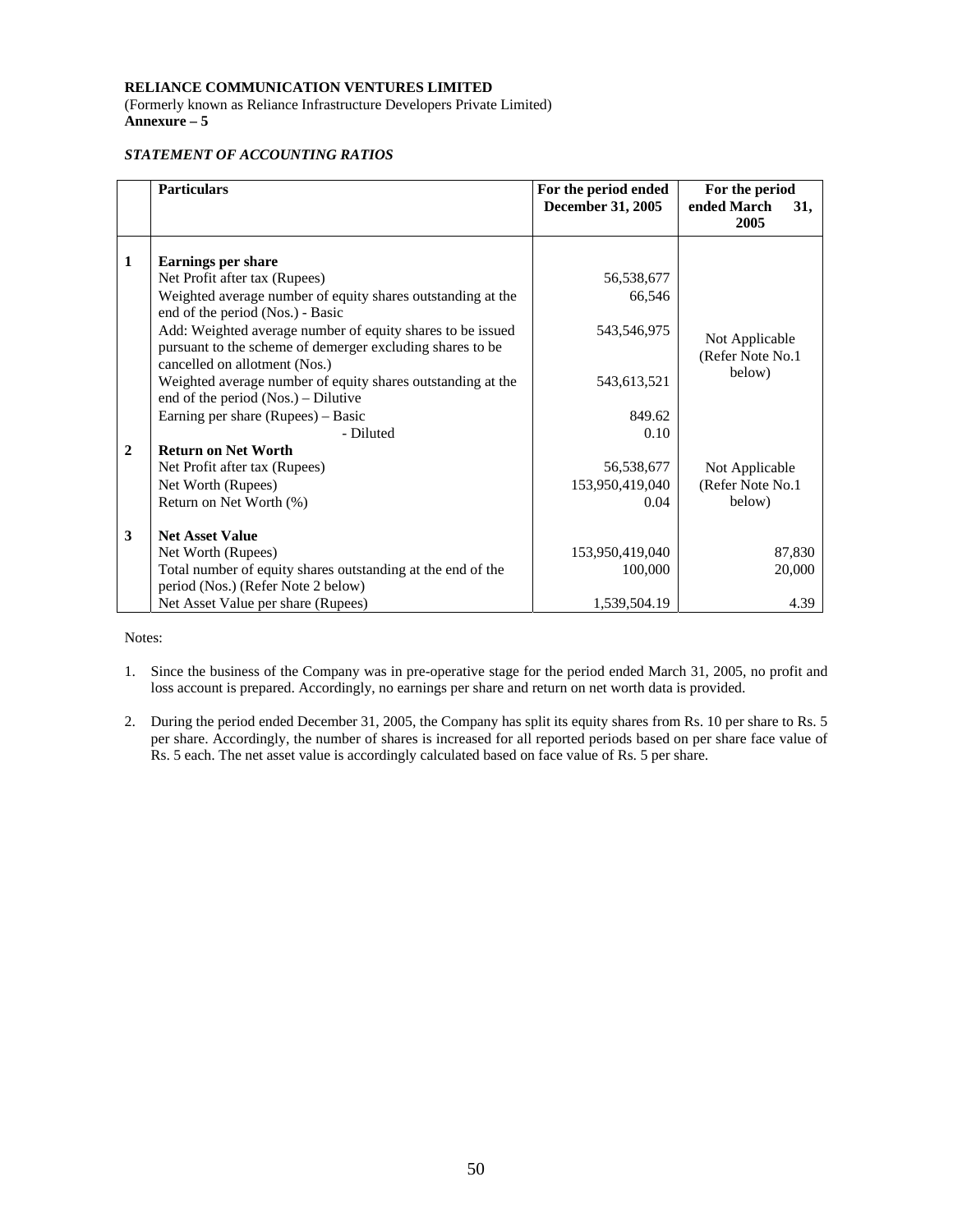**RELIANCE COMMUNICATION VENTURES LIMITED**
(Formerly known as Reliance Infrastructure Developers Private Limited)
**Annexure – 5**

***STATEMENT OF ACCOUNTING RATIOS***

| | **Particulars** | **For the period ended December 31, 2005** | **For the period ended March 31, 2005** |
|---|---|---|---|
| **1** | **Earnings per share** | | |
| | Net Profit after tax (Rupees) | 56,538,677 | Not Applicable (Refer Note No.1 below) |
| | Weighted average number of equity shares outstanding at the end of the period (Nos.) - Basic | 66,546 | |
| | Add: Weighted average number of equity shares to be issued pursuant to the scheme of demerger excluding shares to be cancelled on allotment (Nos.) | 543,546,975 | |
| | Weighted average number of equity shares outstanding at the end of the period (Nos.) – Dilutive | 543,613,521 | |
| | Earning per share (Rupees) – Basic | 849.62 | |
| | - Diluted | 0.10 | |
| **2** | **Return on Net Worth** | | |
| | Net Profit after tax (Rupees) | 56,538,677 | Not Applicable (Refer Note No.1 below) |
| | Net Worth (Rupees) | 153,950,419,040 | |
| | Return on Net Worth (%) | 0.04 | |
| **3** | **Net Asset Value** | | |
| | Net Worth (Rupees) | 153,950,419,040 | 87,830 |
| | Total number of equity shares outstanding at the end of the period (Nos.) (Refer Note 2 below) | 100,000 | 20,000 |
| | Net Asset Value per share (Rupees) | 1,539,504.19 | 4.39 |

Notes:

1. Since the business of the Company was in pre-operative stage for the period ended March 31, 2005, no profit and loss account is prepared. Accordingly, no earnings per share and return on net worth data is provided.

2. During the period ended December 31, 2005, the Company has split its equity shares from Rs. 10 per share to Rs. 5 per share. Accordingly, the number of shares is increased for all reported periods based on per share face value of Rs. 5 each. The net asset value is accordingly calculated based on face value of Rs. 5 per share.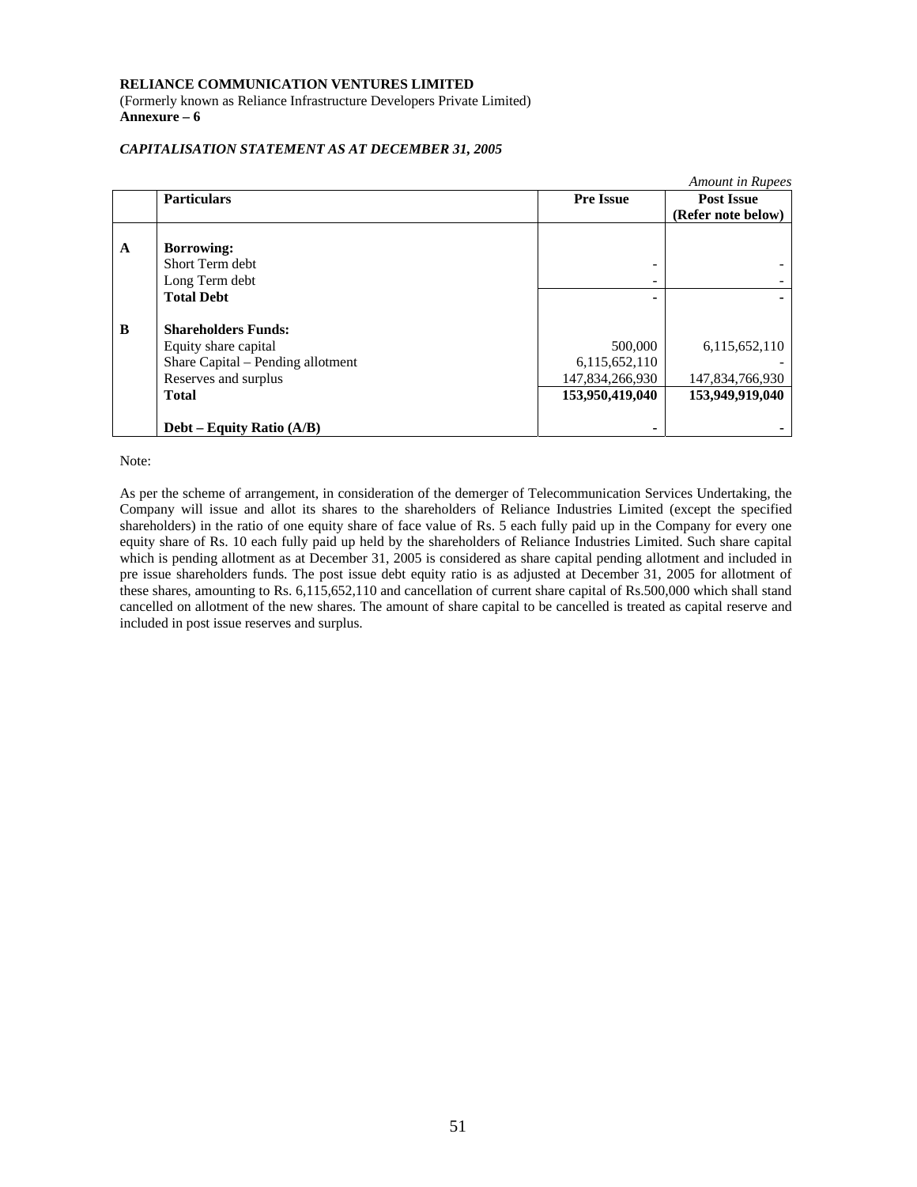**RELIANCE COMMUNICATION VENTURES LIMITED**
(Formerly known as Reliance Infrastructure Developers Private Limited)
**Annexure – 6**

***CAPITALISATION STATEMENT AS AT DECEMBER 31, 2005***

*Amount in Rupees*

| | Particulars | Pre Issue | Post Issue (Refer note below) |
|---|---|---|---|
| **A** | **Borrowing:** | | |
| | Short Term debt | - | - |
| | Long Term debt | - | - |
| | **Total Debt** | **-** | **-** |
| **B** | **Shareholders Funds:** | | |
| | Equity share capital | 500,000 | 6,115,652,110 |
| | Share Capital – Pending allotment | 6,115,652,110 | - |
| | Reserves and surplus | 147,834,266,930 | 147,834,766,930 |
| | **Total** | **153,950,419,040** | **153,949,919,040** |
| | **Debt – Equity Ratio (A/B)** | **-** | **-** |

Note:

As per the scheme of arrangement, in consideration of the demerger of Telecommunication Services Undertaking, the Company will issue and allot its shares to the shareholders of Reliance Industries Limited (except the specified shareholders) in the ratio of one equity share of face value of Rs. 5 each fully paid up in the Company for every one equity share of Rs. 10 each fully paid up held by the shareholders of Reliance Industries Limited. Such share capital which is pending allotment as at December 31, 2005 is considered as share capital pending allotment and included in pre issue shareholders funds. The post issue debt equity ratio is as adjusted at December 31, 2005 for allotment of these shares, amounting to Rs. 6,115,652,110 and cancellation of current share capital of Rs.500,000 which shall stand cancelled on allotment of the new shares. The amount of share capital to be cancelled is treated as capital reserve and included in post issue reserves and surplus.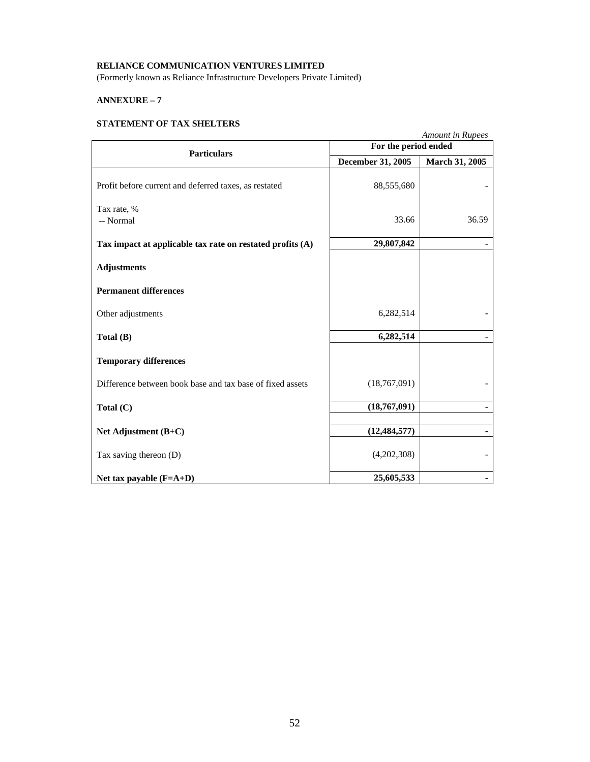**RELIANCE COMMUNICATION VENTURES LIMITED**

(Formerly known as Reliance Infrastructure Developers Private Limited)

**ANNEXURE – 7**

**STATEMENT OF TAX SHELTERS**

*Amount in Rupees*

| Particulars | For the period ended | |
|---|---|---|
| | **December 31, 2005** | **March 31, 2005** |
| Profit before current and deferred taxes, as restated | 88,555,680 | - |
| Tax rate, % | | |
| -- Normal | 33.66 | 36.59 |
| **Tax impact at applicable tax rate on restated profits (A)** | **29,807,842** | **-** |
| **Adjustments** | | |
| **Permanent differences** | | |
| Other adjustments | 6,282,514 | - |
| **Total (B)** | **6,282,514** | **-** |
| **Temporary differences** | | |
| Difference between book base and tax base of fixed assets | (18,767,091) | - |
| **Total (C)** | **(18,767,091)** | **-** |
| **Net Adjustment (B+C)** | **(12,484,577)** | **-** |
| Tax saving thereon (D) | (4,202,308) | - |
| **Net tax payable (F=A+D)** | **25,605,533** | **-** |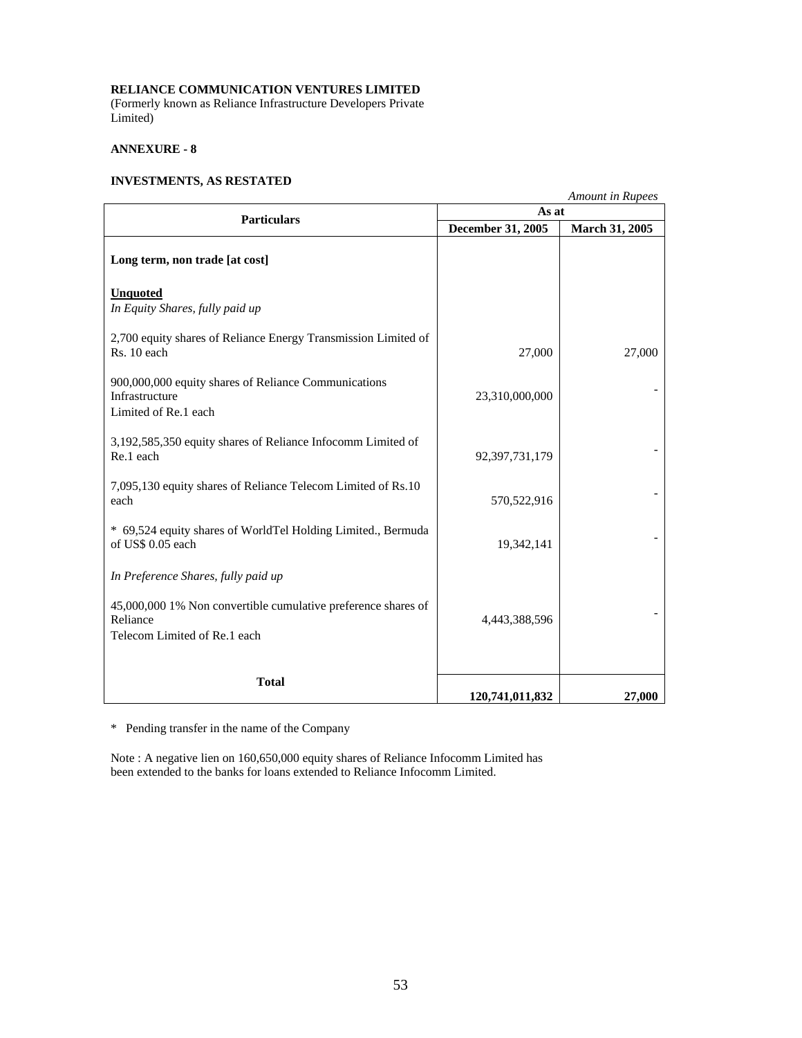**RELIANCE COMMUNICATION VENTURES LIMITED**
(Formerly known as Reliance Infrastructure Developers Private Limited)

**ANNEXURE - 8**

**INVESTMENTS, AS RESTATED**

*Amount in Rupees*

| Particulars | As at | |
|---|---|---|
| | **December 31, 2005** | **March 31, 2005** |
| **Long term, non trade [at cost]** | | |
| **Unquoted** | | |
| *In Equity Shares, fully paid up* | | |
| 2,700 equity shares of Reliance Energy Transmission Limited of Rs. 10 each | 27,000 | 27,000 |
| 900,000,000 equity shares of Reliance Communications Infrastructure Limited of Re.1 each | 23,310,000,000 | - |
| 3,192,585,350 equity shares of Reliance Infocomm Limited of Re.1 each | 92,397,731,179 | - |
| 7,095,130 equity shares of Reliance Telecom Limited of Rs.10 each | 570,522,916 | - |
| * 69,524 equity shares of WorldTel Holding Limited., Bermuda of US$ 0.05 each | 19,342,141 | - |
| *In Preference Shares, fully paid up* | | |
| 45,000,000 1% Non convertible cumulative preference shares of Reliance Telecom Limited of Re.1 each | 4,443,388,596 | - |
| **Total** | **120,741,011,832** | **27,000** |

* Pending transfer in the name of the Company

Note : A negative lien on 160,650,000 equity shares of Reliance Infocomm Limited has been extended to the banks for loans extended to Reliance Infocomm Limited.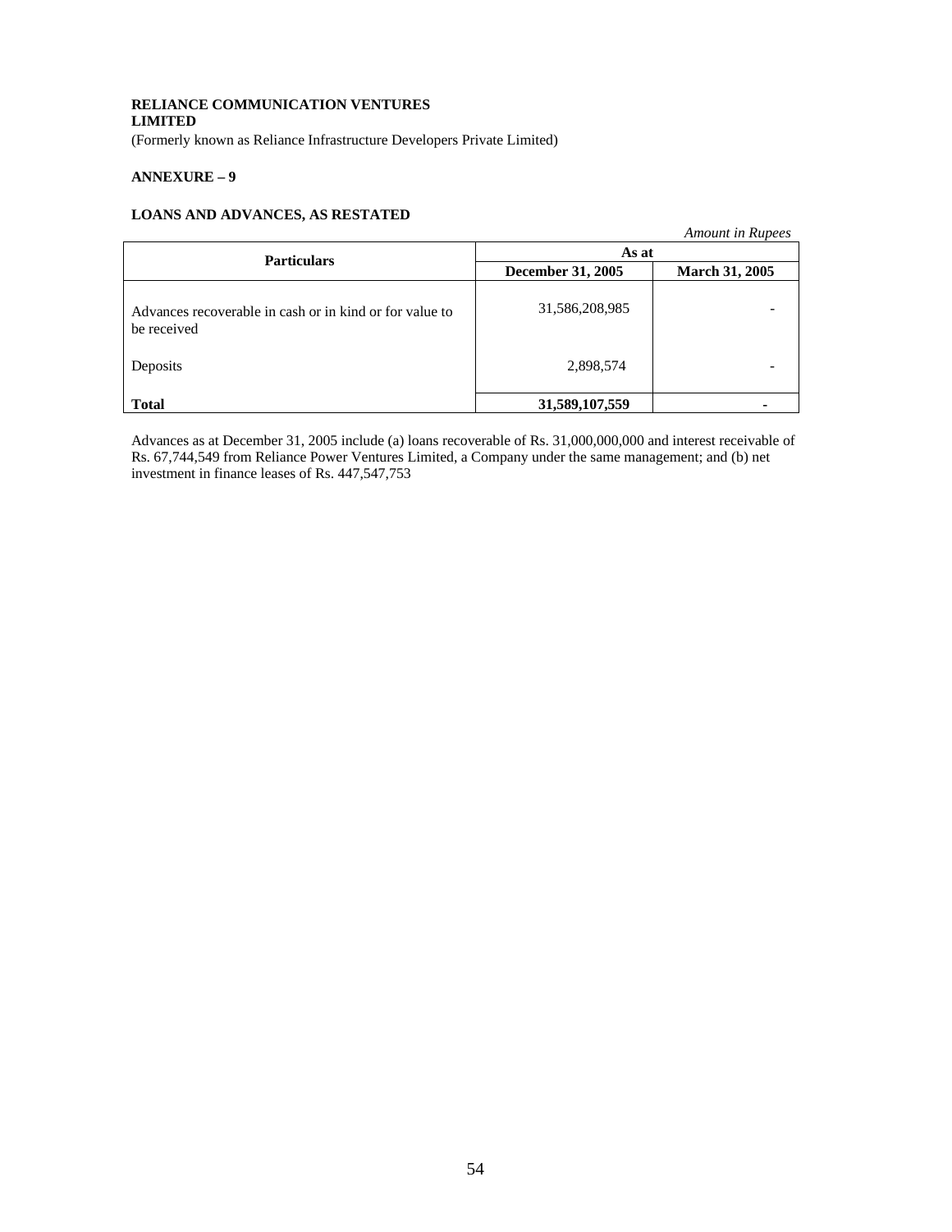**RELIANCE COMMUNICATION VENTURES LIMITED**
(Formerly known as Reliance Infrastructure Developers Private Limited)

**ANNEXURE – 9**

**LOANS AND ADVANCES, AS RESTATED**

*Amount in Rupees*

| Particulars | As at | |
|---|---|---|
| | **December 31, 2005** | **March 31, 2005** |
| Advances recoverable in cash or in kind or for value to be received | 31,586,208,985 | - |
| Deposits | 2,898,574 | - |
| **Total** | **31,589,107,559** | **-** |

Advances as at December 31, 2005 include (a) loans recoverable of Rs. 31,000,000,000 and interest receivable of Rs. 67,744,549 from Reliance Power Ventures Limited, a Company under the same management; and (b) net investment in finance leases of Rs. 447,547,753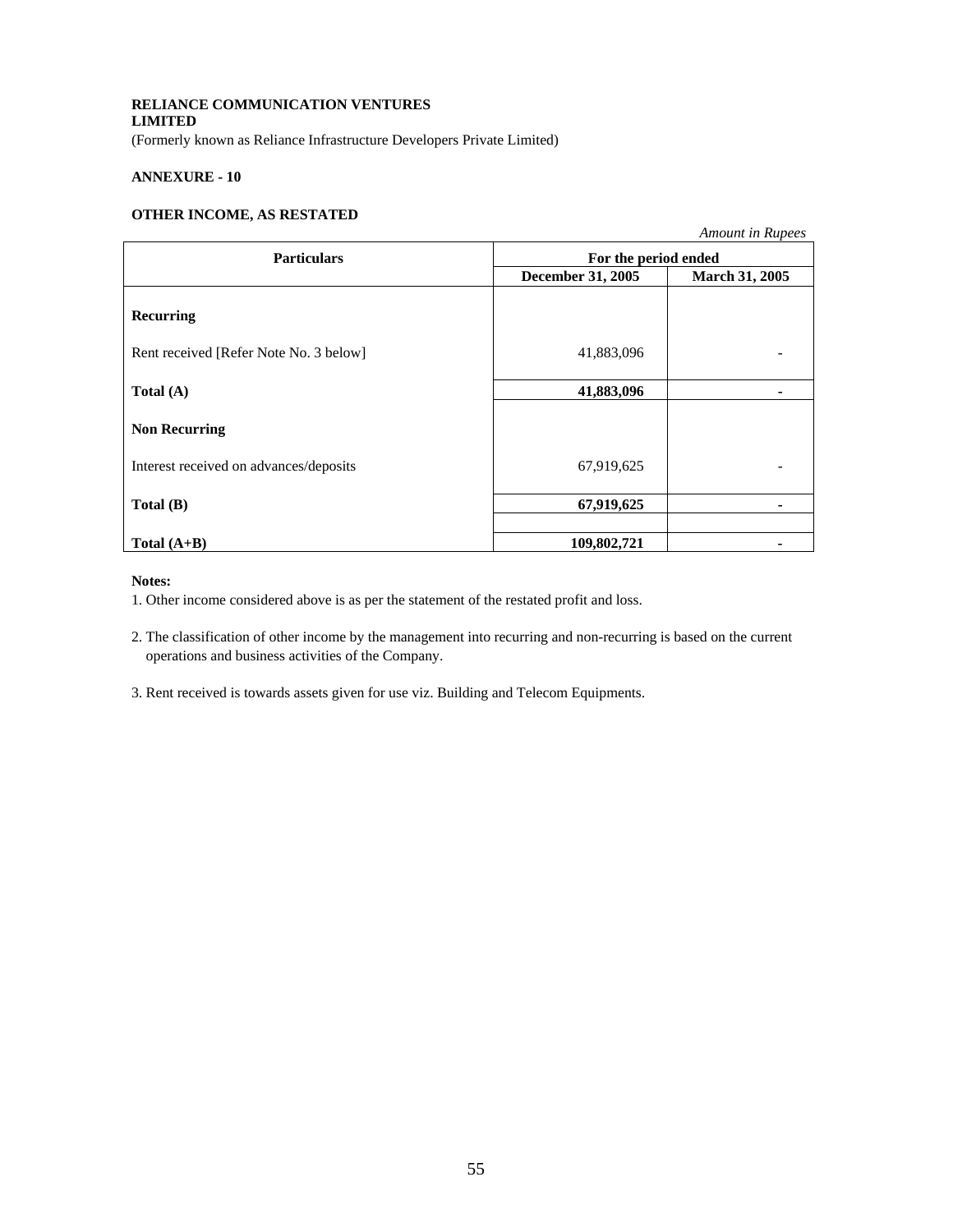**RELIANCE COMMUNICATION VENTURES LIMITED**
(Formerly known as Reliance Infrastructure Developers Private Limited)

**ANNEXURE - 10**

**OTHER INCOME, AS RESTATED**

*Amount in Rupees*

| Particulars | For the period ended | |
|---|---|---|
| | **December 31, 2005** | **March 31, 2005** |
| **Recurring** | | |
| Rent received [Refer Note No. 3 below] | 41,883,096 | - |
| **Total (A)** | **41,883,096** | **-** |
| **Non Recurring** | | |
| Interest received on advances/deposits | 67,919,625 | - |
| **Total (B)** | **67,919,625** | **-** |
| **Total (A+B)** | **109,802,721** | **-** |

**Notes:**

1. Other income considered above is as per the statement of the restated profit and loss.
2. The classification of other income by the management into recurring and non-recurring is based on the current operations and business activities of the Company.
3. Rent received is towards assets given for use viz. Building and Telecom Equipments.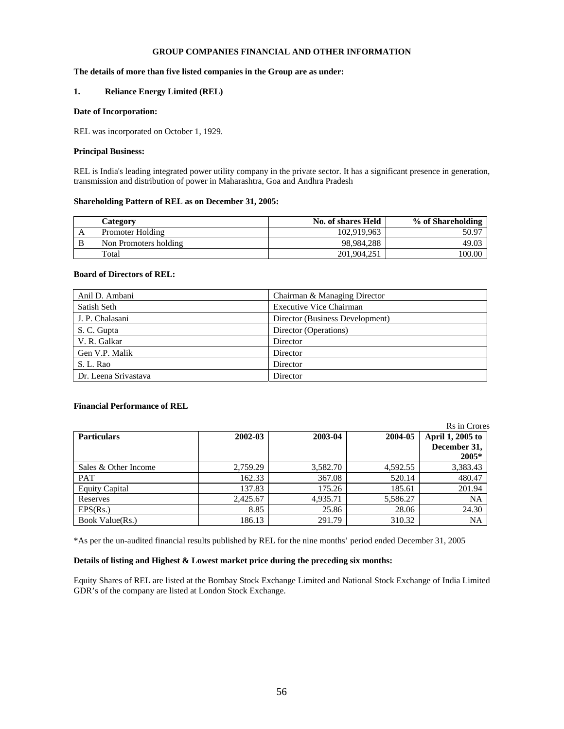# GROUP COMPANIES FINANCIAL AND OTHER INFORMATION

**The details of more than five listed companies in the Group are as under:**

## 1. Reliance Energy Limited (REL)

**Date of Incorporation:**

REL was incorporated on October 1, 1929.

**Principal Business:**

REL is India's leading integrated power utility company in the private sector. It has a significant presence in generation, transmission and distribution of power in Maharashtra, Goa and Andhra Pradesh

**Shareholding Pattern of REL as on December 31, 2005:**

| | Category | No. of shares Held | % of Shareholding |
|---|---|---|---|
| A | Promoter Holding | 102,919,963 | 50.97 |
| B | Non Promoters holding | 98,984,288 | 49.03 |
| | Total | 201,904,251 | 100.00 |

**Board of Directors of REL:**

| | |
|---|---|
| Anil D. Ambani | Chairman & Managing Director |
| Satish Seth | Executive Vice Chairman |
| J. P. Chalasani | Director (Business Development) |
| S. C. Gupta | Director (Operations) |
| V. R. Galkar | Director |
| Gen V.P. Malik | Director |
| S. L. Rao | Director |
| Dr. Leena Srivastava | Director |

**Financial Performance of REL**

Rs in Crores

| Particulars | 2002-03 | 2003-04 | 2004-05 | April 1, 2005 to December 31, 2005* |
|---|---|---|---|---|
| Sales & Other Income | 2,759.29 | 3,582.70 | 4,592.55 | 3,383.43 |
| PAT | 162.33 | 367.08 | 520.14 | 480.47 |
| Equity Capital | 137.83 | 175.26 | 185.61 | 201.94 |
| Reserves | 2,425.67 | 4,935.71 | 5,586.27 | NA |
| EPS(Rs.) | 8.85 | 25.86 | 28.06 | 24.30 |
| Book Value(Rs.) | 186.13 | 291.79 | 310.32 | NA |

*As per the un-audited financial results published by REL for the nine months' period ended December 31, 2005

**Details of listing and Highest & Lowest market price during the preceding six months:**

Equity Shares of REL are listed at the Bombay Stock Exchange Limited and National Stock Exchange of India Limited GDR's of the company are listed at London Stock Exchange.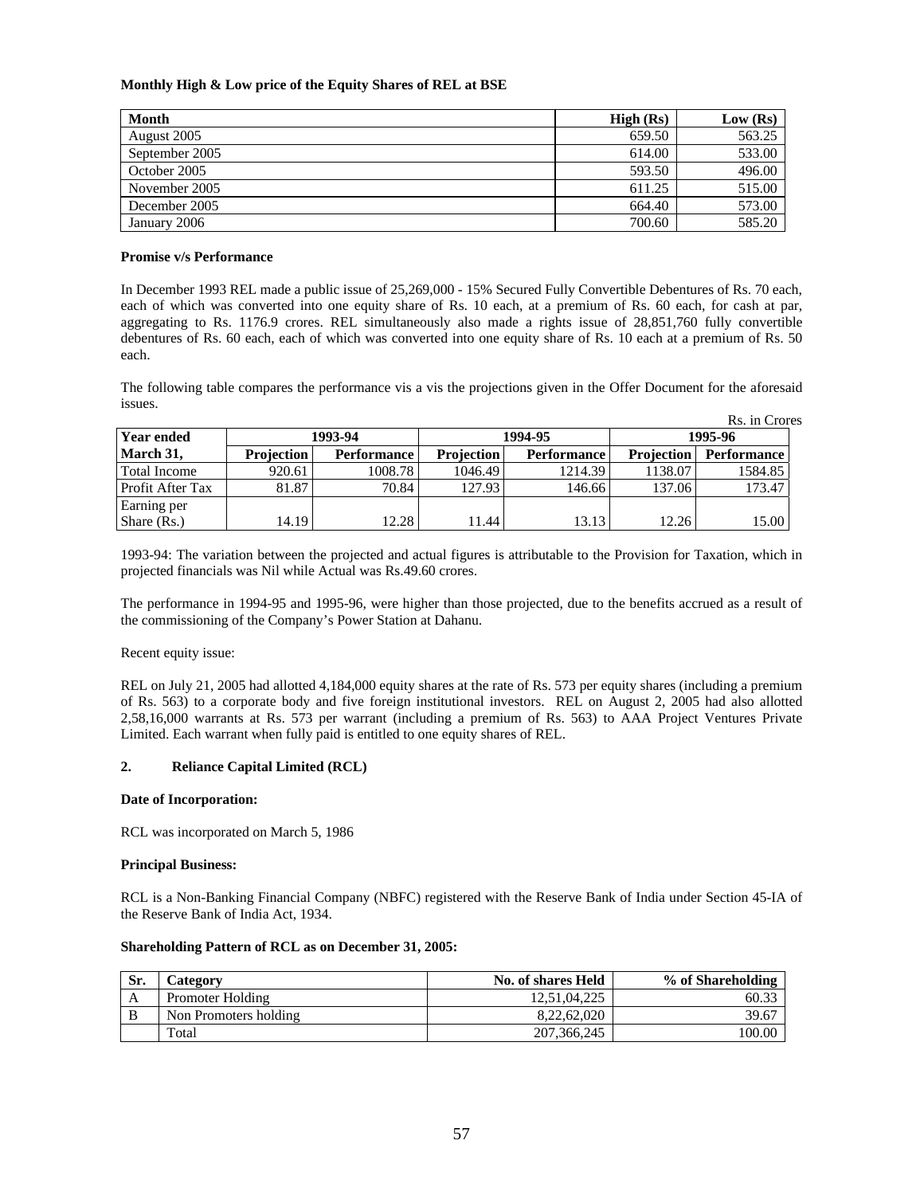**Monthly High & Low price of the Equity Shares of REL at BSE**

| Month | High (Rs) | Low (Rs) |
|---|---|---|
| August 2005 | 659.50 | 563.25 |
| September 2005 | 614.00 | 533.00 |
| October 2005 | 593.50 | 496.00 |
| November 2005 | 611.25 | 515.00 |
| December 2005 | 664.40 | 573.00 |
| January 2006 | 700.60 | 585.20 |

**Promise v/s Performance**

In December 1993 REL made a public issue of 25,269,000 - 15% Secured Fully Convertible Debentures of Rs. 70 each, each of which was converted into one equity share of Rs. 10 each, at a premium of Rs. 60 each, for cash at par, aggregating to Rs. 1176.9 crores. REL simultaneously also made a rights issue of 28,851,760 fully convertible debentures of Rs. 60 each, each of which was converted into one equity share of Rs. 10 each at a premium of Rs. 50 each.

The following table compares the performance vis a vis the projections given in the Offer Document for the aforesaid issues.

Rs. in Crores

| Year ended March 31, | 1993-94 | | 1994-95 | | 1995-96 | |
|---|---|---|---|---|---|---|
| | Projection | Performance | Projection | Performance | Projection | Performance |
| Total Income | 920.61 | 1008.78 | 1046.49 | 1214.39 | 1138.07 | 1584.85 |
| Profit After Tax | 81.87 | 70.84 | 127.93 | 146.66 | 137.06 | 173.47 |
| Earning per Share (Rs.) | 14.19 | 12.28 | 11.44 | 13.13 | 12.26 | 15.00 |

1993-94: The variation between the projected and actual figures is attributable to the Provision for Taxation, which in projected financials was Nil while Actual was Rs.49.60 crores.

The performance in 1994-95 and 1995-96, were higher than those projected, due to the benefits accrued as a result of the commissioning of the Company's Power Station at Dahanu.

Recent equity issue:

REL on July 21, 2005 had allotted 4,184,000 equity shares at the rate of Rs. 573 per equity shares (including a premium of Rs. 563) to a corporate body and five foreign institutional investors. REL on August 2, 2005 had also allotted 2,58,16,000 warrants at Rs. 573 per warrant (including a premium of Rs. 563) to AAA Project Ventures Private Limited. Each warrant when fully paid is entitled to one equity shares of REL.

### 2. Reliance Capital Limited (RCL)

**Date of Incorporation:**

RCL was incorporated on March 5, 1986

**Principal Business:**

RCL is a Non-Banking Financial Company (NBFC) registered with the Reserve Bank of India under Section 45-IA of the Reserve Bank of India Act, 1934.

**Shareholding Pattern of RCL as on December 31, 2005:**

| Sr. | Category | No. of shares Held | % of Shareholding |
|---|---|---|---|
| A | Promoter Holding | 12,51,04,225 | 60.33 |
| B | Non Promoters holding | 8,22,62,020 | 39.67 |
| | Total | 207,366,245 | 100.00 |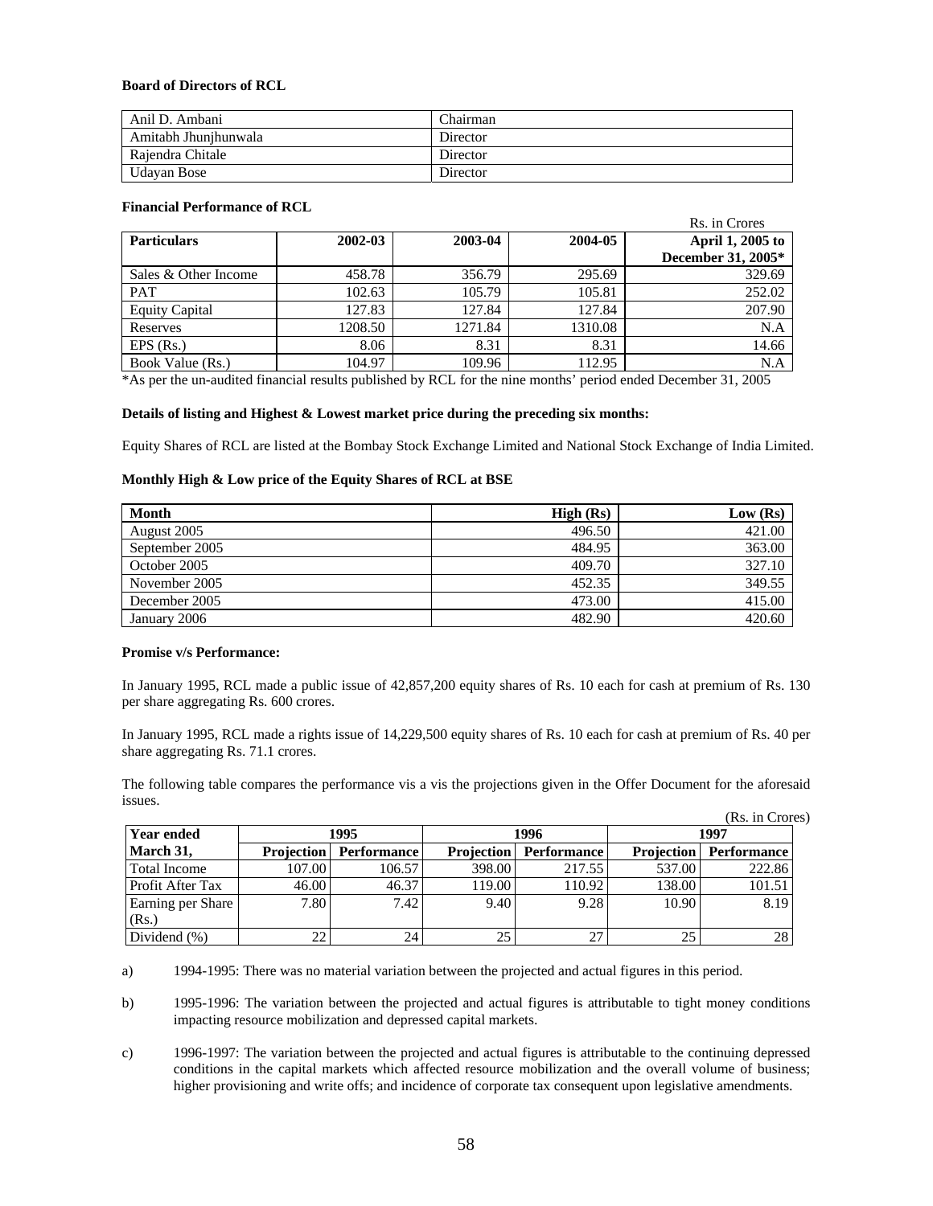**Board of Directors of RCL**

| | |
|---|---|
| Anil D. Ambani | Chairman |
| Amitabh Jhunjhunwala | Director |
| Rajendra Chitale | Director |
| Udayan Bose | Director |

**Financial Performance of RCL**

Rs. in Crores

| Particulars | 2002-03 | 2003-04 | 2004-05 | April 1, 2005 to December 31, 2005* |
|---|---|---|---|---|
| Sales & Other Income | 458.78 | 356.79 | 295.69 | 329.69 |
| PAT | 102.63 | 105.79 | 105.81 | 252.02 |
| Equity Capital | 127.83 | 127.84 | 127.84 | 207.90 |
| Reserves | 1208.50 | 1271.84 | 1310.08 | N.A |
| EPS (Rs.) | 8.06 | 8.31 | 8.31 | 14.66 |
| Book Value (Rs.) | 104.97 | 109.96 | 112.95 | N.A |

*As per the un-audited financial results published by RCL for the nine months' period ended December 31, 2005

**Details of listing and Highest & Lowest market price during the preceding six months:**

Equity Shares of RCL are listed at the Bombay Stock Exchange Limited and National Stock Exchange of India Limited.

**Monthly High & Low price of the Equity Shares of RCL at BSE**

| Month | High (Rs) | Low (Rs) |
|---|---|---|
| August 2005 | 496.50 | 421.00 |
| September 2005 | 484.95 | 363.00 |
| October 2005 | 409.70 | 327.10 |
| November 2005 | 452.35 | 349.55 |
| December 2005 | 473.00 | 415.00 |
| January 2006 | 482.90 | 420.60 |

**Promise v/s Performance:**

In January 1995, RCL made a public issue of 42,857,200 equity shares of Rs. 10 each for cash at premium of Rs. 130 per share aggregating Rs. 600 crores.

In January 1995, RCL made a rights issue of 14,229,500 equity shares of Rs. 10 each for cash at premium of Rs. 40 per share aggregating Rs. 71.1 crores.

The following table compares the performance vis a vis the projections given in the Offer Document for the aforesaid issues.

(Rs. in Crores)

| Year ended | 1995 | | 1996 | | 1997 | |
|---|---|---|---|---|---|---|
| March 31, | Projection | Performance | Projection | Performance | Projection | Performance |
| Total Income | 107.00 | 106.57 | 398.00 | 217.55 | 537.00 | 222.86 |
| Profit After Tax | 46.00 | 46.37 | 119.00 | 110.92 | 138.00 | 101.51 |
| Earning per Share (Rs.) | 7.80 | 7.42 | 9.40 | 9.28 | 10.90 | 8.19 |
| Dividend (%) | 22 | 24 | 25 | 27 | 25 | 28 |

a) 1994-1995: There was no material variation between the projected and actual figures in this period.

b) 1995-1996: The variation between the projected and actual figures is attributable to tight money conditions impacting resource mobilization and depressed capital markets.

c) 1996-1997: The variation between the projected and actual figures is attributable to the continuing depressed conditions in the capital markets which affected resource mobilization and the overall volume of business; higher provisioning and write offs; and incidence of corporate tax consequent upon legislative amendments.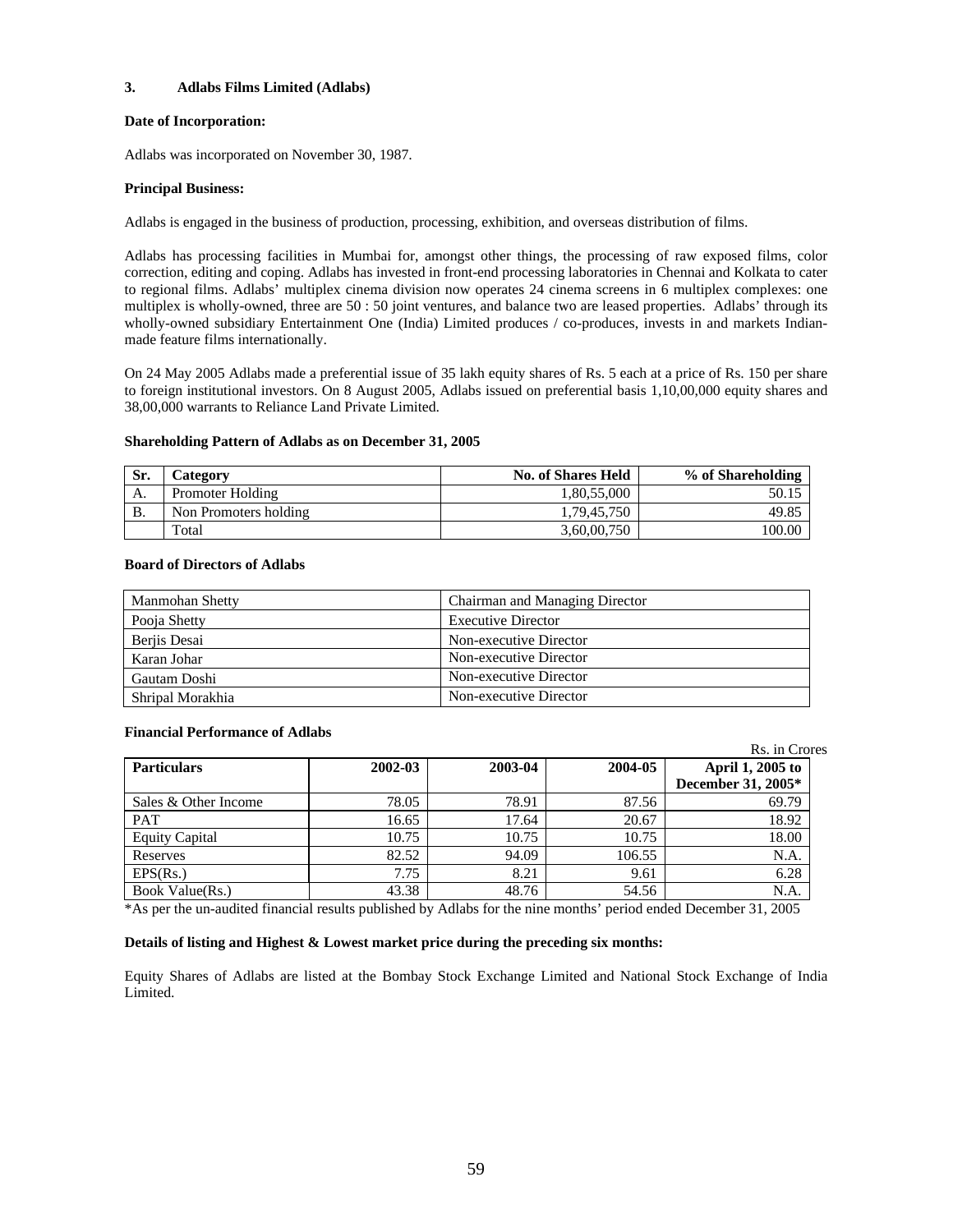### 3. Adlabs Films Limited (Adlabs)

**Date of Incorporation:**

Adlabs was incorporated on November 30, 1987.

**Principal Business:**

Adlabs is engaged in the business of production, processing, exhibition, and overseas distribution of films.

Adlabs has processing facilities in Mumbai for, amongst other things, the processing of raw exposed films, color correction, editing and coping. Adlabs has invested in front-end processing laboratories in Chennai and Kolkata to cater to regional films. Adlabs' multiplex cinema division now operates 24 cinema screens in 6 multiplex complexes: one multiplex is wholly-owned, three are 50 : 50 joint ventures, and balance two are leased properties. Adlabs' through its wholly-owned subsidiary Entertainment One (India) Limited produces / co-produces, invests in and markets Indian-made feature films internationally.

On 24 May 2005 Adlabs made a preferential issue of 35 lakh equity shares of Rs. 5 each at a price of Rs. 150 per share to foreign institutional investors. On 8 August 2005, Adlabs issued on preferential basis 1,10,00,000 equity shares and 38,00,000 warrants to Reliance Land Private Limited.

**Shareholding Pattern of Adlabs as on December 31, 2005**

| Sr. | Category | No. of Shares Held | % of Shareholding |
|---|---|---|---|
| A. | Promoter Holding | 1,80,55,000 | 50.15 |
| B. | Non Promoters holding | 1,79,45,750 | 49.85 |
| | Total | 3,60,00,750 | 100.00 |

**Board of Directors of Adlabs**

| | |
|---|---|
| Manmohan Shetty | Chairman and Managing Director |
| Pooja Shetty | Executive Director |
| Berjis Desai | Non-executive Director |
| Karan Johar | Non-executive Director |
| Gautam Doshi | Non-executive Director |
| Shripal Morakhia | Non-executive Director |

**Financial Performance of Adlabs**

Rs. in Crores

| Particulars | 2002-03 | 2003-04 | 2004-05 | April 1, 2005 to December 31, 2005* |
|---|---|---|---|---|
| Sales & Other Income | 78.05 | 78.91 | 87.56 | 69.79 |
| PAT | 16.65 | 17.64 | 20.67 | 18.92 |
| Equity Capital | 10.75 | 10.75 | 10.75 | 18.00 |
| Reserves | 82.52 | 94.09 | 106.55 | N.A. |
| EPS(Rs.) | 7.75 | 8.21 | 9.61 | 6.28 |
| Book Value(Rs.) | 43.38 | 48.76 | 54.56 | N.A. |

*As per the un-audited financial results published by Adlabs for the nine months' period ended December 31, 2005

**Details of listing and Highest & Lowest market price during the preceding six months:**

Equity Shares of Adlabs are listed at the Bombay Stock Exchange Limited and National Stock Exchange of India Limited.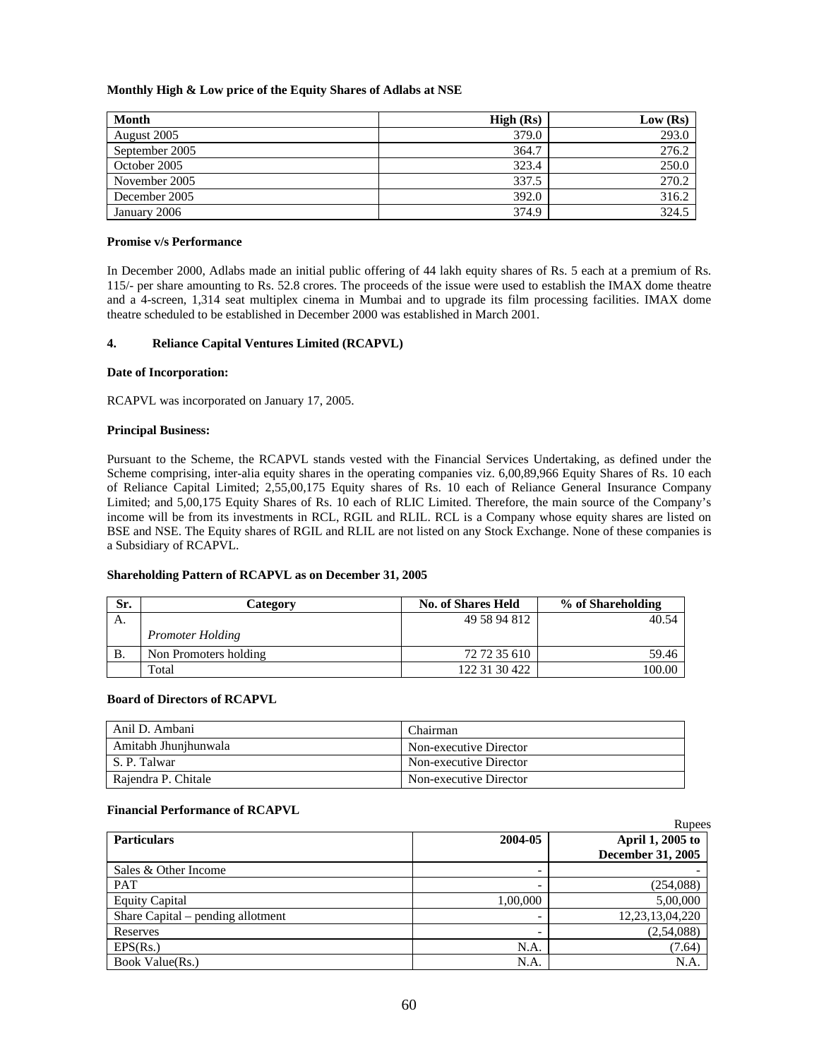**Monthly High & Low price of the Equity Shares of Adlabs at NSE**

| Month | High (Rs) | Low (Rs) |
|---|---|---|
| August 2005 | 379.0 | 293.0 |
| September 2005 | 364.7 | 276.2 |
| October 2005 | 323.4 | 250.0 |
| November 2005 | 337.5 | 270.2 |
| December 2005 | 392.0 | 316.2 |
| January 2006 | 374.9 | 324.5 |

**Promise v/s Performance**

In December 2000, Adlabs made an initial public offering of 44 lakh equity shares of Rs. 5 each at a premium of Rs. 115/- per share amounting to Rs. 52.8 crores. The proceeds of the issue were used to establish the IMAX dome theatre and a 4-screen, 1,314 seat multiplex cinema in Mumbai and to upgrade its film processing facilities. IMAX dome theatre scheduled to be established in December 2000 was established in March 2001.

### 4. Reliance Capital Ventures Limited (RCAPVL)

**Date of Incorporation:**

RCAPVL was incorporated on January 17, 2005.

**Principal Business:**

Pursuant to the Scheme, the RCAPVL stands vested with the Financial Services Undertaking, as defined under the Scheme comprising, inter-alia equity shares in the operating companies viz. 6,00,89,966 Equity Shares of Rs. 10 each of Reliance Capital Limited; 2,55,00,175 Equity shares of Rs. 10 each of Reliance General Insurance Company Limited; and 5,00,175 Equity Shares of Rs. 10 each of RLIC Limited. Therefore, the main source of the Company's income will be from its investments in RCL, RGIL and RLIL. RCL is a Company whose equity shares are listed on BSE and NSE. The Equity shares of RGIL and RLIL are not listed on any Stock Exchange. None of these companies is a Subsidiary of RCAPVL.

**Shareholding Pattern of RCAPVL as on December 31, 2005**

| Sr. | Category | No. of Shares Held | % of Shareholding |
|---|---|---|---|
| A. | *Promoter Holding* | 49 58 94 812 | 40.54 |
| B. | Non Promoters holding | 72 72 35 610 | 59.46 |
| | Total | 122 31 30 422 | 100.00 |

**Board of Directors of RCAPVL**

| | |
|---|---|
| Anil D. Ambani | Chairman |
| Amitabh Jhunjhunwala | Non-executive Director |
| S. P. Talwar | Non-executive Director |
| Rajendra P. Chitale | Non-executive Director |

**Financial Performance of RCAPVL**

Rupees

| Particulars | 2004-05 | April 1, 2005 to December 31, 2005 |
|---|---|---|
| Sales & Other Income | - | - |
| PAT | - | (254,088) |
| Equity Capital | 1,00,000 | 5,00,000 |
| Share Capital – pending allotment | - | 12,23,13,04,220 |
| Reserves | - | (2,54,088) |
| EPS(Rs.) | N.A. | (7.64) |
| Book Value(Rs.) | N.A. | N.A. |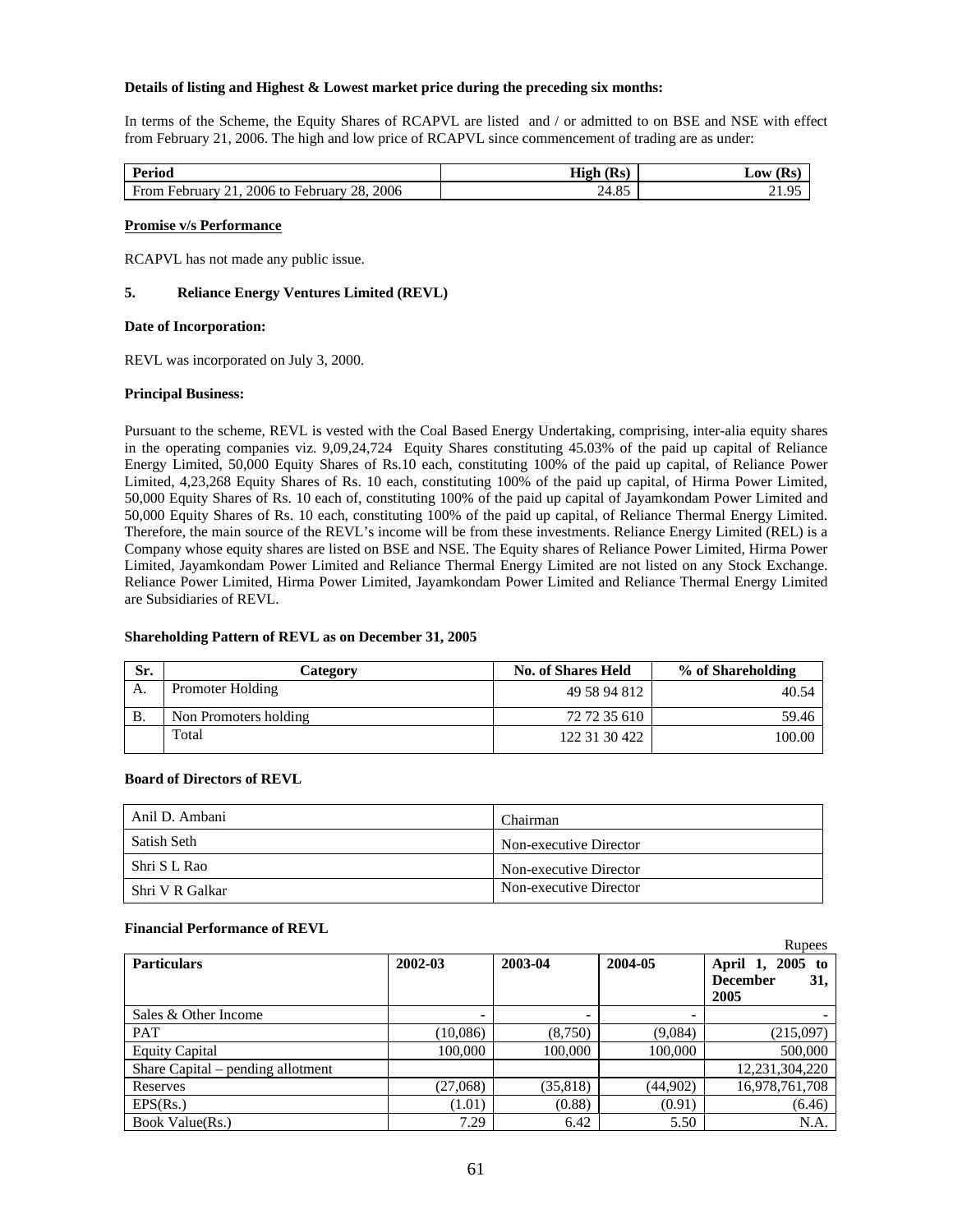**Details of listing and Highest & Lowest market price during the preceding six months:**

In terms of the Scheme, the Equity Shares of RCAPVL are listed and / or admitted to on BSE and NSE with effect from February 21, 2006. The high and low price of RCAPVL since commencement of trading are as under:

| Period | High (Rs) | Low (Rs) |
|---|---|---|
| From February 21, 2006 to February 28, 2006 | 24.85 | 21.95 |

**Promise v/s Performance**

RCAPVL has not made any public issue.

### 5. Reliance Energy Ventures Limited (REVL)

**Date of Incorporation:**

REVL was incorporated on July 3, 2000.

**Principal Business:**

Pursuant to the scheme, REVL is vested with the Coal Based Energy Undertaking, comprising, inter-alia equity shares in the operating companies viz. 9,09,24,724 Equity Shares constituting 45.03% of the paid up capital of Reliance Energy Limited, 50,000 Equity Shares of Rs.10 each, constituting 100% of the paid up capital, of Reliance Power Limited, 4,23,268 Equity Shares of Rs. 10 each, constituting 100% of the paid up capital, of Hirma Power Limited, 50,000 Equity Shares of Rs. 10 each of, constituting 100% of the paid up capital of Jayamkondam Power Limited and 50,000 Equity Shares of Rs. 10 each, constituting 100% of the paid up capital, of Reliance Thermal Energy Limited. Therefore, the main source of the REVL's income will be from these investments. Reliance Energy Limited (REL) is a Company whose equity shares are listed on BSE and NSE. The Equity shares of Reliance Power Limited, Hirma Power Limited, Jayamkondam Power Limited and Reliance Thermal Energy Limited are not listed on any Stock Exchange. Reliance Power Limited, Hirma Power Limited, Jayamkondam Power Limited and Reliance Thermal Energy Limited are Subsidiaries of REVL.

**Shareholding Pattern of REVL as on December 31, 2005**

| Sr. | Category | No. of Shares Held | % of Shareholding |
|---|---|---|---|
| A. | Promoter Holding | 49 58 94 812 | 40.54 |
| B. | Non Promoters holding | 72 72 35 610 | 59.46 |
| | Total | 122 31 30 422 | 100.00 |

**Board of Directors of REVL**

| | |
|---|---|
| Anil D. Ambani | Chairman |
| Satish Seth | Non-executive Director |
| Shri S L Rao | Non-executive Director |
| Shri V R Galkar | Non-executive Director |

**Financial Performance of REVL**

Rupees

| Particulars | 2002-03 | 2003-04 | 2004-05 | April 1, 2005 to December 31, 2005 |
|---|---|---|---|---|
| Sales & Other Income | - | - | - | - |
| PAT | (10,086) | (8,750) | (9,084) | (215,097) |
| Equity Capital | 100,000 | 100,000 | 100,000 | 500,000 |
| Share Capital – pending allotment | | | | 12,231,304,220 |
| Reserves | (27,068) | (35,818) | (44,902) | 16,978,761,708 |
| EPS(Rs.) | (1.01) | (0.88) | (0.91) | (6.46) |
| Book Value(Rs.) | 7.29 | 6.42 | 5.50 | N.A. |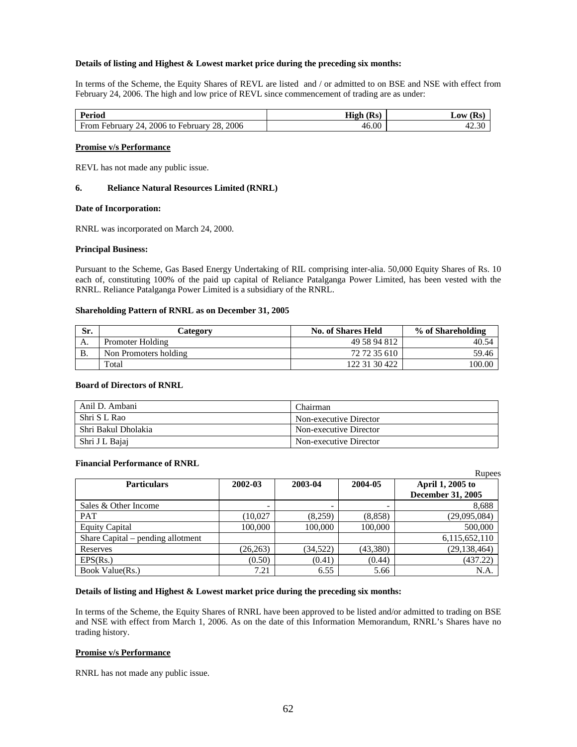**Details of listing and Highest & Lowest market price during the preceding six months:**

In terms of the Scheme, the Equity Shares of REVL are listed and / or admitted to on BSE and NSE with effect from February 24, 2006. The high and low price of REVL since commencement of trading are as under:

| Period | High (Rs) | Low (Rs) |
|---|---|---|
| From February 24, 2006 to February 28, 2006 | 46.00 | 42.30 |

**Promise v/s Performance**

REVL has not made any public issue.

### 6. Reliance Natural Resources Limited (RNRL)

**Date of Incorporation:**

RNRL was incorporated on March 24, 2000.

**Principal Business:**

Pursuant to the Scheme, Gas Based Energy Undertaking of RIL comprising inter-alia. 50,000 Equity Shares of Rs. 10 each of, constituting 100% of the paid up capital of Reliance Patalganga Power Limited, has been vested with the RNRL. Reliance Patalganga Power Limited is a subsidiary of the RNRL.

**Shareholding Pattern of RNRL as on December 31, 2005**

| Sr. | Category | No. of Shares Held | % of Shareholding |
|---|---|---|---|
| A. | Promoter Holding | 49 58 94 812 | 40.54 |
| B. | Non Promoters holding | 72 72 35 610 | 59.46 |
| | Total | 122 31 30 422 | 100.00 |

**Board of Directors of RNRL**

| | |
|---|---|
| Anil D. Ambani | Chairman |
| Shri S L Rao | Non-executive Director |
| Shri Bakul Dholakia | Non-executive Director |
| Shri J L Bajaj | Non-executive Director |

**Financial Performance of RNRL**

Rupees

| Particulars | 2002-03 | 2003-04 | 2004-05 | April 1, 2005 to December 31, 2005 |
|---|---|---|---|---|
| Sales & Other Income | - | - | - | 8,688 |
| PAT | (10,027 | (8,259) | (8,858) | (29,095,084) |
| Equity Capital | 100,000 | 100,000 | 100,000 | 500,000 |
| Share Capital – pending allotment | | | | 6,115,652,110 |
| Reserves | (26,263) | (34,522) | (43,380) | (29,138,464) |
| EPS(Rs.) | (0.50) | (0.41) | (0.44) | (437.22) |
| Book Value(Rs.) | 7.21 | 6.55 | 5.66 | N.A. |

**Details of listing and Highest & Lowest market price during the preceding six months:**

In terms of the Scheme, the Equity Shares of RNRL have been approved to be listed and/or admitted to trading on BSE and NSE with effect from March 1, 2006. As on the date of this Information Memorandum, RNRL's Shares have no trading history.

**Promise v/s Performance**

RNRL has not made any public issue.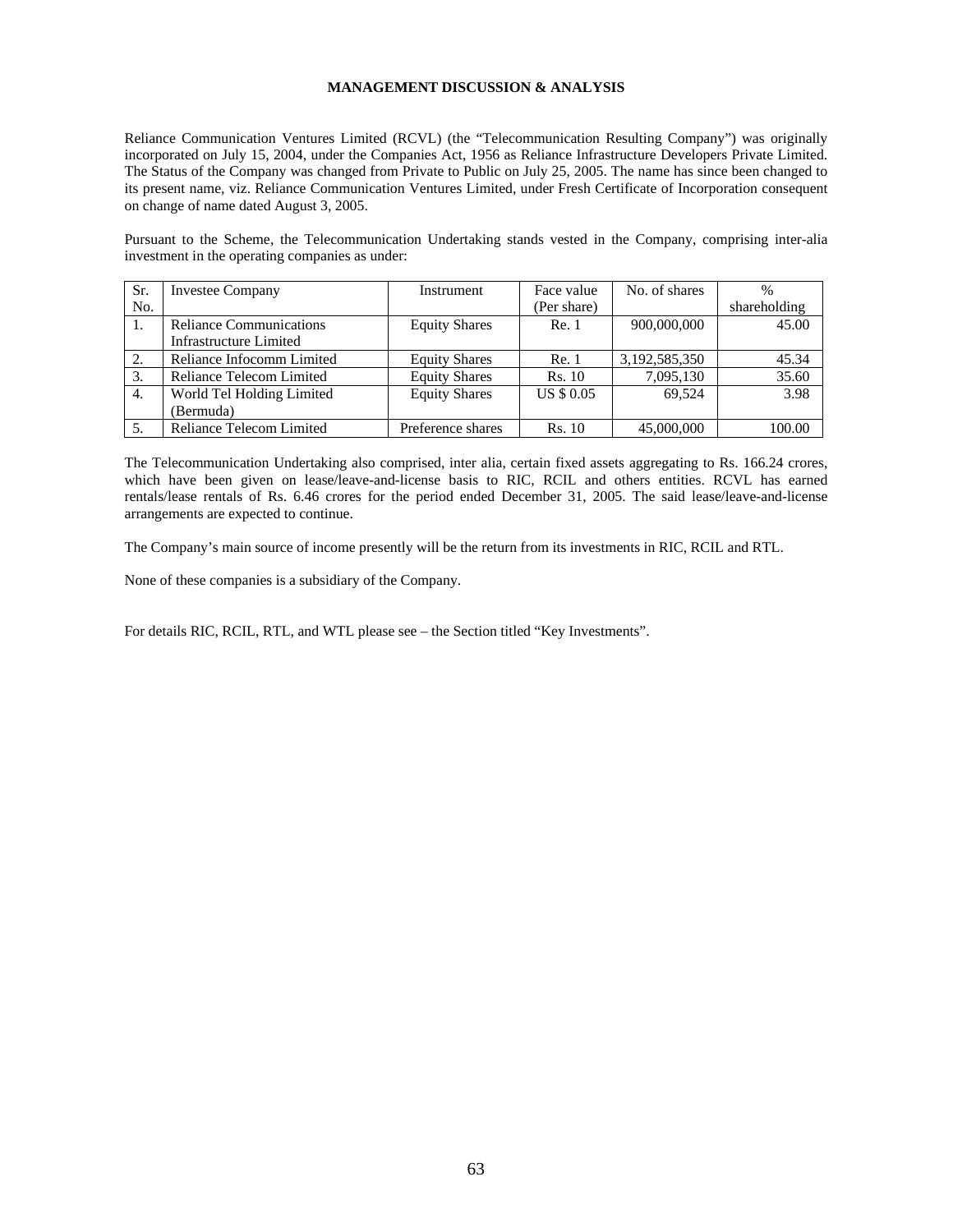# MANAGEMENT DISCUSSION & ANALYSIS

Reliance Communication Ventures Limited (RCVL) (the "Telecommunication Resulting Company") was originally incorporated on July 15, 2004, under the Companies Act, 1956 as Reliance Infrastructure Developers Private Limited. The Status of the Company was changed from Private to Public on July 25, 2005. The name has since been changed to its present name, viz. Reliance Communication Ventures Limited, under Fresh Certificate of Incorporation consequent on change of name dated August 3, 2005.

Pursuant to the Scheme, the Telecommunication Undertaking stands vested in the Company, comprising inter-alia investment in the operating companies as under:

| Sr. No. | Investee Company | Instrument | Face value (Per share) | No. of shares | % shareholding |
|---|---|---|---|---|---|
| 1. | Reliance Communications Infrastructure Limited | Equity Shares | Re. 1 | 900,000,000 | 45.00 |
| 2. | Reliance Infocomm Limited | Equity Shares | Re. 1 | 3,192,585,350 | 45.34 |
| 3. | Reliance Telecom Limited | Equity Shares | Rs. 10 | 7,095,130 | 35.60 |
| 4. | World Tel Holding Limited (Bermuda) | Equity Shares | US $ 0.05 | 69,524 | 3.98 |
| 5. | Reliance Telecom Limited | Preference shares | Rs. 10 | 45,000,000 | 100.00 |

The Telecommunication Undertaking also comprised, inter alia, certain fixed assets aggregating to Rs. 166.24 crores, which have been given on lease/leave-and-license basis to RIC, RCIL and others entities. RCVL has earned rentals/lease rentals of Rs. 6.46 crores for the period ended December 31, 2005. The said lease/leave-and-license arrangements are expected to continue.

The Company's main source of income presently will be the return from its investments in RIC, RCIL and RTL.

None of these companies is a subsidiary of the Company.

For details RIC, RCIL, RTL, and WTL please see – the Section titled "Key Investments".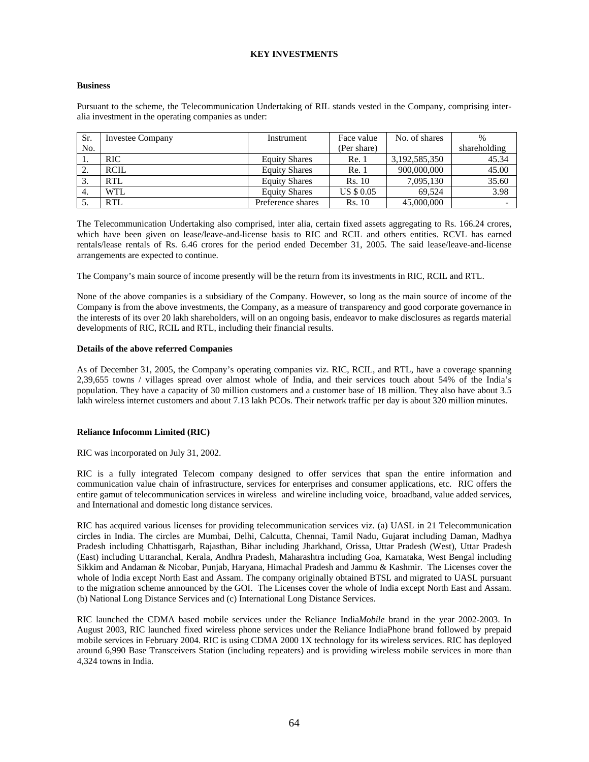# KEY INVESTMENTS

**Business**

Pursuant to the scheme, the Telecommunication Undertaking of RIL stands vested in the Company, comprising inter-alia investment in the operating companies as under:

| Sr. No. | Investee Company | Instrument | Face value (Per share) | No. of shares | % shareholding |
|---|---|---|---|---|---|
| 1. | RIC | Equity Shares | Re. 1 | 3,192,585,350 | 45.34 |
| 2. | RCIL | Equity Shares | Re. 1 | 900,000,000 | 45.00 |
| 3. | RTL | Equity Shares | Rs. 10 | 7,095,130 | 35.60 |
| 4. | WTL | Equity Shares | US $ 0.05 | 69,524 | 3.98 |
| 5. | RTL | Preference shares | Rs. 10 | 45,000,000 | - |

The Telecommunication Undertaking also comprised, inter alia, certain fixed assets aggregating to Rs. 166.24 crores, which have been given on lease/leave-and-license basis to RIC and RCIL and others entities. RCVL has earned rentals/lease rentals of Rs. 6.46 crores for the period ended December 31, 2005. The said lease/leave-and-license arrangements are expected to continue.

The Company's main source of income presently will be the return from its investments in RIC, RCIL and RTL.

None of the above companies is a subsidiary of the Company. However, so long as the main source of income of the Company is from the above investments, the Company, as a measure of transparency and good corporate governance in the interests of its over 20 lakh shareholders, will on an ongoing basis, endeavor to make disclosures as regards material developments of RIC, RCIL and RTL, including their financial results.

**Details of the above referred Companies**

As of December 31, 2005, the Company's operating companies viz. RIC, RCIL, and RTL, have a coverage spanning 2,39,655 towns / villages spread over almost whole of India, and their services touch about 54% of the India's population. They have a capacity of 30 million customers and a customer base of 18 million. They also have about 3.5 lakh wireless internet customers and about 7.13 lakh PCOs. Their network traffic per day is about 320 million minutes.

**Reliance Infocomm Limited (RIC)**

RIC was incorporated on July 31, 2002.

RIC is a fully integrated Telecom company designed to offer services that span the entire information and communication value chain of infrastructure, services for enterprises and consumer applications, etc. RIC offers the entire gamut of telecommunication services in wireless and wireline including voice, broadband, value added services, and International and domestic long distance services.

RIC has acquired various licenses for providing telecommunication services viz. (a) UASL in 21 Telecommunication circles in India. The circles are Mumbai, Delhi, Calcutta, Chennai, Tamil Nadu, Gujarat including Daman, Madhya Pradesh including Chhattisgarh, Rajasthan, Bihar including Jharkhand, Orissa, Uttar Pradesh (West), Uttar Pradesh (East) including Uttaranchal, Kerala, Andhra Pradesh, Maharashtra including Goa, Karnataka, West Bengal including Sikkim and Andaman & Nicobar, Punjab, Haryana, Himachal Pradesh and Jammu & Kashmir. The Licenses cover the whole of India except North East and Assam. The company originally obtained BTSL and migrated to UASL pursuant to the migration scheme announced by the GOI. The Licenses cover the whole of India except North East and Assam. (b) National Long Distance Services and (c) International Long Distance Services.

RIC launched the CDMA based mobile services under the Reliance India*Mobile* brand in the year 2002-2003. In August 2003, RIC launched fixed wireless phone services under the Reliance IndiaPhone brand followed by prepaid mobile services in February 2004. RIC is using CDMA 2000 1X technology for its wireless services. RIC has deployed around 6,990 Base Transceivers Station (including repeaters) and is providing wireless mobile services in more than 4,324 towns in India.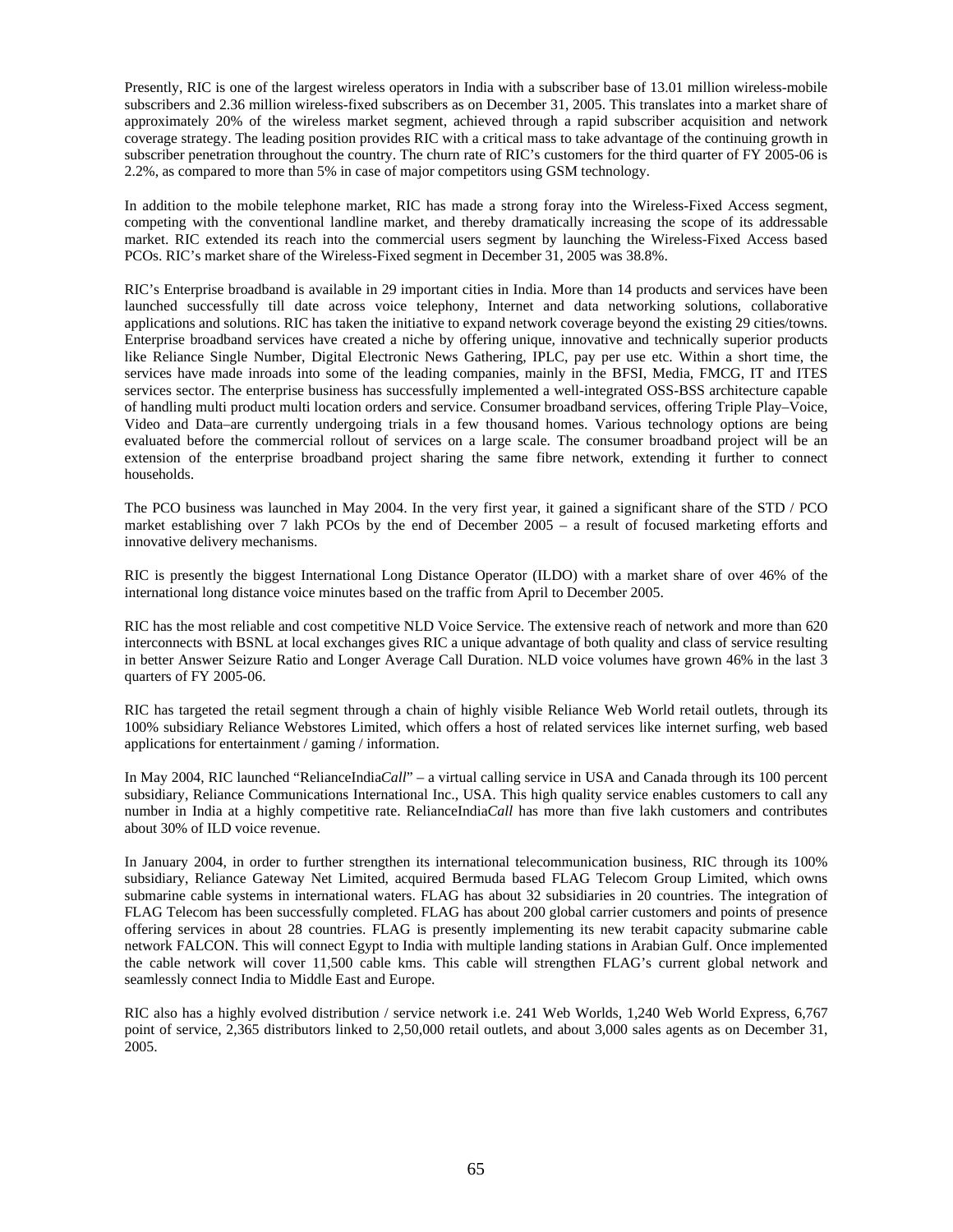Presently, RIC is one of the largest wireless operators in India with a subscriber base of 13.01 million wireless-mobile subscribers and 2.36 million wireless-fixed subscribers as on December 31, 2005. This translates into a market share of approximately 20% of the wireless market segment, achieved through a rapid subscriber acquisition and network coverage strategy. The leading position provides RIC with a critical mass to take advantage of the continuing growth in subscriber penetration throughout the country. The churn rate of RIC's customers for the third quarter of FY 2005-06 is 2.2%, as compared to more than 5% in case of major competitors using GSM technology.

In addition to the mobile telephone market, RIC has made a strong foray into the Wireless-Fixed Access segment, competing with the conventional landline market, and thereby dramatically increasing the scope of its addressable market. RIC extended its reach into the commercial users segment by launching the Wireless-Fixed Access based PCOs. RIC's market share of the Wireless-Fixed segment in December 31, 2005 was 38.8%.

RIC's Enterprise broadband is available in 29 important cities in India. More than 14 products and services have been launched successfully till date across voice telephony, Internet and data networking solutions, collaborative applications and solutions. RIC has taken the initiative to expand network coverage beyond the existing 29 cities/towns. Enterprise broadband services have created a niche by offering unique, innovative and technically superior products like Reliance Single Number, Digital Electronic News Gathering, IPLC, pay per use etc. Within a short time, the services have made inroads into some of the leading companies, mainly in the BFSI, Media, FMCG, IT and ITES services sector. The enterprise business has successfully implemented a well-integrated OSS-BSS architecture capable of handling multi product multi location orders and service. Consumer broadband services, offering Triple Play–Voice, Video and Data–are currently undergoing trials in a few thousand homes. Various technology options are being evaluated before the commercial rollout of services on a large scale. The consumer broadband project will be an extension of the enterprise broadband project sharing the same fibre network, extending it further to connect households.

The PCO business was launched in May 2004. In the very first year, it gained a significant share of the STD / PCO market establishing over 7 lakh PCOs by the end of December 2005 – a result of focused marketing efforts and innovative delivery mechanisms.

RIC is presently the biggest International Long Distance Operator (ILDO) with a market share of over 46% of the international long distance voice minutes based on the traffic from April to December 2005.

RIC has the most reliable and cost competitive NLD Voice Service. The extensive reach of network and more than 620 interconnects with BSNL at local exchanges gives RIC a unique advantage of both quality and class of service resulting in better Answer Seizure Ratio and Longer Average Call Duration. NLD voice volumes have grown 46% in the last 3 quarters of FY 2005-06.

RIC has targeted the retail segment through a chain of highly visible Reliance Web World retail outlets, through its 100% subsidiary Reliance Webstores Limited, which offers a host of related services like internet surfing, web based applications for entertainment / gaming / information.

In May 2004, RIC launched "RelianceIndia*Call*" – a virtual calling service in USA and Canada through its 100 percent subsidiary, Reliance Communications International Inc., USA. This high quality service enables customers to call any number in India at a highly competitive rate. RelianceIndia*Call* has more than five lakh customers and contributes about 30% of ILD voice revenue.

In January 2004, in order to further strengthen its international telecommunication business, RIC through its 100% subsidiary, Reliance Gateway Net Limited, acquired Bermuda based FLAG Telecom Group Limited, which owns submarine cable systems in international waters. FLAG has about 32 subsidiaries in 20 countries. The integration of FLAG Telecom has been successfully completed. FLAG has about 200 global carrier customers and points of presence offering services in about 28 countries. FLAG is presently implementing its new terabit capacity submarine cable network FALCON. This will connect Egypt to India with multiple landing stations in Arabian Gulf. Once implemented the cable network will cover 11,500 cable kms. This cable will strengthen FLAG's current global network and seamlessly connect India to Middle East and Europe.

RIC also has a highly evolved distribution / service network i.e. 241 Web Worlds, 1,240 Web World Express, 6,767 point of service, 2,365 distributors linked to 2,50,000 retail outlets, and about 3,000 sales agents as on December 31, 2005.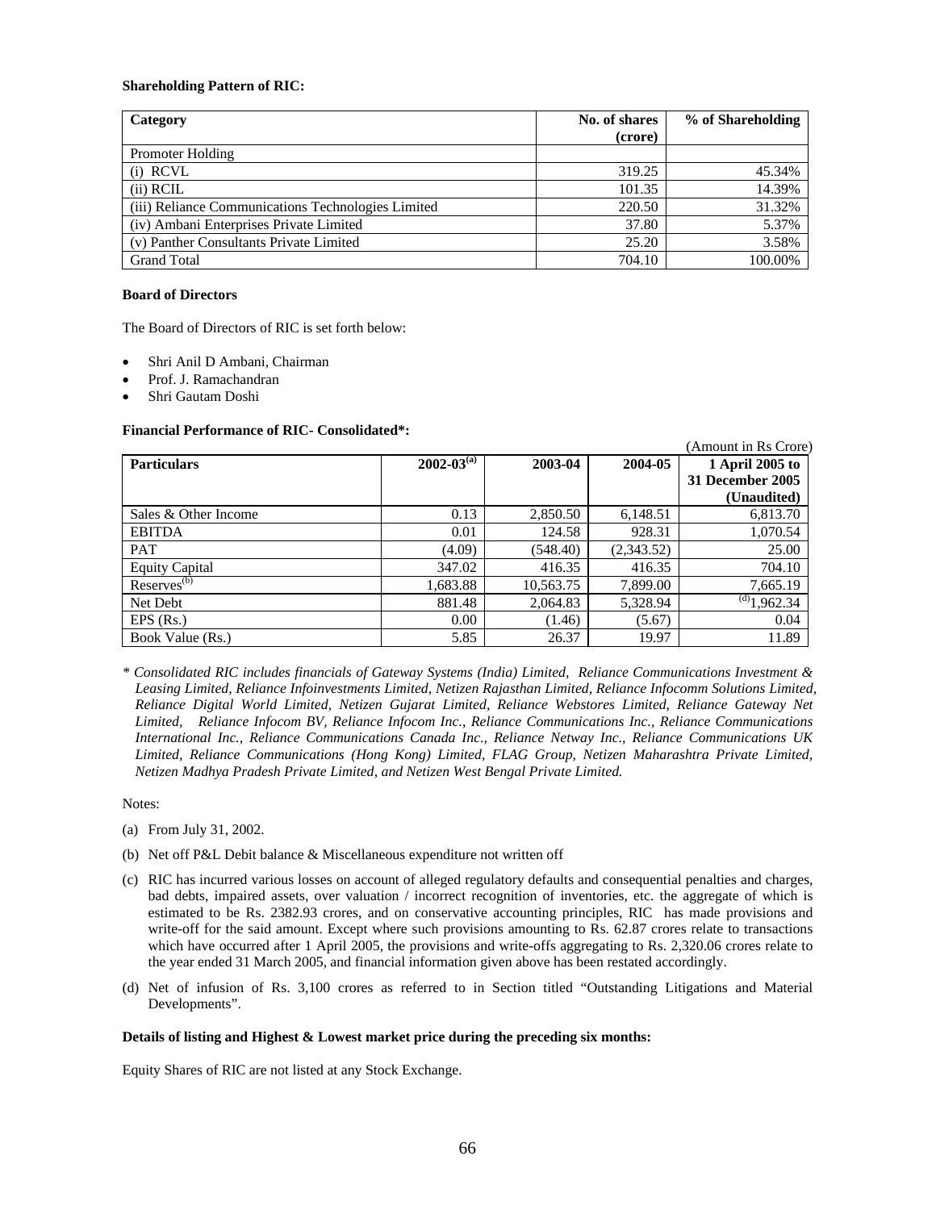**Shareholding Pattern of RIC:**

| Category | No. of shares (crore) | % of Shareholding |
|---|---|---|
| Promoter Holding | | |
| (i) RCVL | 319.25 | 45.34% |
| (ii) RCIL | 101.35 | 14.39% |
| (iii) Reliance Communications Technologies Limited | 220.50 | 31.32% |
| (iv) Ambani Enterprises Private Limited | 37.80 | 5.37% |
| (v) Panther Consultants Private Limited | 25.20 | 3.58% |
| Grand Total | 704.10 | 100.00% |

**Board of Directors**

The Board of Directors of RIC is set forth below:

- Shri Anil D Ambani, Chairman
- Prof. J. Ramachandran
- Shri Gautam Doshi

**Financial Performance of RIC- Consolidated\*:**

(Amount in Rs Crore)

| Particulars | 2002-03[(a)] | 2003-04 | 2004-05 | 1 April 2005 to 31 December 2005 (Unaudited) |
|---|---|---|---|---|
| Sales & Other Income | 0.13 | 2,850.50 | 6,148.51 | 6,813.70 |
| EBITDA | 0.01 | 124.58 | 928.31 | 1,070.54 |
| PAT | (4.09) | (548.40) | (2,343.52) | 25.00 |
| Equity Capital | 347.02 | 416.35 | 416.35 | 704.10 |
| Reserves[(b)] | 1,683.88 | 10,563.75 | 7,899.00 | 7,665.19 |
| Net Debt | 881.48 | 2,064.83 | 5,328.94 | [(d)]1,962.34 |
| EPS (Rs.) | 0.00 | (1.46) | (5.67) | 0.04 |
| Book Value (Rs.) | 5.85 | 26.37 | 19.97 | 11.89 |

*\* Consolidated RIC includes financials of Gateway Systems (India) Limited, Reliance Communications Investment & Leasing Limited, Reliance Infoinvestments Limited, Netizen Rajasthan Limited, Reliance Infocomm Solutions Limited, Reliance Digital World Limited, Netizen Gujarat Limited, Reliance Webstores Limited, Reliance Gateway Net Limited, Reliance Infocom BV, Reliance Infocom Inc., Reliance Communications Inc., Reliance Communications International Inc., Reliance Communications Canada Inc., Reliance Netway Inc., Reliance Communications UK Limited, Reliance Communications (Hong Kong) Limited, FLAG Group, Netizen Maharashtra Private Limited, Netizen Madhya Pradesh Private Limited, and Netizen West Bengal Private Limited.*

Notes:

(a) From July 31, 2002.

(b) Net off P&L Debit balance & Miscellaneous expenditure not written off

(c) RIC has incurred various losses on account of alleged regulatory defaults and consequential penalties and charges, bad debts, impaired assets, over valuation / incorrect recognition of inventories, etc. the aggregate of which is estimated to be Rs. 2382.93 crores, and on conservative accounting principles, RIC has made provisions and write-off for the said amount. Except where such provisions amounting to Rs. 62.87 crores relate to transactions which have occurred after 1 April 2005, the provisions and write-offs aggregating to Rs. 2,320.06 crores relate to the year ended 31 March 2005, and financial information given above has been restated accordingly.

(d) Net of infusion of Rs. 3,100 crores as referred to in Section titled "Outstanding Litigations and Material Developments".

**Details of listing and Highest & Lowest market price during the preceding six months:**

Equity Shares of RIC are not listed at any Stock Exchange.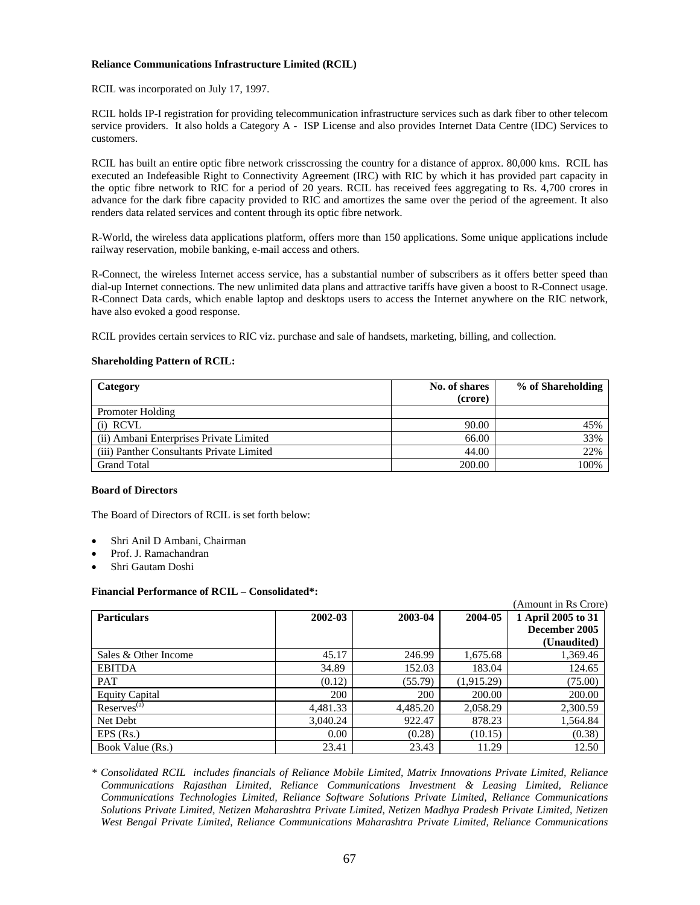**Reliance Communications Infrastructure Limited (RCIL)**

RCIL was incorporated on July 17, 1997.

RCIL holds IP-I registration for providing telecommunication infrastructure services such as dark fiber to other telecom service providers. It also holds a Category A - ISP License and also provides Internet Data Centre (IDC) Services to customers.

RCIL has built an entire optic fibre network crisscrossing the country for a distance of approx. 80,000 kms. RCIL has executed an Indefeasible Right to Connectivity Agreement (IRC) with RIC by which it has provided part capacity in the optic fibre network to RIC for a period of 20 years. RCIL has received fees aggregating to Rs. 4,700 crores in advance for the dark fibre capacity provided to RIC and amortizes the same over the period of the agreement. It also renders data related services and content through its optic fibre network.

R-World, the wireless data applications platform, offers more than 150 applications. Some unique applications include railway reservation, mobile banking, e-mail access and others.

R-Connect, the wireless Internet access service, has a substantial number of subscribers as it offers better speed than dial-up Internet connections. The new unlimited data plans and attractive tariffs have given a boost to R-Connect usage. R-Connect Data cards, which enable laptop and desktops users to access the Internet anywhere on the RIC network, have also evoked a good response.

RCIL provides certain services to RIC viz. purchase and sale of handsets, marketing, billing, and collection.

**Shareholding Pattern of RCIL:**

| Category | No. of shares (crore) | % of Shareholding |
|---|---|---|
| Promoter Holding | | |
| (i) RCVL | 90.00 | 45% |
| (ii) Ambani Enterprises Private Limited | 66.00 | 33% |
| (iii) Panther Consultants Private Limited | 44.00 | 22% |
| Grand Total | 200.00 | 100% |

**Board of Directors**

The Board of Directors of RCIL is set forth below:

- Shri Anil D Ambani, Chairman
- Prof. J. Ramachandran
- Shri Gautam Doshi

**Financial Performance of RCIL – Consolidated*:**

(Amount in Rs Crore)

| Particulars | 2002-03 | 2003-04 | 2004-05 | 1 April 2005 to 31 December 2005 (Unaudited) |
|---|---|---|---|---|
| Sales & Other Income | 45.17 | 246.99 | 1,675.68 | 1,369.46 |
| EBITDA | 34.89 | 152.03 | 183.04 | 124.65 |
| PAT | (0.12) | (55.79) | (1,915.29) | (75.00) |
| Equity Capital | 200 | 200 | 200.00 | 200.00 |
| Reserves[(a)] | 4,481.33 | 4,485.20 | 2,058.29 | 2,300.59 |
| Net Debt | 3,040.24 | 922.47 | 878.23 | 1,564.84 |
| EPS (Rs.) | 0.00 | (0.28) | (10.15) | (0.38) |
| Book Value (Rs.) | 23.41 | 23.43 | 11.29 | 12.50 |

*\* Consolidated RCIL includes financials of Reliance Mobile Limited, Matrix Innovations Private Limited, Reliance Communications Rajasthan Limited, Reliance Communications Investment & Leasing Limited, Reliance Communications Technologies Limited, Reliance Software Solutions Private Limited, Reliance Communications Solutions Private Limited, Netizen Maharashtra Private Limited, Netizen Madhya Pradesh Private Limited, Netizen West Bengal Private Limited, Reliance Communications Maharashtra Private Limited, Reliance Communications*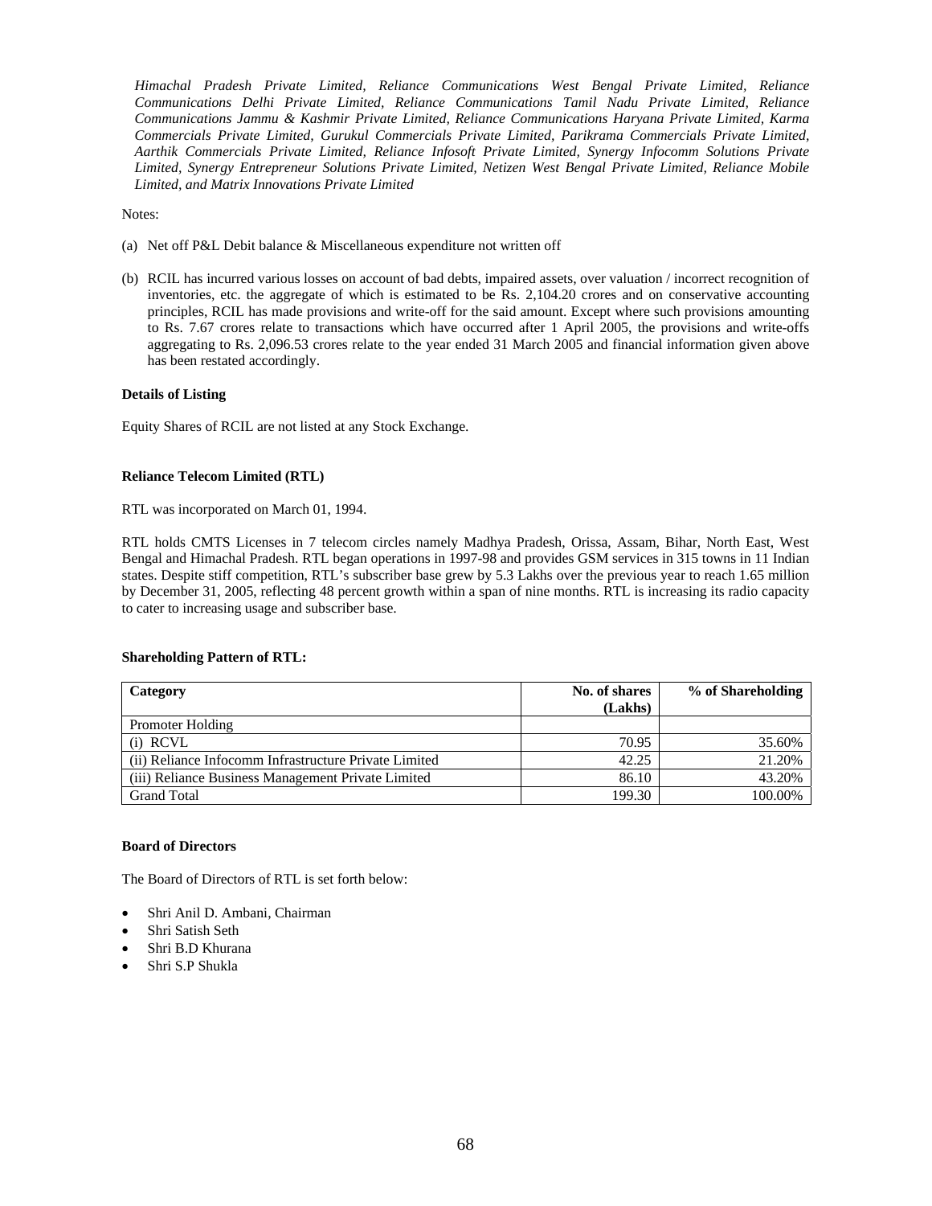*Himachal Pradesh Private Limited, Reliance Communications West Bengal Private Limited, Reliance Communications Delhi Private Limited, Reliance Communications Tamil Nadu Private Limited, Reliance Communications Jammu & Kashmir Private Limited, Reliance Communications Haryana Private Limited, Karma Commercials Private Limited, Gurukul Commercials Private Limited, Parikrama Commercials Private Limited, Aarthik Commercials Private Limited, Reliance Infosoft Private Limited, Synergy Infocomm Solutions Private Limited, Synergy Entrepreneur Solutions Private Limited, Netizen West Bengal Private Limited, Reliance Mobile Limited, and Matrix Innovations Private Limited*

Notes:

(a) Net off P&L Debit balance & Miscellaneous expenditure not written off

(b) RCIL has incurred various losses on account of bad debts, impaired assets, over valuation / incorrect recognition of inventories, etc. the aggregate of which is estimated to be Rs. 2,104.20 crores and on conservative accounting principles, RCIL has made provisions and write-off for the said amount. Except where such provisions amounting to Rs. 7.67 crores relate to transactions which have occurred after 1 April 2005, the provisions and write-offs aggregating to Rs. 2,096.53 crores relate to the year ended 31 March 2005 and financial information given above has been restated accordingly.

**Details of Listing**

Equity Shares of RCIL are not listed at any Stock Exchange.

**Reliance Telecom Limited (RTL)**

RTL was incorporated on March 01, 1994.

RTL holds CMTS Licenses in 7 telecom circles namely Madhya Pradesh, Orissa, Assam, Bihar, North East, West Bengal and Himachal Pradesh. RTL began operations in 1997-98 and provides GSM services in 315 towns in 11 Indian states. Despite stiff competition, RTL's subscriber base grew by 5.3 Lakhs over the previous year to reach 1.65 million by December 31, 2005, reflecting 48 percent growth within a span of nine months. RTL is increasing its radio capacity to cater to increasing usage and subscriber base.

**Shareholding Pattern of RTL:**

| Category | No. of shares (Lakhs) | % of Shareholding |
|---|---|---|
| Promoter Holding | | |
| (i) RCVL | 70.95 | 35.60% |
| (ii) Reliance Infocomm Infrastructure Private Limited | 42.25 | 21.20% |
| (iii) Reliance Business Management Private Limited | 86.10 | 43.20% |
| Grand Total | 199.30 | 100.00% |

**Board of Directors**

The Board of Directors of RTL is set forth below:

- Shri Anil D. Ambani, Chairman
- Shri Satish Seth
- Shri B.D Khurana
- Shri S.P Shukla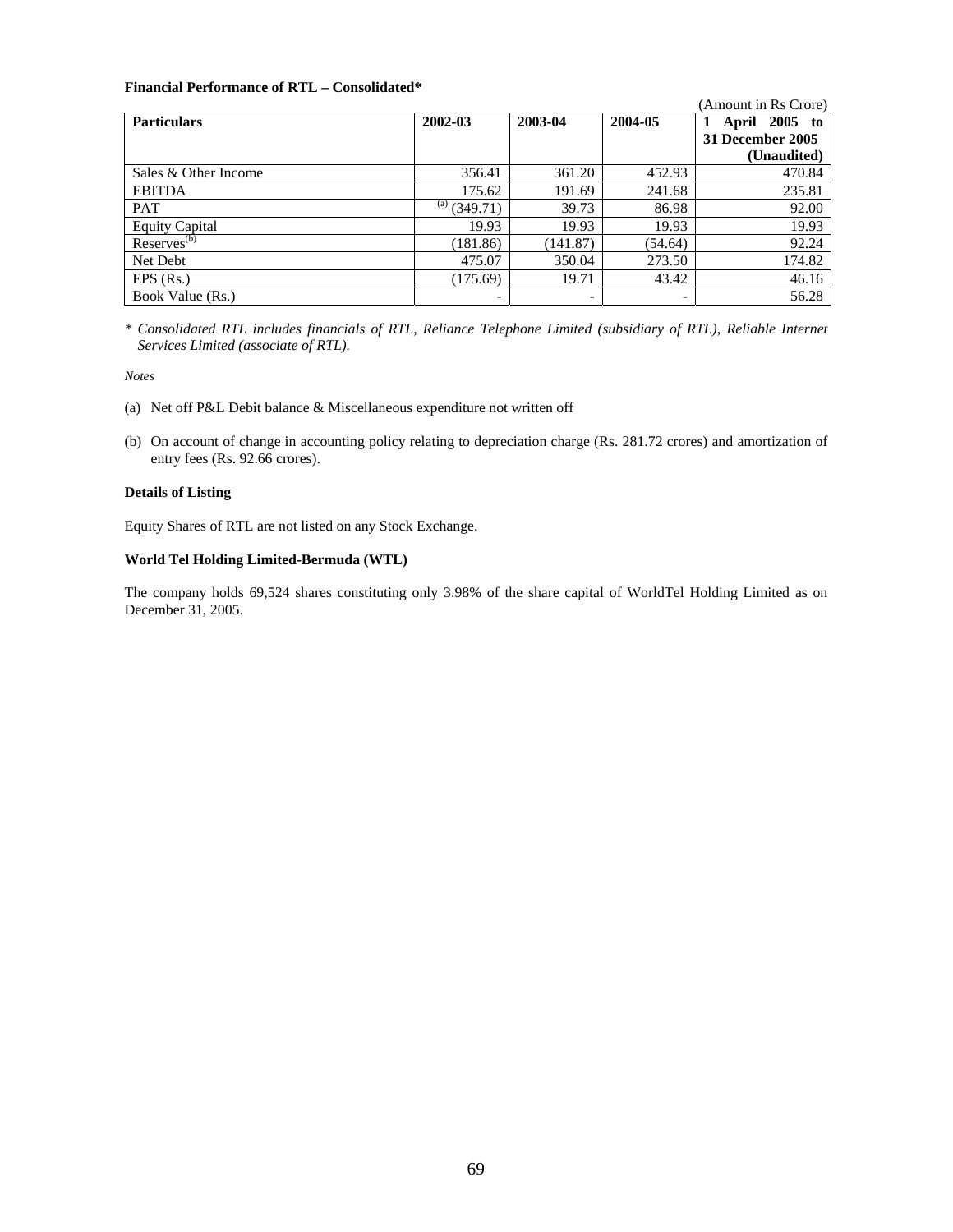**Financial Performance of RTL – Consolidated***

(Amount in Rs Crore)

| Particulars | 2002-03 | 2003-04 | 2004-05 | 1 April 2005 to 31 December 2005 (Unaudited) |
|---|---|---|---|---|
| Sales & Other Income | 356.41 | 361.20 | 452.93 | 470.84 |
| EBITDA | 175.62 | 191.69 | 241.68 | 235.81 |
| PAT | [(a)] (349.71) | 39.73 | 86.98 | 92.00 |
| Equity Capital | 19.93 | 19.93 | 19.93 | 19.93 |
| Reserves[(b)] | (181.86) | (141.87) | (54.64) | 92.24 |
| Net Debt | 475.07 | 350.04 | 273.50 | 174.82 |
| EPS (Rs.) | (175.69) | 19.71 | 43.42 | 46.16 |
| Book Value (Rs.) | - | - | - | 56.28 |

*\* Consolidated RTL includes financials of RTL, Reliance Telephone Limited (subsidiary of RTL), Reliable Internet Services Limited (associate of RTL).*

*Notes*

(a) Net off P&L Debit balance & Miscellaneous expenditure not written off

(b) On account of change in accounting policy relating to depreciation charge (Rs. 281.72 crores) and amortization of entry fees (Rs. 92.66 crores).

**Details of Listing**

Equity Shares of RTL are not listed on any Stock Exchange.

**World Tel Holding Limited-Bermuda (WTL)**

The company holds 69,524 shares constituting only 3.98% of the share capital of WorldTel Holding Limited as on December 31, 2005.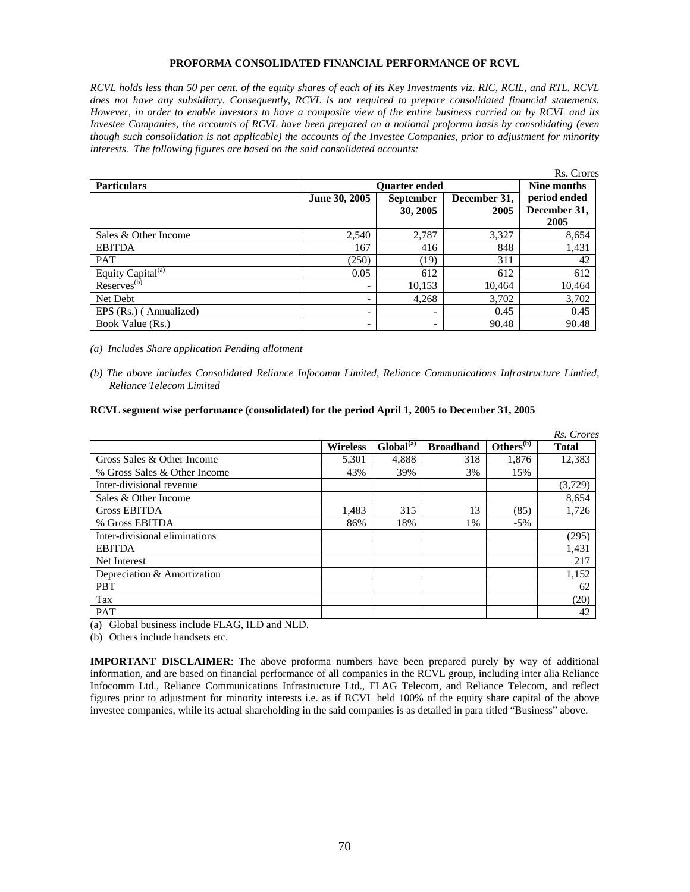## PROFORMA CONSOLIDATED FINANCIAL PERFORMANCE OF RCVL

*RCVL holds less than 50 per cent. of the equity shares of each of its Key Investments viz. RIC, RCIL, and RTL. RCVL does not have any subsidiary. Consequently, RCVL is not required to prepare consolidated financial statements. However, in order to enable investors to have a composite view of the entire business carried on by RCVL and its Investee Companies, the accounts of RCVL have been prepared on a notional proforma basis by consolidating (even though such consolidation is not applicable) the accounts of the Investee Companies, prior to adjustment for minority interests. The following figures are based on the said consolidated accounts:*

Rs. Crores

| Particulars | Quarter ended | | | Nine months period ended December 31, 2005 |
|---|---|---|---|---|
| | June 30, 2005 | September 30, 2005 | December 31, 2005 | |
| Sales & Other Income | 2,540 | 2,787 | 3,327 | 8,654 |
| EBITDA | 167 | 416 | 848 | 1,431 |
| PAT | (250) | (19) | 311 | 42 |
| Equity Capital[(a)] | 0.05 | 612 | 612 | 612 |
| Reserves[(b)] | - | 10,153 | 10,464 | 10,464 |
| Net Debt | - | 4,268 | 3,702 | 3,702 |
| EPS (Rs.) ( Annualized) | - | - | 0.45 | 0.45 |
| Book Value (Rs.) | - | - | 90.48 | 90.48 |

*(a) Includes Share application Pending allotment*

*(b) The above includes Consolidated Reliance Infocomm Limited, Reliance Communications Infrastructure Limtied, Reliance Telecom Limited*

**RCVL segment wise performance (consolidated) for the period April 1, 2005 to December 31, 2005**

*Rs. Crores*

| | Wireless | Global[(a)] | Broadband | Others[(b)] | Total |
|---|---|---|---|---|---|
| Gross Sales & Other Income | 5,301 | 4,888 | 318 | 1,876 | 12,383 |
| % Gross Sales & Other Income | 43% | 39% | 3% | 15% | |
| Inter-divisional revenue | | | | | (3,729) |
| Sales & Other Income | | | | | 8,654 |
| Gross EBITDA | 1,483 | 315 | 13 | (85) | 1,726 |
| % Gross EBITDA | 86% | 18% | 1% | -5% | |
| Inter-divisional eliminations | | | | | (295) |
| EBITDA | | | | | 1,431 |
| Net Interest | | | | | 217 |
| Depreciation & Amortization | | | | | 1,152 |
| PBT | | | | | 62 |
| Tax | | | | | (20) |
| PAT | | | | | 42 |

(a) Global business include FLAG, ILD and NLD.

(b) Others include handsets etc.

**IMPORTANT DISCLAIMER**: The above proforma numbers have been prepared purely by way of additional information, and are based on financial performance of all companies in the RCVL group, including inter alia Reliance Infocomm Ltd., Reliance Communications Infrastructure Ltd., FLAG Telecom, and Reliance Telecom, and reflect figures prior to adjustment for minority interests i.e. as if RCVL held 100% of the equity share capital of the above investee companies, while its actual shareholding in the said companies is as detailed in para titled "Business" above.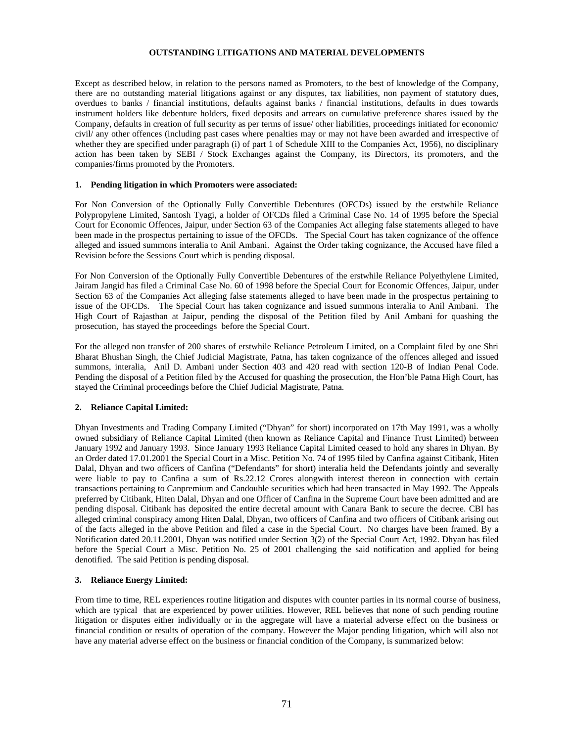# OUTSTANDING LITIGATIONS AND MATERIAL DEVELOPMENTS

Except as described below, in relation to the persons named as Promoters, to the best of knowledge of the Company, there are no outstanding material litigations against or any disputes, tax liabilities, non payment of statutory dues, overdues to banks / financial institutions, defaults against banks / financial institutions, defaults in dues towards instrument holders like debenture holders, fixed deposits and arrears on cumulative preference shares issued by the Company, defaults in creation of full security as per terms of issue/ other liabilities, proceedings initiated for economic/ civil/ any other offences (including past cases where penalties may or may not have been awarded and irrespective of whether they are specified under paragraph (i) of part 1 of Schedule XIII to the Companies Act, 1956), no disciplinary action has been taken by SEBI / Stock Exchanges against the Company, its Directors, its promoters, and the companies/firms promoted by the Promoters.

## 1. Pending litigation in which Promoters were associated:

For Non Conversion of the Optionally Fully Convertible Debentures (OFCDs) issued by the erstwhile Reliance Polypropylene Limited, Santosh Tyagi, a holder of OFCDs filed a Criminal Case No. 14 of 1995 before the Special Court for Economic Offences, Jaipur, under Section 63 of the Companies Act alleging false statements alleged to have been made in the prospectus pertaining to issue of the OFCDs. The Special Court has taken cognizance of the offence alleged and issued summons interalia to Anil Ambani. Against the Order taking cognizance, the Accused have filed a Revision before the Sessions Court which is pending disposal.

For Non Conversion of the Optionally Fully Convertible Debentures of the erstwhile Reliance Polyethylene Limited, Jairam Jangid has filed a Criminal Case No. 60 of 1998 before the Special Court for Economic Offences, Jaipur, under Section 63 of the Companies Act alleging false statements alleged to have been made in the prospectus pertaining to issue of the OFCDs. The Special Court has taken cognizance and issued summons interalia to Anil Ambani. The High Court of Rajasthan at Jaipur, pending the disposal of the Petition filed by Anil Ambani for quashing the prosecution, has stayed the proceedings before the Special Court.

For the alleged non transfer of 200 shares of erstwhile Reliance Petroleum Limited, on a Complaint filed by one Shri Bharat Bhushan Singh, the Chief Judicial Magistrate, Patna, has taken cognizance of the offences alleged and issued summons, interalia, Anil D. Ambani under Section 403 and 420 read with section 120-B of Indian Penal Code. Pending the disposal of a Petition filed by the Accused for quashing the prosecution, the Hon'ble Patna High Court, has stayed the Criminal proceedings before the Chief Judicial Magistrate, Patna.

## 2. Reliance Capital Limited:

Dhyan Investments and Trading Company Limited ("Dhyan" for short) incorporated on 17th May 1991, was a wholly owned subsidiary of Reliance Capital Limited (then known as Reliance Capital and Finance Trust Limited) between January 1992 and January 1993. Since January 1993 Reliance Capital Limited ceased to hold any shares in Dhyan. By an Order dated 17.01.2001 the Special Court in a Misc. Petition No. 74 of 1995 filed by Canfina against Citibank, Hiten Dalal, Dhyan and two officers of Canfina ("Defendants" for short) interalia held the Defendants jointly and severally were liable to pay to Canfina a sum of Rs.22.12 Crores alongwith interest thereon in connection with certain transactions pertaining to Canpremium and Candouble securities which had been transacted in May 1992. The Appeals preferred by Citibank, Hiten Dalal, Dhyan and one Officer of Canfina in the Supreme Court have been admitted and are pending disposal. Citibank has deposited the entire decretal amount with Canara Bank to secure the decree. CBI has alleged criminal conspiracy among Hiten Dalal, Dhyan, two officers of Canfina and two officers of Citibank arising out of the facts alleged in the above Petition and filed a case in the Special Court. No charges have been framed. By a Notification dated 20.11.2001, Dhyan was notified under Section 3(2) of the Special Court Act, 1992. Dhyan has filed before the Special Court a Misc. Petition No. 25 of 2001 challenging the said notification and applied for being denotified. The said Petition is pending disposal.

## 3. Reliance Energy Limited:

From time to time, REL experiences routine litigation and disputes with counter parties in its normal course of business, which are typical that are experienced by power utilities. However, REL believes that none of such pending routine litigation or disputes either individually or in the aggregate will have a material adverse effect on the business or financial condition or results of operation of the company. However the Major pending litigation, which will also not have any material adverse effect on the business or financial condition of the Company, is summarized below: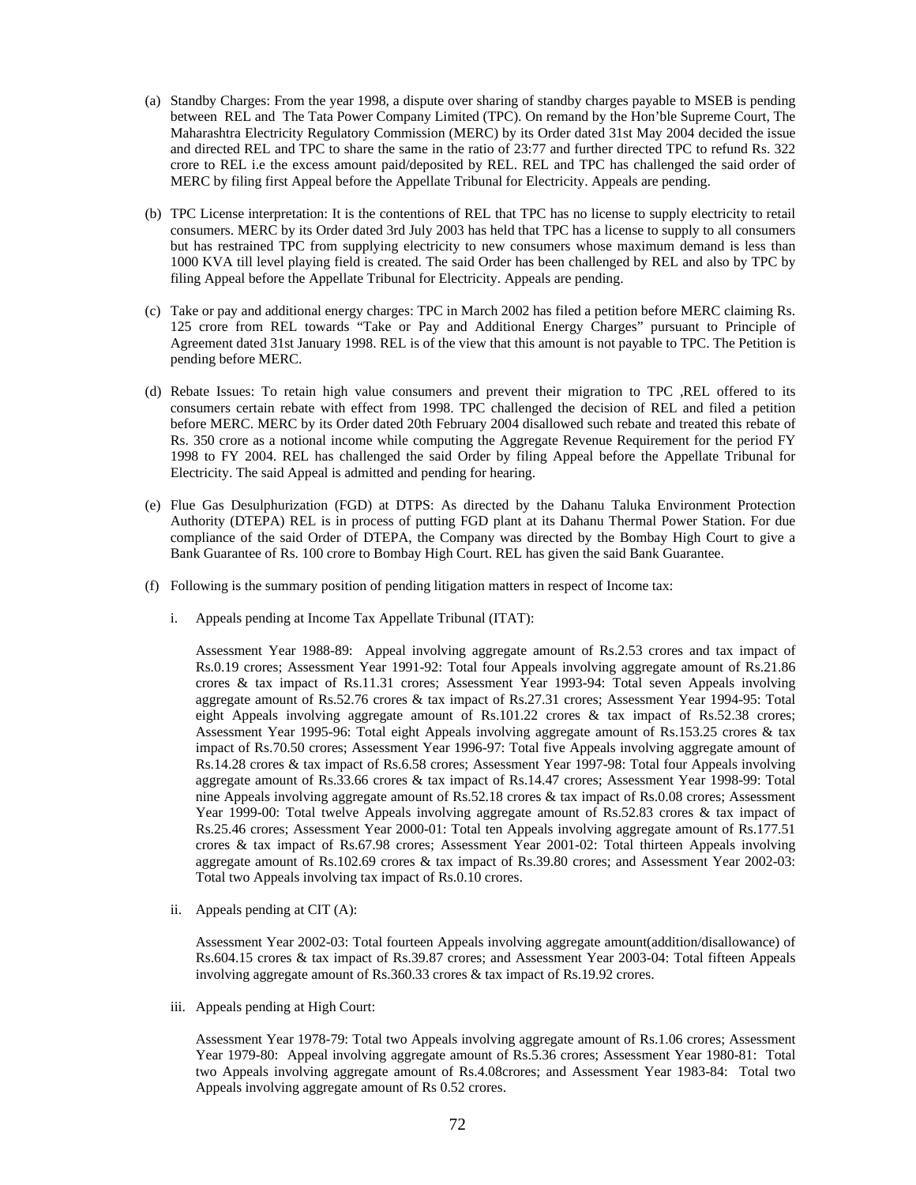(a) Standby Charges: From the year 1998, a dispute over sharing of standby charges payable to MSEB is pending between REL and The Tata Power Company Limited (TPC). On remand by the Hon'ble Supreme Court, The Maharashtra Electricity Regulatory Commission (MERC) by its Order dated 31st May 2004 decided the issue and directed REL and TPC to share the same in the ratio of 23:77 and further directed TPC to refund Rs. 322 crore to REL i.e the excess amount paid/deposited by REL. REL and TPC has challenged the said order of MERC by filing first Appeal before the Appellate Tribunal for Electricity. Appeals are pending.

(b) TPC License interpretation: It is the contentions of REL that TPC has no license to supply electricity to retail consumers. MERC by its Order dated 3rd July 2003 has held that TPC has a license to supply to all consumers but has restrained TPC from supplying electricity to new consumers whose maximum demand is less than 1000 KVA till level playing field is created. The said Order has been challenged by REL and also by TPC by filing Appeal before the Appellate Tribunal for Electricity. Appeals are pending.

(c) Take or pay and additional energy charges: TPC in March 2002 has filed a petition before MERC claiming Rs. 125 crore from REL towards "Take or Pay and Additional Energy Charges" pursuant to Principle of Agreement dated 31st January 1998. REL is of the view that this amount is not payable to TPC. The Petition is pending before MERC.

(d) Rebate Issues: To retain high value consumers and prevent their migration to TPC ,REL offered to its consumers certain rebate with effect from 1998. TPC challenged the decision of REL and filed a petition before MERC. MERC by its Order dated 20th February 2004 disallowed such rebate and treated this rebate of Rs. 350 crore as a notional income while computing the Aggregate Revenue Requirement for the period FY 1998 to FY 2004. REL has challenged the said Order by filing Appeal before the Appellate Tribunal for Electricity. The said Appeal is admitted and pending for hearing.

(e) Flue Gas Desulphurization (FGD) at DTPS: As directed by the Dahanu Taluka Environment Protection Authority (DTEPA) REL is in process of putting FGD plant at its Dahanu Thermal Power Station. For due compliance of the said Order of DTEPA, the Company was directed by the Bombay High Court to give a Bank Guarantee of Rs. 100 crore to Bombay High Court. REL has given the said Bank Guarantee.

(f) Following is the summary position of pending litigation matters in respect of Income tax:

   i. Appeals pending at Income Tax Appellate Tribunal (ITAT):

   Assessment Year 1988-89: Appeal involving aggregate amount of Rs.2.53 crores and tax impact of Rs.0.19 crores; Assessment Year 1991-92: Total four Appeals involving aggregate amount of Rs.21.86 crores & tax impact of Rs.11.31 crores; Assessment Year 1993-94: Total seven Appeals involving aggregate amount of Rs.52.76 crores & tax impact of Rs.27.31 crores; Assessment Year 1994-95: Total eight Appeals involving aggregate amount of Rs.101.22 crores & tax impact of Rs.52.38 crores; Assessment Year 1995-96: Total eight Appeals involving aggregate amount of Rs.153.25 crores & tax impact of Rs.70.50 crores; Assessment Year 1996-97: Total five Appeals involving aggregate amount of Rs.14.28 crores & tax impact of Rs.6.58 crores; Assessment Year 1997-98: Total four Appeals involving aggregate amount of Rs.33.66 crores & tax impact of Rs.14.47 crores; Assessment Year 1998-99: Total nine Appeals involving aggregate amount of Rs.52.18 crores & tax impact of Rs.0.08 crores; Assessment Year 1999-00: Total twelve Appeals involving aggregate amount of Rs.52.83 crores & tax impact of Rs.25.46 crores; Assessment Year 2000-01: Total ten Appeals involving aggregate amount of Rs.177.51 crores & tax impact of Rs.67.98 crores; Assessment Year 2001-02: Total thirteen Appeals involving aggregate amount of Rs.102.69 crores & tax impact of Rs.39.80 crores; and Assessment Year 2002-03: Total two Appeals involving tax impact of Rs.0.10 crores.

   ii. Appeals pending at CIT (A):

   Assessment Year 2002-03: Total fourteen Appeals involving aggregate amount(addition/disallowance) of Rs.604.15 crores & tax impact of Rs.39.87 crores; and Assessment Year 2003-04: Total fifteen Appeals involving aggregate amount of Rs.360.33 crores & tax impact of Rs.19.92 crores.

   iii. Appeals pending at High Court:

   Assessment Year 1978-79: Total two Appeals involving aggregate amount of Rs.1.06 crores; Assessment Year 1979-80: Appeal involving aggregate amount of Rs.5.36 crores; Assessment Year 1980-81: Total two Appeals involving aggregate amount of Rs.4.08crores; and Assessment Year 1983-84: Total two Appeals involving aggregate amount of Rs 0.52 crores.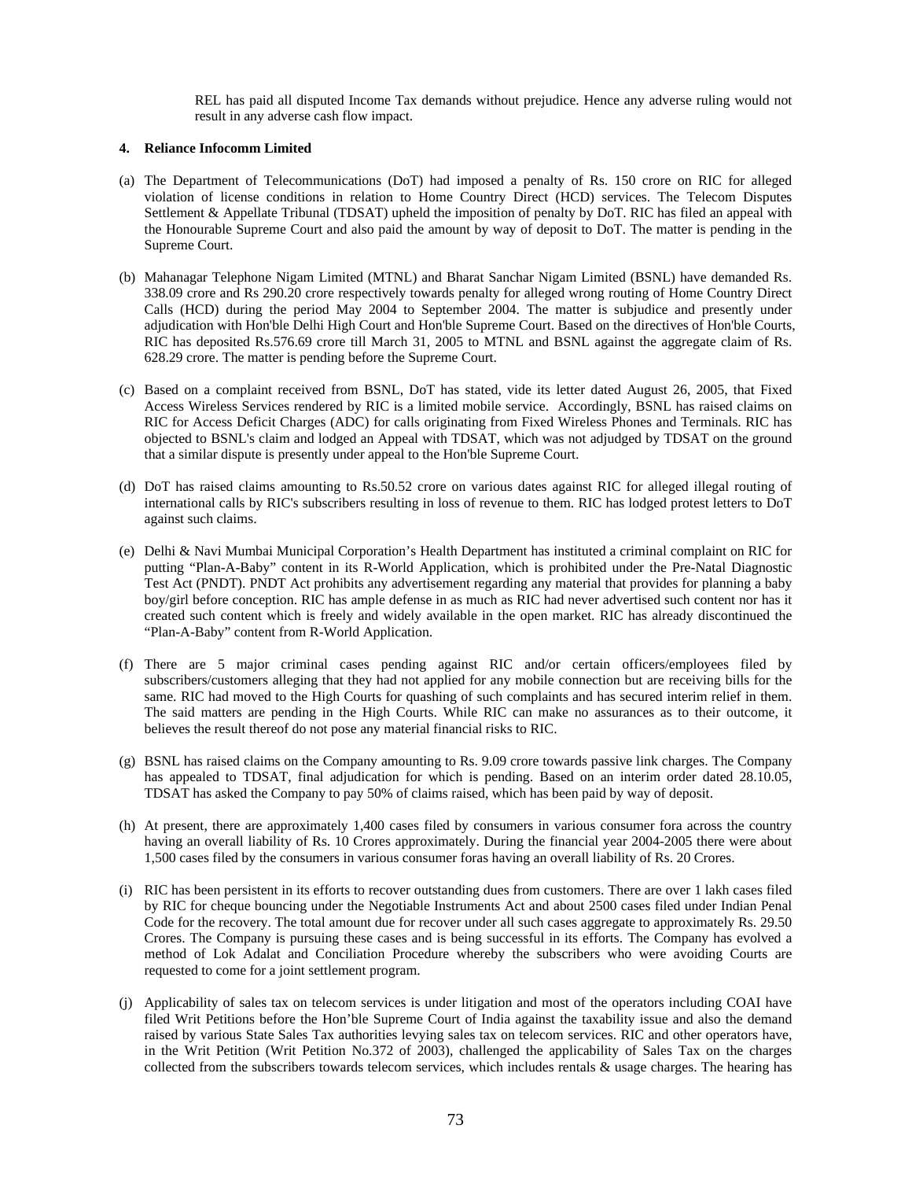REL has paid all disputed Income Tax demands without prejudice. Hence any adverse ruling would not result in any adverse cash flow impact.

**4. Reliance Infocomm Limited**

(a) The Department of Telecommunications (DoT) had imposed a penalty of Rs. 150 crore on RIC for alleged violation of license conditions in relation to Home Country Direct (HCD) services. The Telecom Disputes Settlement & Appellate Tribunal (TDSAT) upheld the imposition of penalty by DoT. RIC has filed an appeal with the Honourable Supreme Court and also paid the amount by way of deposit to DoT. The matter is pending in the Supreme Court.

(b) Mahanagar Telephone Nigam Limited (MTNL) and Bharat Sanchar Nigam Limited (BSNL) have demanded Rs. 338.09 crore and Rs 290.20 crore respectively towards penalty for alleged wrong routing of Home Country Direct Calls (HCD) during the period May 2004 to September 2004. The matter is subjudice and presently under adjudication with Hon'ble Delhi High Court and Hon'ble Supreme Court. Based on the directives of Hon'ble Courts, RIC has deposited Rs.576.69 crore till March 31, 2005 to MTNL and BSNL against the aggregate claim of Rs. 628.29 crore. The matter is pending before the Supreme Court.

(c) Based on a complaint received from BSNL, DoT has stated, vide its letter dated August 26, 2005, that Fixed Access Wireless Services rendered by RIC is a limited mobile service. Accordingly, BSNL has raised claims on RIC for Access Deficit Charges (ADC) for calls originating from Fixed Wireless Phones and Terminals. RIC has objected to BSNL's claim and lodged an Appeal with TDSAT, which was not adjudged by TDSAT on the ground that a similar dispute is presently under appeal to the Hon'ble Supreme Court.

(d) DoT has raised claims amounting to Rs.50.52 crore on various dates against RIC for alleged illegal routing of international calls by RIC's subscribers resulting in loss of revenue to them. RIC has lodged protest letters to DoT against such claims.

(e) Delhi & Navi Mumbai Municipal Corporation's Health Department has instituted a criminal complaint on RIC for putting "Plan-A-Baby" content in its R-World Application, which is prohibited under the Pre-Natal Diagnostic Test Act (PNDT). PNDT Act prohibits any advertisement regarding any material that provides for planning a baby boy/girl before conception. RIC has ample defense in as much as RIC had never advertised such content nor has it created such content which is freely and widely available in the open market. RIC has already discontinued the "Plan-A-Baby" content from R-World Application.

(f) There are 5 major criminal cases pending against RIC and/or certain officers/employees filed by subscribers/customers alleging that they had not applied for any mobile connection but are receiving bills for the same. RIC had moved to the High Courts for quashing of such complaints and has secured interim relief in them. The said matters are pending in the High Courts. While RIC can make no assurances as to their outcome, it believes the result thereof do not pose any material financial risks to RIC.

(g) BSNL has raised claims on the Company amounting to Rs. 9.09 crore towards passive link charges. The Company has appealed to TDSAT, final adjudication for which is pending. Based on an interim order dated 28.10.05, TDSAT has asked the Company to pay 50% of claims raised, which has been paid by way of deposit.

(h) At present, there are approximately 1,400 cases filed by consumers in various consumer fora across the country having an overall liability of Rs. 10 Crores approximately. During the financial year 2004-2005 there were about 1,500 cases filed by the consumers in various consumer foras having an overall liability of Rs. 20 Crores.

(i) RIC has been persistent in its efforts to recover outstanding dues from customers. There are over 1 lakh cases filed by RIC for cheque bouncing under the Negotiable Instruments Act and about 2500 cases filed under Indian Penal Code for the recovery. The total amount due for recover under all such cases aggregate to approximately Rs. 29.50 Crores. The Company is pursuing these cases and is being successful in its efforts. The Company has evolved a method of Lok Adalat and Conciliation Procedure whereby the subscribers who were avoiding Courts are requested to come for a joint settlement program.

(j) Applicability of sales tax on telecom services is under litigation and most of the operators including COAI have filed Writ Petitions before the Hon'ble Supreme Court of India against the taxability issue and also the demand raised by various State Sales Tax authorities levying sales tax on telecom services. RIC and other operators have, in the Writ Petition (Writ Petition No.372 of 2003), challenged the applicability of Sales Tax on the charges collected from the subscribers towards telecom services, which includes rentals & usage charges. The hearing has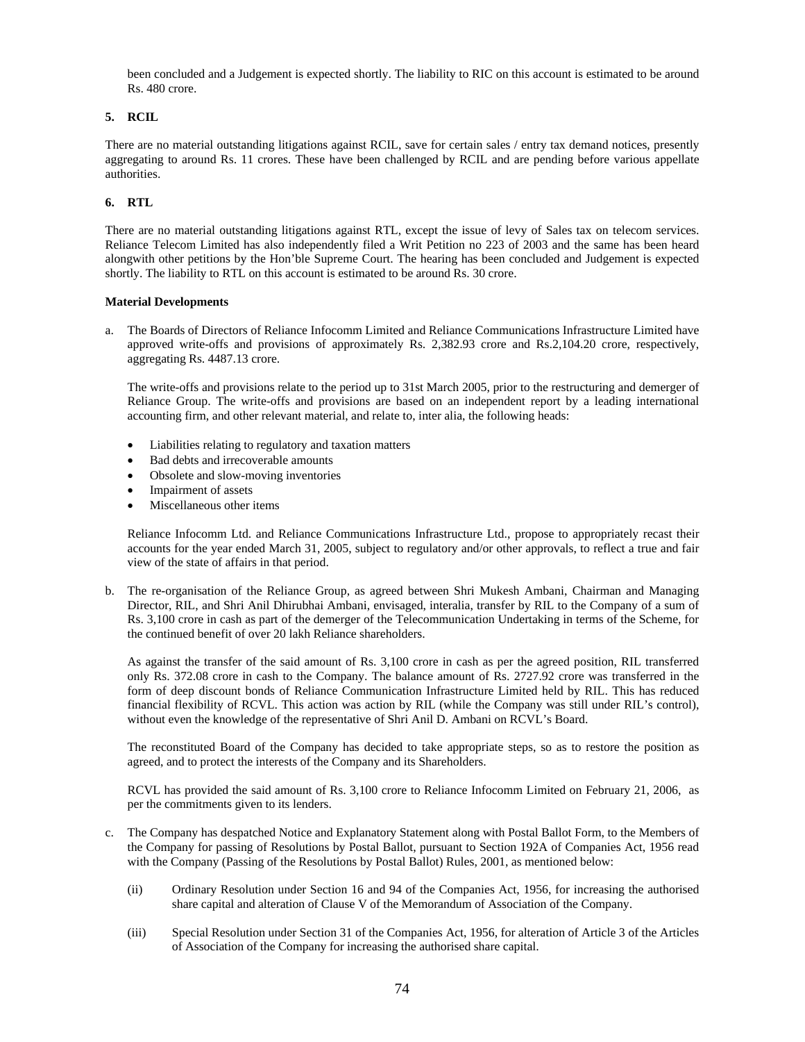been concluded and a Judgement is expected shortly. The liability to RIC on this account is estimated to be around Rs. 480 crore.

**5. RCIL**

There are no material outstanding litigations against RCIL, save for certain sales / entry tax demand notices, presently aggregating to around Rs. 11 crores. These have been challenged by RCIL and are pending before various appellate authorities.

**6. RTL**

There are no material outstanding litigations against RTL, except the issue of levy of Sales tax on telecom services. Reliance Telecom Limited has also independently filed a Writ Petition no 223 of 2003 and the same has been heard alongwith other petitions by the Hon'ble Supreme Court. The hearing has been concluded and Judgement is expected shortly. The liability to RTL on this account is estimated to be around Rs. 30 crore.

**Material Developments**

a. The Boards of Directors of Reliance Infocomm Limited and Reliance Communications Infrastructure Limited have approved write-offs and provisions of approximately Rs. 2,382.93 crore and Rs.2,104.20 crore, respectively, aggregating Rs. 4487.13 crore.

   The write-offs and provisions relate to the period up to 31st March 2005, prior to the restructuring and demerger of Reliance Group. The write-offs and provisions are based on an independent report by a leading international accounting firm, and other relevant material, and relate to, inter alia, the following heads:

   - Liabilities relating to regulatory and taxation matters
   - Bad debts and irrecoverable amounts
   - Obsolete and slow-moving inventories
   - Impairment of assets
   - Miscellaneous other items

   Reliance Infocomm Ltd. and Reliance Communications Infrastructure Ltd., propose to appropriately recast their accounts for the year ended March 31, 2005, subject to regulatory and/or other approvals, to reflect a true and fair view of the state of affairs in that period.

b. The re-organisation of the Reliance Group, as agreed between Shri Mukesh Ambani, Chairman and Managing Director, RIL, and Shri Anil Dhirubhai Ambani, envisaged, interalia, transfer by RIL to the Company of a sum of Rs. 3,100 crore in cash as part of the demerger of the Telecommunication Undertaking in terms of the Scheme, for the continued benefit of over 20 lakh Reliance shareholders.

   As against the transfer of the said amount of Rs. 3,100 crore in cash as per the agreed position, RIL transferred only Rs. 372.08 crore in cash to the Company. The balance amount of Rs. 2727.92 crore was transferred in the form of deep discount bonds of Reliance Communication Infrastructure Limited held by RIL. This has reduced financial flexibility of RCVL. This action was action by RIL (while the Company was still under RIL's control), without even the knowledge of the representative of Shri Anil D. Ambani on RCVL's Board.

   The reconstituted Board of the Company has decided to take appropriate steps, so as to restore the position as agreed, and to protect the interests of the Company and its Shareholders.

   RCVL has provided the said amount of Rs. 3,100 crore to Reliance Infocomm Limited on February 21, 2006, as per the commitments given to its lenders.

c. The Company has despatched Notice and Explanatory Statement along with Postal Ballot Form, to the Members of the Company for passing of Resolutions by Postal Ballot, pursuant to Section 192A of Companies Act, 1956 read with the Company (Passing of the Resolutions by Postal Ballot) Rules, 2001, as mentioned below:

   (ii) Ordinary Resolution under Section 16 and 94 of the Companies Act, 1956, for increasing the authorised share capital and alteration of Clause V of the Memorandum of Association of the Company.

   (iii) Special Resolution under Section 31 of the Companies Act, 1956, for alteration of Article 3 of the Articles of Association of the Company for increasing the authorised share capital.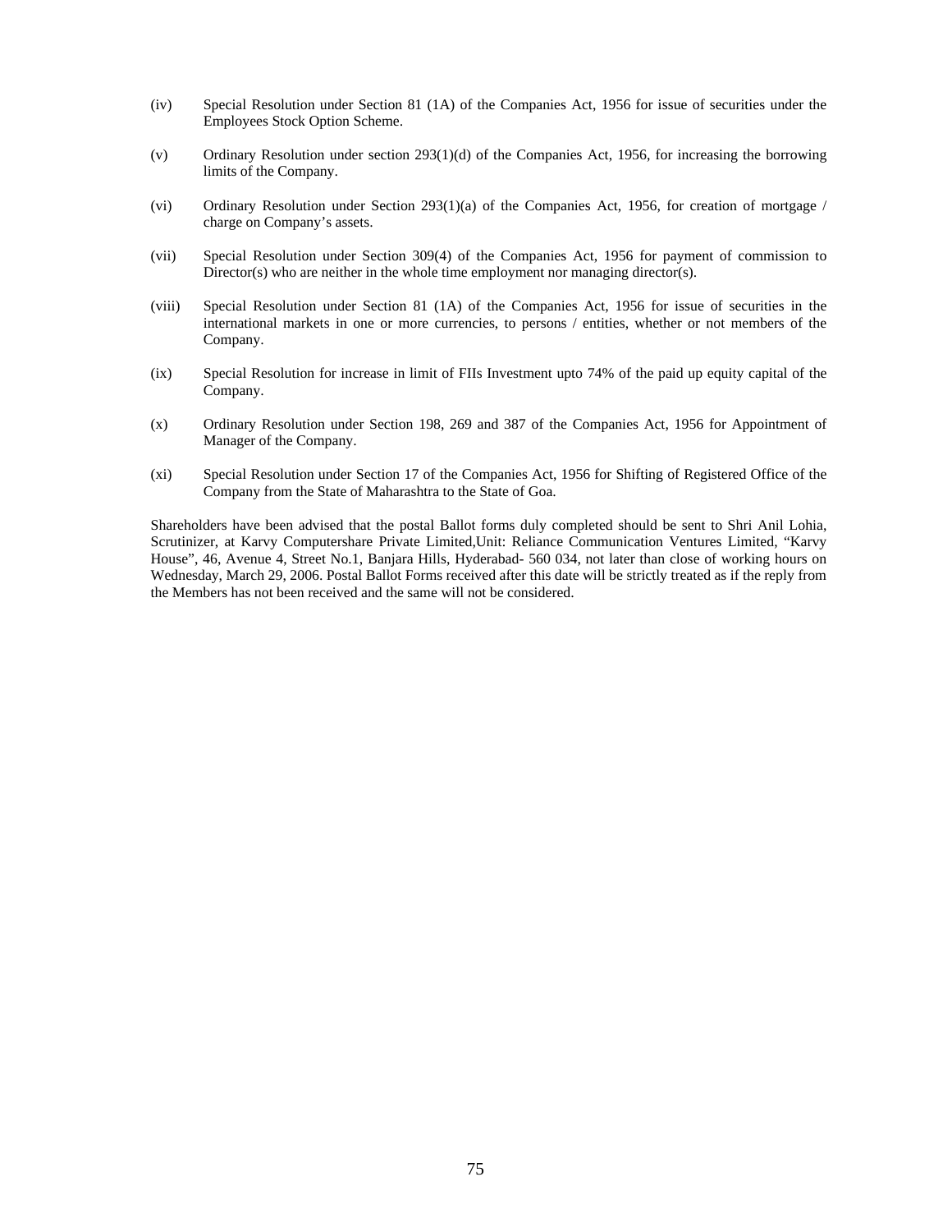(iv) Special Resolution under Section 81 (1A) of the Companies Act, 1956 for issue of securities under the Employees Stock Option Scheme.

(v) Ordinary Resolution under section 293(1)(d) of the Companies Act, 1956, for increasing the borrowing limits of the Company.

(vi) Ordinary Resolution under Section 293(1)(a) of the Companies Act, 1956, for creation of mortgage / charge on Company's assets.

(vii) Special Resolution under Section 309(4) of the Companies Act, 1956 for payment of commission to Director(s) who are neither in the whole time employment nor managing director(s).

(viii) Special Resolution under Section 81 (1A) of the Companies Act, 1956 for issue of securities in the international markets in one or more currencies, to persons / entities, whether or not members of the Company.

(ix) Special Resolution for increase in limit of FIIs Investment upto 74% of the paid up equity capital of the Company.

(x) Ordinary Resolution under Section 198, 269 and 387 of the Companies Act, 1956 for Appointment of Manager of the Company.

(xi) Special Resolution under Section 17 of the Companies Act, 1956 for Shifting of Registered Office of the Company from the State of Maharashtra to the State of Goa.

Shareholders have been advised that the postal Ballot forms duly completed should be sent to Shri Anil Lohia, Scrutinizer, at Karvy Computershare Private Limited,Unit: Reliance Communication Ventures Limited, "Karvy House", 46, Avenue 4, Street No.1, Banjara Hills, Hyderabad- 560 034, not later than close of working hours on Wednesday, March 29, 2006. Postal Ballot Forms received after this date will be strictly treated as if the reply from the Members has not been received and the same will not be considered.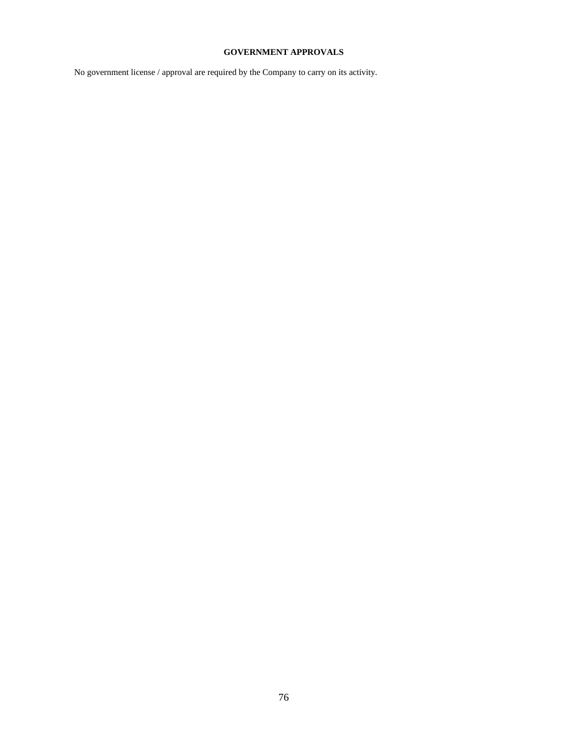## GOVERNMENT APPROVALS

No government license / approval are required by the Company to carry on its activity.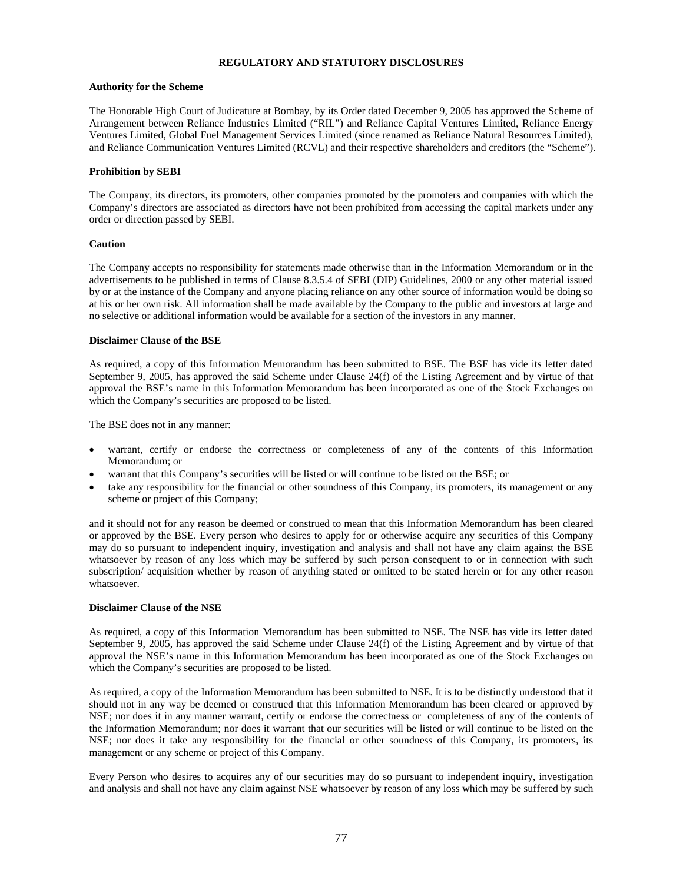# REGULATORY AND STATUTORY DISCLOSURES

**Authority for the Scheme**

The Honorable High Court of Judicature at Bombay, by its Order dated December 9, 2005 has approved the Scheme of Arrangement between Reliance Industries Limited ("RIL") and Reliance Capital Ventures Limited, Reliance Energy Ventures Limited, Global Fuel Management Services Limited (since renamed as Reliance Natural Resources Limited), and Reliance Communication Ventures Limited (RCVL) and their respective shareholders and creditors (the "Scheme").

**Prohibition by SEBI**

The Company, its directors, its promoters, other companies promoted by the promoters and companies with which the Company's directors are associated as directors have not been prohibited from accessing the capital markets under any order or direction passed by SEBI.

**Caution**

The Company accepts no responsibility for statements made otherwise than in the Information Memorandum or in the advertisements to be published in terms of Clause 8.3.5.4 of SEBI (DIP) Guidelines, 2000 or any other material issued by or at the instance of the Company and anyone placing reliance on any other source of information would be doing so at his or her own risk. All information shall be made available by the Company to the public and investors at large and no selective or additional information would be available for a section of the investors in any manner.

**Disclaimer Clause of the BSE**

As required, a copy of this Information Memorandum has been submitted to BSE. The BSE has vide its letter dated September 9, 2005, has approved the said Scheme under Clause 24(f) of the Listing Agreement and by virtue of that approval the BSE's name in this Information Memorandum has been incorporated as one of the Stock Exchanges on which the Company's securities are proposed to be listed.

The BSE does not in any manner:

- warrant, certify or endorse the correctness or completeness of any of the contents of this Information Memorandum; or
- warrant that this Company's securities will be listed or will continue to be listed on the BSE; or
- take any responsibility for the financial or other soundness of this Company, its promoters, its management or any scheme or project of this Company;

and it should not for any reason be deemed or construed to mean that this Information Memorandum has been cleared or approved by the BSE. Every person who desires to apply for or otherwise acquire any securities of this Company may do so pursuant to independent inquiry, investigation and analysis and shall not have any claim against the BSE whatsoever by reason of any loss which may be suffered by such person consequent to or in connection with such subscription/ acquisition whether by reason of anything stated or omitted to be stated herein or for any other reason whatsoever.

**Disclaimer Clause of the NSE**

As required, a copy of this Information Memorandum has been submitted to NSE. The NSE has vide its letter dated September 9, 2005, has approved the said Scheme under Clause 24(f) of the Listing Agreement and by virtue of that approval the NSE's name in this Information Memorandum has been incorporated as one of the Stock Exchanges on which the Company's securities are proposed to be listed.

As required, a copy of the Information Memorandum has been submitted to NSE. It is to be distinctly understood that it should not in any way be deemed or construed that this Information Memorandum has been cleared or approved by NSE; nor does it in any manner warrant, certify or endorse the correctness or completeness of any of the contents of the Information Memorandum; nor does it warrant that our securities will be listed or will continue to be listed on the NSE; nor does it take any responsibility for the financial or other soundness of this Company, its promoters, its management or any scheme or project of this Company.

Every Person who desires to acquires any of our securities may do so pursuant to independent inquiry, investigation and analysis and shall not have any claim against NSE whatsoever by reason of any loss which may be suffered by such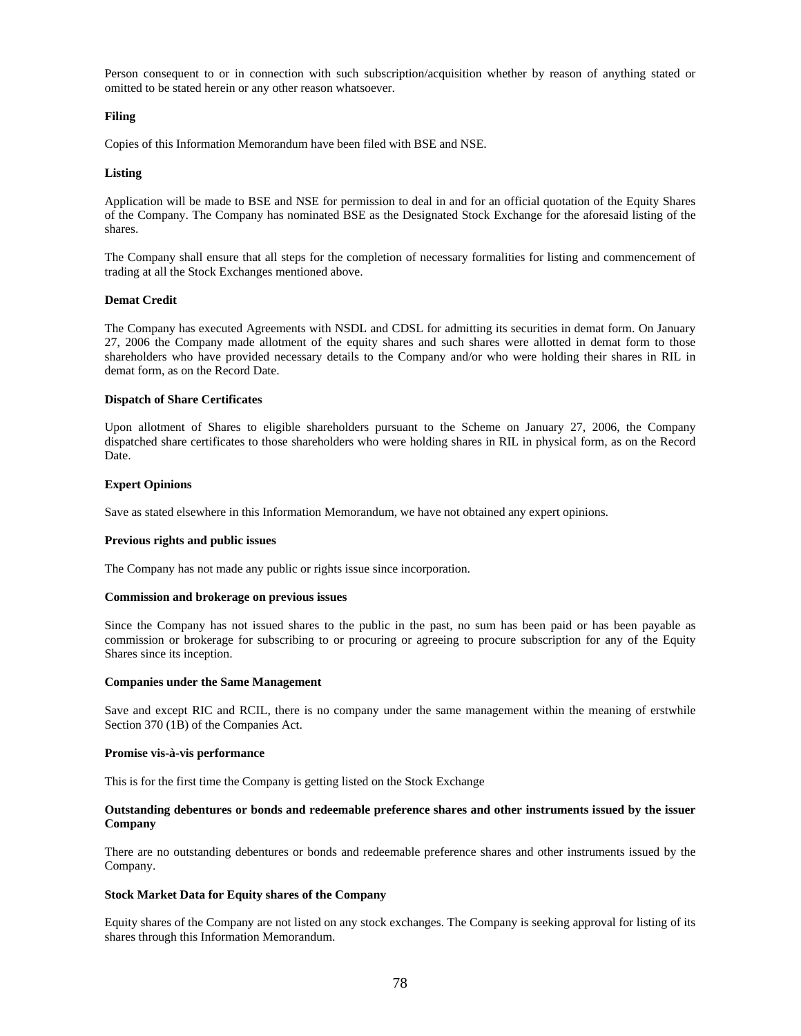Person consequent to or in connection with such subscription/acquisition whether by reason of anything stated or omitted to be stated herein or any other reason whatsoever.

**Filing**

Copies of this Information Memorandum have been filed with BSE and NSE.

**Listing**

Application will be made to BSE and NSE for permission to deal in and for an official quotation of the Equity Shares of the Company. The Company has nominated BSE as the Designated Stock Exchange for the aforesaid listing of the shares.

The Company shall ensure that all steps for the completion of necessary formalities for listing and commencement of trading at all the Stock Exchanges mentioned above.

**Demat Credit**

The Company has executed Agreements with NSDL and CDSL for admitting its securities in demat form. On January 27, 2006 the Company made allotment of the equity shares and such shares were allotted in demat form to those shareholders who have provided necessary details to the Company and/or who were holding their shares in RIL in demat form, as on the Record Date.

**Dispatch of Share Certificates**

Upon allotment of Shares to eligible shareholders pursuant to the Scheme on January 27, 2006, the Company dispatched share certificates to those shareholders who were holding shares in RIL in physical form, as on the Record Date.

**Expert Opinions**

Save as stated elsewhere in this Information Memorandum, we have not obtained any expert opinions.

**Previous rights and public issues**

The Company has not made any public or rights issue since incorporation.

**Commission and brokerage on previous issues**

Since the Company has not issued shares to the public in the past, no sum has been paid or has been payable as commission or brokerage for subscribing to or procuring or agreeing to procure subscription for any of the Equity Shares since its inception.

**Companies under the Same Management**

Save and except RIC and RCIL, there is no company under the same management within the meaning of erstwhile Section 370 (1B) of the Companies Act.

**Promise vis-à-vis performance**

This is for the first time the Company is getting listed on the Stock Exchange

**Outstanding debentures or bonds and redeemable preference shares and other instruments issued by the issuer Company**

There are no outstanding debentures or bonds and redeemable preference shares and other instruments issued by the Company.

**Stock Market Data for Equity shares of the Company**

Equity shares of the Company are not listed on any stock exchanges. The Company is seeking approval for listing of its shares through this Information Memorandum.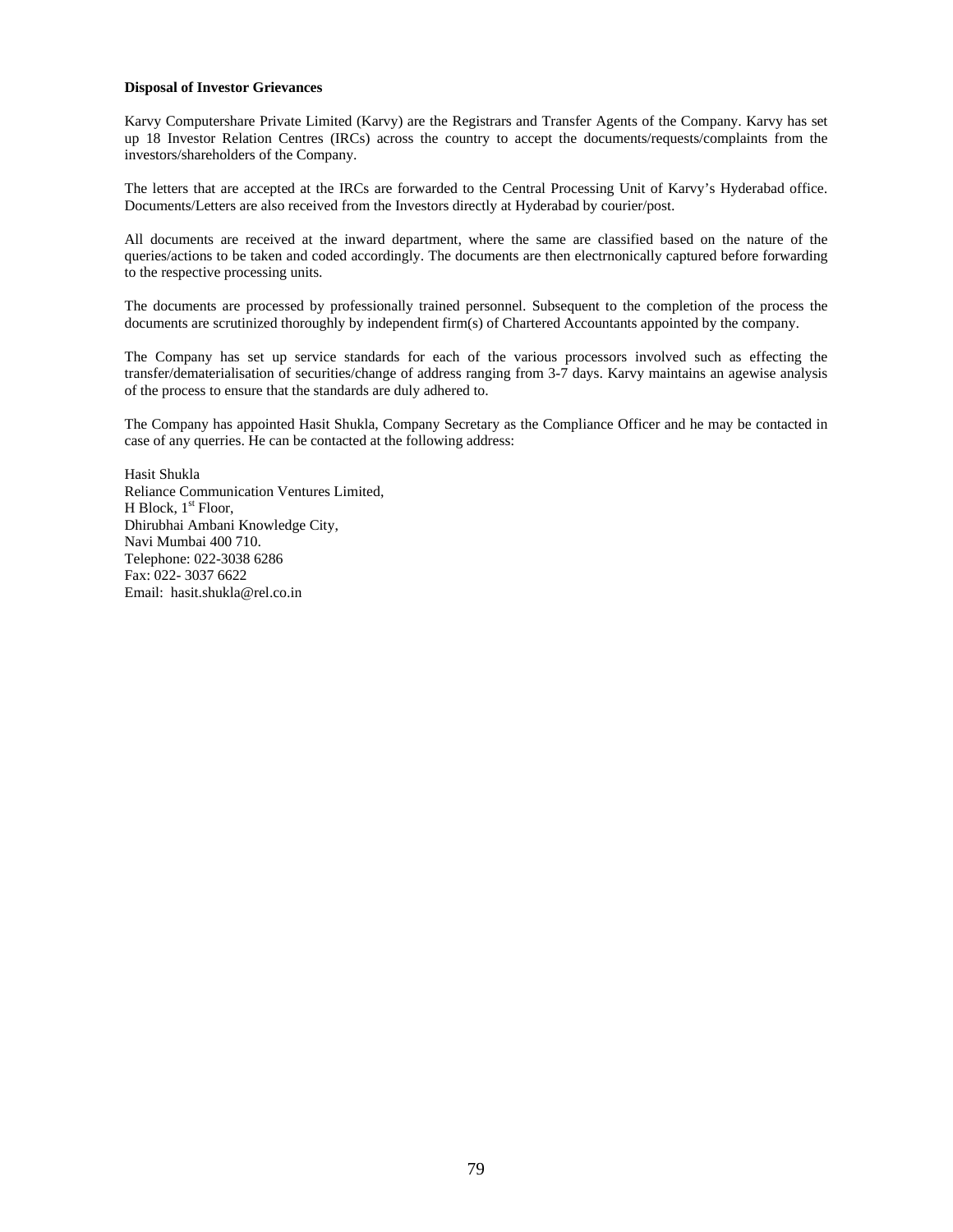**Disposal of Investor Grievances**

Karvy Computershare Private Limited (Karvy) are the Registrars and Transfer Agents of the Company. Karvy has set up 18 Investor Relation Centres (IRCs) across the country to accept the documents/requests/complaints from the investors/shareholders of the Company.

The letters that are accepted at the IRCs are forwarded to the Central Processing Unit of Karvy's Hyderabad office. Documents/Letters are also received from the Investors directly at Hyderabad by courier/post.

All documents are received at the inward department, where the same are classified based on the nature of the queries/actions to be taken and coded accordingly. The documents are then electrnonically captured before forwarding to the respective processing units.

The documents are processed by professionally trained personnel. Subsequent to the completion of the process the documents are scrutinized thoroughly by independent firm(s) of Chartered Accountants appointed by the company.

The Company has set up service standards for each of the various processors involved such as effecting the transfer/dematerialisation of securities/change of address ranging from 3-7 days. Karvy maintains an agewise analysis of the process to ensure that the standards are duly adhered to.

The Company has appointed Hasit Shukla, Company Secretary as the Compliance Officer and he may be contacted in case of any querries. He can be contacted at the following address:

Hasit Shukla
Reliance Communication Ventures Limited,
H Block, 1st Floor,
Dhirubhai Ambani Knowledge City,
Navi Mumbai 400 710.
Telephone: 022-3038 6286
Fax: 022- 3037 6622
Email: hasit.shukla@rel.co.in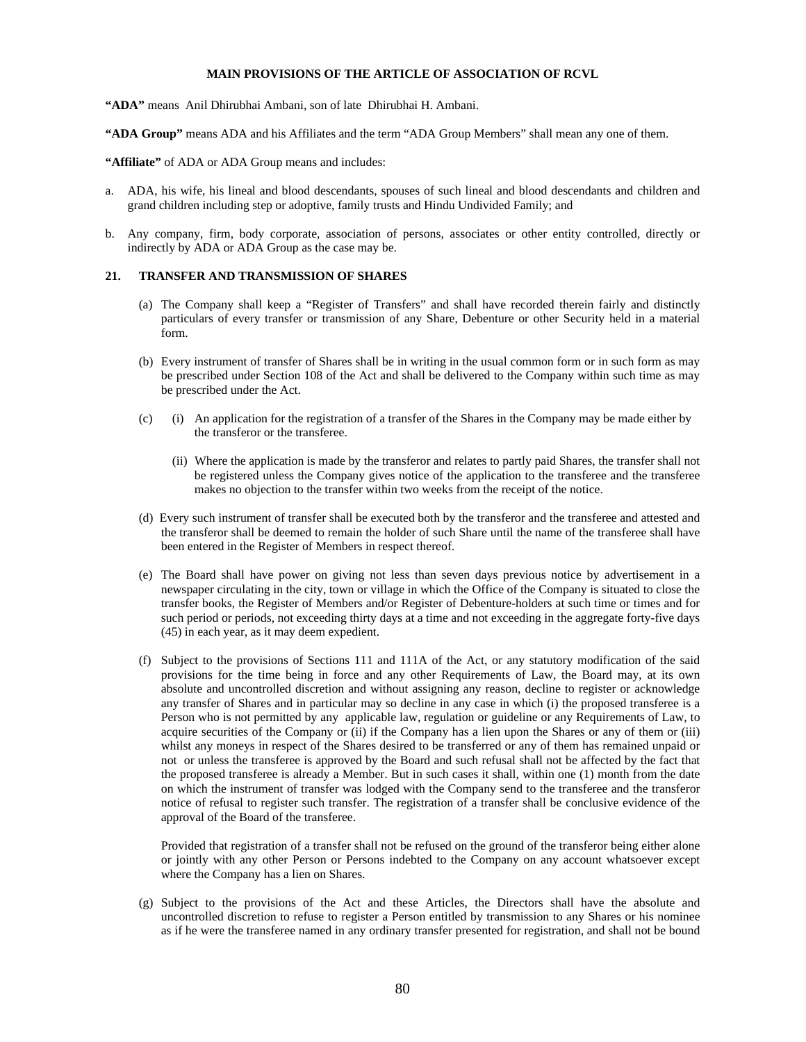**MAIN PROVISIONS OF THE ARTICLE OF ASSOCIATION OF RCVL**

**"ADA"** means Anil Dhirubhai Ambani, son of late Dhirubhai H. Ambani.

**"ADA Group"** means ADA and his Affiliates and the term "ADA Group Members" shall mean any one of them.

**"Affiliate"** of ADA or ADA Group means and includes:

a. ADA, his wife, his lineal and blood descendants, spouses of such lineal and blood descendants and children and grand children including step or adoptive, family trusts and Hindu Undivided Family; and

b. Any company, firm, body corporate, association of persons, associates or other entity controlled, directly or indirectly by ADA or ADA Group as the case may be.

**21. TRANSFER AND TRANSMISSION OF SHARES**

(a) The Company shall keep a "Register of Transfers" and shall have recorded therein fairly and distinctly particulars of every transfer or transmission of any Share, Debenture or other Security held in a material form.

(b) Every instrument of transfer of Shares shall be in writing in the usual common form or in such form as may be prescribed under Section 108 of the Act and shall be delivered to the Company within such time as may be prescribed under the Act.

(c) (i) An application for the registration of a transfer of the Shares in the Company may be made either by the transferor or the transferee.

(ii) Where the application is made by the transferor and relates to partly paid Shares, the transfer shall not be registered unless the Company gives notice of the application to the transferee and the transferee makes no objection to the transfer within two weeks from the receipt of the notice.

(d) Every such instrument of transfer shall be executed both by the transferor and the transferee and attested and the transferor shall be deemed to remain the holder of such Share until the name of the transferee shall have been entered in the Register of Members in respect thereof.

(e) The Board shall have power on giving not less than seven days previous notice by advertisement in a newspaper circulating in the city, town or village in which the Office of the Company is situated to close the transfer books, the Register of Members and/or Register of Debenture-holders at such time or times and for such period or periods, not exceeding thirty days at a time and not exceeding in the aggregate forty-five days (45) in each year, as it may deem expedient.

(f) Subject to the provisions of Sections 111 and 111A of the Act, or any statutory modification of the said provisions for the time being in force and any other Requirements of Law, the Board may, at its own absolute and uncontrolled discretion and without assigning any reason, decline to register or acknowledge any transfer of Shares and in particular may so decline in any case in which (i) the proposed transferee is a Person who is not permitted by any applicable law, regulation or guideline or any Requirements of Law, to acquire securities of the Company or (ii) if the Company has a lien upon the Shares or any of them or (iii) whilst any moneys in respect of the Shares desired to be transferred or any of them has remained unpaid or not or unless the transferee is approved by the Board and such refusal shall not be affected by the fact that the proposed transferee is already a Member. But in such cases it shall, within one (1) month from the date on which the instrument of transfer was lodged with the Company send to the transferee and the transferor notice of refusal to register such transfer. The registration of a transfer shall be conclusive evidence of the approval of the Board of the transferee.

Provided that registration of a transfer shall not be refused on the ground of the transferor being either alone or jointly with any other Person or Persons indebted to the Company on any account whatsoever except where the Company has a lien on Shares.

(g) Subject to the provisions of the Act and these Articles, the Directors shall have the absolute and uncontrolled discretion to refuse to register a Person entitled by transmission to any Shares or his nominee as if he were the transferee named in any ordinary transfer presented for registration, and shall not be bound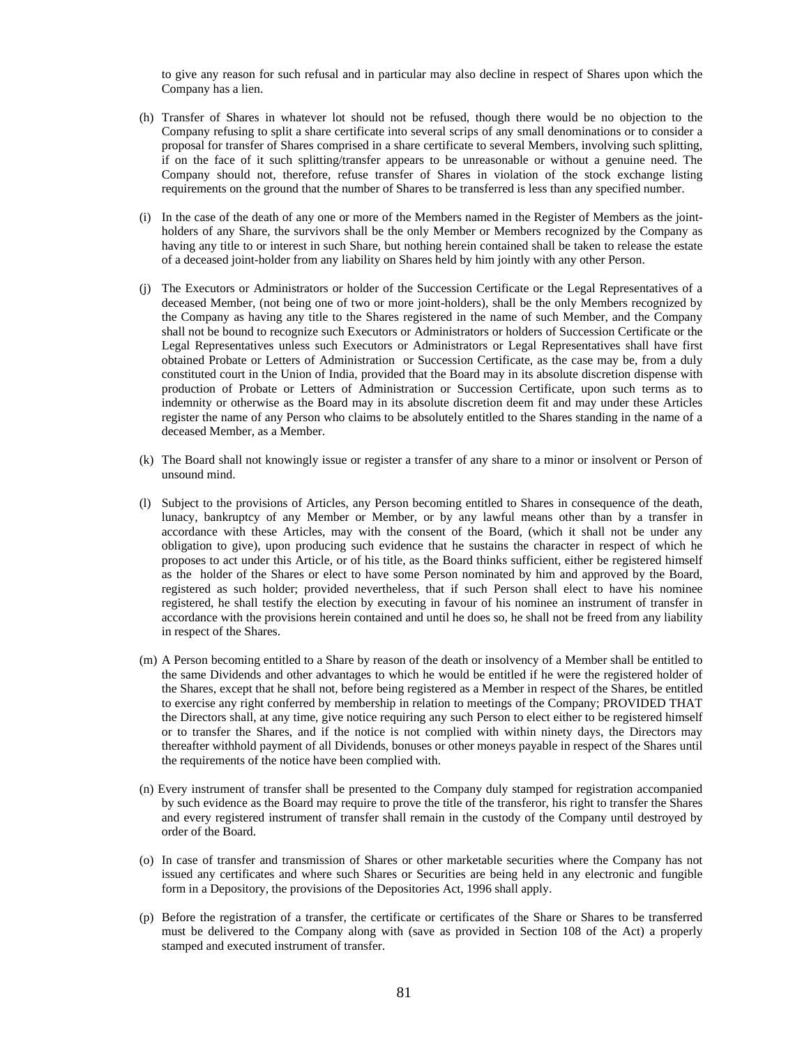to give any reason for such refusal and in particular may also decline in respect of Shares upon which the Company has a lien.

(h) Transfer of Shares in whatever lot should not be refused, though there would be no objection to the Company refusing to split a share certificate into several scrips of any small denominations or to consider a proposal for transfer of Shares comprised in a share certificate to several Members, involving such splitting, if on the face of it such splitting/transfer appears to be unreasonable or without a genuine need. The Company should not, therefore, refuse transfer of Shares in violation of the stock exchange listing requirements on the ground that the number of Shares to be transferred is less than any specified number.

(i) In the case of the death of any one or more of the Members named in the Register of Members as the joint-holders of any Share, the survivors shall be the only Member or Members recognized by the Company as having any title to or interest in such Share, but nothing herein contained shall be taken to release the estate of a deceased joint-holder from any liability on Shares held by him jointly with any other Person.

(j) The Executors or Administrators or holder of the Succession Certificate or the Legal Representatives of a deceased Member, (not being one of two or more joint-holders), shall be the only Members recognized by the Company as having any title to the Shares registered in the name of such Member, and the Company shall not be bound to recognize such Executors or Administrators or holders of Succession Certificate or the Legal Representatives unless such Executors or Administrators or Legal Representatives shall have first obtained Probate or Letters of Administration or Succession Certificate, as the case may be, from a duly constituted court in the Union of India, provided that the Board may in its absolute discretion dispense with production of Probate or Letters of Administration or Succession Certificate, upon such terms as to indemnity or otherwise as the Board may in its absolute discretion deem fit and may under these Articles register the name of any Person who claims to be absolutely entitled to the Shares standing in the name of a deceased Member, as a Member.

(k) The Board shall not knowingly issue or register a transfer of any share to a minor or insolvent or Person of unsound mind.

(l) Subject to the provisions of Articles, any Person becoming entitled to Shares in consequence of the death, lunacy, bankruptcy of any Member or Member, or by any lawful means other than by a transfer in accordance with these Articles, may with the consent of the Board, (which it shall not be under any obligation to give), upon producing such evidence that he sustains the character in respect of which he proposes to act under this Article, or of his title, as the Board thinks sufficient, either be registered himself as the holder of the Shares or elect to have some Person nominated by him and approved by the Board, registered as such holder; provided nevertheless, that if such Person shall elect to have his nominee registered, he shall testify the election by executing in favour of his nominee an instrument of transfer in accordance with the provisions herein contained and until he does so, he shall not be freed from any liability in respect of the Shares.

(m) A Person becoming entitled to a Share by reason of the death or insolvency of a Member shall be entitled to the same Dividends and other advantages to which he would be entitled if he were the registered holder of the Shares, except that he shall not, before being registered as a Member in respect of the Shares, be entitled to exercise any right conferred by membership in relation to meetings of the Company; PROVIDED THAT the Directors shall, at any time, give notice requiring any such Person to elect either to be registered himself or to transfer the Shares, and if the notice is not complied with within ninety days, the Directors may thereafter withhold payment of all Dividends, bonuses or other moneys payable in respect of the Shares until the requirements of the notice have been complied with.

(n) Every instrument of transfer shall be presented to the Company duly stamped for registration accompanied by such evidence as the Board may require to prove the title of the transferor, his right to transfer the Shares and every registered instrument of transfer shall remain in the custody of the Company until destroyed by order of the Board.

(o) In case of transfer and transmission of Shares or other marketable securities where the Company has not issued any certificates and where such Shares or Securities are being held in any electronic and fungible form in a Depository, the provisions of the Depositories Act, 1996 shall apply.

(p) Before the registration of a transfer, the certificate or certificates of the Share or Shares to be transferred must be delivered to the Company along with (save as provided in Section 108 of the Act) a properly stamped and executed instrument of transfer.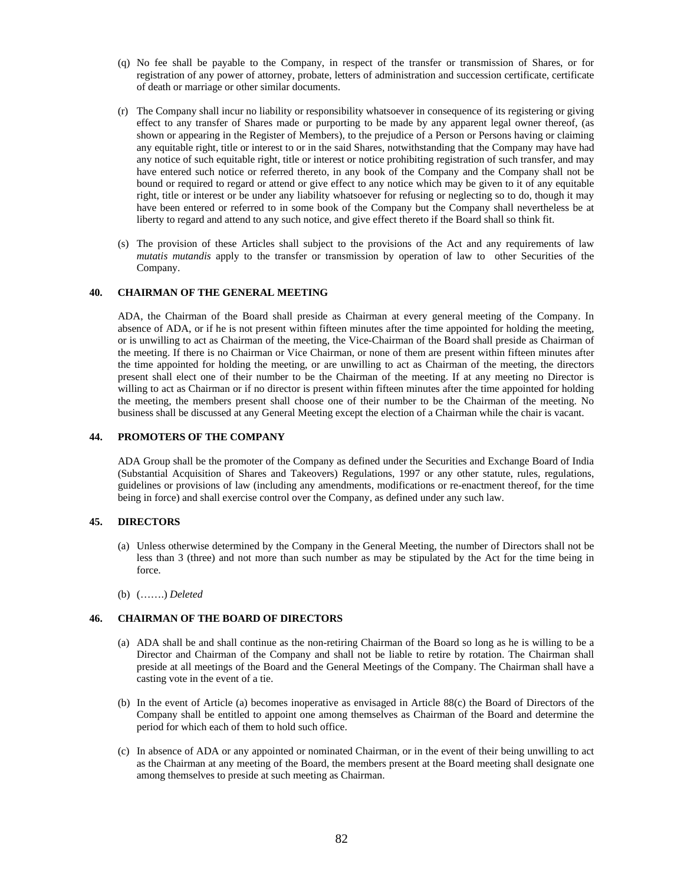(q) No fee shall be payable to the Company, in respect of the transfer or transmission of Shares, or for registration of any power of attorney, probate, letters of administration and succession certificate, certificate of death or marriage or other similar documents.

(r) The Company shall incur no liability or responsibility whatsoever in consequence of its registering or giving effect to any transfer of Shares made or purporting to be made by any apparent legal owner thereof, (as shown or appearing in the Register of Members), to the prejudice of a Person or Persons having or claiming any equitable right, title or interest to or in the said Shares, notwithstanding that the Company may have had any notice of such equitable right, title or interest or notice prohibiting registration of such transfer, and may have entered such notice or referred thereto, in any book of the Company and the Company shall not be bound or required to regard or attend or give effect to any notice which may be given to it of any equitable right, title or interest or be under any liability whatsoever for refusing or neglecting so to do, though it may have been entered or referred to in some book of the Company but the Company shall nevertheless be at liberty to regard and attend to any such notice, and give effect thereto if the Board shall so think fit.

(s) The provision of these Articles shall subject to the provisions of the Act and any requirements of law *mutatis mutandis* apply to the transfer or transmission by operation of law to other Securities of the Company.

### 40. CHAIRMAN OF THE GENERAL MEETING

ADA, the Chairman of the Board shall preside as Chairman at every general meeting of the Company. In absence of ADA, or if he is not present within fifteen minutes after the time appointed for holding the meeting, or is unwilling to act as Chairman of the meeting, the Vice-Chairman of the Board shall preside as Chairman of the meeting. If there is no Chairman or Vice Chairman, or none of them are present within fifteen minutes after the time appointed for holding the meeting, or are unwilling to act as Chairman of the meeting, the directors present shall elect one of their number to be the Chairman of the meeting. If at any meeting no Director is willing to act as Chairman or if no director is present within fifteen minutes after the time appointed for holding the meeting, the members present shall choose one of their number to be the Chairman of the meeting. No business shall be discussed at any General Meeting except the election of a Chairman while the chair is vacant.

### 44. PROMOTERS OF THE COMPANY

ADA Group shall be the promoter of the Company as defined under the Securities and Exchange Board of India (Substantial Acquisition of Shares and Takeovers) Regulations, 1997 or any other statute, rules, regulations, guidelines or provisions of law (including any amendments, modifications or re-enactment thereof, for the time being in force) and shall exercise control over the Company, as defined under any such law.

### 45. DIRECTORS

(a) Unless otherwise determined by the Company in the General Meeting, the number of Directors shall not be less than 3 (three) and not more than such number as may be stipulated by the Act for the time being in force.

(b) (…….) *Deleted*

### 46. CHAIRMAN OF THE BOARD OF DIRECTORS

(a) ADA shall be and shall continue as the non-retiring Chairman of the Board so long as he is willing to be a Director and Chairman of the Company and shall not be liable to retire by rotation. The Chairman shall preside at all meetings of the Board and the General Meetings of the Company. The Chairman shall have a casting vote in the event of a tie.

(b) In the event of Article (a) becomes inoperative as envisaged in Article 88(c) the Board of Directors of the Company shall be entitled to appoint one among themselves as Chairman of the Board and determine the period for which each of them to hold such office.

(c) In absence of ADA or any appointed or nominated Chairman, or in the event of their being unwilling to act as the Chairman at any meeting of the Board, the members present at the Board meeting shall designate one among themselves to preside at such meeting as Chairman.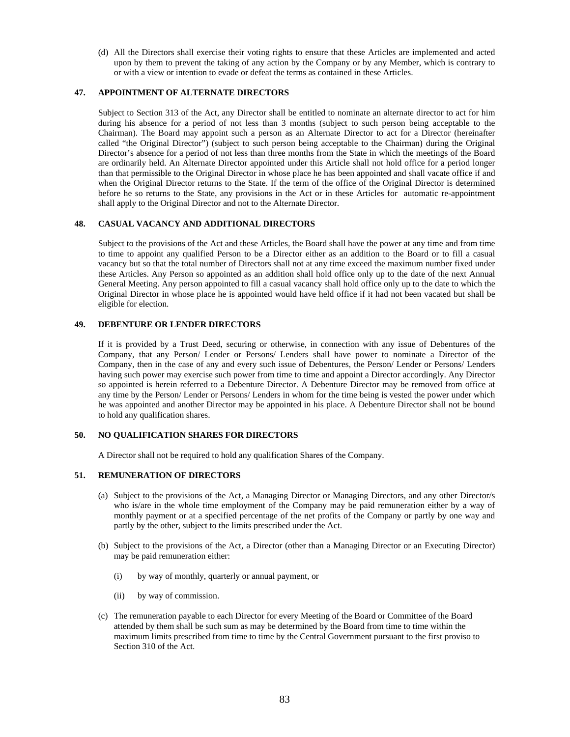(d) All the Directors shall exercise their voting rights to ensure that these Articles are implemented and acted upon by them to prevent the taking of any action by the Company or by any Member, which is contrary to or with a view or intention to evade or defeat the terms as contained in these Articles.

### 47. APPOINTMENT OF ALTERNATE DIRECTORS

Subject to Section 313 of the Act, any Director shall be entitled to nominate an alternate director to act for him during his absence for a period of not less than 3 months (subject to such person being acceptable to the Chairman). The Board may appoint such a person as an Alternate Director to act for a Director (hereinafter called "the Original Director") (subject to such person being acceptable to the Chairman) during the Original Director's absence for a period of not less than three months from the State in which the meetings of the Board are ordinarily held. An Alternate Director appointed under this Article shall not hold office for a period longer than that permissible to the Original Director in whose place he has been appointed and shall vacate office if and when the Original Director returns to the State. If the term of the office of the Original Director is determined before he so returns to the State, any provisions in the Act or in these Articles for automatic re-appointment shall apply to the Original Director and not to the Alternate Director.

### 48. CASUAL VACANCY AND ADDITIONAL DIRECTORS

Subject to the provisions of the Act and these Articles, the Board shall have the power at any time and from time to time to appoint any qualified Person to be a Director either as an addition to the Board or to fill a casual vacancy but so that the total number of Directors shall not at any time exceed the maximum number fixed under these Articles. Any Person so appointed as an addition shall hold office only up to the date of the next Annual General Meeting. Any person appointed to fill a casual vacancy shall hold office only up to the date to which the Original Director in whose place he is appointed would have held office if it had not been vacated but shall be eligible for election.

### 49. DEBENTURE OR LENDER DIRECTORS

If it is provided by a Trust Deed, securing or otherwise, in connection with any issue of Debentures of the Company, that any Person/ Lender or Persons/ Lenders shall have power to nominate a Director of the Company, then in the case of any and every such issue of Debentures, the Person/ Lender or Persons/ Lenders having such power may exercise such power from time to time and appoint a Director accordingly. Any Director so appointed is herein referred to a Debenture Director. A Debenture Director may be removed from office at any time by the Person/ Lender or Persons/ Lenders in whom for the time being is vested the power under which he was appointed and another Director may be appointed in his place. A Debenture Director shall not be bound to hold any qualification shares.

### 50. NO QUALIFICATION SHARES FOR DIRECTORS

A Director shall not be required to hold any qualification Shares of the Company.

### 51. REMUNERATION OF DIRECTORS

(a) Subject to the provisions of the Act, a Managing Director or Managing Directors, and any other Director/s who is/are in the whole time employment of the Company may be paid remuneration either by a way of monthly payment or at a specified percentage of the net profits of the Company or partly by one way and partly by the other, subject to the limits prescribed under the Act.

(b) Subject to the provisions of the Act, a Director (other than a Managing Director or an Executing Director) may be paid remuneration either:

- (i) by way of monthly, quarterly or annual payment, or
- (ii) by way of commission.

(c) The remuneration payable to each Director for every Meeting of the Board or Committee of the Board attended by them shall be such sum as may be determined by the Board from time to time within the maximum limits prescribed from time to time by the Central Government pursuant to the first proviso to Section 310 of the Act.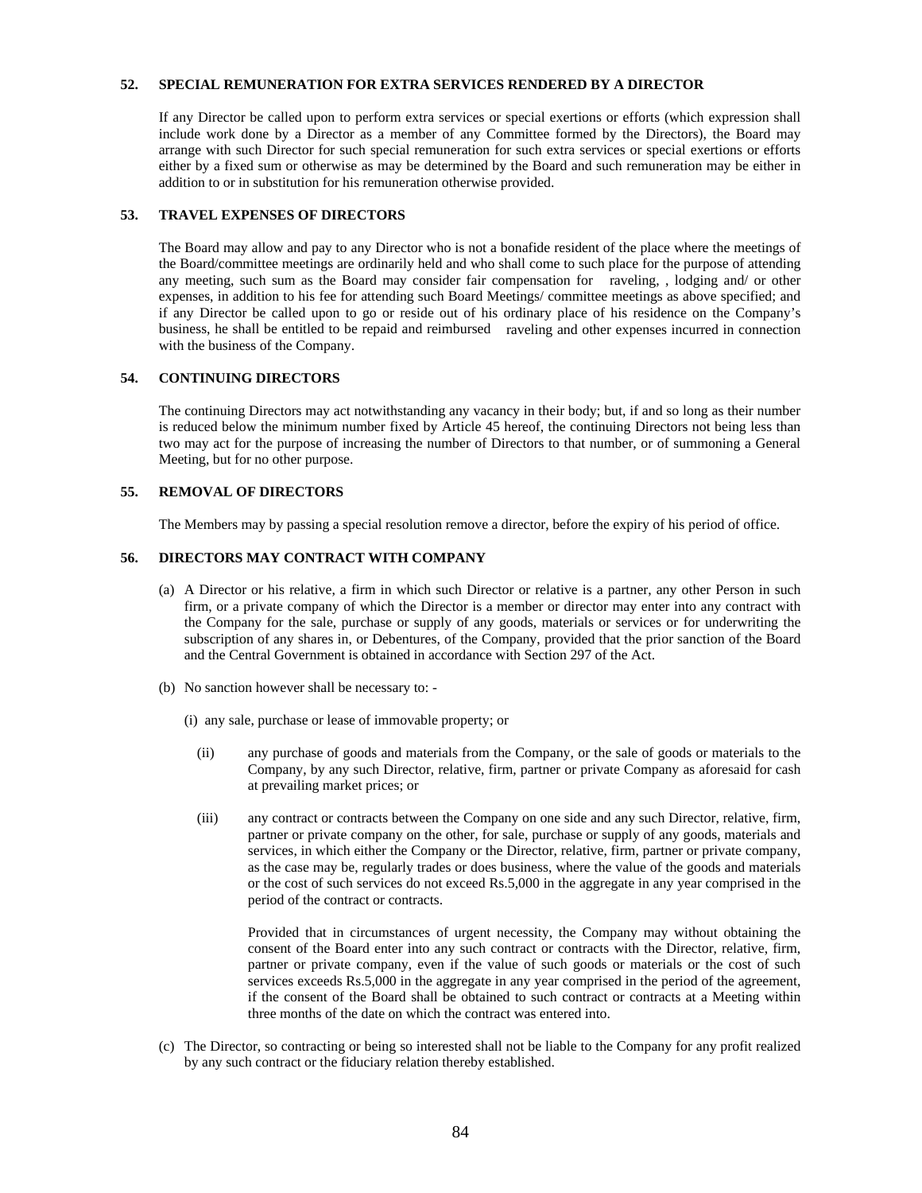## 52. SPECIAL REMUNERATION FOR EXTRA SERVICES RENDERED BY A DIRECTOR

If any Director be called upon to perform extra services or special exertions or efforts (which expression shall include work done by a Director as a member of any Committee formed by the Directors), the Board may arrange with such Director for such special remuneration for such extra services or special exertions or efforts either by a fixed sum or otherwise as may be determined by the Board and such remuneration may be either in addition to or in substitution for his remuneration otherwise provided.

## 53. TRAVEL EXPENSES OF DIRECTORS

The Board may allow and pay to any Director who is not a bonafide resident of the place where the meetings of the Board/committee meetings are ordinarily held and who shall come to such place for the purpose of attending any meeting, such sum as the Board may consider fair compensation for raveling, , lodging and/ or other expenses, in addition to his fee for attending such Board Meetings/ committee meetings as above specified; and if any Director be called upon to go or reside out of his ordinary place of his residence on the Company's business, he shall be entitled to be repaid and reimbursed raveling and other expenses incurred in connection with the business of the Company.

## 54. CONTINUING DIRECTORS

The continuing Directors may act notwithstanding any vacancy in their body; but, if and so long as their number is reduced below the minimum number fixed by Article 45 hereof, the continuing Directors not being less than two may act for the purpose of increasing the number of Directors to that number, or of summoning a General Meeting, but for no other purpose.

## 55. REMOVAL OF DIRECTORS

The Members may by passing a special resolution remove a director, before the expiry of his period of office.

## 56. DIRECTORS MAY CONTRACT WITH COMPANY

(a) A Director or his relative, a firm in which such Director or relative is a partner, any other Person in such firm, or a private company of which the Director is a member or director may enter into any contract with the Company for the sale, purchase or supply of any goods, materials or services or for underwriting the subscription of any shares in, or Debentures, of the Company, provided that the prior sanction of the Board and the Central Government is obtained in accordance with Section 297 of the Act.

(b) No sanction however shall be necessary to: -

(i) any sale, purchase or lease of immovable property; or

(ii) any purchase of goods and materials from the Company, or the sale of goods or materials to the Company, by any such Director, relative, firm, partner or private Company as aforesaid for cash at prevailing market prices; or

(iii) any contract or contracts between the Company on one side and any such Director, relative, firm, partner or private company on the other, for sale, purchase or supply of any goods, materials and services, in which either the Company or the Director, relative, firm, partner or private company, as the case may be, regularly trades or does business, where the value of the goods and materials or the cost of such services do not exceed Rs.5,000 in the aggregate in any year comprised in the period of the contract or contracts.

Provided that in circumstances of urgent necessity, the Company may without obtaining the consent of the Board enter into any such contract or contracts with the Director, relative, firm, partner or private company, even if the value of such goods or materials or the cost of such services exceeds Rs.5,000 in the aggregate in any year comprised in the period of the agreement, if the consent of the Board shall be obtained to such contract or contracts at a Meeting within three months of the date on which the contract was entered into.

(c) The Director, so contracting or being so interested shall not be liable to the Company for any profit realized by any such contract or the fiduciary relation thereby established.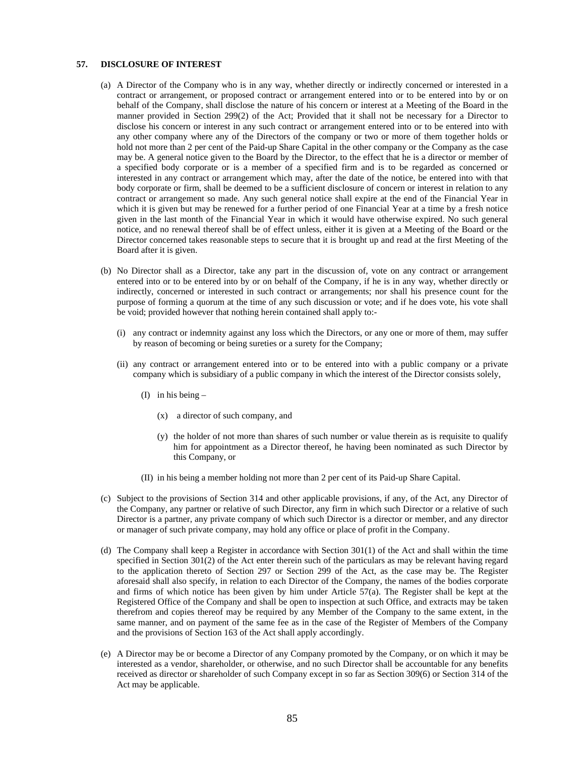### 57. DISCLOSURE OF INTEREST

(a) A Director of the Company who is in any way, whether directly or indirectly concerned or interested in a contract or arrangement, or proposed contract or arrangement entered into or to be entered into by or on behalf of the Company, shall disclose the nature of his concern or interest at a Meeting of the Board in the manner provided in Section 299(2) of the Act; Provided that it shall not be necessary for a Director to disclose his concern or interest in any such contract or arrangement entered into or to be entered into with any other company where any of the Directors of the company or two or more of them together holds or hold not more than 2 per cent of the Paid-up Share Capital in the other company or the Company as the case may be. A general notice given to the Board by the Director, to the effect that he is a director or member of a specified body corporate or is a member of a specified firm and is to be regarded as concerned or interested in any contract or arrangement which may, after the date of the notice, be entered into with that body corporate or firm, shall be deemed to be a sufficient disclosure of concern or interest in relation to any contract or arrangement so made. Any such general notice shall expire at the end of the Financial Year in which it is given but may be renewed for a further period of one Financial Year at a time by a fresh notice given in the last month of the Financial Year in which it would have otherwise expired. No such general notice, and no renewal thereof shall be of effect unless, either it is given at a Meeting of the Board or the Director concerned takes reasonable steps to secure that it is brought up and read at the first Meeting of the Board after it is given.

(b) No Director shall as a Director, take any part in the discussion of, vote on any contract or arrangement entered into or to be entered into by or on behalf of the Company, if he is in any way, whether directly or indirectly, concerned or interested in such contract or arrangements; nor shall his presence count for the purpose of forming a quorum at the time of any such discussion or vote; and if he does vote, his vote shall be void; provided however that nothing herein contained shall apply to:-

   (i) any contract or indemnity against any loss which the Directors, or any one or more of them, may suffer by reason of becoming or being sureties or a surety for the Company;

   (ii) any contract or arrangement entered into or to be entered into with a public company or a private company which is subsidiary of a public company in which the interest of the Director consists solely,

      (I) in his being –

         (x) a director of such company, and

         (y) the holder of not more than shares of such number or value therein as is requisite to qualify him for appointment as a Director thereof, he having been nominated as such Director by this Company, or

      (II) in his being a member holding not more than 2 per cent of its Paid-up Share Capital.

(c) Subject to the provisions of Section 314 and other applicable provisions, if any, of the Act, any Director of the Company, any partner or relative of such Director, any firm in which such Director or a relative of such Director is a partner, any private company of which such Director is a director or member, and any director or manager of such private company, may hold any office or place of profit in the Company.

(d) The Company shall keep a Register in accordance with Section 301(1) of the Act and shall within the time specified in Section 301(2) of the Act enter therein such of the particulars as may be relevant having regard to the application thereto of Section 297 or Section 299 of the Act, as the case may be. The Register aforesaid shall also specify, in relation to each Director of the Company, the names of the bodies corporate and firms of which notice has been given by him under Article 57(a). The Register shall be kept at the Registered Office of the Company and shall be open to inspection at such Office, and extracts may be taken therefrom and copies thereof may be required by any Member of the Company to the same extent, in the same manner, and on payment of the same fee as in the case of the Register of Members of the Company and the provisions of Section 163 of the Act shall apply accordingly.

(e) A Director may be or become a Director of any Company promoted by the Company, or on which it may be interested as a vendor, shareholder, or otherwise, and no such Director shall be accountable for any benefits received as director or shareholder of such Company except in so far as Section 309(6) or Section 314 of the Act may be applicable.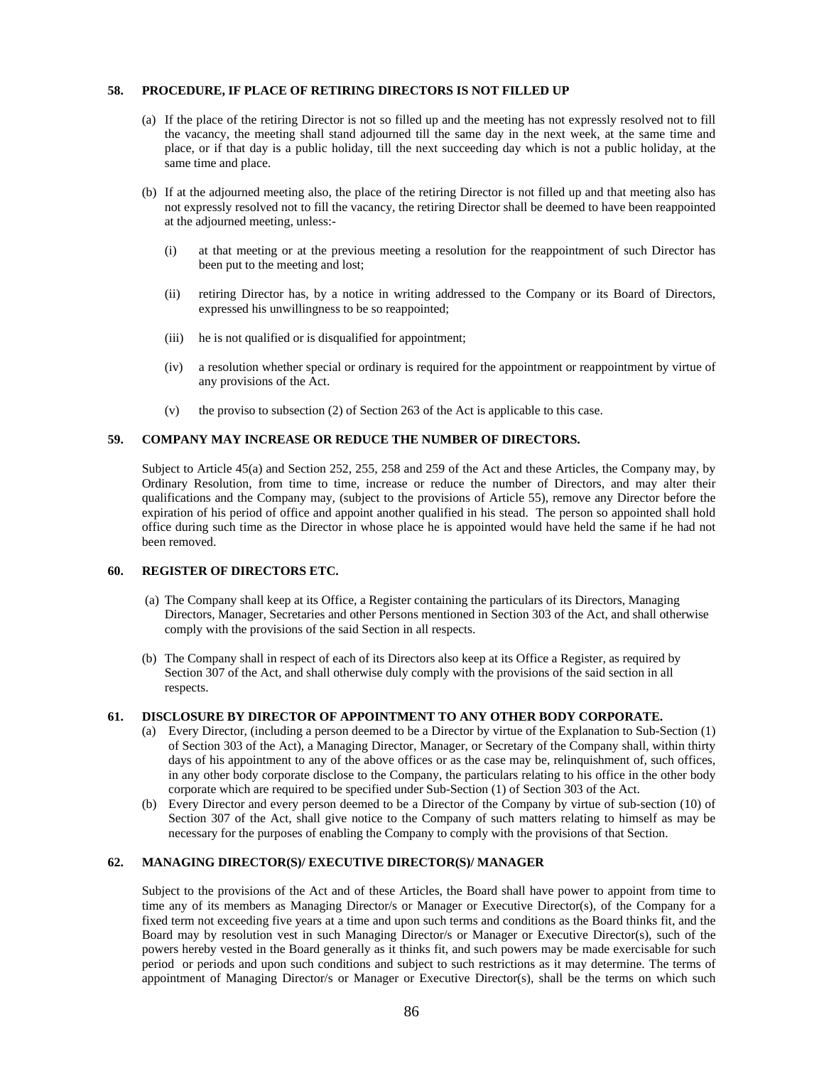### 58. PROCEDURE, IF PLACE OF RETIRING DIRECTORS IS NOT FILLED UP

(a) If the place of the retiring Director is not so filled up and the meeting has not expressly resolved not to fill the vacancy, the meeting shall stand adjourned till the same day in the next week, at the same time and place, or if that day is a public holiday, till the next succeeding day which is not a public holiday, at the same time and place.

(b) If at the adjourned meeting also, the place of the retiring Director is not filled up and that meeting also has not expressly resolved not to fill the vacancy, the retiring Director shall be deemed to have been reappointed at the adjourned meeting, unless:-

(i) at that meeting or at the previous meeting a resolution for the reappointment of such Director has been put to the meeting and lost;

(ii) retiring Director has, by a notice in writing addressed to the Company or its Board of Directors, expressed his unwillingness to be so reappointed;

(iii) he is not qualified or is disqualified for appointment;

(iv) a resolution whether special or ordinary is required for the appointment or reappointment by virtue of any provisions of the Act.

(v) the proviso to subsection (2) of Section 263 of the Act is applicable to this case.

### 59. COMPANY MAY INCREASE OR REDUCE THE NUMBER OF DIRECTORS.

Subject to Article 45(a) and Section 252, 255, 258 and 259 of the Act and these Articles, the Company may, by Ordinary Resolution, from time to time, increase or reduce the number of Directors, and may alter their qualifications and the Company may, (subject to the provisions of Article 55), remove any Director before the expiration of his period of office and appoint another qualified in his stead. The person so appointed shall hold office during such time as the Director in whose place he is appointed would have held the same if he had not been removed.

### 60. REGISTER OF DIRECTORS ETC.

(a) The Company shall keep at its Office, a Register containing the particulars of its Directors, Managing Directors, Manager, Secretaries and other Persons mentioned in Section 303 of the Act, and shall otherwise comply with the provisions of the said Section in all respects.

(b) The Company shall in respect of each of its Directors also keep at its Office a Register, as required by Section 307 of the Act, and shall otherwise duly comply with the provisions of the said section in all respects.

### 61. DISCLOSURE BY DIRECTOR OF APPOINTMENT TO ANY OTHER BODY CORPORATE.

(a) Every Director, (including a person deemed to be a Director by virtue of the Explanation to Sub-Section (1) of Section 303 of the Act), a Managing Director, Manager, or Secretary of the Company shall, within thirty days of his appointment to any of the above offices or as the case may be, relinquishment of, such offices, in any other body corporate disclose to the Company, the particulars relating to his office in the other body corporate which are required to be specified under Sub-Section (1) of Section 303 of the Act.

(b) Every Director and every person deemed to be a Director of the Company by virtue of sub-section (10) of Section 307 of the Act, shall give notice to the Company of such matters relating to himself as may be necessary for the purposes of enabling the Company to comply with the provisions of that Section.

### 62. MANAGING DIRECTOR(S)/ EXECUTIVE DIRECTOR(S)/ MANAGER

Subject to the provisions of the Act and of these Articles, the Board shall have power to appoint from time to time any of its members as Managing Director/s or Manager or Executive Director(s), of the Company for a fixed term not exceeding five years at a time and upon such terms and conditions as the Board thinks fit, and the Board may by resolution vest in such Managing Director/s or Manager or Executive Director(s), such of the powers hereby vested in the Board generally as it thinks fit, and such powers may be made exercisable for such period or periods and upon such conditions and subject to such restrictions as it may determine. The terms of appointment of Managing Director/s or Manager or Executive Director(s), shall be the terms on which such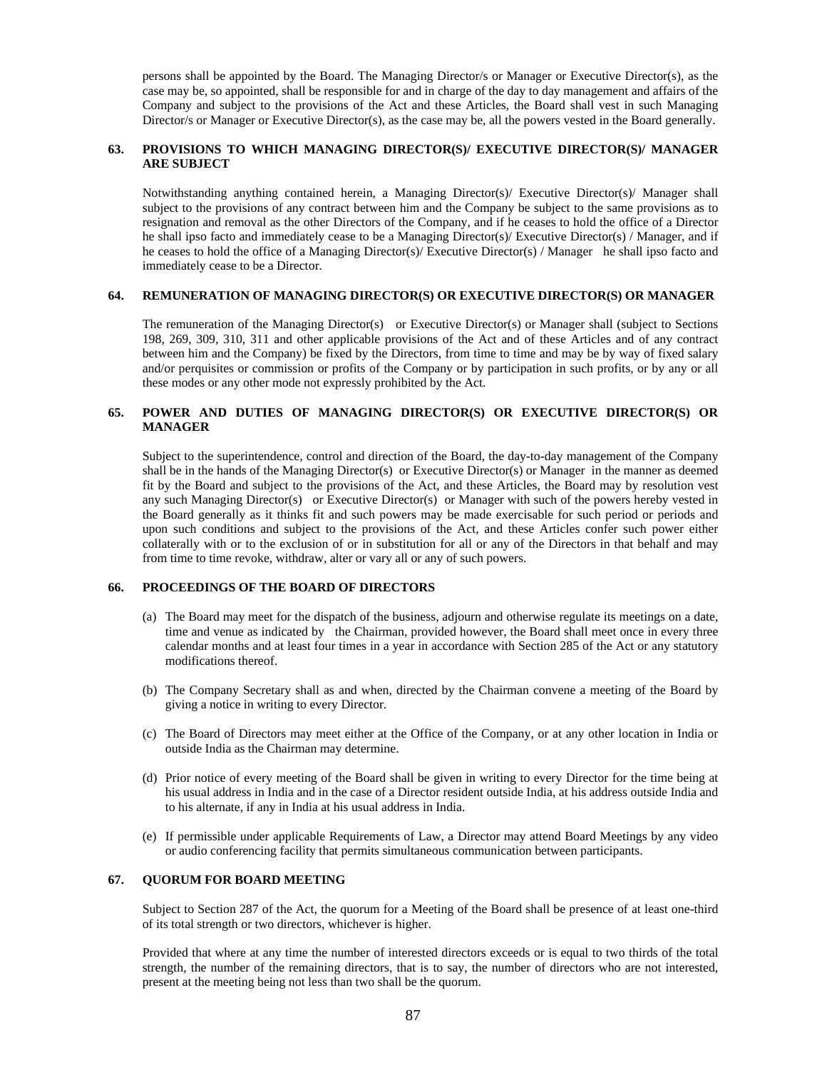persons shall be appointed by the Board. The Managing Director/s or Manager or Executive Director(s), as the case may be, so appointed, shall be responsible for and in charge of the day to day management and affairs of the Company and subject to the provisions of the Act and these Articles, the Board shall vest in such Managing Director/s or Manager or Executive Director(s), as the case may be, all the powers vested in the Board generally.

**63. PROVISIONS TO WHICH MANAGING DIRECTOR(S)/ EXECUTIVE DIRECTOR(S)/ MANAGER ARE SUBJECT**

Notwithstanding anything contained herein, a Managing Director(s)/ Executive Director(s)/ Manager shall subject to the provisions of any contract between him and the Company be subject to the same provisions as to resignation and removal as the other Directors of the Company, and if he ceases to hold the office of a Director he shall ipso facto and immediately cease to be a Managing Director(s)/ Executive Director(s) / Manager, and if he ceases to hold the office of a Managing Director(s)/ Executive Director(s) / Manager he shall ipso facto and immediately cease to be a Director.

**64. REMUNERATION OF MANAGING DIRECTOR(S) OR EXECUTIVE DIRECTOR(S) OR MANAGER**

The remuneration of the Managing Director(s) or Executive Director(s) or Manager shall (subject to Sections 198, 269, 309, 310, 311 and other applicable provisions of the Act and of these Articles and of any contract between him and the Company) be fixed by the Directors, from time to time and may be by way of fixed salary and/or perquisites or commission or profits of the Company or by participation in such profits, or by any or all these modes or any other mode not expressly prohibited by the Act.

**65. POWER AND DUTIES OF MANAGING DIRECTOR(S) OR EXECUTIVE DIRECTOR(S) OR MANAGER**

Subject to the superintendence, control and direction of the Board, the day-to-day management of the Company shall be in the hands of the Managing Director(s) or Executive Director(s) or Manager in the manner as deemed fit by the Board and subject to the provisions of the Act, and these Articles, the Board may by resolution vest any such Managing Director(s) or Executive Director(s) or Manager with such of the powers hereby vested in the Board generally as it thinks fit and such powers may be made exercisable for such period or periods and upon such conditions and subject to the provisions of the Act, and these Articles confer such power either collaterally with or to the exclusion of or in substitution for all or any of the Directors in that behalf and may from time to time revoke, withdraw, alter or vary all or any of such powers.

**66. PROCEEDINGS OF THE BOARD OF DIRECTORS**

(a) The Board may meet for the dispatch of the business, adjourn and otherwise regulate its meetings on a date, time and venue as indicated by the Chairman, provided however, the Board shall meet once in every three calendar months and at least four times in a year in accordance with Section 285 of the Act or any statutory modifications thereof.

(b) The Company Secretary shall as and when, directed by the Chairman convene a meeting of the Board by giving a notice in writing to every Director.

(c) The Board of Directors may meet either at the Office of the Company, or at any other location in India or outside India as the Chairman may determine.

(d) Prior notice of every meeting of the Board shall be given in writing to every Director for the time being at his usual address in India and in the case of a Director resident outside India, at his address outside India and to his alternate, if any in India at his usual address in India.

(e) If permissible under applicable Requirements of Law, a Director may attend Board Meetings by any video or audio conferencing facility that permits simultaneous communication between participants.

**67. QUORUM FOR BOARD MEETING**

Subject to Section 287 of the Act, the quorum for a Meeting of the Board shall be presence of at least one-third of its total strength or two directors, whichever is higher.

Provided that where at any time the number of interested directors exceeds or is equal to two thirds of the total strength, the number of the remaining directors, that is to say, the number of directors who are not interested, present at the meeting being not less than two shall be the quorum.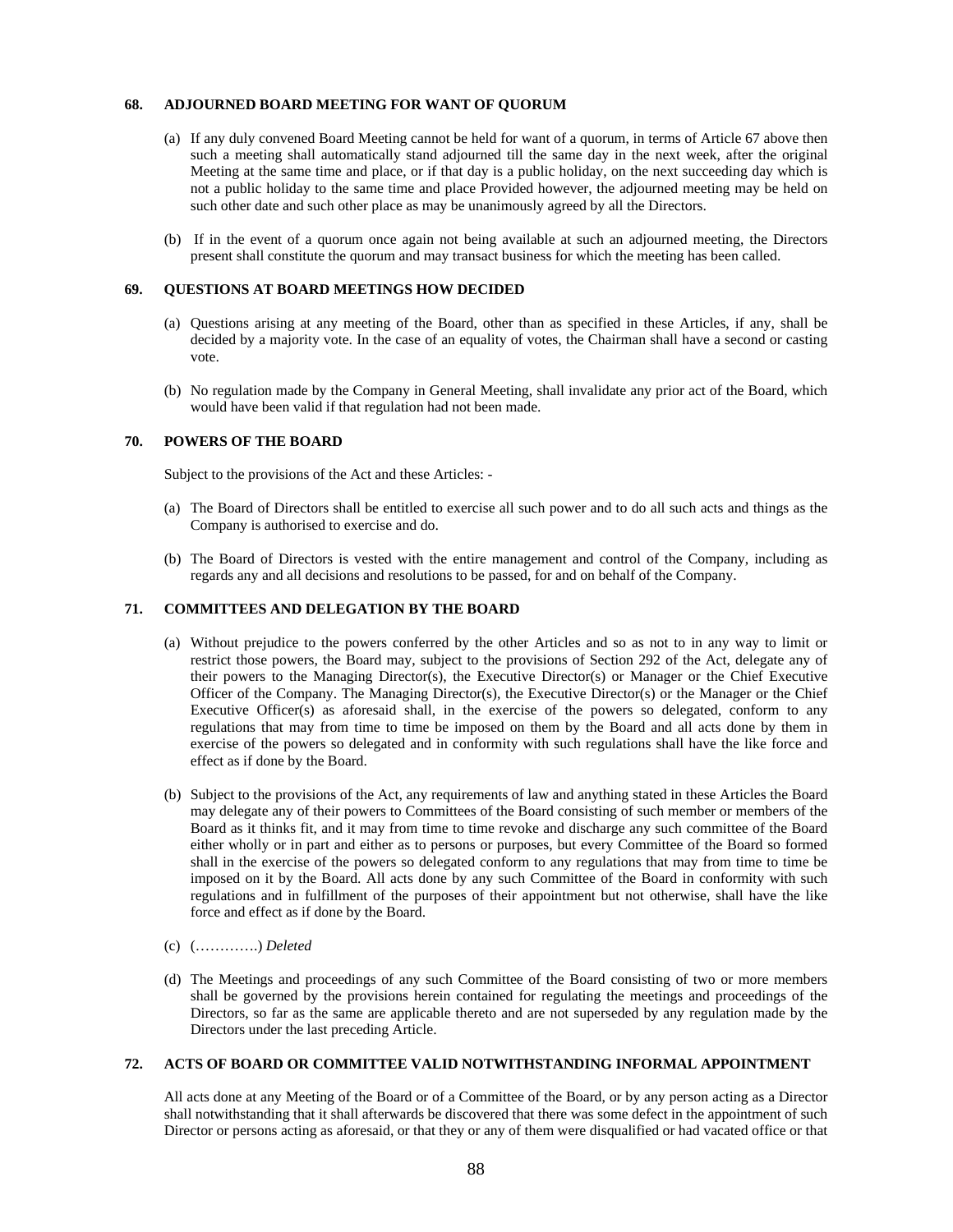### 68. ADJOURNED BOARD MEETING FOR WANT OF QUORUM

(a) If any duly convened Board Meeting cannot be held for want of a quorum, in terms of Article 67 above then such a meeting shall automatically stand adjourned till the same day in the next week, after the original Meeting at the same time and place, or if that day is a public holiday, on the next succeeding day which is not a public holiday to the same time and place Provided however, the adjourned meeting may be held on such other date and such other place as may be unanimously agreed by all the Directors.

(b) If in the event of a quorum once again not being available at such an adjourned meeting, the Directors present shall constitute the quorum and may transact business for which the meeting has been called.

### 69. QUESTIONS AT BOARD MEETINGS HOW DECIDED

(a) Questions arising at any meeting of the Board, other than as specified in these Articles, if any, shall be decided by a majority vote. In the case of an equality of votes, the Chairman shall have a second or casting vote.

(b) No regulation made by the Company in General Meeting, shall invalidate any prior act of the Board, which would have been valid if that regulation had not been made.

### 70. POWERS OF THE BOARD

Subject to the provisions of the Act and these Articles: -

(a) The Board of Directors shall be entitled to exercise all such power and to do all such acts and things as the Company is authorised to exercise and do.

(b) The Board of Directors is vested with the entire management and control of the Company, including as regards any and all decisions and resolutions to be passed, for and on behalf of the Company.

### 71. COMMITTEES AND DELEGATION BY THE BOARD

(a) Without prejudice to the powers conferred by the other Articles and so as not to in any way to limit or restrict those powers, the Board may, subject to the provisions of Section 292 of the Act, delegate any of their powers to the Managing Director(s), the Executive Director(s) or Manager or the Chief Executive Officer of the Company. The Managing Director(s), the Executive Director(s) or the Manager or the Chief Executive Officer(s) as aforesaid shall, in the exercise of the powers so delegated, conform to any regulations that may from time to time be imposed on them by the Board and all acts done by them in exercise of the powers so delegated and in conformity with such regulations shall have the like force and effect as if done by the Board.

(b) Subject to the provisions of the Act, any requirements of law and anything stated in these Articles the Board may delegate any of their powers to Committees of the Board consisting of such member or members of the Board as it thinks fit, and it may from time to time revoke and discharge any such committee of the Board either wholly or in part and either as to persons or purposes, but every Committee of the Board so formed shall in the exercise of the powers so delegated conform to any regulations that may from time to time be imposed on it by the Board. All acts done by any such Committee of the Board in conformity with such regulations and in fulfillment of the purposes of their appointment but not otherwise, shall have the like force and effect as if done by the Board.

(c) (………….) *Deleted*

(d) The Meetings and proceedings of any such Committee of the Board consisting of two or more members shall be governed by the provisions herein contained for regulating the meetings and proceedings of the Directors, so far as the same are applicable thereto and are not superseded by any regulation made by the Directors under the last preceding Article.

### 72. ACTS OF BOARD OR COMMITTEE VALID NOTWITHSTANDING INFORMAL APPOINTMENT

All acts done at any Meeting of the Board or of a Committee of the Board, or by any person acting as a Director shall notwithstanding that it shall afterwards be discovered that there was some defect in the appointment of such Director or persons acting as aforesaid, or that they or any of them were disqualified or had vacated office or that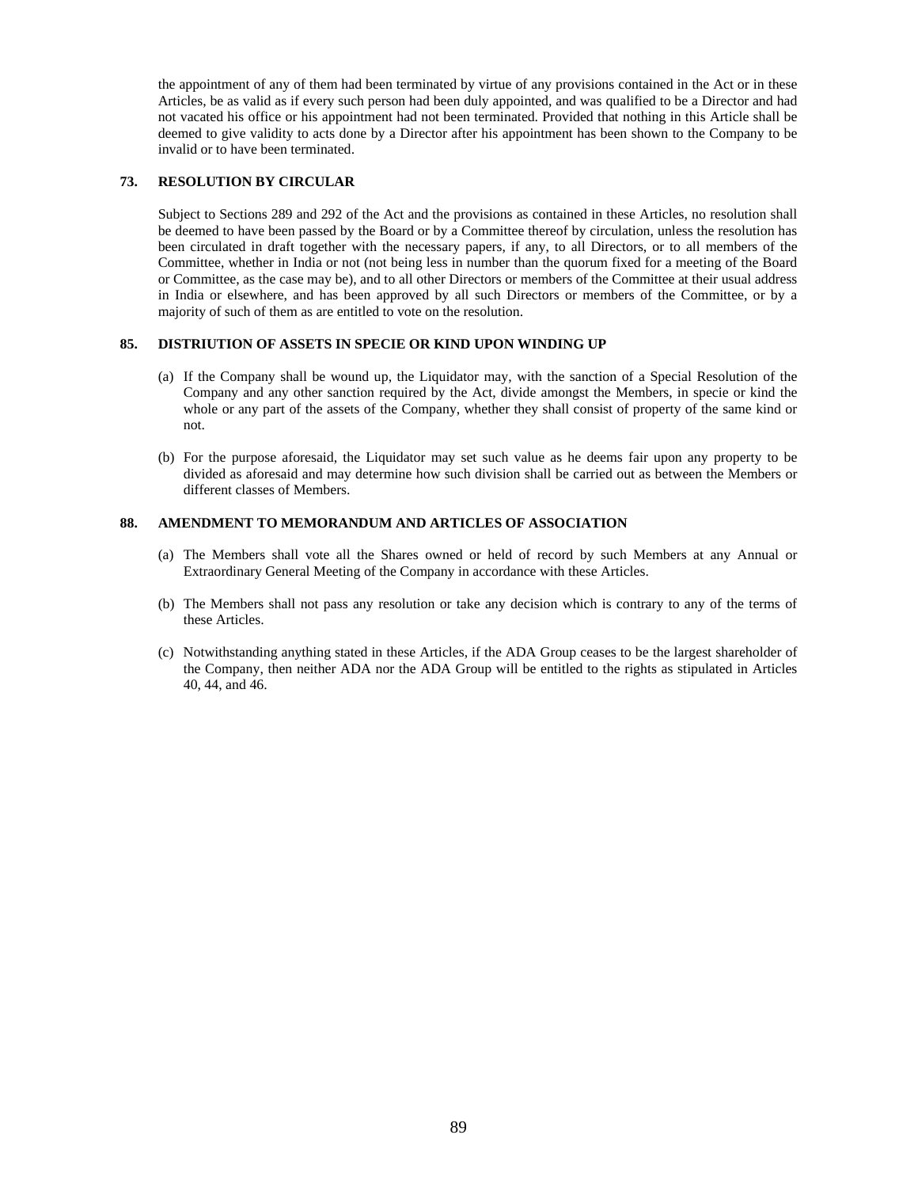the appointment of any of them had been terminated by virtue of any provisions contained in the Act or in these Articles, be as valid as if every such person had been duly appointed, and was qualified to be a Director and had not vacated his office or his appointment had not been terminated. Provided that nothing in this Article shall be deemed to give validity to acts done by a Director after his appointment has been shown to the Company to be invalid or to have been terminated.

### 73. RESOLUTION BY CIRCULAR

Subject to Sections 289 and 292 of the Act and the provisions as contained in these Articles, no resolution shall be deemed to have been passed by the Board or by a Committee thereof by circulation, unless the resolution has been circulated in draft together with the necessary papers, if any, to all Directors, or to all members of the Committee, whether in India or not (not being less in number than the quorum fixed for a meeting of the Board or Committee, as the case may be), and to all other Directors or members of the Committee at their usual address in India or elsewhere, and has been approved by all such Directors or members of the Committee, or by a majority of such of them as are entitled to vote on the resolution.

### 85. DISTRIUTION OF ASSETS IN SPECIE OR KIND UPON WINDING UP

(a) If the Company shall be wound up, the Liquidator may, with the sanction of a Special Resolution of the Company and any other sanction required by the Act, divide amongst the Members, in specie or kind the whole or any part of the assets of the Company, whether they shall consist of property of the same kind or not.

(b) For the purpose aforesaid, the Liquidator may set such value as he deems fair upon any property to be divided as aforesaid and may determine how such division shall be carried out as between the Members or different classes of Members.

### 88. AMENDMENT TO MEMORANDUM AND ARTICLES OF ASSOCIATION

(a) The Members shall vote all the Shares owned or held of record by such Members at any Annual or Extraordinary General Meeting of the Company in accordance with these Articles.

(b) The Members shall not pass any resolution or take any decision which is contrary to any of the terms of these Articles.

(c) Notwithstanding anything stated in these Articles, if the ADA Group ceases to be the largest shareholder of the Company, then neither ADA nor the ADA Group will be entitled to the rights as stipulated in Articles 40, 44, and 46.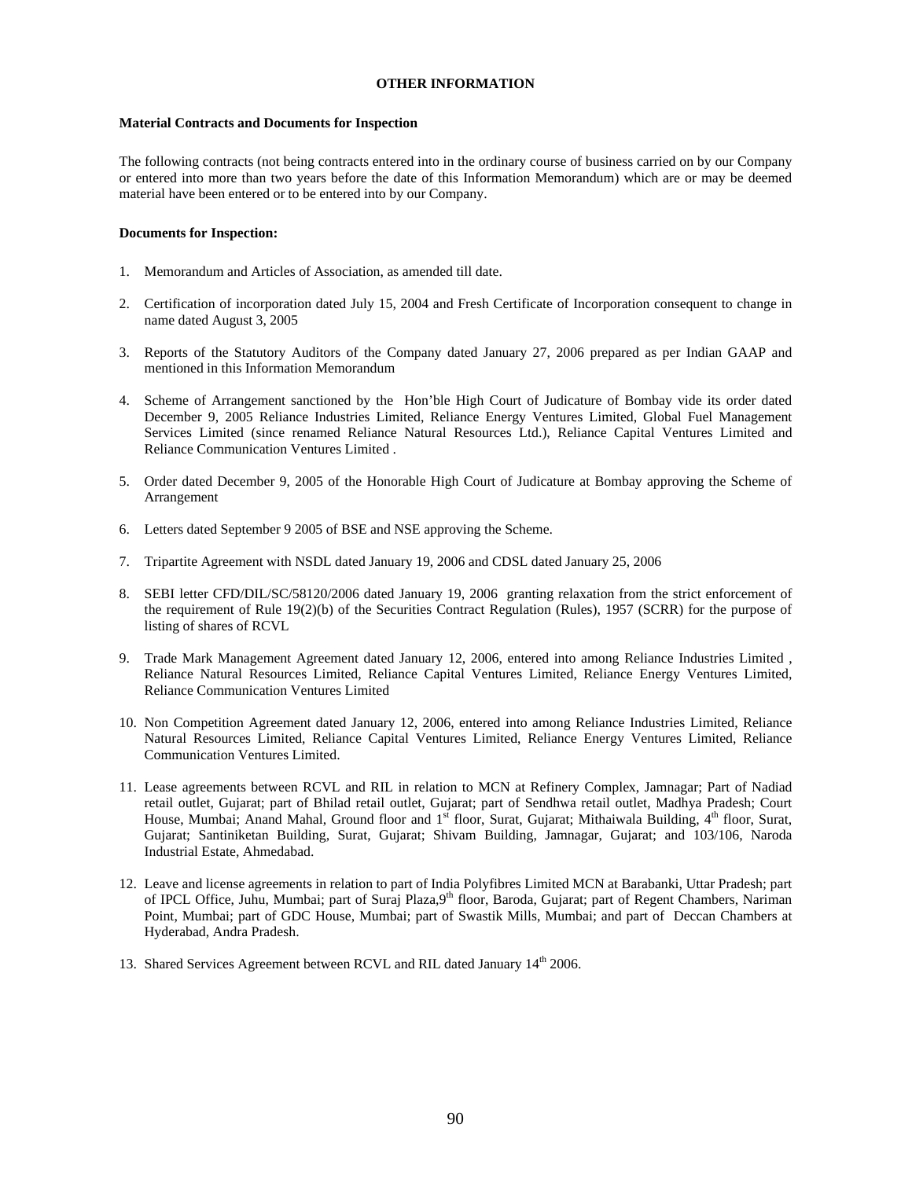## OTHER INFORMATION

**Material Contracts and Documents for Inspection**

The following contracts (not being contracts entered into in the ordinary course of business carried on by our Company or entered into more than two years before the date of this Information Memorandum) which are or may be deemed material have been entered or to be entered into by our Company.

**Documents for Inspection:**

1. Memorandum and Articles of Association, as amended till date.
2. Certification of incorporation dated July 15, 2004 and Fresh Certificate of Incorporation consequent to change in name dated August 3, 2005
3. Reports of the Statutory Auditors of the Company dated January 27, 2006 prepared as per Indian GAAP and mentioned in this Information Memorandum
4. Scheme of Arrangement sanctioned by the Hon'ble High Court of Judicature of Bombay vide its order dated December 9, 2005 Reliance Industries Limited, Reliance Energy Ventures Limited, Global Fuel Management Services Limited (since renamed Reliance Natural Resources Ltd.), Reliance Capital Ventures Limited and Reliance Communication Ventures Limited .
5. Order dated December 9, 2005 of the Honorable High Court of Judicature at Bombay approving the Scheme of Arrangement
6. Letters dated September 9 2005 of BSE and NSE approving the Scheme.
7. Tripartite Agreement with NSDL dated January 19, 2006 and CDSL dated January 25, 2006
8. SEBI letter CFD/DIL/SC/58120/2006 dated January 19, 2006 granting relaxation from the strict enforcement of the requirement of Rule 19(2)(b) of the Securities Contract Regulation (Rules), 1957 (SCRR) for the purpose of listing of shares of RCVL
9. Trade Mark Management Agreement dated January 12, 2006, entered into among Reliance Industries Limited , Reliance Natural Resources Limited, Reliance Capital Ventures Limited, Reliance Energy Ventures Limited, Reliance Communication Ventures Limited
10. Non Competition Agreement dated January 12, 2006, entered into among Reliance Industries Limited, Reliance Natural Resources Limited, Reliance Capital Ventures Limited, Reliance Energy Ventures Limited, Reliance Communication Ventures Limited.
11. Lease agreements between RCVL and RIL in relation to MCN at Refinery Complex, Jamnagar; Part of Nadiad retail outlet, Gujarat; part of Bhilad retail outlet, Gujarat; part of Sendhwa retail outlet, Madhya Pradesh; Court House, Mumbai; Anand Mahal, Ground floor and 1st floor, Surat, Gujarat; Mithaiwala Building, 4th floor, Surat, Gujarat; Santiniketan Building, Surat, Gujarat; Shivam Building, Jamnagar, Gujarat; and 103/106, Naroda Industrial Estate, Ahmedabad.
12. Leave and license agreements in relation to part of India Polyfibres Limited MCN at Barabanki, Uttar Pradesh; part of IPCL Office, Juhu, Mumbai; part of Suraj Plaza,9th floor, Baroda, Gujarat; part of Regent Chambers, Nariman Point, Mumbai; part of GDC House, Mumbai; part of Swastik Mills, Mumbai; and part of Deccan Chambers at Hyderabad, Andra Pradesh.
13. Shared Services Agreement between RCVL and RIL dated January 14th 2006.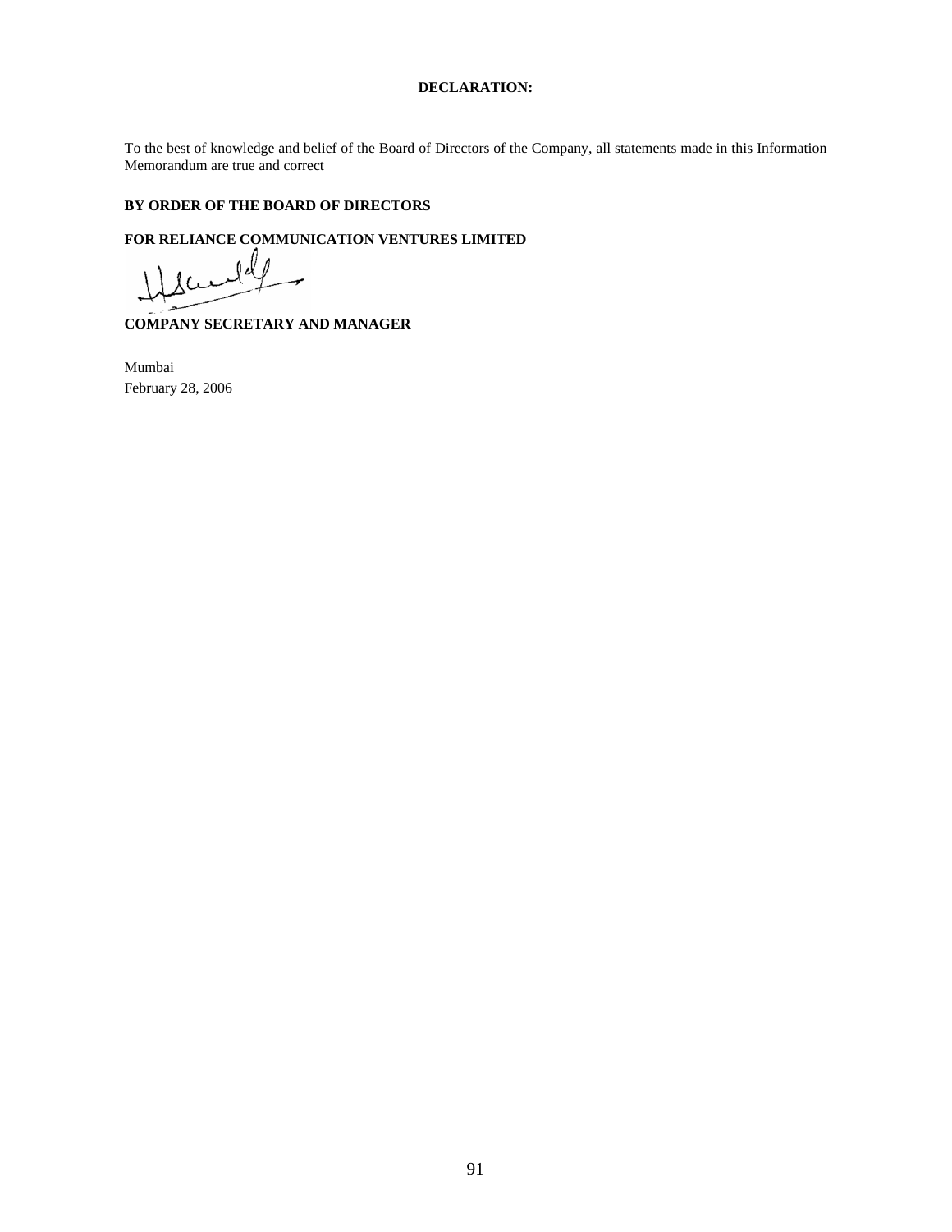**DECLARATION:**

To the best of knowledge and belief of the Board of Directors of the Company, all statements made in this Information Memorandum are true and correct

**BY ORDER OF THE BOARD OF DIRECTORS**

**FOR RELIANCE COMMUNICATION VENTURES LIMITED**

**COMPANY SECRETARY AND MANAGER**

Mumbai
February 28, 2006